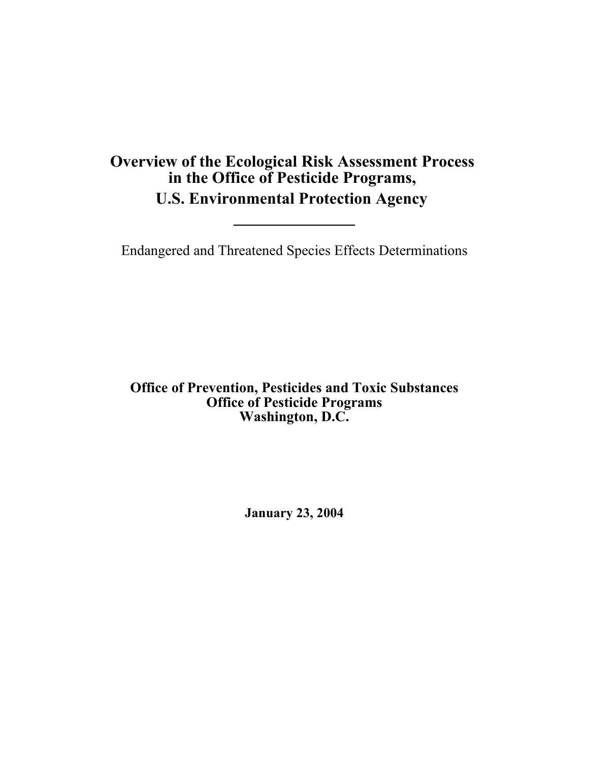# Overview of the Ecological Risk Assessment Process in the Office of Pesticide Programs, U.S. Environmental Protection Agency

---

Endangered and Threatened Species Effects Determinations

**Office of Prevention, Pesticides and Toxic Substances**
**Office of Pesticide Programs**
**Washington, D.C.**

**January 23, 2004**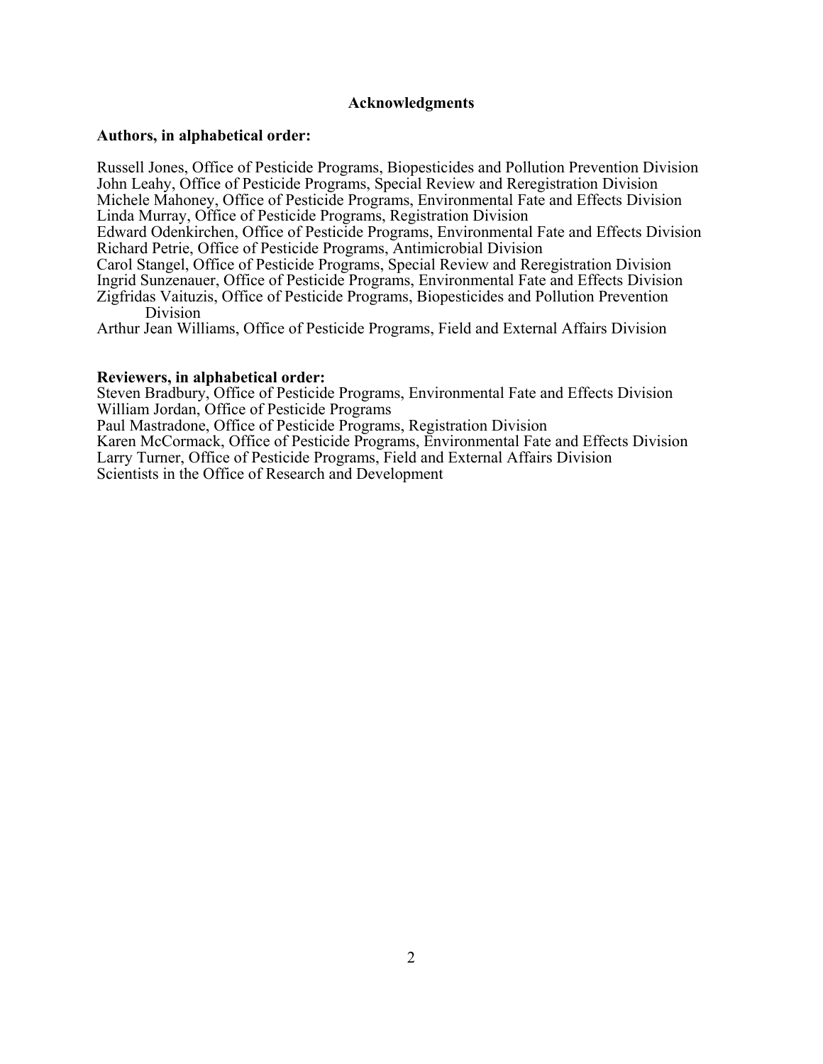# Acknowledgments

**Authors, in alphabetical order:**

Russell Jones, Office of Pesticide Programs, Biopesticides and Pollution Prevention Division
John Leahy, Office of Pesticide Programs, Special Review and Reregistration Division
Michele Mahoney, Office of Pesticide Programs, Environmental Fate and Effects Division
Linda Murray, Office of Pesticide Programs, Registration Division
Edward Odenkirchen, Office of Pesticide Programs, Environmental Fate and Effects Division
Richard Petrie, Office of Pesticide Programs, Antimicrobial Division
Carol Stangel, Office of Pesticide Programs, Special Review and Reregistration Division
Ingrid Sunzenauer, Office of Pesticide Programs, Environmental Fate and Effects Division
Zigfridas Vaituzis, Office of Pesticide Programs, Biopesticides and Pollution Prevention Division
Arthur Jean Williams, Office of Pesticide Programs, Field and External Affairs Division

**Reviewers, in alphabetical order:**

Steven Bradbury, Office of Pesticide Programs, Environmental Fate and Effects Division
William Jordan, Office of Pesticide Programs
Paul Mastradone, Office of Pesticide Programs, Registration Division
Karen McCormack, Office of Pesticide Programs, Environmental Fate and Effects Division
Larry Turner, Office of Pesticide Programs, Field and External Affairs Division
Scientists in the Office of Research and Development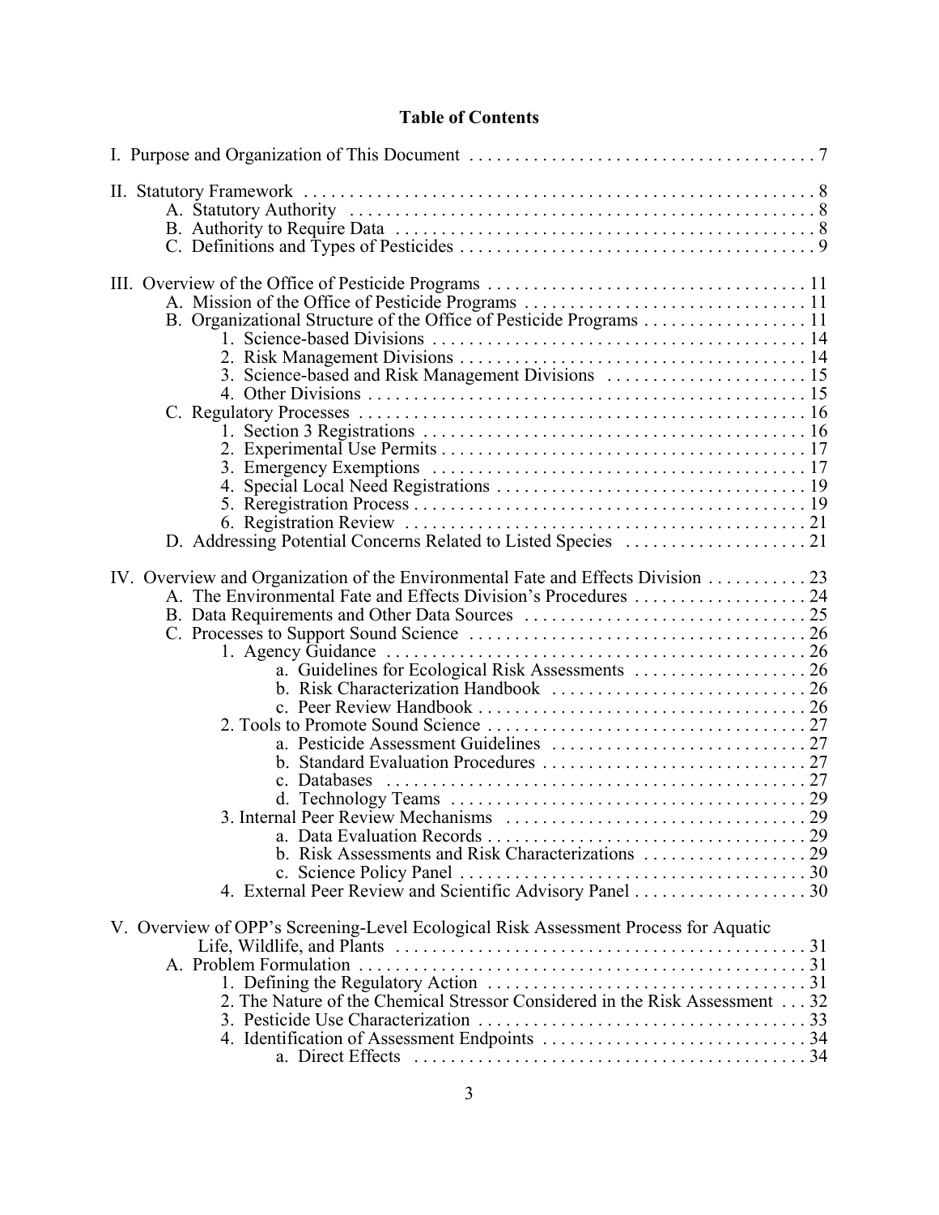# Table of Contents

I. Purpose and Organization of This Document . . . . . . . . . . . . . . . . . . . . . . . . . . . . . . . . . . . . . . 7

II. Statutory Framework . . . . . . . . . . . . . . . . . . . . . . . . . . . . . . . . . . . . . . . . . . . . . . . . . . . . . . . . . 8
- A. Statutory Authority . . . . . . . . . . . . . . . . . . . . . . . . . . . . . . . . . . . . . . . . . . . . . . . . . . . . 8
- B. Authority to Require Data . . . . . . . . . . . . . . . . . . . . . . . . . . . . . . . . . . . . . . . . . . . . . . . 8
- C. Definitions and Types of Pesticides . . . . . . . . . . . . . . . . . . . . . . . . . . . . . . . . . . . . . . . 9

III. Overview of the Office of Pesticide Programs . . . . . . . . . . . . . . . . . . . . . . . . . . . . . . . . . . . 11
- A. Mission of the Office of Pesticide Programs . . . . . . . . . . . . . . . . . . . . . . . . . . . . . . . . 11
- B. Organizational Structure of the Office of Pesticide Programs . . . . . . . . . . . . . . . . . . 11
  - 1. Science-based Divisions . . . . . . . . . . . . . . . . . . . . . . . . . . . . . . . . . . . . . . . . . . 14
  - 2. Risk Management Divisions . . . . . . . . . . . . . . . . . . . . . . . . . . . . . . . . . . . . . . . 14
  - 3. Science-based and Risk Management Divisions . . . . . . . . . . . . . . . . . . . . . . 15
  - 4. Other Divisions . . . . . . . . . . . . . . . . . . . . . . . . . . . . . . . . . . . . . . . . . . . . . . . . 15
- C. Regulatory Processes . . . . . . . . . . . . . . . . . . . . . . . . . . . . . . . . . . . . . . . . . . . . . . . . . . 16
  - 1. Section 3 Registrations . . . . . . . . . . . . . . . . . . . . . . . . . . . . . . . . . . . . . . . . . . . 16
  - 2. Experimental Use Permits . . . . . . . . . . . . . . . . . . . . . . . . . . . . . . . . . . . . . . . . . 17
  - 3. Emergency Exemptions . . . . . . . . . . . . . . . . . . . . . . . . . . . . . . . . . . . . . . . . . 17
  - 4. Special Local Need Registrations . . . . . . . . . . . . . . . . . . . . . . . . . . . . . . . . . . . 19
  - 5. Reregistration Process . . . . . . . . . . . . . . . . . . . . . . . . . . . . . . . . . . . . . . . . . . . . 19
  - 6. Registration Review . . . . . . . . . . . . . . . . . . . . . . . . . . . . . . . . . . . . . . . . . . . . 21
- D. Addressing Potential Concerns Related to Listed Species . . . . . . . . . . . . . . . . . . . . . 21

IV. Overview and Organization of the Environmental Fate and Effects Division . . . . . . . . . . . 23
- A. The Environmental Fate and Effects Division's Procedures . . . . . . . . . . . . . . . . . . . 24
- B. Data Requirements and Other Data Sources . . . . . . . . . . . . . . . . . . . . . . . . . . . . . . . 25
- C. Processes to Support Sound Science . . . . . . . . . . . . . . . . . . . . . . . . . . . . . . . . . . . . . . 26
  - 1. Agency Guidance . . . . . . . . . . . . . . . . . . . . . . . . . . . . . . . . . . . . . . . . . . . . . . . 26
    - a. Guidelines for Ecological Risk Assessments . . . . . . . . . . . . . . . . . . . 26
    - b. Risk Characterization Handbook . . . . . . . . . . . . . . . . . . . . . . . . . . . . 26
    - c. Peer Review Handbook . . . . . . . . . . . . . . . . . . . . . . . . . . . . . . . . . . . . . 26
  - 2. Tools to Promote Sound Science . . . . . . . . . . . . . . . . . . . . . . . . . . . . . . . . . . . . 27
    - a. Pesticide Assessment Guidelines . . . . . . . . . . . . . . . . . . . . . . . . . . . . . 27
    - b. Standard Evaluation Procedures . . . . . . . . . . . . . . . . . . . . . . . . . . . . . 27
    - c. Databases . . . . . . . . . . . . . . . . . . . . . . . . . . . . . . . . . . . . . . . . . . . . . . . 27
    - d. Technology Teams . . . . . . . . . . . . . . . . . . . . . . . . . . . . . . . . . . . . . . . 29
  - 3. Internal Peer Review Mechanisms . . . . . . . . . . . . . . . . . . . . . . . . . . . . . . . . . . 29
    - a. Data Evaluation Records . . . . . . . . . . . . . . . . . . . . . . . . . . . . . . . . . . . . 29
    - b. Risk Assessments and Risk Characterizations . . . . . . . . . . . . . . . . . . 29
    - c. Science Policy Panel . . . . . . . . . . . . . . . . . . . . . . . . . . . . . . . . . . . . . . . 30
  - 4. External Peer Review and Scientific Advisory Panel . . . . . . . . . . . . . . . . . . . . 30

V. Overview of OPP's Screening-Level Ecological Risk Assessment Process for Aquatic Life, Wildlife, and Plants . . . . . . . . . . . . . . . . . . . . . . . . . . . . . . . . . . . . . . . . . . . . . 31
- A. Problem Formulation . . . . . . . . . . . . . . . . . . . . . . . . . . . . . . . . . . . . . . . . . . . . . . . . . . 31
  - 1. Defining the Regulatory Action . . . . . . . . . . . . . . . . . . . . . . . . . . . . . . . . . . . . 31
  - 2. The Nature of the Chemical Stressor Considered in the Risk Assessment . . . 32
  - 3. Pesticide Use Characterization . . . . . . . . . . . . . . . . . . . . . . . . . . . . . . . . . . . . . 33
  - 4. Identification of Assessment Endpoints . . . . . . . . . . . . . . . . . . . . . . . . . . . . . . 34
    - a. Direct Effects . . . . . . . . . . . . . . . . . . . . . . . . . . . . . . . . . . . . . . . . . . . 34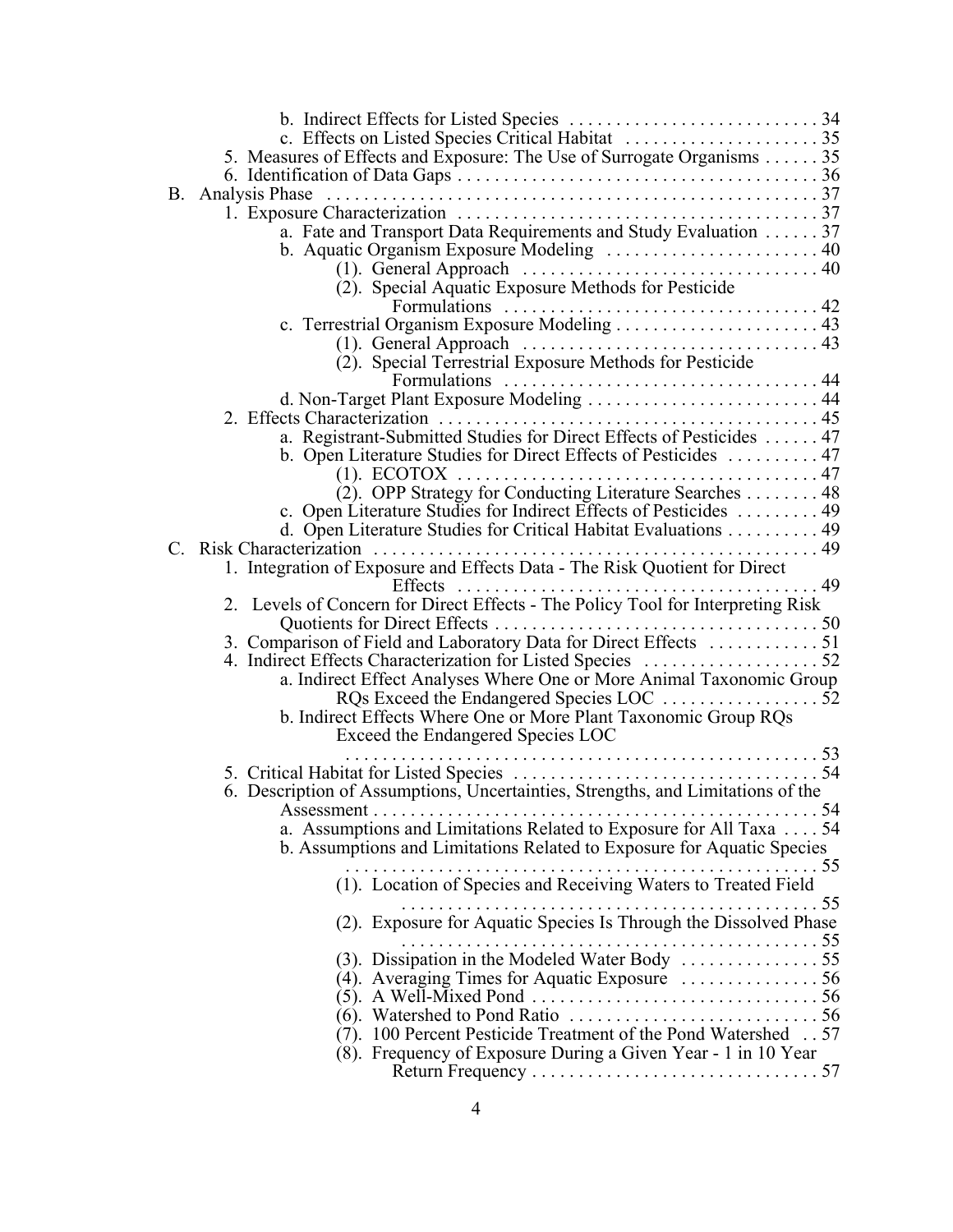b. Indirect Effects for Listed Species . . . . . . . . . . . . . . . . . . . . . . . . . . . 34
c. Effects on Listed Species Critical Habitat . . . . . . . . . . . . . . . . . . . . . 35
5. Measures of Effects and Exposure: The Use of Surrogate Organisms . . . . . . 35
6. Identification of Data Gaps . . . . . . . . . . . . . . . . . . . . . . . . . . . . . . . . . . . . . . 36

B. Analysis Phase . . . . . . . . . . . . . . . . . . . . . . . . . . . . . . . . . . . . . . . . . . . . . . . . . . . . 37
1. Exposure Characterization . . . . . . . . . . . . . . . . . . . . . . . . . . . . . . . . . . . . . . 37
a. Fate and Transport Data Requirements and Study Evaluation . . . . . . 37
b. Aquatic Organism Exposure Modeling . . . . . . . . . . . . . . . . . . . . . . . 40
(1). General Approach . . . . . . . . . . . . . . . . . . . . . . . . . . . . . . . . 40
(2). Special Aquatic Exposure Methods for Pesticide Formulations . . . . . . . . . . . . . . . . . . . . . . . . . . . . . . . . . . 42
c. Terrestrial Organism Exposure Modeling . . . . . . . . . . . . . . . . . . . . . . 43
(1). General Approach . . . . . . . . . . . . . . . . . . . . . . . . . . . . . . . . 43
(2). Special Terrestrial Exposure Methods for Pesticide Formulations . . . . . . . . . . . . . . . . . . . . . . . . . . . . . . . . . . 44
d. Non-Target Plant Exposure Modeling . . . . . . . . . . . . . . . . . . . . . . . . . 44
2. Effects Characterization . . . . . . . . . . . . . . . . . . . . . . . . . . . . . . . . . . . . . . . . 45
a. Registrant-Submitted Studies for Direct Effects of Pesticides . . . . . . 47
b. Open Literature Studies for Direct Effects of Pesticides . . . . . . . . . . 47
(1). ECOTOX . . . . . . . . . . . . . . . . . . . . . . . . . . . . . . . . . . . . . . . 47
(2). OPP Strategy for Conducting Literature Searches . . . . . . . . 48
c. Open Literature Studies for Indirect Effects of Pesticides . . . . . . . . . 49
d. Open Literature Studies for Critical Habitat Evaluations . . . . . . . . . . 49

C. Risk Characterization . . . . . . . . . . . . . . . . . . . . . . . . . . . . . . . . . . . . . . . . . . . . . . . . 49
1. Integration of Exposure and Effects Data - The Risk Quotient for Direct Effects . . . . . . . . . . . . . . . . . . . . . . . . . . . . . . . . . . . . . . . 49
2. Levels of Concern for Direct Effects - The Policy Tool for Interpreting Risk Quotients for Direct Effects . . . . . . . . . . . . . . . . . . . . . . . . . . . . . . . . . . . 50
3. Comparison of Field and Laboratory Data for Direct Effects . . . . . . . . . . . . 51
4. Indirect Effects Characterization for Listed Species . . . . . . . . . . . . . . . . . . . 52
a. Indirect Effect Analyses Where One or More Animal Taxonomic Group RQs Exceed the Endangered Species LOC . . . . . . . . . . . . . . . . . 52
b. Indirect Effects Where One or More Plant Taxonomic Group RQs Exceed the Endangered Species LOC . . . . . . . . . . . . . . . . . . . . . . . . . . . . . . . . . . . . . . . . . . . . . . . . . . . . 53
5. Critical Habitat for Listed Species . . . . . . . . . . . . . . . . . . . . . . . . . . . . . . . . . 54
6. Description of Assumptions, Uncertainties, Strengths, and Limitations of the Assessment . . . . . . . . . . . . . . . . . . . . . . . . . . . . . . . . . . . . . . . . . . . . . . . . . 54
a. Assumptions and Limitations Related to Exposure for All Taxa . . . . 54
b. Assumptions and Limitations Related to Exposure for Aquatic Species . . . . . . . . . . . . . . . . . . . . . . . . . . . . . . . . . . . . . . . . . . . . . . . . . . . . . 55
(1). Location of Species and Receiving Waters to Treated Field . . . . . . . . . . . . . . . . . . . . . . . . . . . . . . . . . . . . . . . . . . . . . . . . 55
(2). Exposure for Aquatic Species Is Through the Dissolved Phase . . . . . . . . . . . . . . . . . . . . . . . . . . . . . . . . . . . . . . . . . . . . . . . . 55
(3). Dissipation in the Modeled Water Body . . . . . . . . . . . . . . . 55
(4). Averaging Times for Aquatic Exposure . . . . . . . . . . . . . . . 56
(5). A Well-Mixed Pond . . . . . . . . . . . . . . . . . . . . . . . . . . . . . . . 56
(6). Watershed to Pond Ratio . . . . . . . . . . . . . . . . . . . . . . . . . . . 56
(7). 100 Percent Pesticide Treatment of the Pond Watershed . . 57
(8). Frequency of Exposure During a Given Year - 1 in 10 Year Return Frequency . . . . . . . . . . . . . . . . . . . . . . . . . . . . . . . 57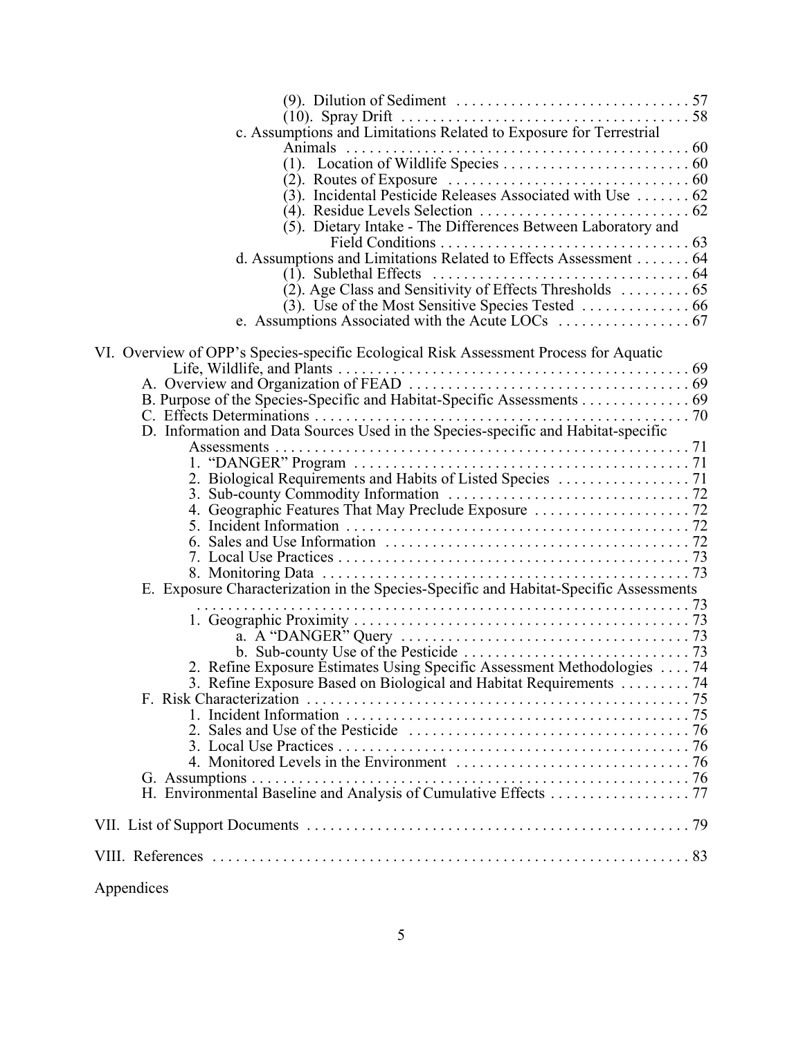(9). Dilution of Sediment . . . . . . . . . . . . . . . . . . . . . . . . . . . . . . 57
(10). Spray Drift . . . . . . . . . . . . . . . . . . . . . . . . . . . . . . . . . . . . 58

c. Assumptions and Limitations Related to Exposure for Terrestrial Animals . . . . . . . . . . . . . . . . . . . . . . . . . . . . . . . . . . . . . . . . . . . . 60
(1). Location of Wildlife Species . . . . . . . . . . . . . . . . . . . . . . . . 60
(2). Routes of Exposure . . . . . . . . . . . . . . . . . . . . . . . . . . . . . . 60
(3). Incidental Pesticide Releases Associated with Use . . . . . . . 62
(4). Residue Levels Selection . . . . . . . . . . . . . . . . . . . . . . . . . . 62
(5). Dietary Intake - The Differences Between Laboratory and Field Conditions . . . . . . . . . . . . . . . . . . . . . . . . . . . . . . . . 63

d. Assumptions and Limitations Related to Effects Assessment . . . . . . . 64
(1). Sublethal Effects . . . . . . . . . . . . . . . . . . . . . . . . . . . . . . . . 64
(2). Age Class and Sensitivity of Effects Thresholds . . . . . . . . . 65
(3). Use of the Most Sensitive Species Tested . . . . . . . . . . . . . . 66

e. Assumptions Associated with the Acute LOCs . . . . . . . . . . . . . . . . . 67

VI. Overview of OPP's Species-specific Ecological Risk Assessment Process for Aquatic Life, Wildlife, and Plants . . . . . . . . . . . . . . . . . . . . . . . . . . . . . . . . . . . . . . . . . . . . . 69

A. Overview and Organization of FEAD . . . . . . . . . . . . . . . . . . . . . . . . . . . . . . . . . . . . 69
B. Purpose of the Species-Specific and Habitat-Specific Assessments . . . . . . . . . . . . . . 69
C. Effects Determinations . . . . . . . . . . . . . . . . . . . . . . . . . . . . . . . . . . . . . . . . . . . . . . . 70
D. Information and Data Sources Used in the Species-specific and Habitat-specific Assessments . . . . . . . . . . . . . . . . . . . . . . . . . . . . . . . . . . . . . . . . . . . . . . . . . . . . . . 71
1. "DANGER" Program . . . . . . . . . . . . . . . . . . . . . . . . . . . . . . . . . . . . . . . . . . . . 71
2. Biological Requirements and Habits of Listed Species . . . . . . . . . . . . . . . . . 71
3. Sub-county Commodity Information . . . . . . . . . . . . . . . . . . . . . . . . . . . . . . . 72
4. Geographic Features That May Preclude Exposure . . . . . . . . . . . . . . . . . . . . 72
5. Incident Information . . . . . . . . . . . . . . . . . . . . . . . . . . . . . . . . . . . . . . . . . . . 72
6. Sales and Use Information . . . . . . . . . . . . . . . . . . . . . . . . . . . . . . . . . . . . . . . 72
7. Local Use Practices . . . . . . . . . . . . . . . . . . . . . . . . . . . . . . . . . . . . . . . . . . . . 73
8. Monitoring Data . . . . . . . . . . . . . . . . . . . . . . . . . . . . . . . . . . . . . . . . . . . . . . . 73
E. Exposure Characterization in the Species-Specific and Habitat-Specific Assessments . . . . . . . . . . . . . . . . . . . . . . . . . . . . . . . . . . . . . . . . . . . . . . . . . . . . . . . . . . . . . . 73
1. Geographic Proximity . . . . . . . . . . . . . . . . . . . . . . . . . . . . . . . . . . . . . . . . . . . 73
a. A "DANGER" Query . . . . . . . . . . . . . . . . . . . . . . . . . . . . . . . . . . . . . 73
b. Sub-county Use of the Pesticide . . . . . . . . . . . . . . . . . . . . . . . . . . . . 73
2. Refine Exposure Estimates Using Specific Assessment Methodologies . . . . 74
3. Refine Exposure Based on Biological and Habitat Requirements . . . . . . . . . 74
F. Risk Characterization . . . . . . . . . . . . . . . . . . . . . . . . . . . . . . . . . . . . . . . . . . . . . . . . 75
1. Incident Information . . . . . . . . . . . . . . . . . . . . . . . . . . . . . . . . . . . . . . . . . . . 75
2. Sales and Use of the Pesticide . . . . . . . . . . . . . . . . . . . . . . . . . . . . . . . . . . . . 76
3. Local Use Practices . . . . . . . . . . . . . . . . . . . . . . . . . . . . . . . . . . . . . . . . . . . . 76
4. Monitored Levels in the Environment . . . . . . . . . . . . . . . . . . . . . . . . . . . . . . 76
G. Assumptions . . . . . . . . . . . . . . . . . . . . . . . . . . . . . . . . . . . . . . . . . . . . . . . . . . . . . . . 76
H. Environmental Baseline and Analysis of Cumulative Effects . . . . . . . . . . . . . . . . . . 77

VII. List of Support Documents . . . . . . . . . . . . . . . . . . . . . . . . . . . . . . . . . . . . . . . . . . . . . . . . . 79

VIII. References . . . . . . . . . . . . . . . . . . . . . . . . . . . . . . . . . . . . . . . . . . . . . . . . . . . . . . . . . . . . . 83

Appendices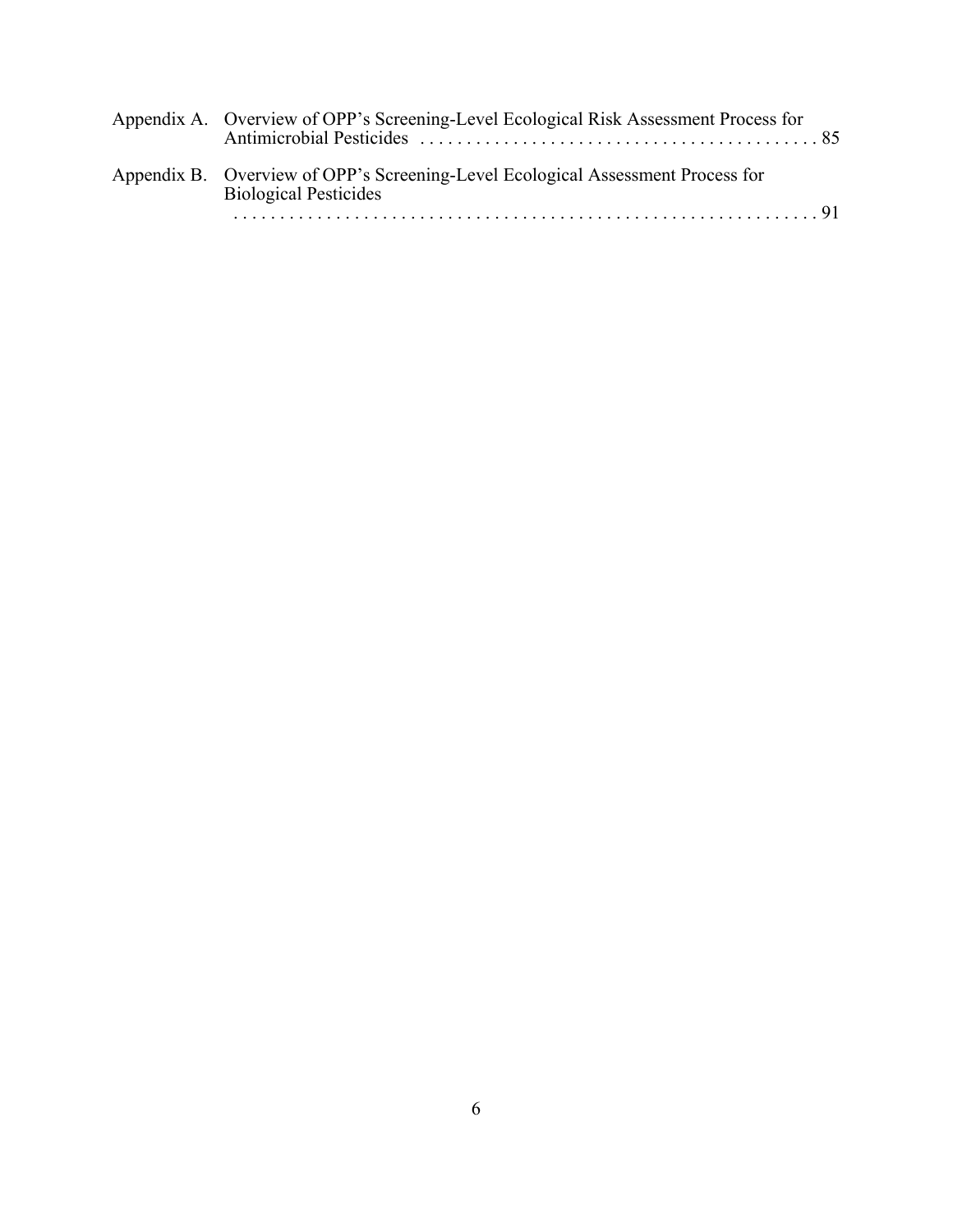Appendix A. Overview of OPP's Screening-Level Ecological Risk Assessment Process for Antimicrobial Pesticides . . . . . . . . . . . . . . . . . . . . . . . . . . . . . . . . . . . . . . . . . . . 85

Appendix B. Overview of OPP's Screening-Level Ecological Assessment Process for Biological Pesticides . . . . . . . . . . . . . . . . . . . . . . . . . . . . . . . . . . . . . . . . . . . . . . . . . . . . . . . . . . 91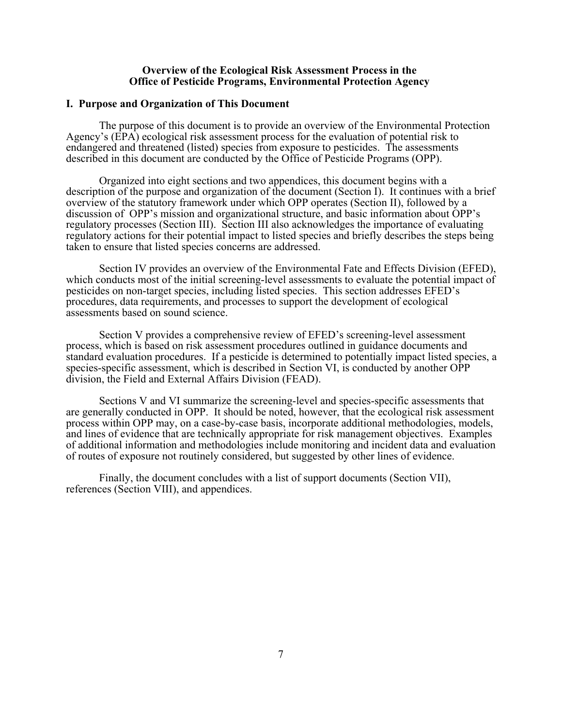# Overview of the Ecological Risk Assessment Process in the Office of Pesticide Programs, Environmental Protection Agency

## I. Purpose and Organization of This Document

The purpose of this document is to provide an overview of the Environmental Protection Agency's (EPA) ecological risk assessment process for the evaluation of potential risk to endangered and threatened (listed) species from exposure to pesticides. The assessments described in this document are conducted by the Office of Pesticide Programs (OPP).

Organized into eight sections and two appendices, this document begins with a description of the purpose and organization of the document (Section I). It continues with a brief overview of the statutory framework under which OPP operates (Section II), followed by a discussion of OPP's mission and organizational structure, and basic information about OPP's regulatory processes (Section III). Section III also acknowledges the importance of evaluating regulatory actions for their potential impact to listed species and briefly describes the steps being taken to ensure that listed species concerns are addressed.

Section IV provides an overview of the Environmental Fate and Effects Division (EFED), which conducts most of the initial screening-level assessments to evaluate the potential impact of pesticides on non-target species, including listed species. This section addresses EFED's procedures, data requirements, and processes to support the development of ecological assessments based on sound science.

Section V provides a comprehensive review of EFED's screening-level assessment process, which is based on risk assessment procedures outlined in guidance documents and standard evaluation procedures. If a pesticide is determined to potentially impact listed species, a species-specific assessment, which is described in Section VI, is conducted by another OPP division, the Field and External Affairs Division (FEAD).

Sections V and VI summarize the screening-level and species-specific assessments that are generally conducted in OPP. It should be noted, however, that the ecological risk assessment process within OPP may, on a case-by-case basis, incorporate additional methodologies, models, and lines of evidence that are technically appropriate for risk management objectives. Examples of additional information and methodologies include monitoring and incident data and evaluation of routes of exposure not routinely considered, but suggested by other lines of evidence.

Finally, the document concludes with a list of support documents (Section VII), references (Section VIII), and appendices.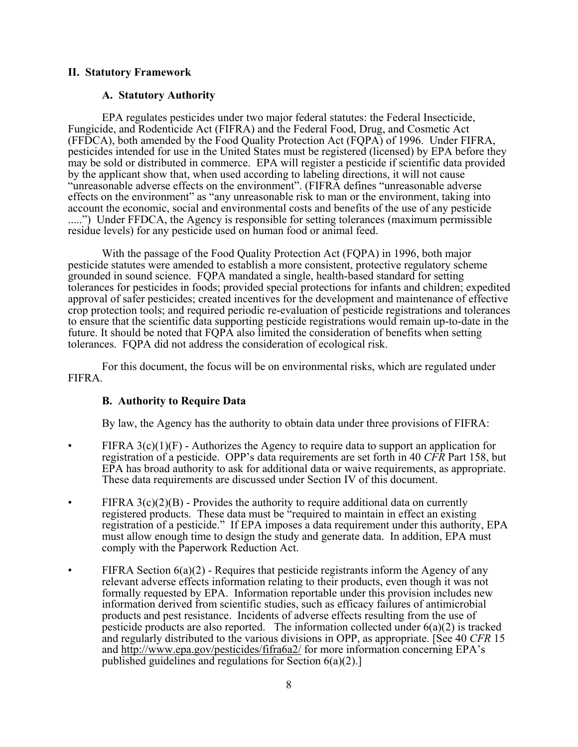## II. Statutory Framework

### A. Statutory Authority

EPA regulates pesticides under two major federal statutes: the Federal Insecticide, Fungicide, and Rodenticide Act (FIFRA) and the Federal Food, Drug, and Cosmetic Act (FFDCA), both amended by the Food Quality Protection Act (FQPA) of 1996. Under FIFRA, pesticides intended for use in the United States must be registered (licensed) by EPA before they may be sold or distributed in commerce. EPA will register a pesticide if scientific data provided by the applicant show that, when used according to labeling directions, it will not cause "unreasonable adverse effects on the environment". (FIFRA defines "unreasonable adverse effects on the environment" as "any unreasonable risk to man or the environment, taking into account the economic, social and environmental costs and benefits of the use of any pesticide .....") Under FFDCA, the Agency is responsible for setting tolerances (maximum permissible residue levels) for any pesticide used on human food or animal feed.

With the passage of the Food Quality Protection Act (FQPA) in 1996, both major pesticide statutes were amended to establish a more consistent, protective regulatory scheme grounded in sound science. FQPA mandated a single, health-based standard for setting tolerances for pesticides in foods; provided special protections for infants and children; expedited approval of safer pesticides; created incentives for the development and maintenance of effective crop protection tools; and required periodic re-evaluation of pesticide registrations and tolerances to ensure that the scientific data supporting pesticide registrations would remain up-to-date in the future. It should be noted that FQPA also limited the consideration of benefits when setting tolerances. FQPA did not address the consideration of ecological risk.

For this document, the focus will be on environmental risks, which are regulated under FIFRA.

### B. Authority to Require Data

By law, the Agency has the authority to obtain data under three provisions of FIFRA:

- FIFRA 3(c)(1)(F) - Authorizes the Agency to require data to support an application for registration of a pesticide. OPP's data requirements are set forth in 40 *CFR* Part 158, but EPA has broad authority to ask for additional data or waive requirements, as appropriate. These data requirements are discussed under Section IV of this document.

- FIFRA 3(c)(2)(B) - Provides the authority to require additional data on currently registered products. These data must be "required to maintain in effect an existing registration of a pesticide." If EPA imposes a data requirement under this authority, EPA must allow enough time to design the study and generate data. In addition, EPA must comply with the Paperwork Reduction Act.

- FIFRA Section 6(a)(2) - Requires that pesticide registrants inform the Agency of any relevant adverse effects information relating to their products, even though it was not formally requested by EPA. Information reportable under this provision includes new information derived from scientific studies, such as efficacy failures of antimicrobial products and pest resistance. Incidents of adverse effects resulting from the use of pesticide products are also reported. The information collected under 6(a)(2) is tracked and regularly distributed to the various divisions in OPP, as appropriate. [See 40 *CFR* 15 and http://www.epa.gov/pesticides/fifra6a2/ for more information concerning EPA's published guidelines and regulations for Section 6(a)(2).]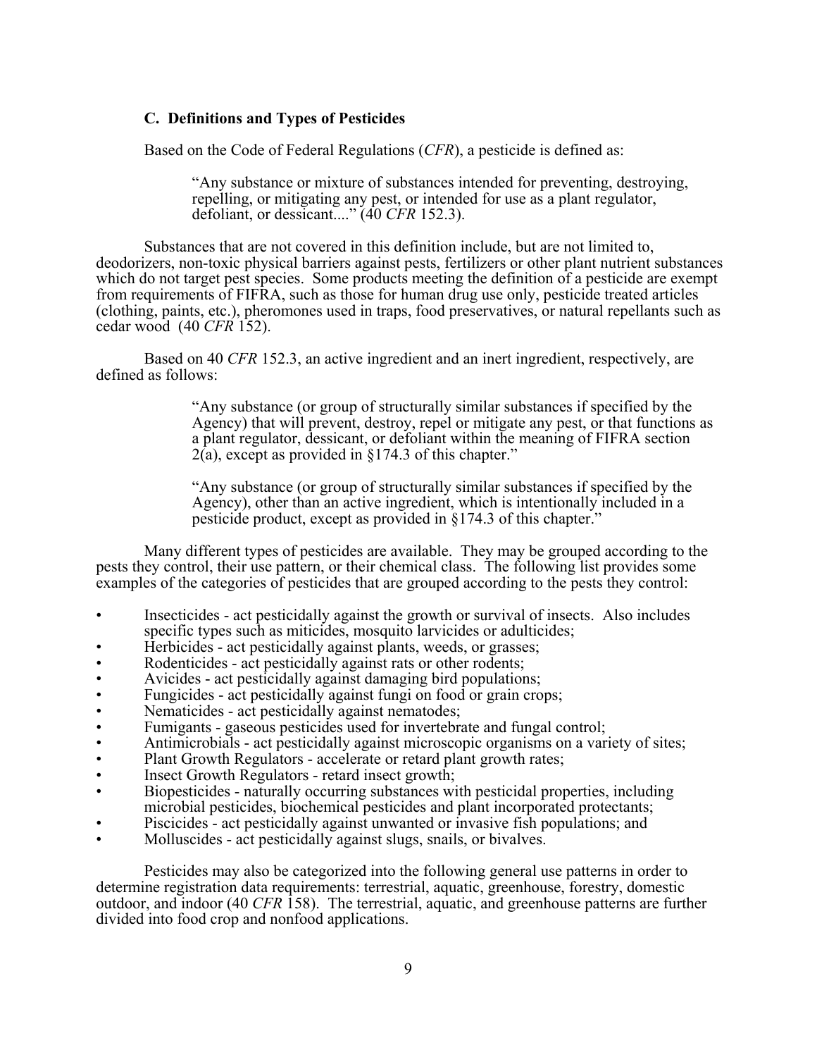### C. Definitions and Types of Pesticides

Based on the Code of Federal Regulations (*CFR*), a pesticide is defined as:

> "Any substance or mixture of substances intended for preventing, destroying, repelling, or mitigating any pest, or intended for use as a plant regulator, defoliant, or dessicant...." (40 *CFR* 152.3).

Substances that are not covered in this definition include, but are not limited to, deodorizers, non-toxic physical barriers against pests, fertilizers or other plant nutrient substances which do not target pest species. Some products meeting the definition of a pesticide are exempt from requirements of FIFRA, such as those for human drug use only, pesticide treated articles (clothing, paints, etc.), pheromones used in traps, food preservatives, or natural repellants such as cedar wood (40 *CFR* 152).

Based on 40 *CFR* 152.3, an active ingredient and an inert ingredient, respectively, are defined as follows:

> "Any substance (or group of structurally similar substances if specified by the Agency) that will prevent, destroy, repel or mitigate any pest, or that functions as a plant regulator, dessicant, or defoliant within the meaning of FIFRA section 2(a), except as provided in §174.3 of this chapter."

> "Any substance (or group of structurally similar substances if specified by the Agency), other than an active ingredient, which is intentionally included in a pesticide product, except as provided in §174.3 of this chapter."

Many different types of pesticides are available. They may be grouped according to the pests they control, their use pattern, or their chemical class. The following list provides some examples of the categories of pesticides that are grouped according to the pests they control:

- Insecticides - act pesticidally against the growth or survival of insects. Also includes specific types such as miticides, mosquito larvicides or adulticides;
- Herbicides - act pesticidally against plants, weeds, or grasses;
- Rodenticides - act pesticidally against rats or other rodents;
- Avicides - act pesticidally against damaging bird populations;
- Fungicides - act pesticidally against fungi on food or grain crops;
- Nematicides - act pesticidally against nematodes;
- Fumigants - gaseous pesticides used for invertebrate and fungal control;
- Antimicrobials - act pesticidally against microscopic organisms on a variety of sites;
- Plant Growth Regulators - accelerate or retard plant growth rates;
- Insect Growth Regulators - retard insect growth;
- Biopesticides - naturally occurring substances with pesticidal properties, including microbial pesticides, biochemical pesticides and plant incorporated protectants;
- Piscicides - act pesticidally against unwanted or invasive fish populations; and
- Molluscides - act pesticidally against slugs, snails, or bivalves.

Pesticides may also be categorized into the following general use patterns in order to determine registration data requirements: terrestrial, aquatic, greenhouse, forestry, domestic outdoor, and indoor (40 *CFR* 158). The terrestrial, aquatic, and greenhouse patterns are further divided into food crop and nonfood applications.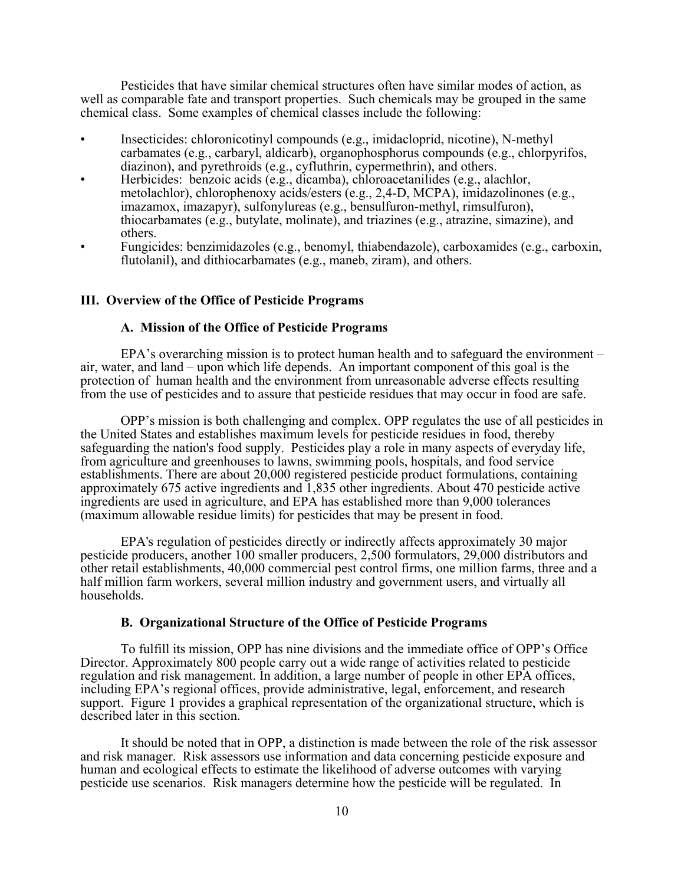Pesticides that have similar chemical structures often have similar modes of action, as well as comparable fate and transport properties. Such chemicals may be grouped in the same chemical class. Some examples of chemical classes include the following:

- Insecticides: chloronicotinyl compounds (e.g., imidacloprid, nicotine), N-methyl carbamates (e.g., carbaryl, aldicarb), organophosphorus compounds (e.g., chlorpyrifos, diazinon), and pyrethroids (e.g., cyfluthrin, cypermethrin), and others.
- Herbicides: benzoic acids (e.g., dicamba), chloroacetanilides (e.g., alachlor, metolachlor), chlorophenoxy acids/esters (e.g., 2,4-D, MCPA), imidazolinones (e.g., imazamox, imazapyr), sulfonylureas (e.g., bensulfuron-methyl, rimsulfuron), thiocarbamates (e.g., butylate, molinate), and triazines (e.g., atrazine, simazine), and others.
- Fungicides: benzimidazoles (e.g., benomyl, thiabendazole), carboxamides (e.g., carboxin, flutolanil), and dithiocarbamates (e.g., maneb, ziram), and others.

## III. Overview of the Office of Pesticide Programs

### A. Mission of the Office of Pesticide Programs

EPA's overarching mission is to protect human health and to safeguard the environment – air, water, and land – upon which life depends. An important component of this goal is the protection of human health and the environment from unreasonable adverse effects resulting from the use of pesticides and to assure that pesticide residues that may occur in food are safe.

OPP's mission is both challenging and complex. OPP regulates the use of all pesticides in the United States and establishes maximum levels for pesticide residues in food, thereby safeguarding the nation's food supply. Pesticides play a role in many aspects of everyday life, from agriculture and greenhouses to lawns, swimming pools, hospitals, and food service establishments. There are about 20,000 registered pesticide product formulations, containing approximately 675 active ingredients and 1,835 other ingredients. About 470 pesticide active ingredients are used in agriculture, and EPA has established more than 9,000 tolerances (maximum allowable residue limits) for pesticides that may be present in food.

EPA's regulation of pesticides directly or indirectly affects approximately 30 major pesticide producers, another 100 smaller producers, 2,500 formulators, 29,000 distributors and other retail establishments, 40,000 commercial pest control firms, one million farms, three and a half million farm workers, several million industry and government users, and virtually all households.

### B. Organizational Structure of the Office of Pesticide Programs

To fulfill its mission, OPP has nine divisions and the immediate office of OPP's Office Director. Approximately 800 people carry out a wide range of activities related to pesticide regulation and risk management. In addition, a large number of people in other EPA offices, including EPA's regional offices, provide administrative, legal, enforcement, and research support. Figure 1 provides a graphical representation of the organizational structure, which is described later in this section.

It should be noted that in OPP, a distinction is made between the role of the risk assessor and risk manager. Risk assessors use information and data concerning pesticide exposure and human and ecological effects to estimate the likelihood of adverse outcomes with varying pesticide use scenarios. Risk managers determine how the pesticide will be regulated. In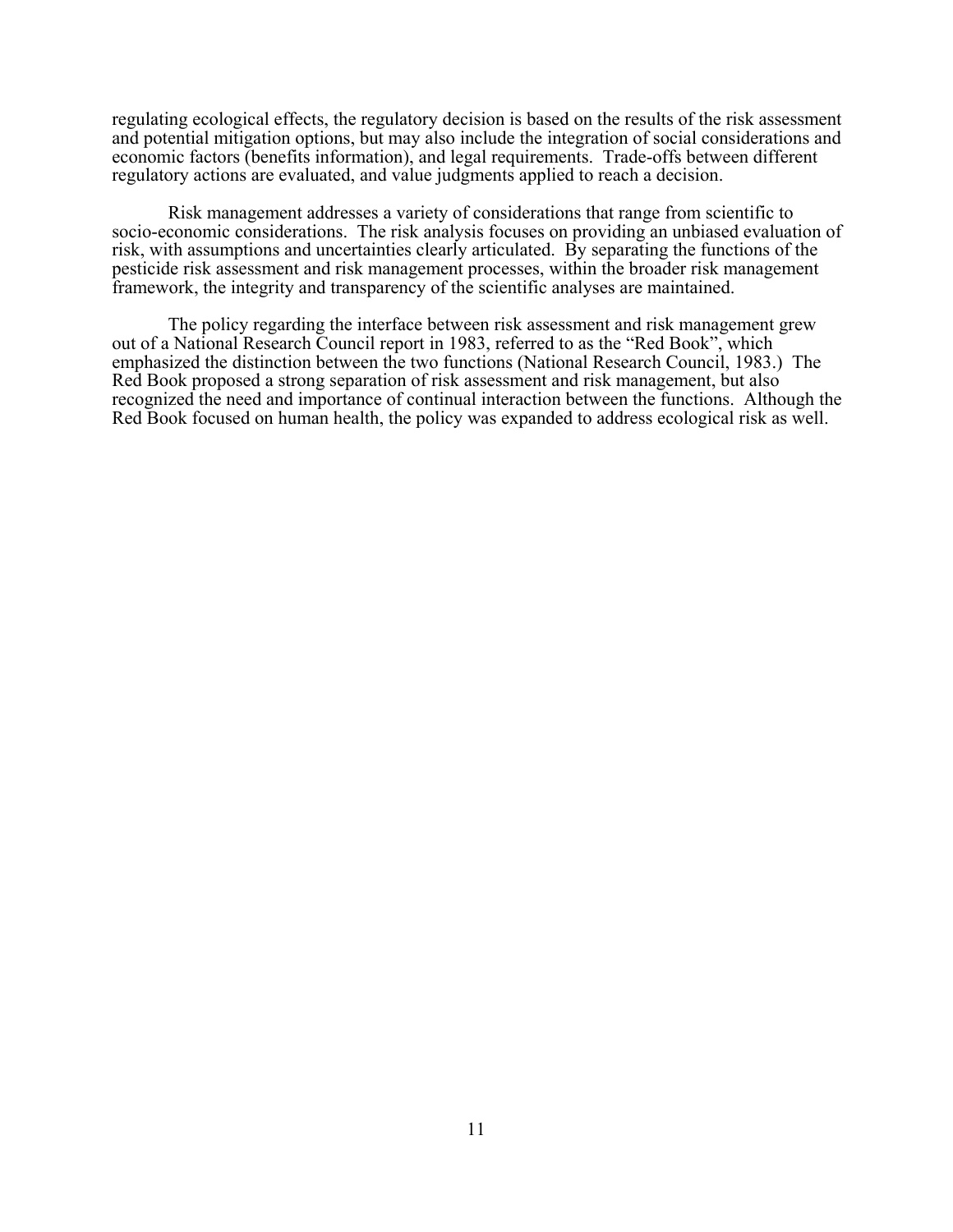regulating ecological effects, the regulatory decision is based on the results of the risk assessment and potential mitigation options, but may also include the integration of social considerations and economic factors (benefits information), and legal requirements. Trade-offs between different regulatory actions are evaluated, and value judgments applied to reach a decision.

Risk management addresses a variety of considerations that range from scientific to socio-economic considerations. The risk analysis focuses on providing an unbiased evaluation of risk, with assumptions and uncertainties clearly articulated. By separating the functions of the pesticide risk assessment and risk management processes, within the broader risk management framework, the integrity and transparency of the scientific analyses are maintained.

The policy regarding the interface between risk assessment and risk management grew out of a National Research Council report in 1983, referred to as the "Red Book", which emphasized the distinction between the two functions (National Research Council, 1983.) The Red Book proposed a strong separation of risk assessment and risk management, but also recognized the need and importance of continual interaction between the functions. Although the Red Book focused on human health, the policy was expanded to address ecological risk as well.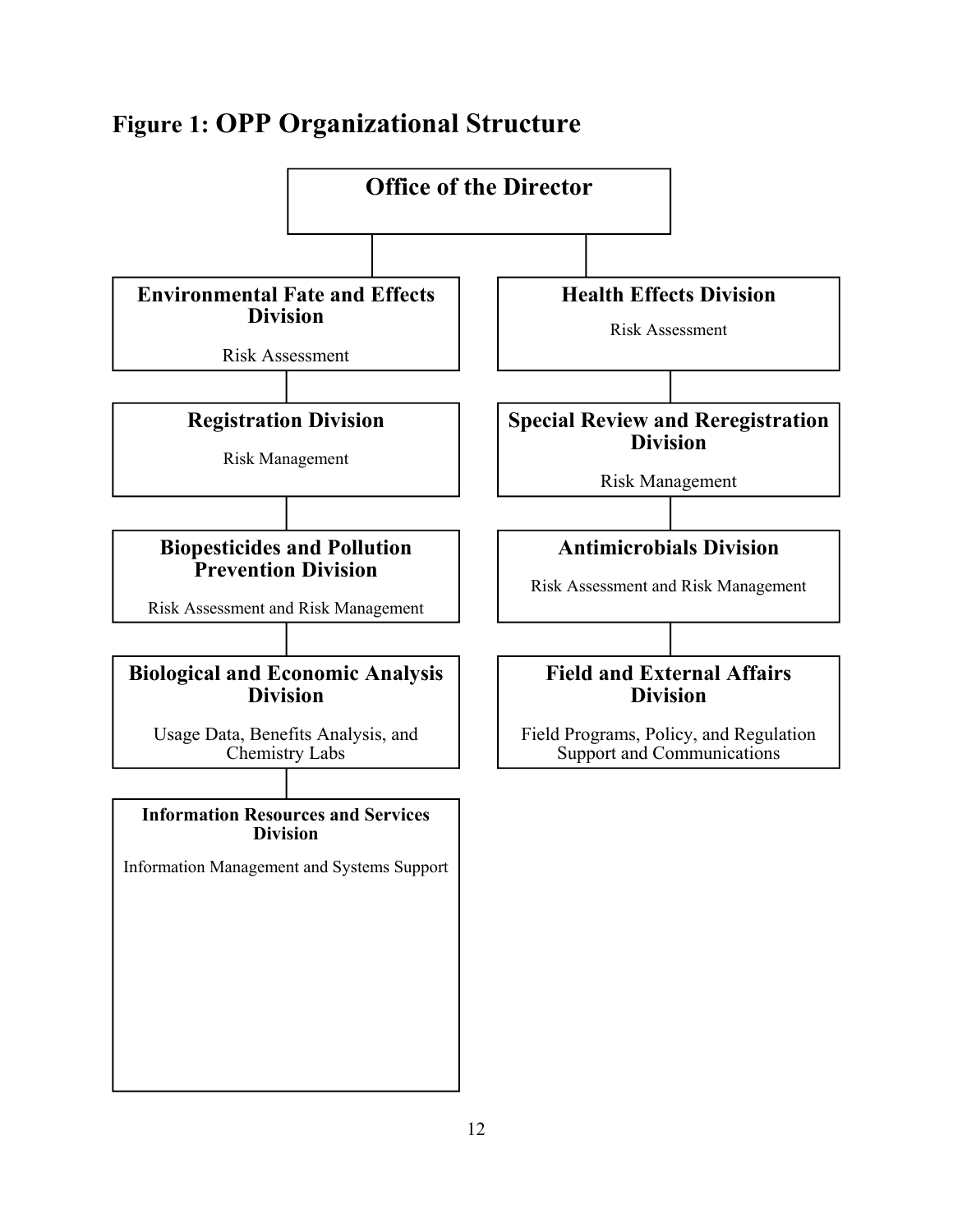# Figure 1: OPP Organizational Structure

**Office of the Director**

**Environmental Fate and Effects Division**
Risk Assessment

**Health Effects Division**
Risk Assessment

**Registration Division**
Risk Management

**Special Review and Reregistration Division**
Risk Management

**Biopesticides and Pollution Prevention Division**
Risk Assessment and Risk Management

**Antimicrobials Division**
Risk Assessment and Risk Management

**Biological and Economic Analysis Division**
Usage Data, Benefits Analysis, and Chemistry Labs

**Field and External Affairs Division**
Field Programs, Policy, and Regulation Support and Communications

**Information Resources and Services Division**
Information Management and Systems Support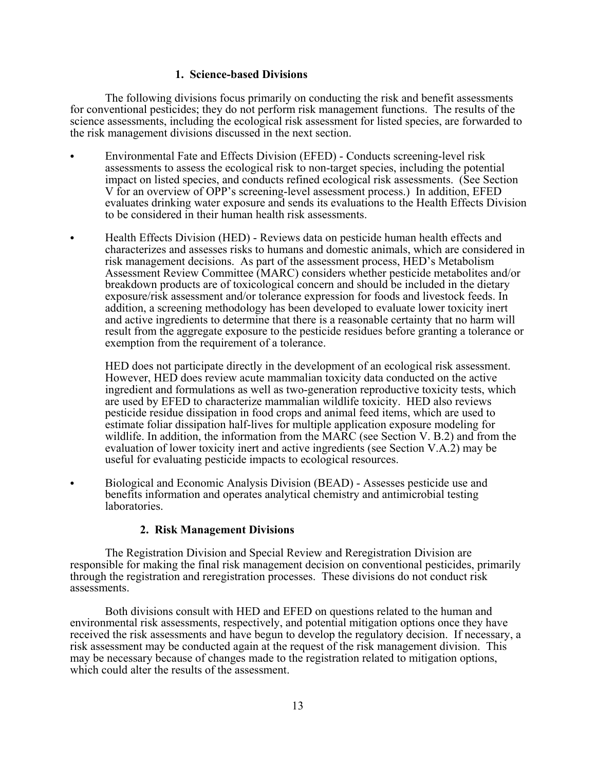### 1. Science-based Divisions

The following divisions focus primarily on conducting the risk and benefit assessments for conventional pesticides; they do not perform risk management functions. The results of the science assessments, including the ecological risk assessment for listed species, are forwarded to the risk management divisions discussed in the next section.

- Environmental Fate and Effects Division (EFED) - Conducts screening-level risk assessments to assess the ecological risk to non-target species, including the potential impact on listed species, and conducts refined ecological risk assessments. (See Section V for an overview of OPP's screening-level assessment process.) In addition, EFED evaluates drinking water exposure and sends its evaluations to the Health Effects Division to be considered in their human health risk assessments.

- Health Effects Division (HED) - Reviews data on pesticide human health effects and characterizes and assesses risks to humans and domestic animals, which are considered in risk management decisions. As part of the assessment process, HED's Metabolism Assessment Review Committee (MARC) considers whether pesticide metabolites and/or breakdown products are of toxicological concern and should be included in the dietary exposure/risk assessment and/or tolerance expression for foods and livestock feeds. In addition, a screening methodology has been developed to evaluate lower toxicity inert and active ingredients to determine that there is a reasonable certainty that no harm will result from the aggregate exposure to the pesticide residues before granting a tolerance or exemption from the requirement of a tolerance.

  HED does not participate directly in the development of an ecological risk assessment. However, HED does review acute mammalian toxicity data conducted on the active ingredient and formulations as well as two-generation reproductive toxicity tests, which are used by EFED to characterize mammalian wildlife toxicity. HED also reviews pesticide residue dissipation in food crops and animal feed items, which are used to estimate foliar dissipation half-lives for multiple application exposure modeling for wildlife. In addition, the information from the MARC (see Section V. B.2) and from the evaluation of lower toxicity inert and active ingredients (see Section V.A.2) may be useful for evaluating pesticide impacts to ecological resources.

- Biological and Economic Analysis Division (BEAD) - Assesses pesticide use and benefits information and operates analytical chemistry and antimicrobial testing laboratories.

### 2. Risk Management Divisions

The Registration Division and Special Review and Reregistration Division are responsible for making the final risk management decision on conventional pesticides, primarily through the registration and reregistration processes. These divisions do not conduct risk assessments.

Both divisions consult with HED and EFED on questions related to the human and environmental risk assessments, respectively, and potential mitigation options once they have received the risk assessments and have begun to develop the regulatory decision. If necessary, a risk assessment may be conducted again at the request of the risk management division. This may be necessary because of changes made to the registration related to mitigation options, which could alter the results of the assessment.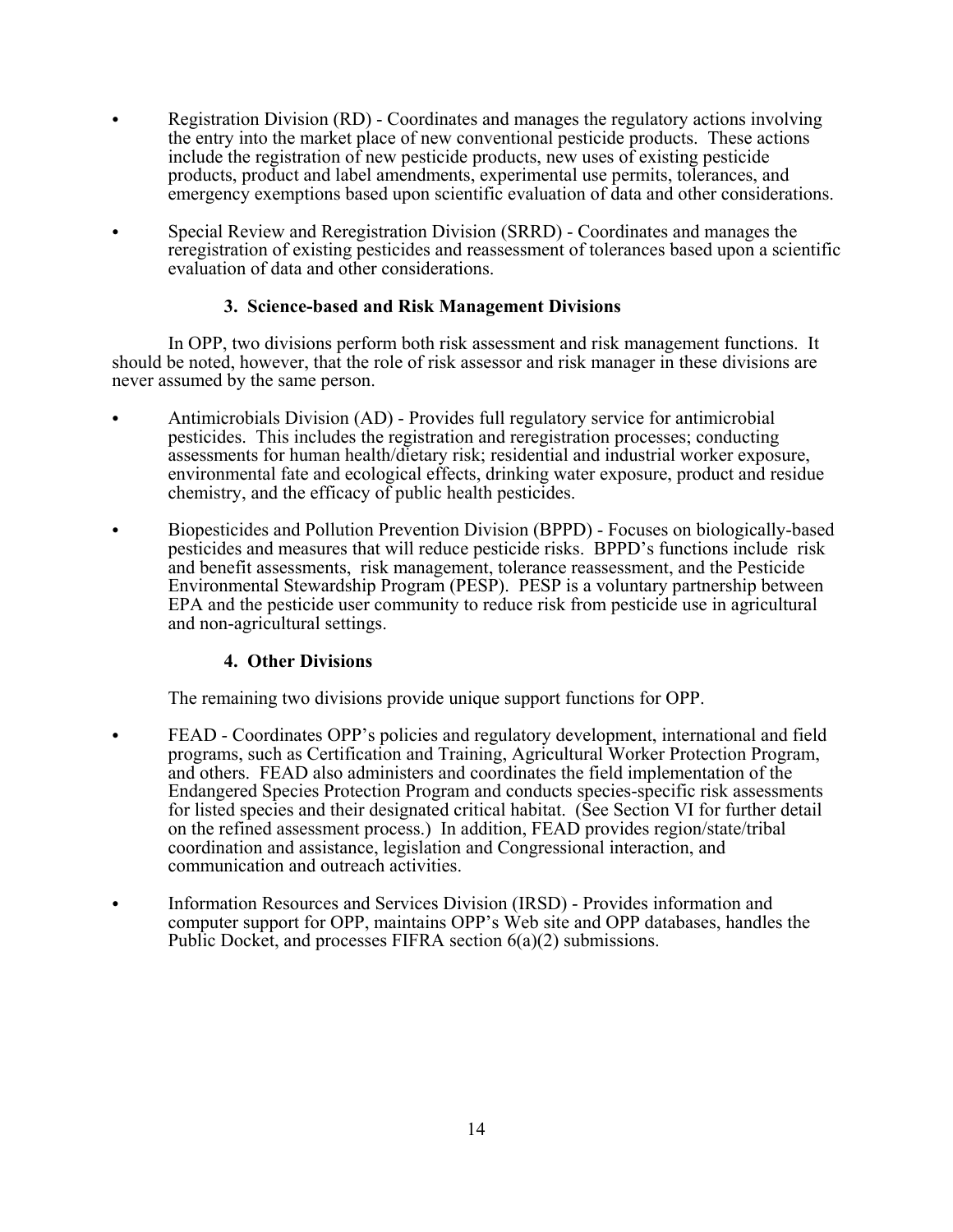- Registration Division (RD) - Coordinates and manages the regulatory actions involving the entry into the market place of new conventional pesticide products. These actions include the registration of new pesticide products, new uses of existing pesticide products, product and label amendments, experimental use permits, tolerances, and emergency exemptions based upon scientific evaluation of data and other considerations.

- Special Review and Reregistration Division (SRRD) - Coordinates and manages the reregistration of existing pesticides and reassessment of tolerances based upon a scientific evaluation of data and other considerations.

### 3. Science-based and Risk Management Divisions

In OPP, two divisions perform both risk assessment and risk management functions. It should be noted, however, that the role of risk assessor and risk manager in these divisions are never assumed by the same person.

- Antimicrobials Division (AD) - Provides full regulatory service for antimicrobial pesticides. This includes the registration and reregistration processes; conducting assessments for human health/dietary risk; residential and industrial worker exposure, environmental fate and ecological effects, drinking water exposure, product and residue chemistry, and the efficacy of public health pesticides.

- Biopesticides and Pollution Prevention Division (BPPD) - Focuses on biologically-based pesticides and measures that will reduce pesticide risks. BPPD's functions include risk and benefit assessments, risk management, tolerance reassessment, and the Pesticide Environmental Stewardship Program (PESP). PESP is a voluntary partnership between EPA and the pesticide user community to reduce risk from pesticide use in agricultural and non-agricultural settings.

### 4. Other Divisions

The remaining two divisions provide unique support functions for OPP.

- FEAD - Coordinates OPP's policies and regulatory development, international and field programs, such as Certification and Training, Agricultural Worker Protection Program, and others. FEAD also administers and coordinates the field implementation of the Endangered Species Protection Program and conducts species-specific risk assessments for listed species and their designated critical habitat. (See Section VI for further detail on the refined assessment process.) In addition, FEAD provides region/state/tribal coordination and assistance, legislation and Congressional interaction, and communication and outreach activities.

- Information Resources and Services Division (IRSD) - Provides information and computer support for OPP, maintains OPP's Web site and OPP databases, handles the Public Docket, and processes FIFRA section 6(a)(2) submissions.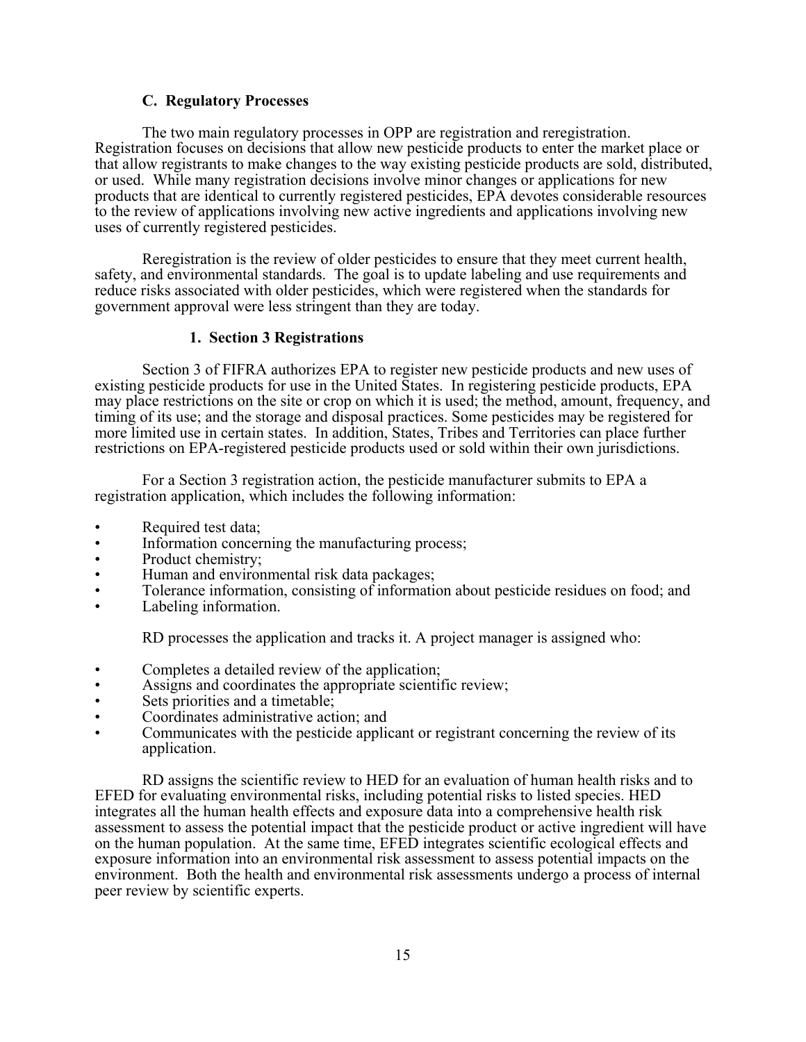### C. Regulatory Processes

The two main regulatory processes in OPP are registration and reregistration. Registration focuses on decisions that allow new pesticide products to enter the market place or that allow registrants to make changes to the way existing pesticide products are sold, distributed, or used. While many registration decisions involve minor changes or applications for new products that are identical to currently registered pesticides, EPA devotes considerable resources to the review of applications involving new active ingredients and applications involving new uses of currently registered pesticides.

Reregistration is the review of older pesticides to ensure that they meet current health, safety, and environmental standards. The goal is to update labeling and use requirements and reduce risks associated with older pesticides, which were registered when the standards for government approval were less stringent than they are today.

#### 1. Section 3 Registrations

Section 3 of FIFRA authorizes EPA to register new pesticide products and new uses of existing pesticide products for use in the United States. In registering pesticide products, EPA may place restrictions on the site or crop on which it is used; the method, amount, frequency, and timing of its use; and the storage and disposal practices. Some pesticides may be registered for more limited use in certain states. In addition, States, Tribes and Territories can place further restrictions on EPA-registered pesticide products used or sold within their own jurisdictions.

For a Section 3 registration action, the pesticide manufacturer submits to EPA a registration application, which includes the following information:

- Required test data;
- Information concerning the manufacturing process;
- Product chemistry;
- Human and environmental risk data packages;
- Tolerance information, consisting of information about pesticide residues on food; and
- Labeling information.

RD processes the application and tracks it. A project manager is assigned who:

- Completes a detailed review of the application;
- Assigns and coordinates the appropriate scientific review;
- Sets priorities and a timetable;
- Coordinates administrative action; and
- Communicates with the pesticide applicant or registrant concerning the review of its application.

RD assigns the scientific review to HED for an evaluation of human health risks and to EFED for evaluating environmental risks, including potential risks to listed species. HED integrates all the human health effects and exposure data into a comprehensive health risk assessment to assess the potential impact that the pesticide product or active ingredient will have on the human population. At the same time, EFED integrates scientific ecological effects and exposure information into an environmental risk assessment to assess potential impacts on the environment. Both the health and environmental risk assessments undergo a process of internal peer review by scientific experts.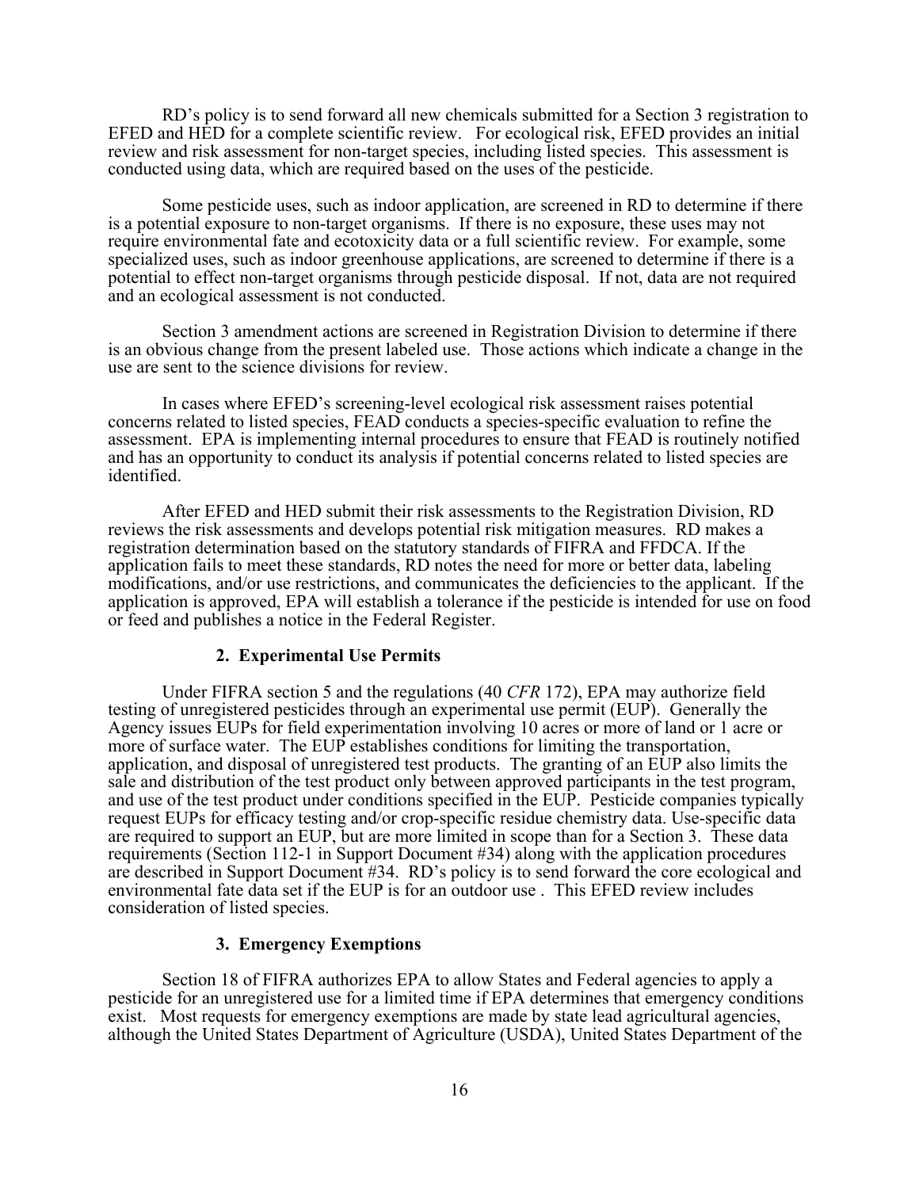RD's policy is to send forward all new chemicals submitted for a Section 3 registration to EFED and HED for a complete scientific review. For ecological risk, EFED provides an initial review and risk assessment for non-target species, including listed species. This assessment is conducted using data, which are required based on the uses of the pesticide.

Some pesticide uses, such as indoor application, are screened in RD to determine if there is a potential exposure to non-target organisms. If there is no exposure, these uses may not require environmental fate and ecotoxicity data or a full scientific review. For example, some specialized uses, such as indoor greenhouse applications, are screened to determine if there is a potential to effect non-target organisms through pesticide disposal. If not, data are not required and an ecological assessment is not conducted.

Section 3 amendment actions are screened in Registration Division to determine if there is an obvious change from the present labeled use. Those actions which indicate a change in the use are sent to the science divisions for review.

In cases where EFED's screening-level ecological risk assessment raises potential concerns related to listed species, FEAD conducts a species-specific evaluation to refine the assessment. EPA is implementing internal procedures to ensure that FEAD is routinely notified and has an opportunity to conduct its analysis if potential concerns related to listed species are identified.

After EFED and HED submit their risk assessments to the Registration Division, RD reviews the risk assessments and develops potential risk mitigation measures. RD makes a registration determination based on the statutory standards of FIFRA and FFDCA. If the application fails to meet these standards, RD notes the need for more or better data, labeling modifications, and/or use restrictions, and communicates the deficiencies to the applicant. If the application is approved, EPA will establish a tolerance if the pesticide is intended for use on food or feed and publishes a notice in the Federal Register.

#### 2. Experimental Use Permits

Under FIFRA section 5 and the regulations (40 *CFR* 172), EPA may authorize field testing of unregistered pesticides through an experimental use permit (EUP). Generally the Agency issues EUPs for field experimentation involving 10 acres or more of land or 1 acre or more of surface water. The EUP establishes conditions for limiting the transportation, application, and disposal of unregistered test products. The granting of an EUP also limits the sale and distribution of the test product only between approved participants in the test program, and use of the test product under conditions specified in the EUP. Pesticide companies typically request EUPs for efficacy testing and/or crop-specific residue chemistry data. Use-specific data are required to support an EUP, but are more limited in scope than for a Section 3. These data requirements (Section 112-1 in Support Document #34) along with the application procedures are described in Support Document #34. RD's policy is to send forward the core ecological and environmental fate data set if the EUP is for an outdoor use . This EFED review includes consideration of listed species.

#### 3. Emergency Exemptions

Section 18 of FIFRA authorizes EPA to allow States and Federal agencies to apply a pesticide for an unregistered use for a limited time if EPA determines that emergency conditions exist. Most requests for emergency exemptions are made by state lead agricultural agencies, although the United States Department of Agriculture (USDA), United States Department of the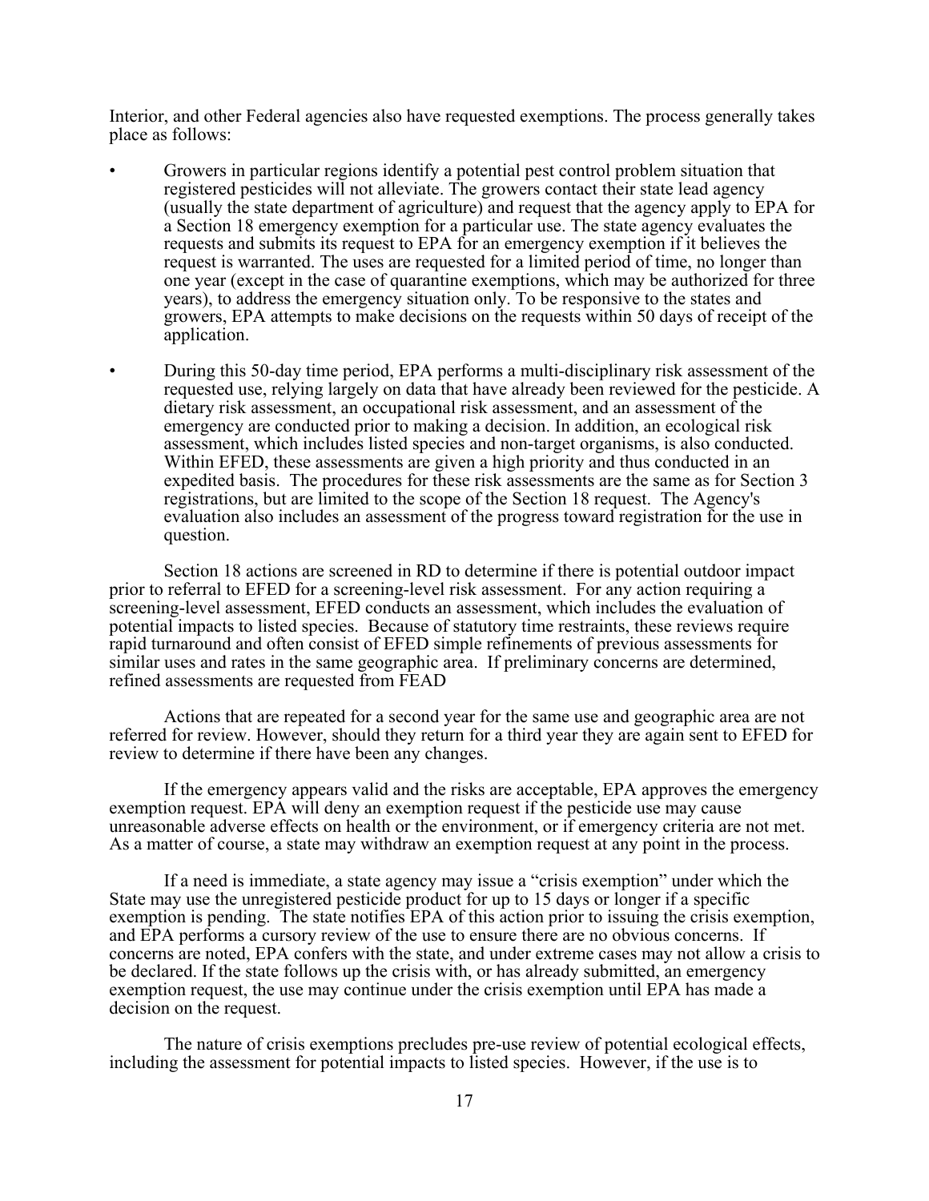Interior, and other Federal agencies also have requested exemptions. The process generally takes place as follows:

- Growers in particular regions identify a potential pest control problem situation that registered pesticides will not alleviate. The growers contact their state lead agency (usually the state department of agriculture) and request that the agency apply to EPA for a Section 18 emergency exemption for a particular use. The state agency evaluates the requests and submits its request to EPA for an emergency exemption if it believes the request is warranted. The uses are requested for a limited period of time, no longer than one year (except in the case of quarantine exemptions, which may be authorized for three years), to address the emergency situation only. To be responsive to the states and growers, EPA attempts to make decisions on the requests within 50 days of receipt of the application.

- During this 50-day time period, EPA performs a multi-disciplinary risk assessment of the requested use, relying largely on data that have already been reviewed for the pesticide. A dietary risk assessment, an occupational risk assessment, and an assessment of the emergency are conducted prior to making a decision. In addition, an ecological risk assessment, which includes listed species and non-target organisms, is also conducted. Within EFED, these assessments are given a high priority and thus conducted in an expedited basis. The procedures for these risk assessments are the same as for Section 3 registrations, but are limited to the scope of the Section 18 request. The Agency's evaluation also includes an assessment of the progress toward registration for the use in question.

Section 18 actions are screened in RD to determine if there is potential outdoor impact prior to referral to EFED for a screening-level risk assessment. For any action requiring a screening-level assessment, EFED conducts an assessment, which includes the evaluation of potential impacts to listed species. Because of statutory time restraints, these reviews require rapid turnaround and often consist of EFED simple refinements of previous assessments for similar uses and rates in the same geographic area. If preliminary concerns are determined, refined assessments are requested from FEAD

Actions that are repeated for a second year for the same use and geographic area are not referred for review. However, should they return for a third year they are again sent to EFED for review to determine if there have been any changes.

If the emergency appears valid and the risks are acceptable, EPA approves the emergency exemption request. EPA will deny an exemption request if the pesticide use may cause unreasonable adverse effects on health or the environment, or if emergency criteria are not met. As a matter of course, a state may withdraw an exemption request at any point in the process.

If a need is immediate, a state agency may issue a "crisis exemption" under which the State may use the unregistered pesticide product for up to 15 days or longer if a specific exemption is pending. The state notifies EPA of this action prior to issuing the crisis exemption, and EPA performs a cursory review of the use to ensure there are no obvious concerns. If concerns are noted, EPA confers with the state, and under extreme cases may not allow a crisis to be declared. If the state follows up the crisis with, or has already submitted, an emergency exemption request, the use may continue under the crisis exemption until EPA has made a decision on the request.

The nature of crisis exemptions precludes pre-use review of potential ecological effects, including the assessment for potential impacts to listed species. However, if the use is to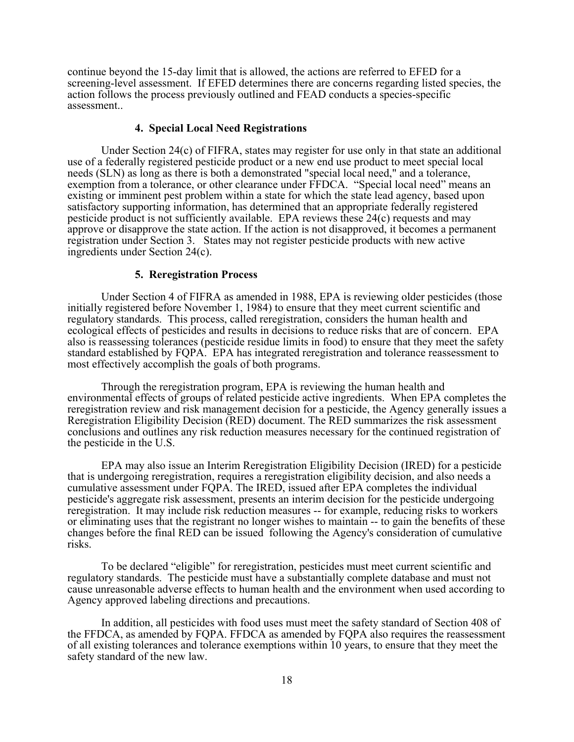continue beyond the 15-day limit that is allowed, the actions are referred to EFED for a screening-level assessment. If EFED determines there are concerns regarding listed species, the action follows the process previously outlined and FEAD conducts a species-specific assessment..

### 4. Special Local Need Registrations

Under Section 24(c) of FIFRA, states may register for use only in that state an additional use of a federally registered pesticide product or a new end use product to meet special local needs (SLN) as long as there is both a demonstrated "special local need," and a tolerance, exemption from a tolerance, or other clearance under FFDCA. "Special local need" means an existing or imminent pest problem within a state for which the state lead agency, based upon satisfactory supporting information, has determined that an appropriate federally registered pesticide product is not sufficiently available. EPA reviews these 24(c) requests and may approve or disapprove the state action. If the action is not disapproved, it becomes a permanent registration under Section 3. States may not register pesticide products with new active ingredients under Section 24(c).

### 5. Reregistration Process

Under Section 4 of FIFRA as amended in 1988, EPA is reviewing older pesticides (those initially registered before November 1, 1984) to ensure that they meet current scientific and regulatory standards. This process, called reregistration, considers the human health and ecological effects of pesticides and results in decisions to reduce risks that are of concern. EPA also is reassessing tolerances (pesticide residue limits in food) to ensure that they meet the safety standard established by FQPA. EPA has integrated reregistration and tolerance reassessment to most effectively accomplish the goals of both programs.

Through the reregistration program, EPA is reviewing the human health and environmental effects of groups of related pesticide active ingredients. When EPA completes the reregistration review and risk management decision for a pesticide, the Agency generally issues a Reregistration Eligibility Decision (RED) document. The RED summarizes the risk assessment conclusions and outlines any risk reduction measures necessary for the continued registration of the pesticide in the U.S.

EPA may also issue an Interim Reregistration Eligibility Decision (IRED) for a pesticide that is undergoing reregistration, requires a reregistration eligibility decision, and also needs a cumulative assessment under FQPA. The IRED, issued after EPA completes the individual pesticide's aggregate risk assessment, presents an interim decision for the pesticide undergoing reregistration. It may include risk reduction measures -- for example, reducing risks to workers or eliminating uses that the registrant no longer wishes to maintain -- to gain the benefits of these changes before the final RED can be issued following the Agency's consideration of cumulative risks.

To be declared "eligible" for reregistration, pesticides must meet current scientific and regulatory standards. The pesticide must have a substantially complete database and must not cause unreasonable adverse effects to human health and the environment when used according to Agency approved labeling directions and precautions.

In addition, all pesticides with food uses must meet the safety standard of Section 408 of the FFDCA, as amended by FQPA. FFDCA as amended by FQPA also requires the reassessment of all existing tolerances and tolerance exemptions within 10 years, to ensure that they meet the safety standard of the new law.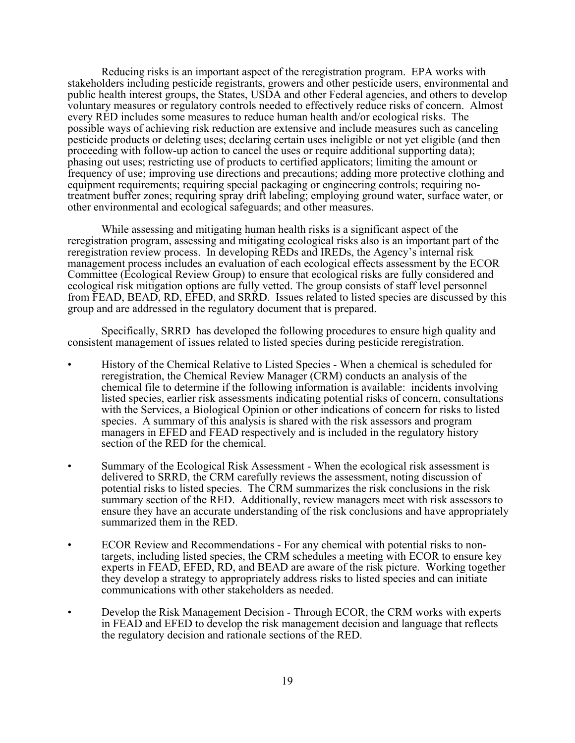Reducing risks is an important aspect of the reregistration program. EPA works with stakeholders including pesticide registrants, growers and other pesticide users, environmental and public health interest groups, the States, USDA and other Federal agencies, and others to develop voluntary measures or regulatory controls needed to effectively reduce risks of concern. Almost every RED includes some measures to reduce human health and/or ecological risks. The possible ways of achieving risk reduction are extensive and include measures such as canceling pesticide products or deleting uses; declaring certain uses ineligible or not yet eligible (and then proceeding with follow-up action to cancel the uses or require additional supporting data); phasing out uses; restricting use of products to certified applicators; limiting the amount or frequency of use; improving use directions and precautions; adding more protective clothing and equipment requirements; requiring special packaging or engineering controls; requiring no-treatment buffer zones; requiring spray drift labeling; employing ground water, surface water, or other environmental and ecological safeguards; and other measures.

While assessing and mitigating human health risks is a significant aspect of the reregistration program, assessing and mitigating ecological risks also is an important part of the reregistration review process. In developing REDs and IREDs, the Agency's internal risk management process includes an evaluation of each ecological effects assessment by the ECOR Committee (Ecological Review Group) to ensure that ecological risks are fully considered and ecological risk mitigation options are fully vetted. The group consists of staff level personnel from FEAD, BEAD, RD, EFED, and SRRD. Issues related to listed species are discussed by this group and are addressed in the regulatory document that is prepared.

Specifically, SRRD has developed the following procedures to ensure high quality and consistent management of issues related to listed species during pesticide reregistration.

- History of the Chemical Relative to Listed Species - When a chemical is scheduled for reregistration, the Chemical Review Manager (CRM) conducts an analysis of the chemical file to determine if the following information is available: incidents involving listed species, earlier risk assessments indicating potential risks of concern, consultations with the Services, a Biological Opinion or other indications of concern for risks to listed species. A summary of this analysis is shared with the risk assessors and program managers in EFED and FEAD respectively and is included in the regulatory history section of the RED for the chemical.

- Summary of the Ecological Risk Assessment - When the ecological risk assessment is delivered to SRRD, the CRM carefully reviews the assessment, noting discussion of potential risks to listed species. The CRM summarizes the risk conclusions in the risk summary section of the RED. Additionally, review managers meet with risk assessors to ensure they have an accurate understanding of the risk conclusions and have appropriately summarized them in the RED.

- ECOR Review and Recommendations - For any chemical with potential risks to non-targets, including listed species, the CRM schedules a meeting with ECOR to ensure key experts in FEAD, EFED, RD, and BEAD are aware of the risk picture. Working together they develop a strategy to appropriately address risks to listed species and can initiate communications with other stakeholders as needed.

- Develop the Risk Management Decision - Through ECOR, the CRM works with experts in FEAD and EFED to develop the risk management decision and language that reflects the regulatory decision and rationale sections of the RED.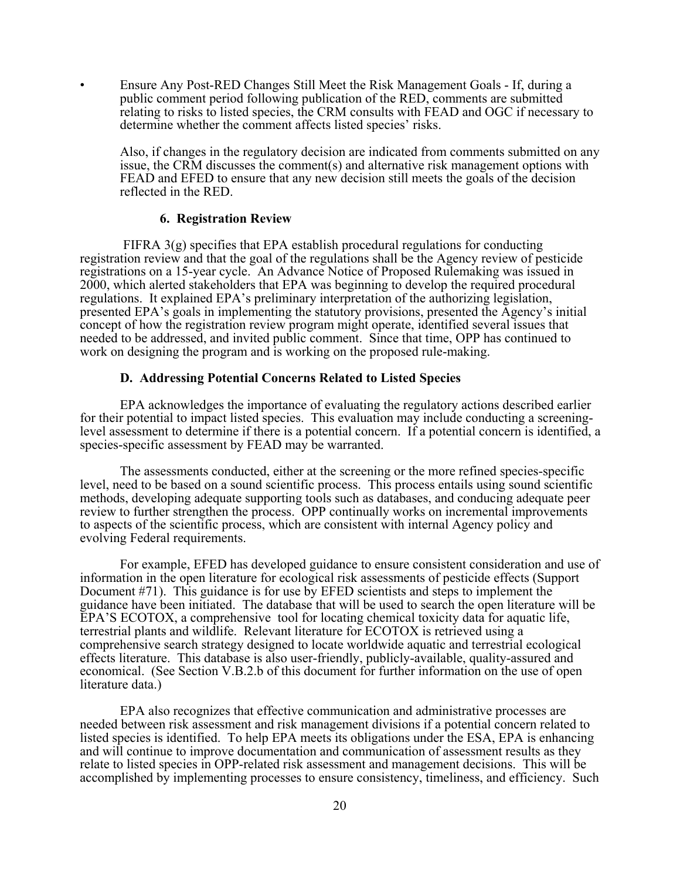- Ensure Any Post-RED Changes Still Meet the Risk Management Goals - If, during a public comment period following publication of the RED, comments are submitted relating to risks to listed species, the CRM consults with FEAD and OGC if necessary to determine whether the comment affects listed species' risks.

  Also, if changes in the regulatory decision are indicated from comments submitted on any issue, the CRM discusses the comment(s) and alternative risk management options with FEAD and EFED to ensure that any new decision still meets the goals of the decision reflected in the RED.

#### 6. Registration Review

FIFRA 3(g) specifies that EPA establish procedural regulations for conducting registration review and that the goal of the regulations shall be the Agency review of pesticide registrations on a 15-year cycle. An Advance Notice of Proposed Rulemaking was issued in 2000, which alerted stakeholders that EPA was beginning to develop the required procedural regulations. It explained EPA's preliminary interpretation of the authorizing legislation, presented EPA's goals in implementing the statutory provisions, presented the Agency's initial concept of how the registration review program might operate, identified several issues that needed to be addressed, and invited public comment. Since that time, OPP has continued to work on designing the program and is working on the proposed rule-making.

### D. Addressing Potential Concerns Related to Listed Species

EPA acknowledges the importance of evaluating the regulatory actions described earlier for their potential to impact listed species. This evaluation may include conducting a screening-level assessment to determine if there is a potential concern. If a potential concern is identified, a species-specific assessment by FEAD may be warranted.

The assessments conducted, either at the screening or the more refined species-specific level, need to be based on a sound scientific process. This process entails using sound scientific methods, developing adequate supporting tools such as databases, and conducing adequate peer review to further strengthen the process. OPP continually works on incremental improvements to aspects of the scientific process, which are consistent with internal Agency policy and evolving Federal requirements.

For example, EFED has developed guidance to ensure consistent consideration and use of information in the open literature for ecological risk assessments of pesticide effects (Support Document #71). This guidance is for use by EFED scientists and steps to implement the guidance have been initiated. The database that will be used to search the open literature will be EPA'S ECOTOX, a comprehensive tool for locating chemical toxicity data for aquatic life, terrestrial plants and wildlife. Relevant literature for ECOTOX is retrieved using a comprehensive search strategy designed to locate worldwide aquatic and terrestrial ecological effects literature. This database is also user-friendly, publicly-available, quality-assured and economical. (See Section V.B.2.b of this document for further information on the use of open literature data.)

EPA also recognizes that effective communication and administrative processes are needed between risk assessment and risk management divisions if a potential concern related to listed species is identified. To help EPA meets its obligations under the ESA, EPA is enhancing and will continue to improve documentation and communication of assessment results as they relate to listed species in OPP-related risk assessment and management decisions. This will be accomplished by implementing processes to ensure consistency, timeliness, and efficiency. Such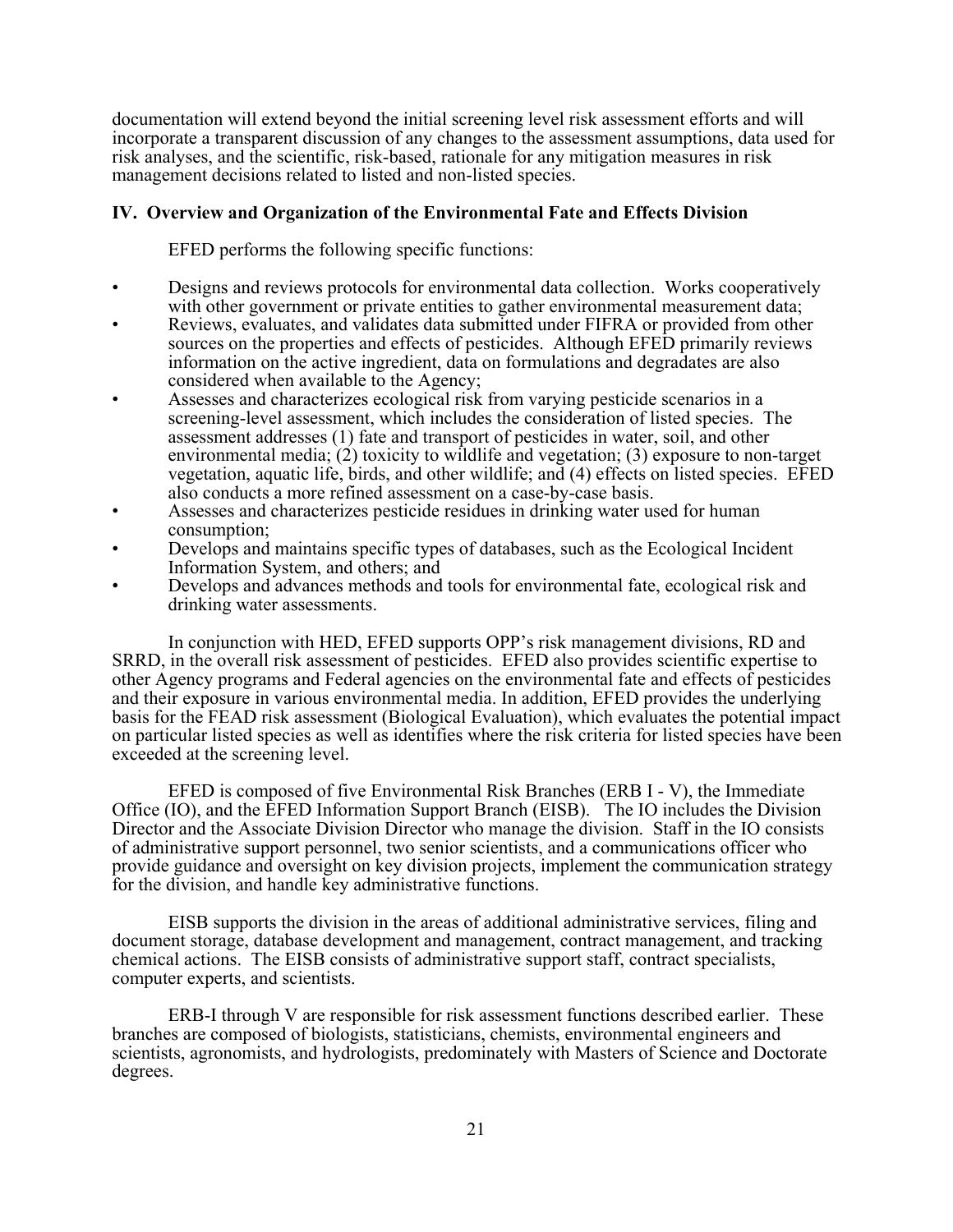documentation will extend beyond the initial screening level risk assessment efforts and will incorporate a transparent discussion of any changes to the assessment assumptions, data used for risk analyses, and the scientific, risk-based, rationale for any mitigation measures in risk management decisions related to listed and non-listed species.

### IV. Overview and Organization of the Environmental Fate and Effects Division

EFED performs the following specific functions:

- Designs and reviews protocols for environmental data collection. Works cooperatively with other government or private entities to gather environmental measurement data;
- Reviews, evaluates, and validates data submitted under FIFRA or provided from other sources on the properties and effects of pesticides. Although EFED primarily reviews information on the active ingredient, data on formulations and degradates are also considered when available to the Agency;
- Assesses and characterizes ecological risk from varying pesticide scenarios in a screening-level assessment, which includes the consideration of listed species. The assessment addresses (1) fate and transport of pesticides in water, soil, and other environmental media; (2) toxicity to wildlife and vegetation; (3) exposure to non-target vegetation, aquatic life, birds, and other wildlife; and (4) effects on listed species. EFED also conducts a more refined assessment on a case-by-case basis.
- Assesses and characterizes pesticide residues in drinking water used for human consumption;
- Develops and maintains specific types of databases, such as the Ecological Incident Information System, and others; and
- Develops and advances methods and tools for environmental fate, ecological risk and drinking water assessments.

In conjunction with HED, EFED supports OPP's risk management divisions, RD and SRRD, in the overall risk assessment of pesticides. EFED also provides scientific expertise to other Agency programs and Federal agencies on the environmental fate and effects of pesticides and their exposure in various environmental media. In addition, EFED provides the underlying basis for the FEAD risk assessment (Biological Evaluation), which evaluates the potential impact on particular listed species as well as identifies where the risk criteria for listed species have been exceeded at the screening level.

EFED is composed of five Environmental Risk Branches (ERB I - V), the Immediate Office (IO), and the EFED Information Support Branch (EISB). The IO includes the Division Director and the Associate Division Director who manage the division. Staff in the IO consists of administrative support personnel, two senior scientists, and a communications officer who provide guidance and oversight on key division projects, implement the communication strategy for the division, and handle key administrative functions.

EISB supports the division in the areas of additional administrative services, filing and document storage, database development and management, contract management, and tracking chemical actions. The EISB consists of administrative support staff, contract specialists, computer experts, and scientists.

ERB-I through V are responsible for risk assessment functions described earlier. These branches are composed of biologists, statisticians, chemists, environmental engineers and scientists, agronomists, and hydrologists, predominately with Masters of Science and Doctorate degrees.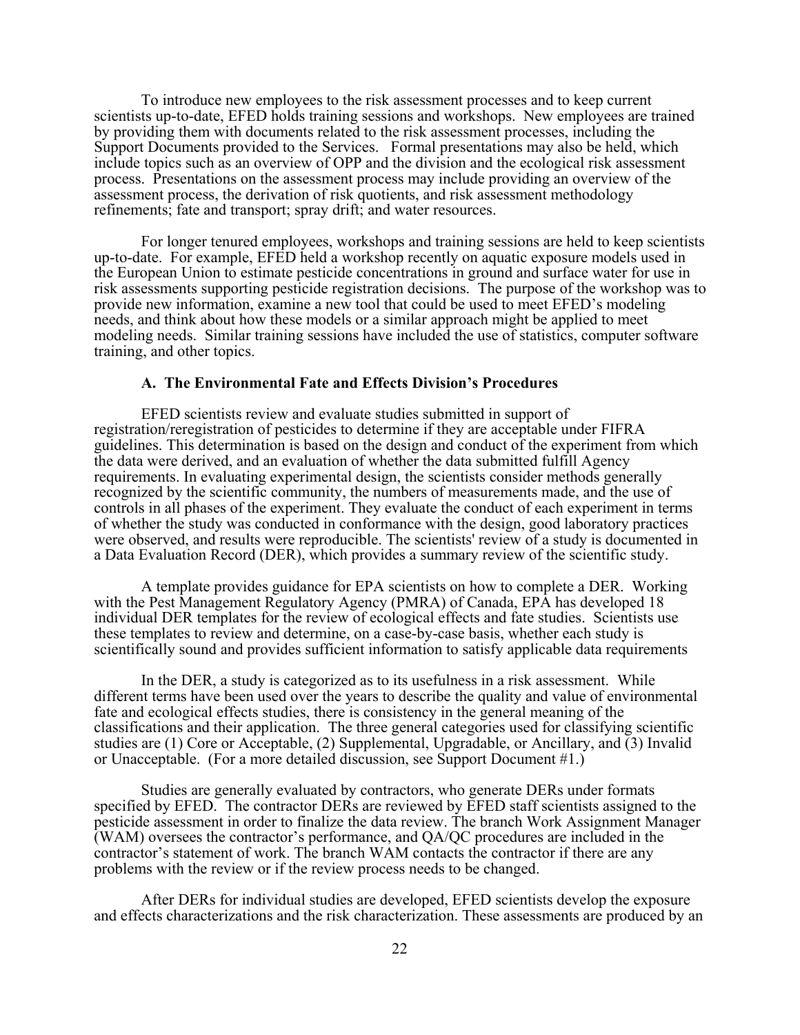To introduce new employees to the risk assessment processes and to keep current scientists up-to-date, EFED holds training sessions and workshops. New employees are trained by providing them with documents related to the risk assessment processes, including the Support Documents provided to the Services. Formal presentations may also be held, which include topics such as an overview of OPP and the division and the ecological risk assessment process. Presentations on the assessment process may include providing an overview of the assessment process, the derivation of risk quotients, and risk assessment methodology refinements; fate and transport; spray drift; and water resources.

For longer tenured employees, workshops and training sessions are held to keep scientists up-to-date. For example, EFED held a workshop recently on aquatic exposure models used in the European Union to estimate pesticide concentrations in ground and surface water for use in risk assessments supporting pesticide registration decisions. The purpose of the workshop was to provide new information, examine a new tool that could be used to meet EFED's modeling needs, and think about how these models or a similar approach might be applied to meet modeling needs. Similar training sessions have included the use of statistics, computer software training, and other topics.

### A. The Environmental Fate and Effects Division's Procedures

EFED scientists review and evaluate studies submitted in support of registration/reregistration of pesticides to determine if they are acceptable under FIFRA guidelines. This determination is based on the design and conduct of the experiment from which the data were derived, and an evaluation of whether the data submitted fulfill Agency requirements. In evaluating experimental design, the scientists consider methods generally recognized by the scientific community, the numbers of measurements made, and the use of controls in all phases of the experiment. They evaluate the conduct of each experiment in terms of whether the study was conducted in conformance with the design, good laboratory practices were observed, and results were reproducible. The scientists' review of a study is documented in a Data Evaluation Record (DER), which provides a summary review of the scientific study.

A template provides guidance for EPA scientists on how to complete a DER. Working with the Pest Management Regulatory Agency (PMRA) of Canada, EPA has developed 18 individual DER templates for the review of ecological effects and fate studies. Scientists use these templates to review and determine, on a case-by-case basis, whether each study is scientifically sound and provides sufficient information to satisfy applicable data requirements

In the DER, a study is categorized as to its usefulness in a risk assessment. While different terms have been used over the years to describe the quality and value of environmental fate and ecological effects studies, there is consistency in the general meaning of the classifications and their application. The three general categories used for classifying scientific studies are (1) Core or Acceptable, (2) Supplemental, Upgradable, or Ancillary, and (3) Invalid or Unacceptable. (For a more detailed discussion, see Support Document #1.)

Studies are generally evaluated by contractors, who generate DERs under formats specified by EFED. The contractor DERs are reviewed by EFED staff scientists assigned to the pesticide assessment in order to finalize the data review. The branch Work Assignment Manager (WAM) oversees the contractor's performance, and QA/QC procedures are included in the contractor's statement of work. The branch WAM contacts the contractor if there are any problems with the review or if the review process needs to be changed.

After DERs for individual studies are developed, EFED scientists develop the exposure and effects characterizations and the risk characterization. These assessments are produced by an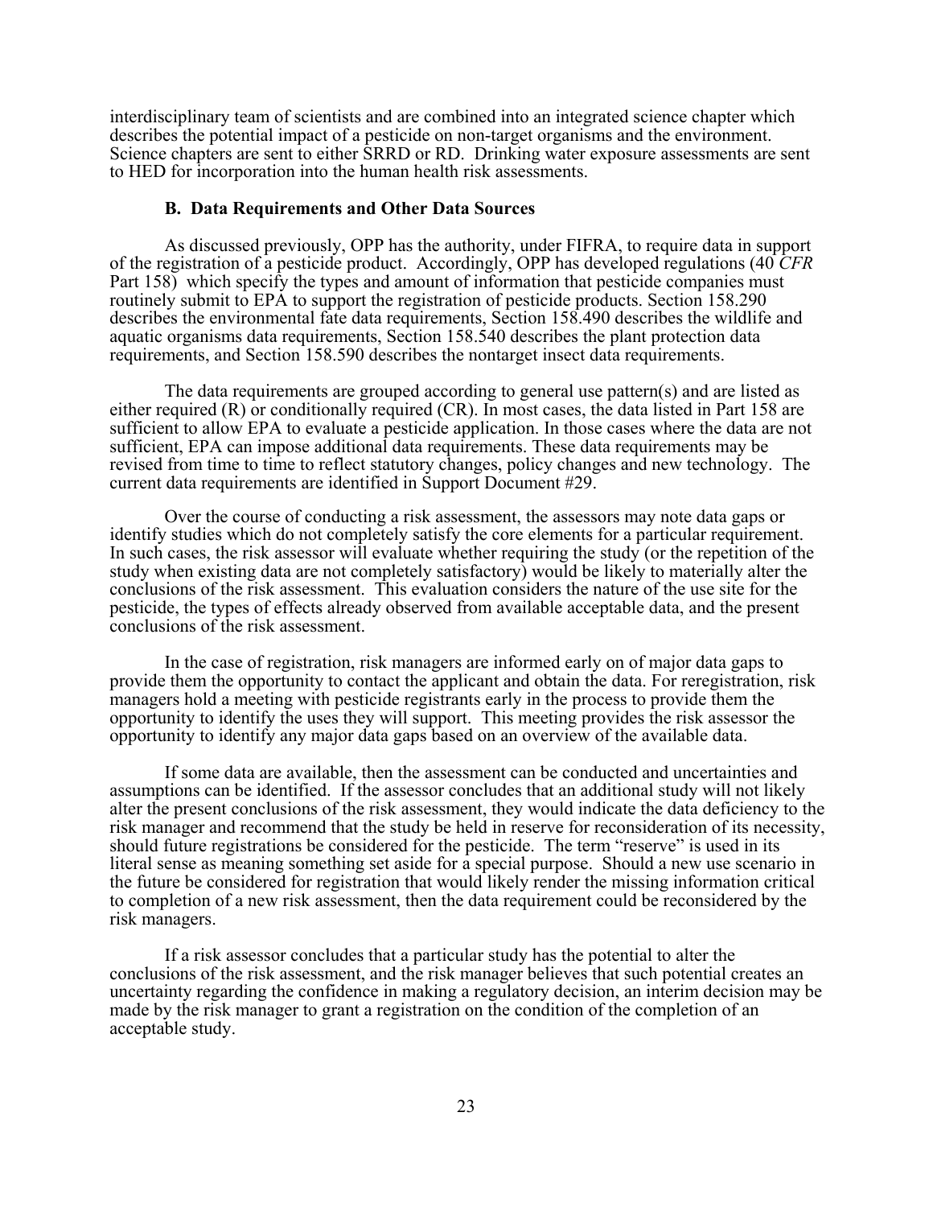interdisciplinary team of scientists and are combined into an integrated science chapter which describes the potential impact of a pesticide on non-target organisms and the environment. Science chapters are sent to either SRRD or RD. Drinking water exposure assessments are sent to HED for incorporation into the human health risk assessments.

### B. Data Requirements and Other Data Sources

As discussed previously, OPP has the authority, under FIFRA, to require data in support of the registration of a pesticide product. Accordingly, OPP has developed regulations (40 *CFR* Part 158) which specify the types and amount of information that pesticide companies must routinely submit to EPA to support the registration of pesticide products. Section 158.290 describes the environmental fate data requirements, Section 158.490 describes the wildlife and aquatic organisms data requirements, Section 158.540 describes the plant protection data requirements, and Section 158.590 describes the nontarget insect data requirements.

The data requirements are grouped according to general use pattern(s) and are listed as either required (R) or conditionally required (CR). In most cases, the data listed in Part 158 are sufficient to allow EPA to evaluate a pesticide application. In those cases where the data are not sufficient, EPA can impose additional data requirements. These data requirements may be revised from time to time to reflect statutory changes, policy changes and new technology. The current data requirements are identified in Support Document #29.

Over the course of conducting a risk assessment, the assessors may note data gaps or identify studies which do not completely satisfy the core elements for a particular requirement. In such cases, the risk assessor will evaluate whether requiring the study (or the repetition of the study when existing data are not completely satisfactory) would be likely to materially alter the conclusions of the risk assessment. This evaluation considers the nature of the use site for the pesticide, the types of effects already observed from available acceptable data, and the present conclusions of the risk assessment.

In the case of registration, risk managers are informed early on of major data gaps to provide them the opportunity to contact the applicant and obtain the data. For reregistration, risk managers hold a meeting with pesticide registrants early in the process to provide them the opportunity to identify the uses they will support. This meeting provides the risk assessor the opportunity to identify any major data gaps based on an overview of the available data.

If some data are available, then the assessment can be conducted and uncertainties and assumptions can be identified. If the assessor concludes that an additional study will not likely alter the present conclusions of the risk assessment, they would indicate the data deficiency to the risk manager and recommend that the study be held in reserve for reconsideration of its necessity, should future registrations be considered for the pesticide. The term "reserve" is used in its literal sense as meaning something set aside for a special purpose. Should a new use scenario in the future be considered for registration that would likely render the missing information critical to completion of a new risk assessment, then the data requirement could be reconsidered by the risk managers.

If a risk assessor concludes that a particular study has the potential to alter the conclusions of the risk assessment, and the risk manager believes that such potential creates an uncertainty regarding the confidence in making a regulatory decision, an interim decision may be made by the risk manager to grant a registration on the condition of the completion of an acceptable study.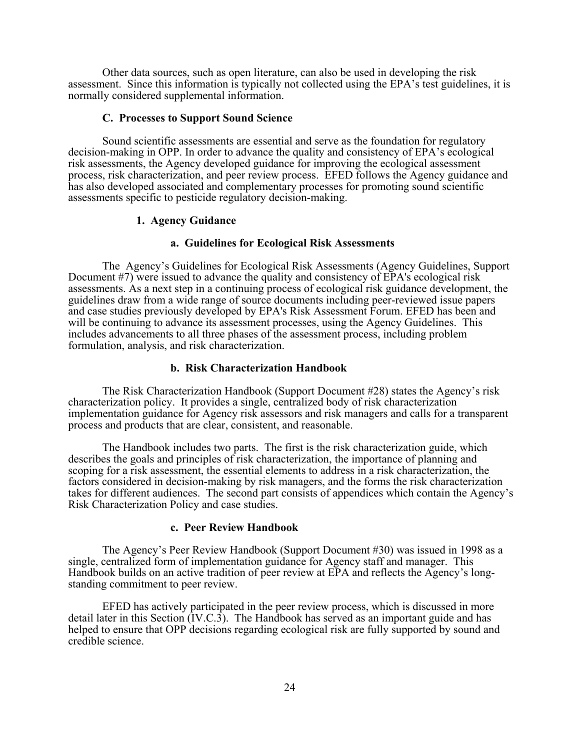Other data sources, such as open literature, can also be used in developing the risk assessment. Since this information is typically not collected using the EPA's test guidelines, it is normally considered supplemental information.

### C. Processes to Support Sound Science

Sound scientific assessments are essential and serve as the foundation for regulatory decision-making in OPP. In order to advance the quality and consistency of EPA's ecological risk assessments, the Agency developed guidance for improving the ecological assessment process, risk characterization, and peer review process. EFED follows the Agency guidance and has also developed associated and complementary processes for promoting sound scientific assessments specific to pesticide regulatory decision-making.

#### 1. Agency Guidance

##### a. Guidelines for Ecological Risk Assessments

The Agency's Guidelines for Ecological Risk Assessments (Agency Guidelines, Support Document #7) were issued to advance the quality and consistency of EPA's ecological risk assessments. As a next step in a continuing process of ecological risk guidance development, the guidelines draw from a wide range of source documents including peer-reviewed issue papers and case studies previously developed by EPA's Risk Assessment Forum. EFED has been and will be continuing to advance its assessment processes, using the Agency Guidelines. This includes advancements to all three phases of the assessment process, including problem formulation, analysis, and risk characterization.

##### b. Risk Characterization Handbook

The Risk Characterization Handbook (Support Document #28) states the Agency's risk characterization policy. It provides a single, centralized body of risk characterization implementation guidance for Agency risk assessors and risk managers and calls for a transparent process and products that are clear, consistent, and reasonable.

The Handbook includes two parts. The first is the risk characterization guide, which describes the goals and principles of risk characterization, the importance of planning and scoping for a risk assessment, the essential elements to address in a risk characterization, the factors considered in decision-making by risk managers, and the forms the risk characterization takes for different audiences. The second part consists of appendices which contain the Agency's Risk Characterization Policy and case studies.

##### c. Peer Review Handbook

The Agency's Peer Review Handbook (Support Document #30) was issued in 1998 as a single, centralized form of implementation guidance for Agency staff and manager. This Handbook builds on an active tradition of peer review at EPA and reflects the Agency's long-standing commitment to peer review.

EFED has actively participated in the peer review process, which is discussed in more detail later in this Section (IV.C.3). The Handbook has served as an important guide and has helped to ensure that OPP decisions regarding ecological risk are fully supported by sound and credible science.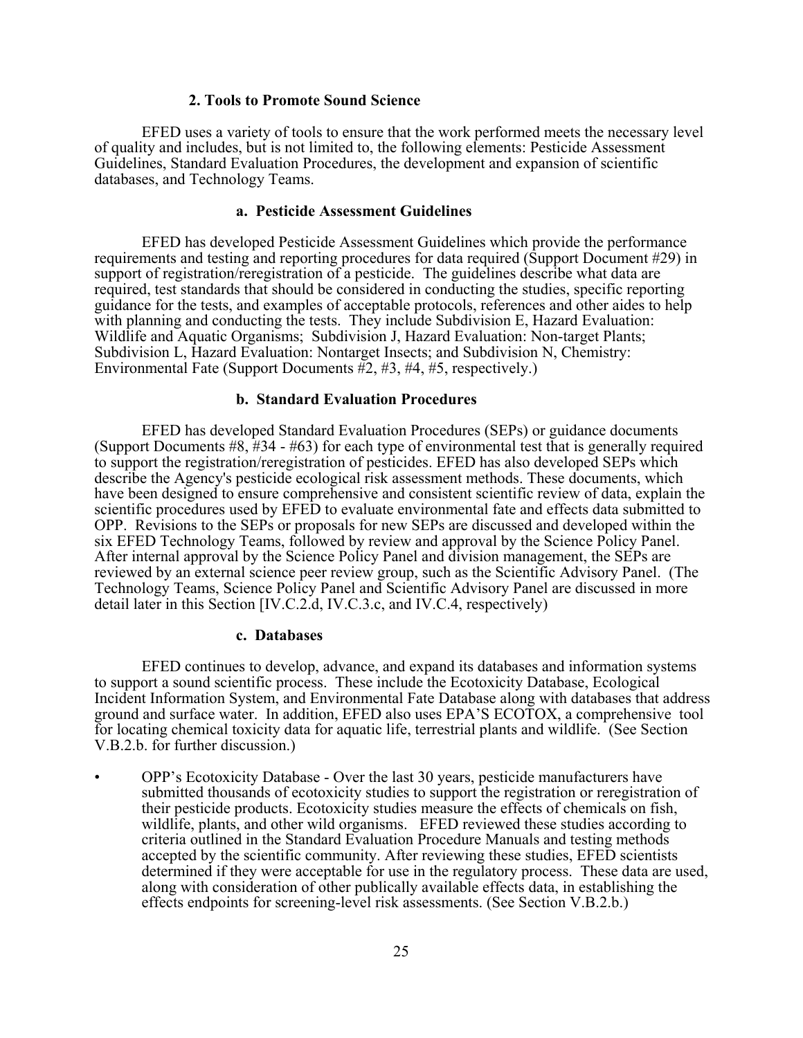### 2. Tools to Promote Sound Science

EFED uses a variety of tools to ensure that the work performed meets the necessary level of quality and includes, but is not limited to, the following elements: Pesticide Assessment Guidelines, Standard Evaluation Procedures, the development and expansion of scientific databases, and Technology Teams.

#### a. Pesticide Assessment Guidelines

EFED has developed Pesticide Assessment Guidelines which provide the performance requirements and testing and reporting procedures for data required (Support Document #29) in support of registration/reregistration of a pesticide. The guidelines describe what data are required, test standards that should be considered in conducting the studies, specific reporting guidance for the tests, and examples of acceptable protocols, references and other aides to help with planning and conducting the tests. They include Subdivision E, Hazard Evaluation: Wildlife and Aquatic Organisms; Subdivision J, Hazard Evaluation: Non-target Plants; Subdivision L, Hazard Evaluation: Nontarget Insects; and Subdivision N, Chemistry: Environmental Fate (Support Documents #2, #3, #4, #5, respectively.)

#### b. Standard Evaluation Procedures

EFED has developed Standard Evaluation Procedures (SEPs) or guidance documents (Support Documents #8, #34 - #63) for each type of environmental test that is generally required to support the registration/reregistration of pesticides. EFED has also developed SEPs which describe the Agency's pesticide ecological risk assessment methods. These documents, which have been designed to ensure comprehensive and consistent scientific review of data, explain the scientific procedures used by EFED to evaluate environmental fate and effects data submitted to OPP. Revisions to the SEPs or proposals for new SEPs are discussed and developed within the six EFED Technology Teams, followed by review and approval by the Science Policy Panel. After internal approval by the Science Policy Panel and division management, the SEPs are reviewed by an external science peer review group, such as the Scientific Advisory Panel. (The Technology Teams, Science Policy Panel and Scientific Advisory Panel are discussed in more detail later in this Section [IV.C.2.d, IV.C.3.c, and IV.C.4, respectively)

#### c. Databases

EFED continues to develop, advance, and expand its databases and information systems to support a sound scientific process. These include the Ecotoxicity Database, Ecological Incident Information System, and Environmental Fate Database along with databases that address ground and surface water. In addition, EFED also uses EPA'S ECOTOX, a comprehensive tool for locating chemical toxicity data for aquatic life, terrestrial plants and wildlife. (See Section V.B.2.b. for further discussion.)

- OPP's Ecotoxicity Database - Over the last 30 years, pesticide manufacturers have submitted thousands of ecotoxicity studies to support the registration or reregistration of their pesticide products. Ecotoxicity studies measure the effects of chemicals on fish, wildlife, plants, and other wild organisms. EFED reviewed these studies according to criteria outlined in the Standard Evaluation Procedure Manuals and testing methods accepted by the scientific community. After reviewing these studies, EFED scientists determined if they were acceptable for use in the regulatory process. These data are used, along with consideration of other publically available effects data, in establishing the effects endpoints for screening-level risk assessments. (See Section V.B.2.b.)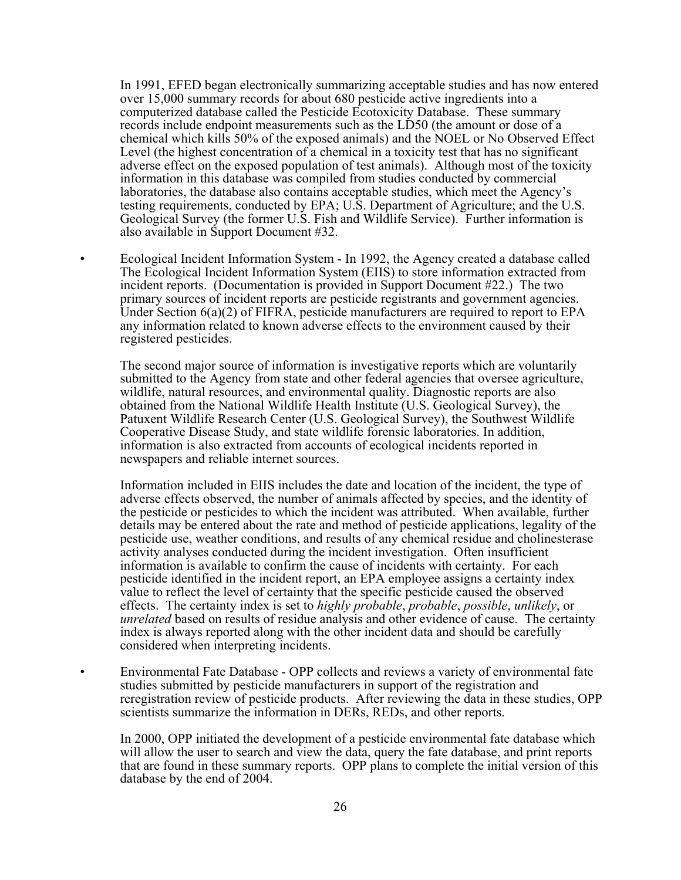In 1991, EFED began electronically summarizing acceptable studies and has now entered over 15,000 summary records for about 680 pesticide active ingredients into a computerized database called the Pesticide Ecotoxicity Database. These summary records include endpoint measurements such as the LD50 (the amount or dose of a chemical which kills 50% of the exposed animals) and the NOEL or No Observed Effect Level (the highest concentration of a chemical in a toxicity test that has no significant adverse effect on the exposed population of test animals). Although most of the toxicity information in this database was compiled from studies conducted by commercial laboratories, the database also contains acceptable studies, which meet the Agency's testing requirements, conducted by EPA; U.S. Department of Agriculture; and the U.S. Geological Survey (the former U.S. Fish and Wildlife Service). Further information is also available in Support Document #32.

- Ecological Incident Information System - In 1992, the Agency created a database called The Ecological Incident Information System (EIIS) to store information extracted from incident reports. (Documentation is provided in Support Document #22.) The two primary sources of incident reports are pesticide registrants and government agencies. Under Section 6(a)(2) of FIFRA, pesticide manufacturers are required to report to EPA any information related to known adverse effects to the environment caused by their registered pesticides.

  The second major source of information is investigative reports which are voluntarily submitted to the Agency from state and other federal agencies that oversee agriculture, wildlife, natural resources, and environmental quality. Diagnostic reports are also obtained from the National Wildlife Health Institute (U.S. Geological Survey), the Patuxent Wildlife Research Center (U.S. Geological Survey), the Southwest Wildlife Cooperative Disease Study, and state wildlife forensic laboratories. In addition, information is also extracted from accounts of ecological incidents reported in newspapers and reliable internet sources.

  Information included in EIIS includes the date and location of the incident, the type of adverse effects observed, the number of animals affected by species, and the identity of the pesticide or pesticides to which the incident was attributed. When available, further details may be entered about the rate and method of pesticide applications, legality of the pesticide use, weather conditions, and results of any chemical residue and cholinesterase activity analyses conducted during the incident investigation. Often insufficient information is available to confirm the cause of incidents with certainty. For each pesticide identified in the incident report, an EPA employee assigns a certainty index value to reflect the level of certainty that the specific pesticide caused the observed effects. The certainty index is set to *highly probable*, *probable*, *possible*, *unlikely*, or *unrelated* based on results of residue analysis and other evidence of cause. The certainty index is always reported along with the other incident data and should be carefully considered when interpreting incidents.

- Environmental Fate Database - OPP collects and reviews a variety of environmental fate studies submitted by pesticide manufacturers in support of the registration and reregistration review of pesticide products. After reviewing the data in these studies, OPP scientists summarize the information in DERs, REDs, and other reports.

  In 2000, OPP initiated the development of a pesticide environmental fate database which will allow the user to search and view the data, query the fate database, and print reports that are found in these summary reports. OPP plans to complete the initial version of this database by the end of 2004.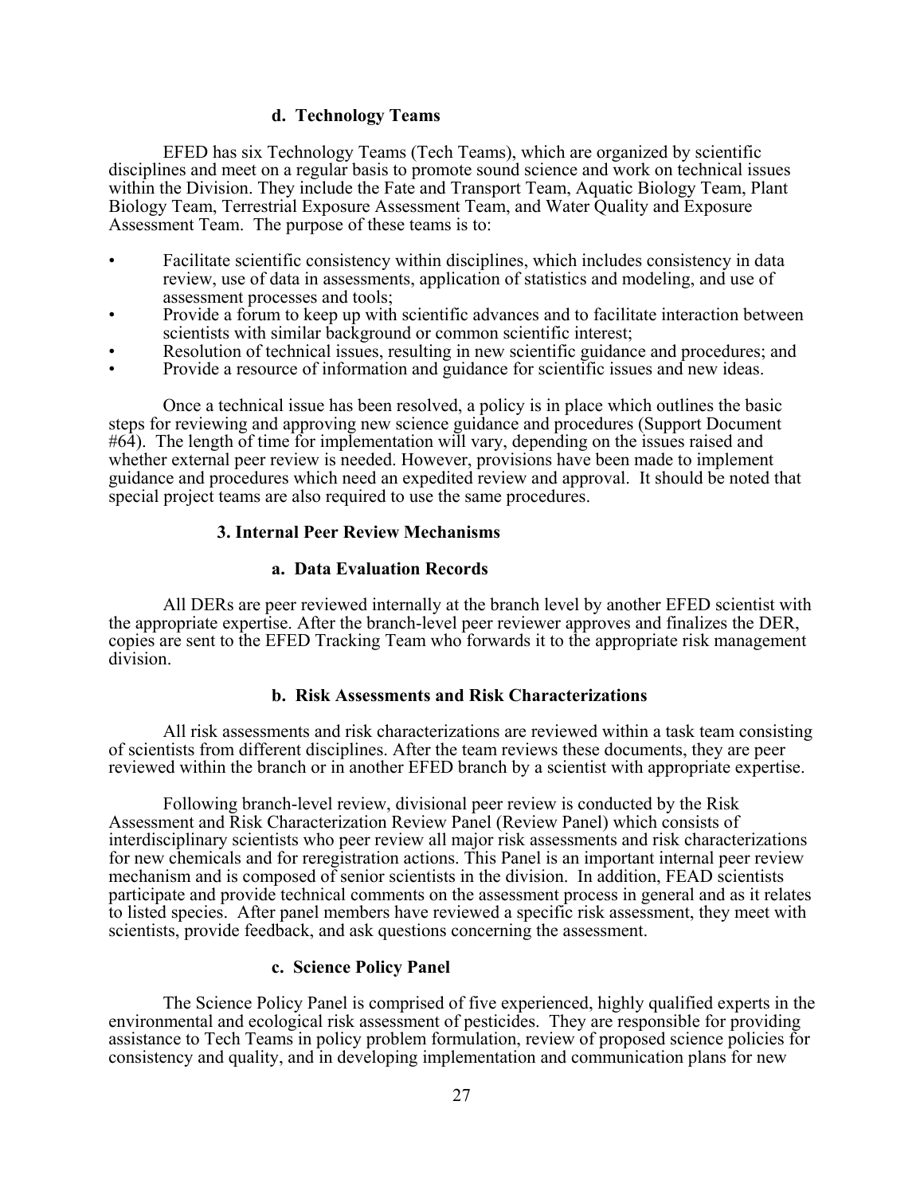#### d. Technology Teams

EFED has six Technology Teams (Tech Teams), which are organized by scientific disciplines and meet on a regular basis to promote sound science and work on technical issues within the Division. They include the Fate and Transport Team, Aquatic Biology Team, Plant Biology Team, Terrestrial Exposure Assessment Team, and Water Quality and Exposure Assessment Team. The purpose of these teams is to:

- Facilitate scientific consistency within disciplines, which includes consistency in data review, use of data in assessments, application of statistics and modeling, and use of assessment processes and tools;
- Provide a forum to keep up with scientific advances and to facilitate interaction between scientists with similar background or common scientific interest;
- Resolution of technical issues, resulting in new scientific guidance and procedures; and
- Provide a resource of information and guidance for scientific issues and new ideas.

Once a technical issue has been resolved, a policy is in place which outlines the basic steps for reviewing and approving new science guidance and procedures (Support Document #64). The length of time for implementation will vary, depending on the issues raised and whether external peer review is needed. However, provisions have been made to implement guidance and procedures which need an expedited review and approval. It should be noted that special project teams are also required to use the same procedures.

### 3. Internal Peer Review Mechanisms

#### a. Data Evaluation Records

All DERs are peer reviewed internally at the branch level by another EFED scientist with the appropriate expertise. After the branch-level peer reviewer approves and finalizes the DER, copies are sent to the EFED Tracking Team who forwards it to the appropriate risk management division.

#### b. Risk Assessments and Risk Characterizations

All risk assessments and risk characterizations are reviewed within a task team consisting of scientists from different disciplines. After the team reviews these documents, they are peer reviewed within the branch or in another EFED branch by a scientist with appropriate expertise.

Following branch-level review, divisional peer review is conducted by the Risk Assessment and Risk Characterization Review Panel (Review Panel) which consists of interdisciplinary scientists who peer review all major risk assessments and risk characterizations for new chemicals and for reregistration actions. This Panel is an important internal peer review mechanism and is composed of senior scientists in the division. In addition, FEAD scientists participate and provide technical comments on the assessment process in general and as it relates to listed species. After panel members have reviewed a specific risk assessment, they meet with scientists, provide feedback, and ask questions concerning the assessment.

#### c. Science Policy Panel

The Science Policy Panel is comprised of five experienced, highly qualified experts in the environmental and ecological risk assessment of pesticides. They are responsible for providing assistance to Tech Teams in policy problem formulation, review of proposed science policies for consistency and quality, and in developing implementation and communication plans for new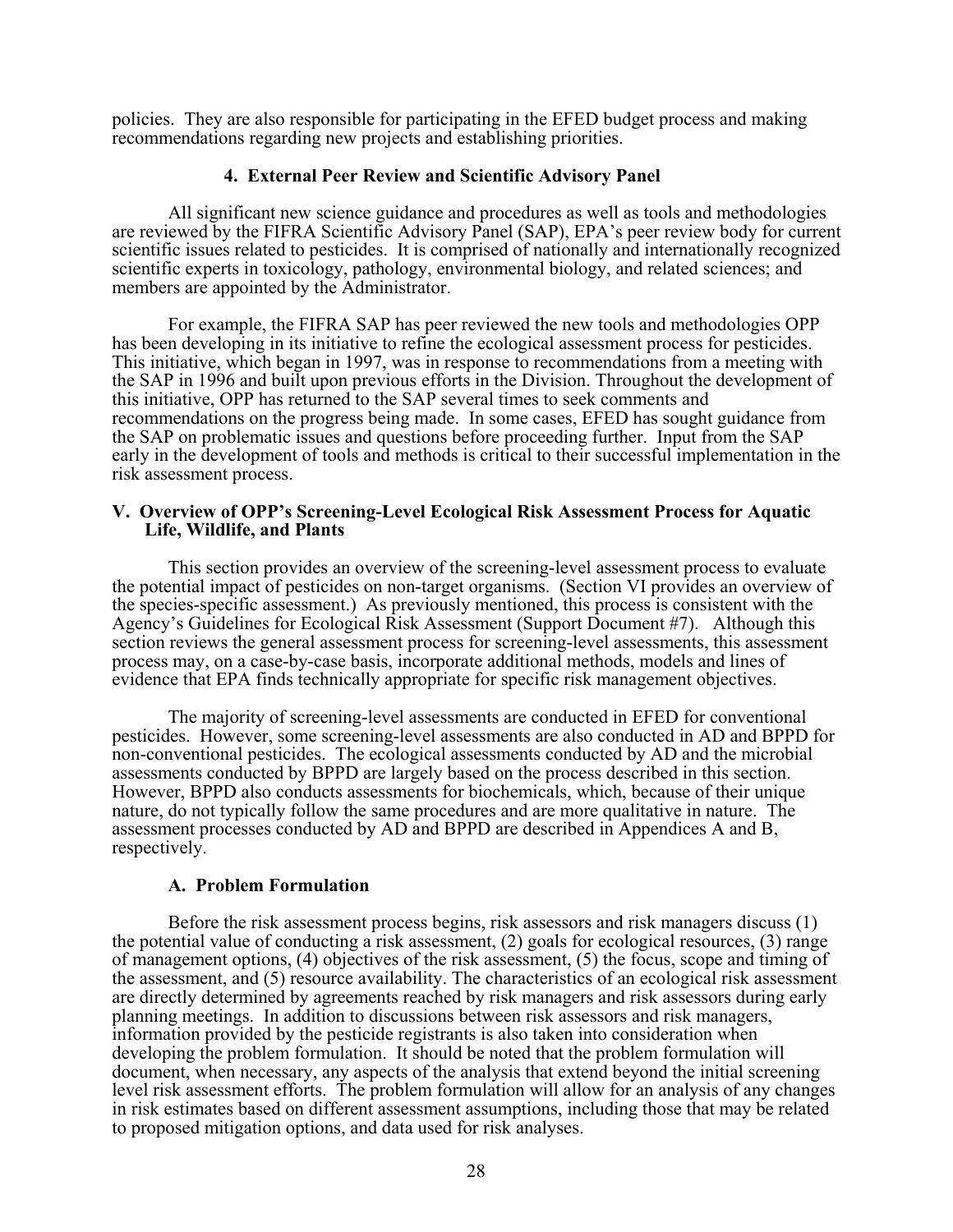policies. They are also responsible for participating in the EFED budget process and making recommendations regarding new projects and establishing priorities.

### 4. External Peer Review and Scientific Advisory Panel

All significant new science guidance and procedures as well as tools and methodologies are reviewed by the FIFRA Scientific Advisory Panel (SAP), EPA's peer review body for current scientific issues related to pesticides. It is comprised of nationally and internationally recognized scientific experts in toxicology, pathology, environmental biology, and related sciences; and members are appointed by the Administrator.

For example, the FIFRA SAP has peer reviewed the new tools and methodologies OPP has been developing in its initiative to refine the ecological assessment process for pesticides. This initiative, which began in 1997, was in response to recommendations from a meeting with the SAP in 1996 and built upon previous efforts in the Division. Throughout the development of this initiative, OPP has returned to the SAP several times to seek comments and recommendations on the progress being made. In some cases, EFED has sought guidance from the SAP on problematic issues and questions before proceeding further. Input from the SAP early in the development of tools and methods is critical to their successful implementation in the risk assessment process.

## V. Overview of OPP's Screening-Level Ecological Risk Assessment Process for Aquatic Life, Wildlife, and Plants

This section provides an overview of the screening-level assessment process to evaluate the potential impact of pesticides on non-target organisms. (Section VI provides an overview of the species-specific assessment.) As previously mentioned, this process is consistent with the Agency's Guidelines for Ecological Risk Assessment (Support Document #7). Although this section reviews the general assessment process for screening-level assessments, this assessment process may, on a case-by-case basis, incorporate additional methods, models and lines of evidence that EPA finds technically appropriate for specific risk management objectives.

The majority of screening-level assessments are conducted in EFED for conventional pesticides. However, some screening-level assessments are also conducted in AD and BPPD for non-conventional pesticides. The ecological assessments conducted by AD and the microbial assessments conducted by BPPD are largely based on the process described in this section. However, BPPD also conducts assessments for biochemicals, which, because of their unique nature, do not typically follow the same procedures and are more qualitative in nature. The assessment processes conducted by AD and BPPD are described in Appendices A and B, respectively.

### A. Problem Formulation

Before the risk assessment process begins, risk assessors and risk managers discuss (1) the potential value of conducting a risk assessment, (2) goals for ecological resources, (3) range of management options, (4) objectives of the risk assessment, (5) the focus, scope and timing of the assessment, and (5) resource availability. The characteristics of an ecological risk assessment are directly determined by agreements reached by risk managers and risk assessors during early planning meetings. In addition to discussions between risk assessors and risk managers, information provided by the pesticide registrants is also taken into consideration when developing the problem formulation. It should be noted that the problem formulation will document, when necessary, any aspects of the analysis that extend beyond the initial screening level risk assessment efforts. The problem formulation will allow for an analysis of any changes in risk estimates based on different assessment assumptions, including those that may be related to proposed mitigation options, and data used for risk analyses.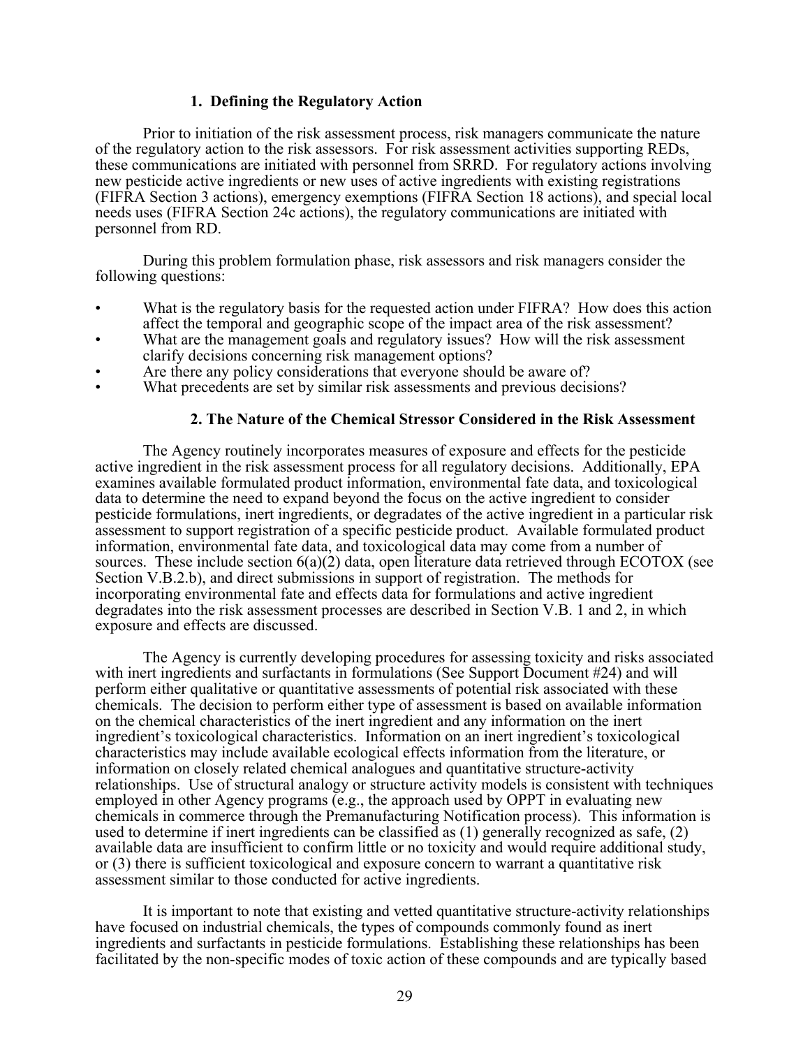### 1. Defining the Regulatory Action

Prior to initiation of the risk assessment process, risk managers communicate the nature of the regulatory action to the risk assessors. For risk assessment activities supporting REDs, these communications are initiated with personnel from SRRD. For regulatory actions involving new pesticide active ingredients or new uses of active ingredients with existing registrations (FIFRA Section 3 actions), emergency exemptions (FIFRA Section 18 actions), and special local needs uses (FIFRA Section 24c actions), the regulatory communications are initiated with personnel from RD.

During this problem formulation phase, risk assessors and risk managers consider the following questions:

- What is the regulatory basis for the requested action under FIFRA? How does this action affect the temporal and geographic scope of the impact area of the risk assessment?
- What are the management goals and regulatory issues? How will the risk assessment clarify decisions concerning risk management options?
- Are there any policy considerations that everyone should be aware of?
- What precedents are set by similar risk assessments and previous decisions?

### 2. The Nature of the Chemical Stressor Considered in the Risk Assessment

The Agency routinely incorporates measures of exposure and effects for the pesticide active ingredient in the risk assessment process for all regulatory decisions. Additionally, EPA examines available formulated product information, environmental fate data, and toxicological data to determine the need to expand beyond the focus on the active ingredient to consider pesticide formulations, inert ingredients, or degradates of the active ingredient in a particular risk assessment to support registration of a specific pesticide product. Available formulated product information, environmental fate data, and toxicological data may come from a number of sources. These include section 6(a)(2) data, open literature data retrieved through ECOTOX (see Section V.B.2.b), and direct submissions in support of registration. The methods for incorporating environmental fate and effects data for formulations and active ingredient degradates into the risk assessment processes are described in Section V.B. 1 and 2, in which exposure and effects are discussed.

The Agency is currently developing procedures for assessing toxicity and risks associated with inert ingredients and surfactants in formulations (See Support Document #24) and will perform either qualitative or quantitative assessments of potential risk associated with these chemicals. The decision to perform either type of assessment is based on available information on the chemical characteristics of the inert ingredient and any information on the inert ingredient's toxicological characteristics. Information on an inert ingredient's toxicological characteristics may include available ecological effects information from the literature, or information on closely related chemical analogues and quantitative structure-activity relationships. Use of structural analogy or structure activity models is consistent with techniques employed in other Agency programs (e.g., the approach used by OPPT in evaluating new chemicals in commerce through the Premanufacturing Notification process). This information is used to determine if inert ingredients can be classified as (1) generally recognized as safe, (2) available data are insufficient to confirm little or no toxicity and would require additional study, or (3) there is sufficient toxicological and exposure concern to warrant a quantitative risk assessment similar to those conducted for active ingredients.

It is important to note that existing and vetted quantitative structure-activity relationships have focused on industrial chemicals, the types of compounds commonly found as inert ingredients and surfactants in pesticide formulations. Establishing these relationships has been facilitated by the non-specific modes of toxic action of these compounds and are typically based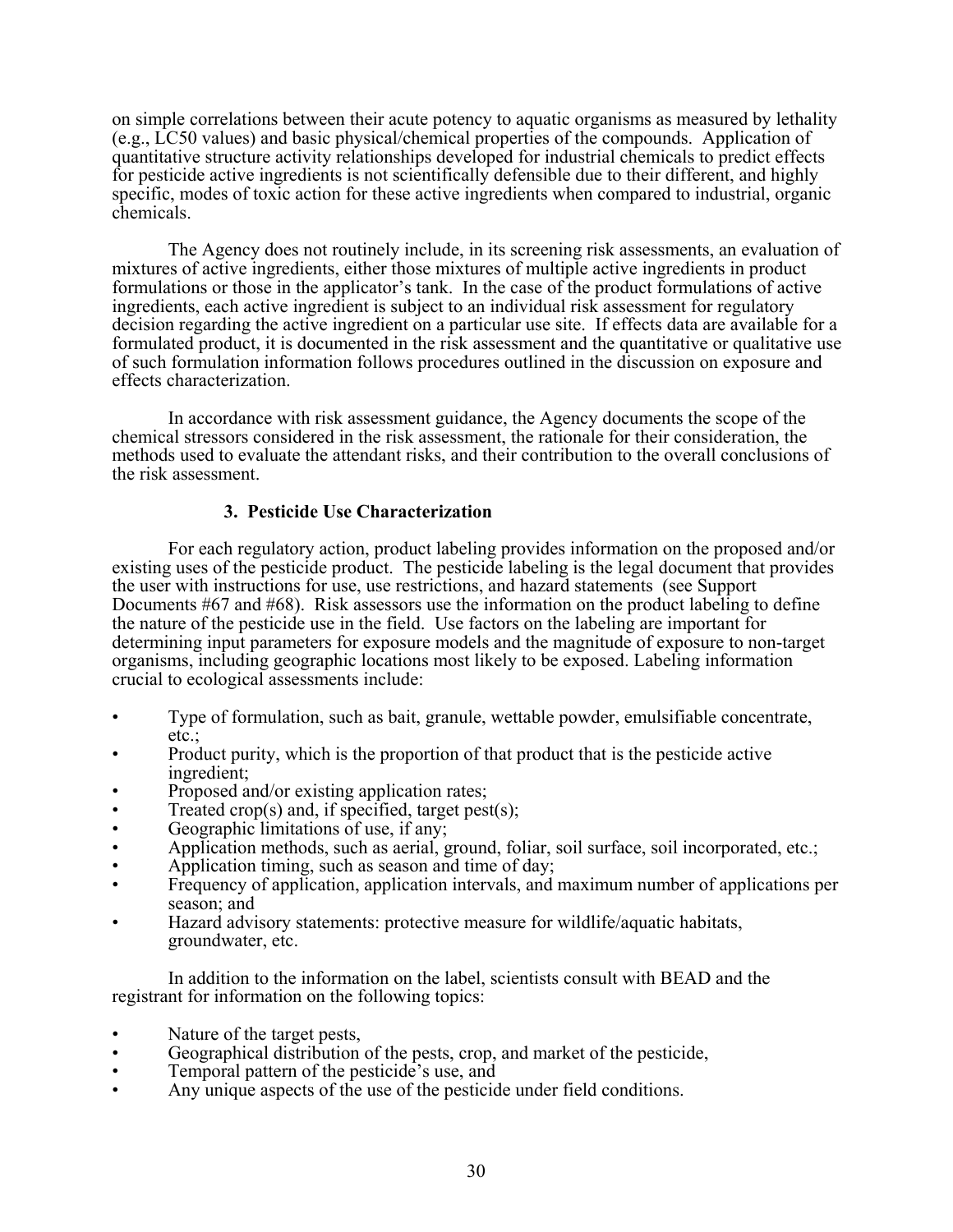on simple correlations between their acute potency to aquatic organisms as measured by lethality (e.g., LC50 values) and basic physical/chemical properties of the compounds. Application of quantitative structure activity relationships developed for industrial chemicals to predict effects for pesticide active ingredients is not scientifically defensible due to their different, and highly specific, modes of toxic action for these active ingredients when compared to industrial, organic chemicals.

The Agency does not routinely include, in its screening risk assessments, an evaluation of mixtures of active ingredients, either those mixtures of multiple active ingredients in product formulations or those in the applicator's tank. In the case of the product formulations of active ingredients, each active ingredient is subject to an individual risk assessment for regulatory decision regarding the active ingredient on a particular use site. If effects data are available for a formulated product, it is documented in the risk assessment and the quantitative or qualitative use of such formulation information follows procedures outlined in the discussion on exposure and effects characterization.

In accordance with risk assessment guidance, the Agency documents the scope of the chemical stressors considered in the risk assessment, the rationale for their consideration, the methods used to evaluate the attendant risks, and their contribution to the overall conclusions of the risk assessment.

### 3. Pesticide Use Characterization

For each regulatory action, product labeling provides information on the proposed and/or existing uses of the pesticide product. The pesticide labeling is the legal document that provides the user with instructions for use, use restrictions, and hazard statements (see Support Documents #67 and #68). Risk assessors use the information on the product labeling to define the nature of the pesticide use in the field. Use factors on the labeling are important for determining input parameters for exposure models and the magnitude of exposure to non-target organisms, including geographic locations most likely to be exposed. Labeling information crucial to ecological assessments include:

- Type of formulation, such as bait, granule, wettable powder, emulsifiable concentrate, etc.;
- Product purity, which is the proportion of that product that is the pesticide active ingredient;
- Proposed and/or existing application rates;
- Treated crop(s) and, if specified, target pest(s);
- Geographic limitations of use, if any;
- Application methods, such as aerial, ground, foliar, soil surface, soil incorporated, etc.;
- Application timing, such as season and time of day;
- Frequency of application, application intervals, and maximum number of applications per season; and
- Hazard advisory statements: protective measure for wildlife/aquatic habitats, groundwater, etc.

In addition to the information on the label, scientists consult with BEAD and the registrant for information on the following topics:

- Nature of the target pests,
- Geographical distribution of the pests, crop, and market of the pesticide,
- Temporal pattern of the pesticide's use, and
- Any unique aspects of the use of the pesticide under field conditions.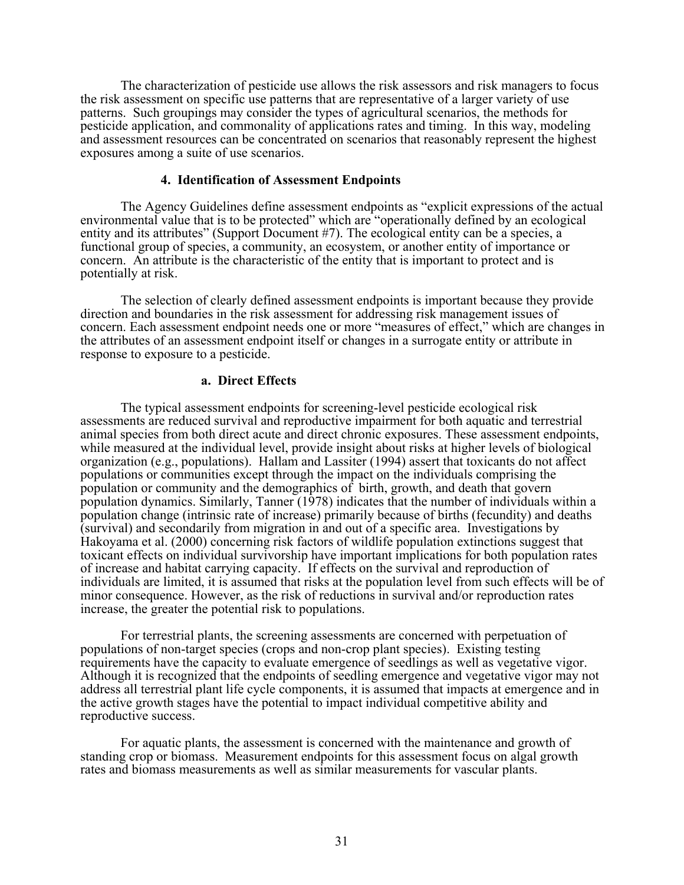The characterization of pesticide use allows the risk assessors and risk managers to focus the risk assessment on specific use patterns that are representative of a larger variety of use patterns. Such groupings may consider the types of agricultural scenarios, the methods for pesticide application, and commonality of applications rates and timing. In this way, modeling and assessment resources can be concentrated on scenarios that reasonably represent the highest exposures among a suite of use scenarios.

### 4. Identification of Assessment Endpoints

The Agency Guidelines define assessment endpoints as "explicit expressions of the actual environmental value that is to be protected" which are "operationally defined by an ecological entity and its attributes" (Support Document #7). The ecological entity can be a species, a functional group of species, a community, an ecosystem, or another entity of importance or concern. An attribute is the characteristic of the entity that is important to protect and is potentially at risk.

The selection of clearly defined assessment endpoints is important because they provide direction and boundaries in the risk assessment for addressing risk management issues of concern. Each assessment endpoint needs one or more "measures of effect," which are changes in the attributes of an assessment endpoint itself or changes in a surrogate entity or attribute in response to exposure to a pesticide.

#### a. Direct Effects

The typical assessment endpoints for screening-level pesticide ecological risk assessments are reduced survival and reproductive impairment for both aquatic and terrestrial animal species from both direct acute and direct chronic exposures. These assessment endpoints, while measured at the individual level, provide insight about risks at higher levels of biological organization (e.g., populations). Hallam and Lassiter (1994) assert that toxicants do not affect populations or communities except through the impact on the individuals comprising the population or community and the demographics of birth, growth, and death that govern population dynamics. Similarly, Tanner (1978) indicates that the number of individuals within a population change (intrinsic rate of increase) primarily because of births (fecundity) and deaths (survival) and secondarily from migration in and out of a specific area. Investigations by Hakoyama et al. (2000) concerning risk factors of wildlife population extinctions suggest that toxicant effects on individual survivorship have important implications for both population rates of increase and habitat carrying capacity. If effects on the survival and reproduction of individuals are limited, it is assumed that risks at the population level from such effects will be of minor consequence. However, as the risk of reductions in survival and/or reproduction rates increase, the greater the potential risk to populations.

For terrestrial plants, the screening assessments are concerned with perpetuation of populations of non-target species (crops and non-crop plant species). Existing testing requirements have the capacity to evaluate emergence of seedlings as well as vegetative vigor. Although it is recognized that the endpoints of seedling emergence and vegetative vigor may not address all terrestrial plant life cycle components, it is assumed that impacts at emergence and in the active growth stages have the potential to impact individual competitive ability and reproductive success.

For aquatic plants, the assessment is concerned with the maintenance and growth of standing crop or biomass. Measurement endpoints for this assessment focus on algal growth rates and biomass measurements as well as similar measurements for vascular plants.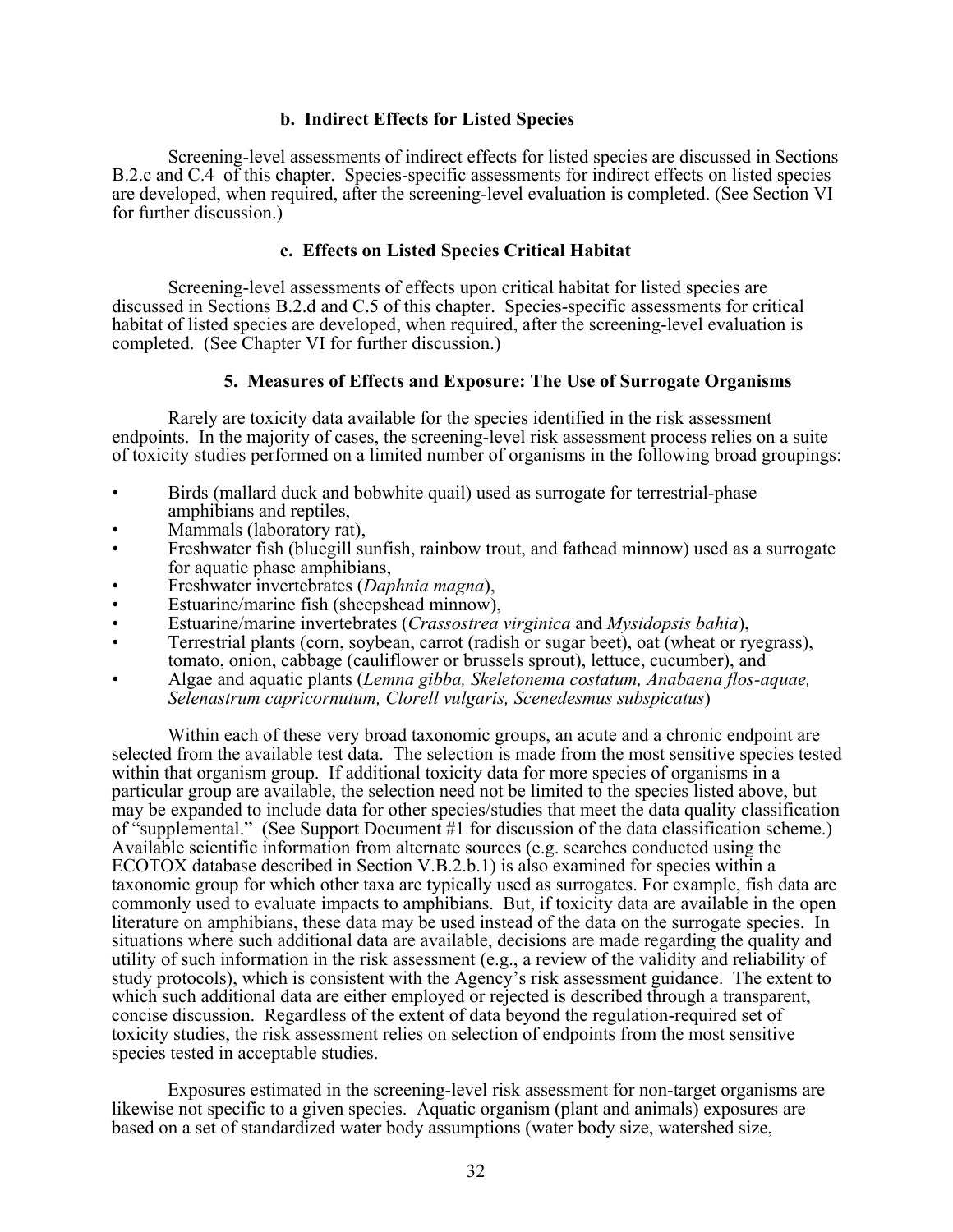### b. Indirect Effects for Listed Species

Screening-level assessments of indirect effects for listed species are discussed in Sections B.2.c and C.4 of this chapter. Species-specific assessments for indirect effects on listed species are developed, when required, after the screening-level evaluation is completed. (See Section VI for further discussion.)

### c. Effects on Listed Species Critical Habitat

Screening-level assessments of effects upon critical habitat for listed species are discussed in Sections B.2.d and C.5 of this chapter. Species-specific assessments for critical habitat of listed species are developed, when required, after the screening-level evaluation is completed. (See Chapter VI for further discussion.)

## 5. Measures of Effects and Exposure: The Use of Surrogate Organisms

Rarely are toxicity data available for the species identified in the risk assessment endpoints. In the majority of cases, the screening-level risk assessment process relies on a suite of toxicity studies performed on a limited number of organisms in the following broad groupings:

- Birds (mallard duck and bobwhite quail) used as surrogate for terrestrial-phase amphibians and reptiles,
- Mammals (laboratory rat),
- Freshwater fish (bluegill sunfish, rainbow trout, and fathead minnow) used as a surrogate for aquatic phase amphibians,
- Freshwater invertebrates (*Daphnia magna*),
- Estuarine/marine fish (sheepshead minnow),
- Estuarine/marine invertebrates (*Crassostrea virginica* and *Mysidopsis bahia*),
- Terrestrial plants (corn, soybean, carrot (radish or sugar beet), oat (wheat or ryegrass), tomato, onion, cabbage (cauliflower or brussels sprout), lettuce, cucumber), and
- Algae and aquatic plants (*Lemna gibba, Skeletonema costatum, Anabaena flos-aquae, Selenastrum capricornutum, Clorell vulgaris, Scenedesmus subspicatus*)

Within each of these very broad taxonomic groups, an acute and a chronic endpoint are selected from the available test data. The selection is made from the most sensitive species tested within that organism group. If additional toxicity data for more species of organisms in a particular group are available, the selection need not be limited to the species listed above, but may be expanded to include data for other species/studies that meet the data quality classification of "supplemental." (See Support Document #1 for discussion of the data classification scheme.) Available scientific information from alternate sources (e.g. searches conducted using the ECOTOX database described in Section V.B.2.b.1) is also examined for species within a taxonomic group for which other taxa are typically used as surrogates. For example, fish data are commonly used to evaluate impacts to amphibians. But, if toxicity data are available in the open literature on amphibians, these data may be used instead of the data on the surrogate species. In situations where such additional data are available, decisions are made regarding the quality and utility of such information in the risk assessment (e.g., a review of the validity and reliability of study protocols), which is consistent with the Agency's risk assessment guidance. The extent to which such additional data are either employed or rejected is described through a transparent, concise discussion. Regardless of the extent of data beyond the regulation-required set of toxicity studies, the risk assessment relies on selection of endpoints from the most sensitive species tested in acceptable studies.

Exposures estimated in the screening-level risk assessment for non-target organisms are likewise not specific to a given species. Aquatic organism (plant and animals) exposures are based on a set of standardized water body assumptions (water body size, watershed size,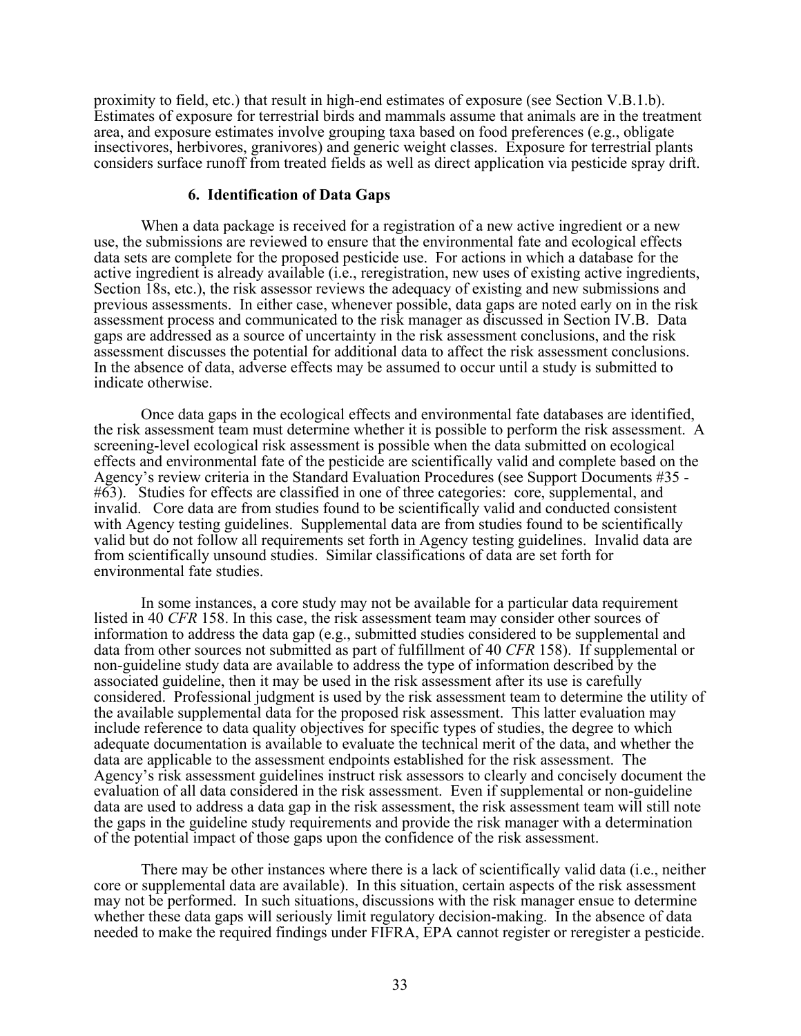proximity to field, etc.) that result in high-end estimates of exposure (see Section V.B.1.b). Estimates of exposure for terrestrial birds and mammals assume that animals are in the treatment area, and exposure estimates involve grouping taxa based on food preferences (e.g., obligate insectivores, herbivores, granivores) and generic weight classes. Exposure for terrestrial plants considers surface runoff from treated fields as well as direct application via pesticide spray drift.

#### 6. Identification of Data Gaps

When a data package is received for a registration of a new active ingredient or a new use, the submissions are reviewed to ensure that the environmental fate and ecological effects data sets are complete for the proposed pesticide use. For actions in which a database for the active ingredient is already available (i.e., reregistration, new uses of existing active ingredients, Section 18s, etc.), the risk assessor reviews the adequacy of existing and new submissions and previous assessments. In either case, whenever possible, data gaps are noted early on in the risk assessment process and communicated to the risk manager as discussed in Section IV.B. Data gaps are addressed as a source of uncertainty in the risk assessment conclusions, and the risk assessment discusses the potential for additional data to affect the risk assessment conclusions. In the absence of data, adverse effects may be assumed to occur until a study is submitted to indicate otherwise.

Once data gaps in the ecological effects and environmental fate databases are identified, the risk assessment team must determine whether it is possible to perform the risk assessment. A screening-level ecological risk assessment is possible when the data submitted on ecological effects and environmental fate of the pesticide are scientifically valid and complete based on the Agency's review criteria in the Standard Evaluation Procedures (see Support Documents #35 - #63). Studies for effects are classified in one of three categories: core, supplemental, and invalid. Core data are from studies found to be scientifically valid and conducted consistent with Agency testing guidelines. Supplemental data are from studies found to be scientifically valid but do not follow all requirements set forth in Agency testing guidelines. Invalid data are from scientifically unsound studies. Similar classifications of data are set forth for environmental fate studies.

In some instances, a core study may not be available for a particular data requirement listed in 40 *CFR* 158. In this case, the risk assessment team may consider other sources of information to address the data gap (e.g., submitted studies considered to be supplemental and data from other sources not submitted as part of fulfillment of 40 *CFR* 158). If supplemental or non-guideline study data are available to address the type of information described by the associated guideline, then it may be used in the risk assessment after its use is carefully considered. Professional judgment is used by the risk assessment team to determine the utility of the available supplemental data for the proposed risk assessment. This latter evaluation may include reference to data quality objectives for specific types of studies, the degree to which adequate documentation is available to evaluate the technical merit of the data, and whether the data are applicable to the assessment endpoints established for the risk assessment. The Agency's risk assessment guidelines instruct risk assessors to clearly and concisely document the evaluation of all data considered in the risk assessment. Even if supplemental or non-guideline data are used to address a data gap in the risk assessment, the risk assessment team will still note the gaps in the guideline study requirements and provide the risk manager with a determination of the potential impact of those gaps upon the confidence of the risk assessment.

There may be other instances where there is a lack of scientifically valid data (i.e., neither core or supplemental data are available). In this situation, certain aspects of the risk assessment may not be performed. In such situations, discussions with the risk manager ensue to determine whether these data gaps will seriously limit regulatory decision-making. In the absence of data needed to make the required findings under FIFRA, EPA cannot register or reregister a pesticide.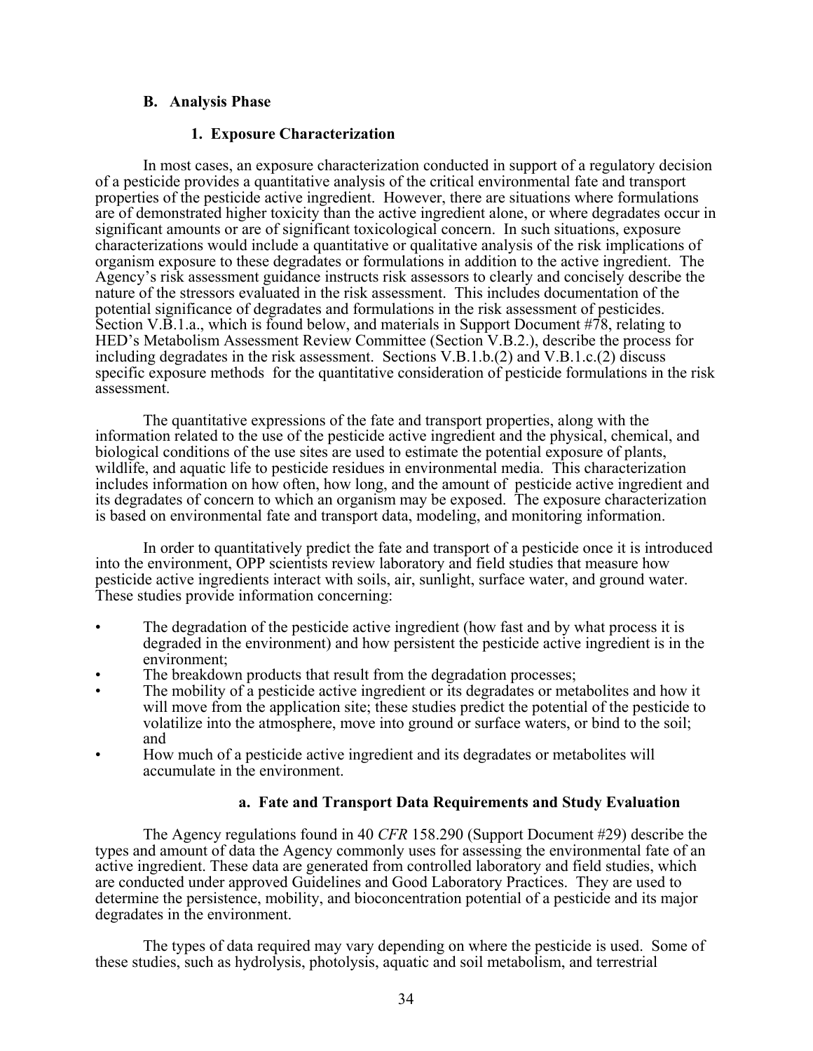## B. Analysis Phase

### 1. Exposure Characterization

In most cases, an exposure characterization conducted in support of a regulatory decision of a pesticide provides a quantitative analysis of the critical environmental fate and transport properties of the pesticide active ingredient. However, there are situations where formulations are of demonstrated higher toxicity than the active ingredient alone, or where degradates occur in significant amounts or are of significant toxicological concern. In such situations, exposure characterizations would include a quantitative or qualitative analysis of the risk implications of organism exposure to these degradates or formulations in addition to the active ingredient. The Agency's risk assessment guidance instructs risk assessors to clearly and concisely describe the nature of the stressors evaluated in the risk assessment. This includes documentation of the potential significance of degradates and formulations in the risk assessment of pesticides. Section V.B.1.a., which is found below, and materials in Support Document #78, relating to HED's Metabolism Assessment Review Committee (Section V.B.2.), describe the process for including degradates in the risk assessment. Sections V.B.1.b.(2) and V.B.1.c.(2) discuss specific exposure methods for the quantitative consideration of pesticide formulations in the risk assessment.

The quantitative expressions of the fate and transport properties, along with the information related to the use of the pesticide active ingredient and the physical, chemical, and biological conditions of the use sites are used to estimate the potential exposure of plants, wildlife, and aquatic life to pesticide residues in environmental media. This characterization includes information on how often, how long, and the amount of pesticide active ingredient and its degradates of concern to which an organism may be exposed. The exposure characterization is based on environmental fate and transport data, modeling, and monitoring information.

In order to quantitatively predict the fate and transport of a pesticide once it is introduced into the environment, OPP scientists review laboratory and field studies that measure how pesticide active ingredients interact with soils, air, sunlight, surface water, and ground water. These studies provide information concerning:

- The degradation of the pesticide active ingredient (how fast and by what process it is degraded in the environment) and how persistent the pesticide active ingredient is in the environment;
- The breakdown products that result from the degradation processes;
- The mobility of a pesticide active ingredient or its degradates or metabolites and how it will move from the application site; these studies predict the potential of the pesticide to volatilize into the atmosphere, move into ground or surface waters, or bind to the soil; and
- How much of a pesticide active ingredient and its degradates or metabolites will accumulate in the environment.

#### a. Fate and Transport Data Requirements and Study Evaluation

The Agency regulations found in 40 *CFR* 158.290 (Support Document #29) describe the types and amount of data the Agency commonly uses for assessing the environmental fate of an active ingredient. These data are generated from controlled laboratory and field studies, which are conducted under approved Guidelines and Good Laboratory Practices. They are used to determine the persistence, mobility, and bioconcentration potential of a pesticide and its major degradates in the environment.

The types of data required may vary depending on where the pesticide is used. Some of these studies, such as hydrolysis, photolysis, aquatic and soil metabolism, and terrestrial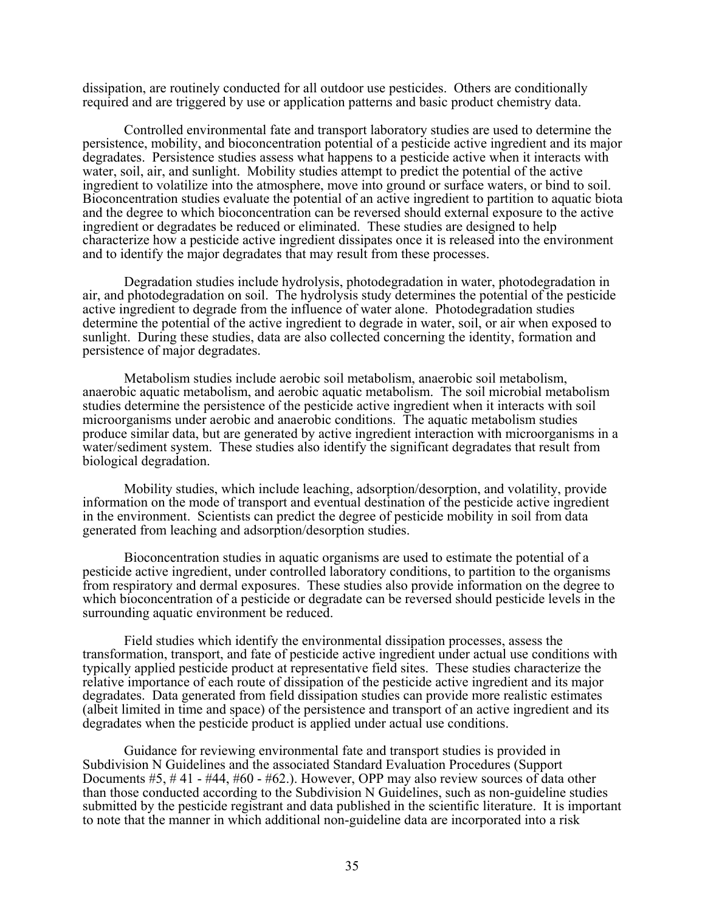dissipation, are routinely conducted for all outdoor use pesticides. Others are conditionally required and are triggered by use or application patterns and basic product chemistry data.

Controlled environmental fate and transport laboratory studies are used to determine the persistence, mobility, and bioconcentration potential of a pesticide active ingredient and its major degradates. Persistence studies assess what happens to a pesticide active when it interacts with water, soil, air, and sunlight. Mobility studies attempt to predict the potential of the active ingredient to volatilize into the atmosphere, move into ground or surface waters, or bind to soil. Bioconcentration studies evaluate the potential of an active ingredient to partition to aquatic biota and the degree to which bioconcentration can be reversed should external exposure to the active ingredient or degradates be reduced or eliminated. These studies are designed to help characterize how a pesticide active ingredient dissipates once it is released into the environment and to identify the major degradates that may result from these processes.

Degradation studies include hydrolysis, photodegradation in water, photodegradation in air, and photodegradation on soil. The hydrolysis study determines the potential of the pesticide active ingredient to degrade from the influence of water alone. Photodegradation studies determine the potential of the active ingredient to degrade in water, soil, or air when exposed to sunlight. During these studies, data are also collected concerning the identity, formation and persistence of major degradates.

Metabolism studies include aerobic soil metabolism, anaerobic soil metabolism, anaerobic aquatic metabolism, and aerobic aquatic metabolism. The soil microbial metabolism studies determine the persistence of the pesticide active ingredient when it interacts with soil microorganisms under aerobic and anaerobic conditions. The aquatic metabolism studies produce similar data, but are generated by active ingredient interaction with microorganisms in a water/sediment system. These studies also identify the significant degradates that result from biological degradation.

Mobility studies, which include leaching, adsorption/desorption, and volatility, provide information on the mode of transport and eventual destination of the pesticide active ingredient in the environment. Scientists can predict the degree of pesticide mobility in soil from data generated from leaching and adsorption/desorption studies.

Bioconcentration studies in aquatic organisms are used to estimate the potential of a pesticide active ingredient, under controlled laboratory conditions, to partition to the organisms from respiratory and dermal exposures. These studies also provide information on the degree to which bioconcentration of a pesticide or degradate can be reversed should pesticide levels in the surrounding aquatic environment be reduced.

Field studies which identify the environmental dissipation processes, assess the transformation, transport, and fate of pesticide active ingredient under actual use conditions with typically applied pesticide product at representative field sites. These studies characterize the relative importance of each route of dissipation of the pesticide active ingredient and its major degradates. Data generated from field dissipation studies can provide more realistic estimates (albeit limited in time and space) of the persistence and transport of an active ingredient and its degradates when the pesticide product is applied under actual use conditions.

Guidance for reviewing environmental fate and transport studies is provided in Subdivision N Guidelines and the associated Standard Evaluation Procedures (Support Documents #5, # 41 - #44, #60 - #62.). However, OPP may also review sources of data other than those conducted according to the Subdivision N Guidelines, such as non-guideline studies submitted by the pesticide registrant and data published in the scientific literature. It is important to note that the manner in which additional non-guideline data are incorporated into a risk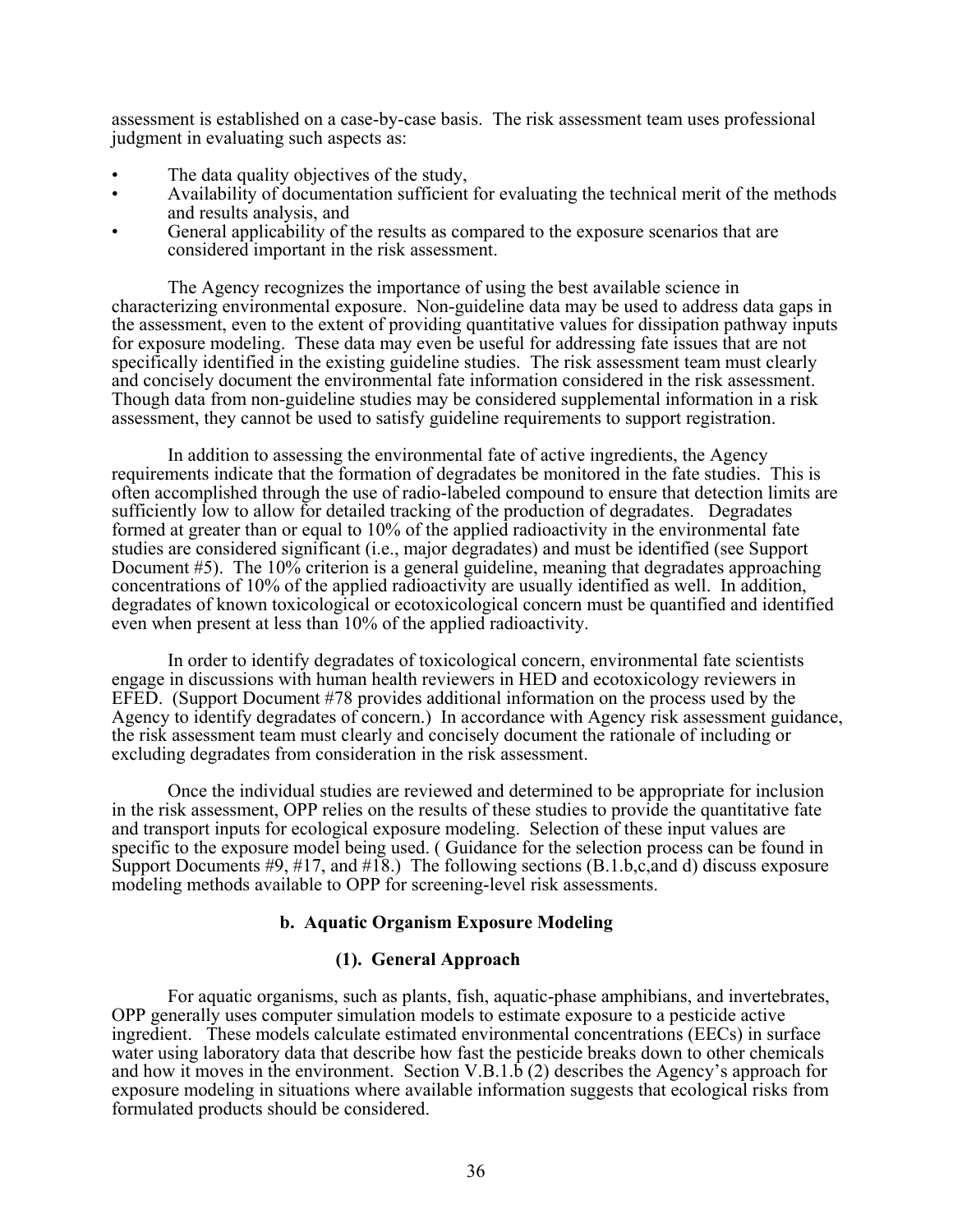assessment is established on a case-by-case basis. The risk assessment team uses professional judgment in evaluating such aspects as:

- The data quality objectives of the study,
- Availability of documentation sufficient for evaluating the technical merit of the methods and results analysis, and
- General applicability of the results as compared to the exposure scenarios that are considered important in the risk assessment.

The Agency recognizes the importance of using the best available science in characterizing environmental exposure. Non-guideline data may be used to address data gaps in the assessment, even to the extent of providing quantitative values for dissipation pathway inputs for exposure modeling. These data may even be useful for addressing fate issues that are not specifically identified in the existing guideline studies. The risk assessment team must clearly and concisely document the environmental fate information considered in the risk assessment. Though data from non-guideline studies may be considered supplemental information in a risk assessment, they cannot be used to satisfy guideline requirements to support registration.

In addition to assessing the environmental fate of active ingredients, the Agency requirements indicate that the formation of degradates be monitored in the fate studies. This is often accomplished through the use of radio-labeled compound to ensure that detection limits are sufficiently low to allow for detailed tracking of the production of degradates. Degradates formed at greater than or equal to 10% of the applied radioactivity in the environmental fate studies are considered significant (i.e., major degradates) and must be identified (see Support Document #5). The 10% criterion is a general guideline, meaning that degradates approaching concentrations of 10% of the applied radioactivity are usually identified as well. In addition, degradates of known toxicological or ecotoxicological concern must be quantified and identified even when present at less than 10% of the applied radioactivity.

In order to identify degradates of toxicological concern, environmental fate scientists engage in discussions with human health reviewers in HED and ecotoxicology reviewers in EFED. (Support Document #78 provides additional information on the process used by the Agency to identify degradates of concern.) In accordance with Agency risk assessment guidance, the risk assessment team must clearly and concisely document the rationale of including or excluding degradates from consideration in the risk assessment.

Once the individual studies are reviewed and determined to be appropriate for inclusion in the risk assessment, OPP relies on the results of these studies to provide the quantitative fate and transport inputs for ecological exposure modeling. Selection of these input values are specific to the exposure model being used. ( Guidance for the selection process can be found in Support Documents #9, #17, and #18.) The following sections (B.1.b,c,and d) discuss exposure modeling methods available to OPP for screening-level risk assessments.

### b. Aquatic Organism Exposure Modeling

#### (1). General Approach

For aquatic organisms, such as plants, fish, aquatic-phase amphibians, and invertebrates, OPP generally uses computer simulation models to estimate exposure to a pesticide active ingredient. These models calculate estimated environmental concentrations (EECs) in surface water using laboratory data that describe how fast the pesticide breaks down to other chemicals and how it moves in the environment. Section V.B.1.b (2) describes the Agency's approach for exposure modeling in situations where available information suggests that ecological risks from formulated products should be considered.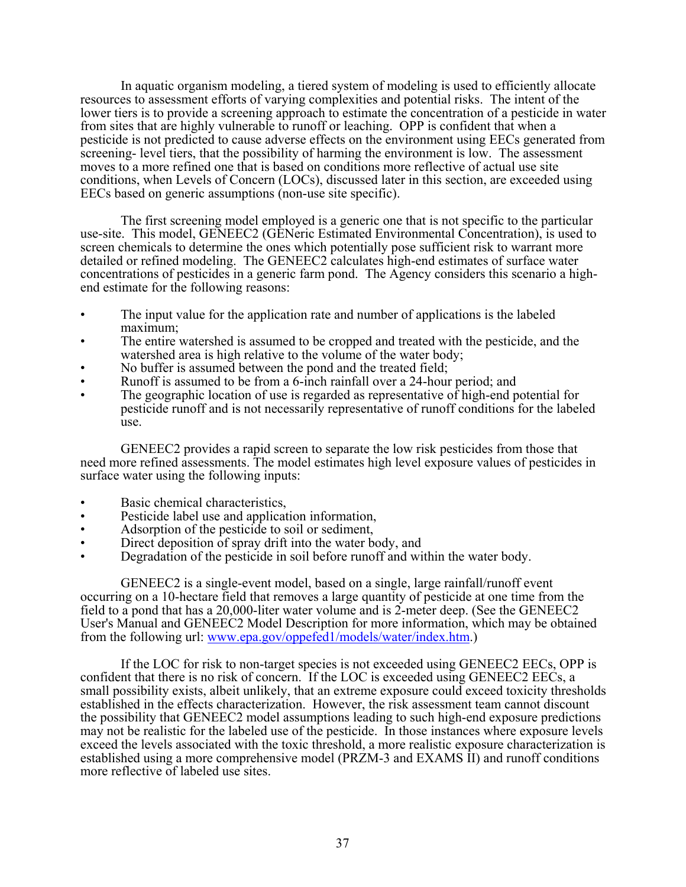In aquatic organism modeling, a tiered system of modeling is used to efficiently allocate resources to assessment efforts of varying complexities and potential risks. The intent of the lower tiers is to provide a screening approach to estimate the concentration of a pesticide in water from sites that are highly vulnerable to runoff or leaching. OPP is confident that when a pesticide is not predicted to cause adverse effects on the environment using EECs generated from screening- level tiers, that the possibility of harming the environment is low. The assessment moves to a more refined one that is based on conditions more reflective of actual use site conditions, when Levels of Concern (LOCs), discussed later in this section, are exceeded using EECs based on generic assumptions (non-use site specific).

The first screening model employed is a generic one that is not specific to the particular use-site. This model, GENEEC2 (GENeric Estimated Environmental Concentration), is used to screen chemicals to determine the ones which potentially pose sufficient risk to warrant more detailed or refined modeling. The GENEEC2 calculates high-end estimates of surface water concentrations of pesticides in a generic farm pond. The Agency considers this scenario a high-end estimate for the following reasons:

- The input value for the application rate and number of applications is the labeled maximum;
- The entire watershed is assumed to be cropped and treated with the pesticide, and the watershed area is high relative to the volume of the water body;
- No buffer is assumed between the pond and the treated field;
- Runoff is assumed to be from a 6-inch rainfall over a 24-hour period; and
- The geographic location of use is regarded as representative of high-end potential for pesticide runoff and is not necessarily representative of runoff conditions for the labeled use.

GENEEC2 provides a rapid screen to separate the low risk pesticides from those that need more refined assessments. The model estimates high level exposure values of pesticides in surface water using the following inputs:

- Basic chemical characteristics,
- Pesticide label use and application information,
- Adsorption of the pesticide to soil or sediment,
- Direct deposition of spray drift into the water body, and
- Degradation of the pesticide in soil before runoff and within the water body.

GENEEC2 is a single-event model, based on a single, large rainfall/runoff event occurring on a 10-hectare field that removes a large quantity of pesticide at one time from the field to a pond that has a 20,000-liter water volume and is 2-meter deep. (See the GENEEC2 User's Manual and GENEEC2 Model Description for more information, which may be obtained from the following url: www.epa.gov/oppefed1/models/water/index.htm.)

If the LOC for risk to non-target species is not exceeded using GENEEC2 EECs, OPP is confident that there is no risk of concern. If the LOC is exceeded using GENEEC2 EECs, a small possibility exists, albeit unlikely, that an extreme exposure could exceed toxicity thresholds established in the effects characterization. However, the risk assessment team cannot discount the possibility that GENEEC2 model assumptions leading to such high-end exposure predictions may not be realistic for the labeled use of the pesticide. In those instances where exposure levels exceed the levels associated with the toxic threshold, a more realistic exposure characterization is established using a more comprehensive model (PRZM-3 and EXAMS II) and runoff conditions more reflective of labeled use sites.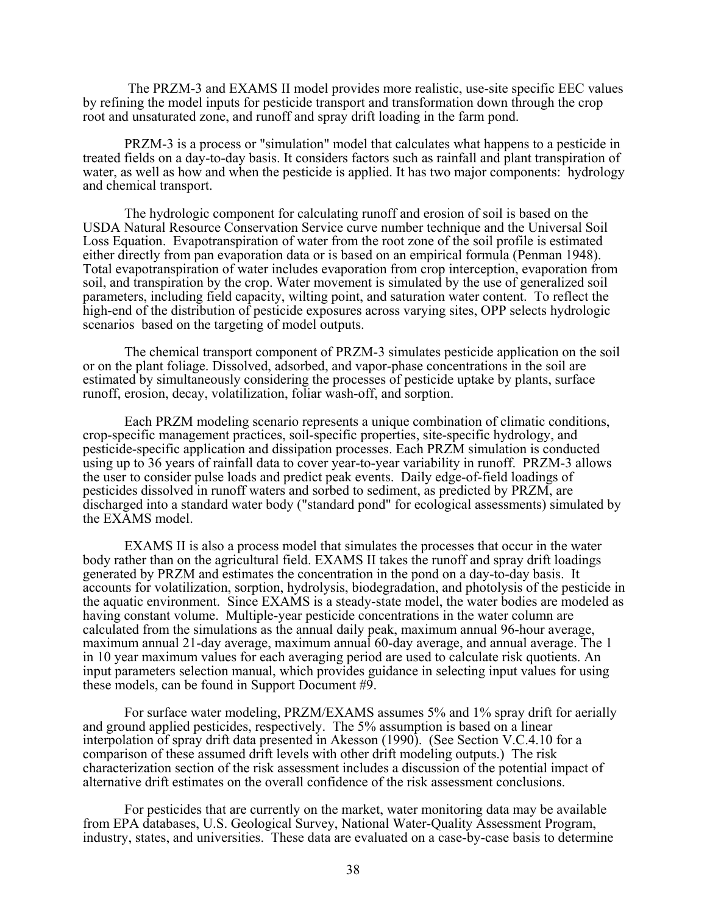The PRZM-3 and EXAMS II model provides more realistic, use-site specific EEC values by refining the model inputs for pesticide transport and transformation down through the crop root and unsaturated zone, and runoff and spray drift loading in the farm pond.

PRZM-3 is a process or "simulation" model that calculates what happens to a pesticide in treated fields on a day-to-day basis. It considers factors such as rainfall and plant transpiration of water, as well as how and when the pesticide is applied. It has two major components: hydrology and chemical transport.

The hydrologic component for calculating runoff and erosion of soil is based on the USDA Natural Resource Conservation Service curve number technique and the Universal Soil Loss Equation. Evapotranspiration of water from the root zone of the soil profile is estimated either directly from pan evaporation data or is based on an empirical formula (Penman 1948). Total evapotranspiration of water includes evaporation from crop interception, evaporation from soil, and transpiration by the crop. Water movement is simulated by the use of generalized soil parameters, including field capacity, wilting point, and saturation water content. To reflect the high-end of the distribution of pesticide exposures across varying sites, OPP selects hydrologic scenarios based on the targeting of model outputs.

The chemical transport component of PRZM-3 simulates pesticide application on the soil or on the plant foliage. Dissolved, adsorbed, and vapor-phase concentrations in the soil are estimated by simultaneously considering the processes of pesticide uptake by plants, surface runoff, erosion, decay, volatilization, foliar wash-off, and sorption.

Each PRZM modeling scenario represents a unique combination of climatic conditions, crop-specific management practices, soil-specific properties, site-specific hydrology, and pesticide-specific application and dissipation processes. Each PRZM simulation is conducted using up to 36 years of rainfall data to cover year-to-year variability in runoff. PRZM-3 allows the user to consider pulse loads and predict peak events. Daily edge-of-field loadings of pesticides dissolved in runoff waters and sorbed to sediment, as predicted by PRZM, are discharged into a standard water body ("standard pond" for ecological assessments) simulated by the EXAMS model.

EXAMS II is also a process model that simulates the processes that occur in the water body rather than on the agricultural field. EXAMS II takes the runoff and spray drift loadings generated by PRZM and estimates the concentration in the pond on a day-to-day basis. It accounts for volatilization, sorption, hydrolysis, biodegradation, and photolysis of the pesticide in the aquatic environment. Since EXAMS is a steady-state model, the water bodies are modeled as having constant volume. Multiple-year pesticide concentrations in the water column are calculated from the simulations as the annual daily peak, maximum annual 96-hour average, maximum annual 21-day average, maximum annual 60-day average, and annual average. The 1 in 10 year maximum values for each averaging period are used to calculate risk quotients. An input parameters selection manual, which provides guidance in selecting input values for using these models, can be found in Support Document #9.

For surface water modeling, PRZM/EXAMS assumes 5% and 1% spray drift for aerially and ground applied pesticides, respectively. The 5% assumption is based on a linear interpolation of spray drift data presented in Akesson (1990). (See Section V.C.4.10 for a comparison of these assumed drift levels with other drift modeling outputs.) The risk characterization section of the risk assessment includes a discussion of the potential impact of alternative drift estimates on the overall confidence of the risk assessment conclusions.

For pesticides that are currently on the market, water monitoring data may be available from EPA databases, U.S. Geological Survey, National Water-Quality Assessment Program, industry, states, and universities. These data are evaluated on a case-by-case basis to determine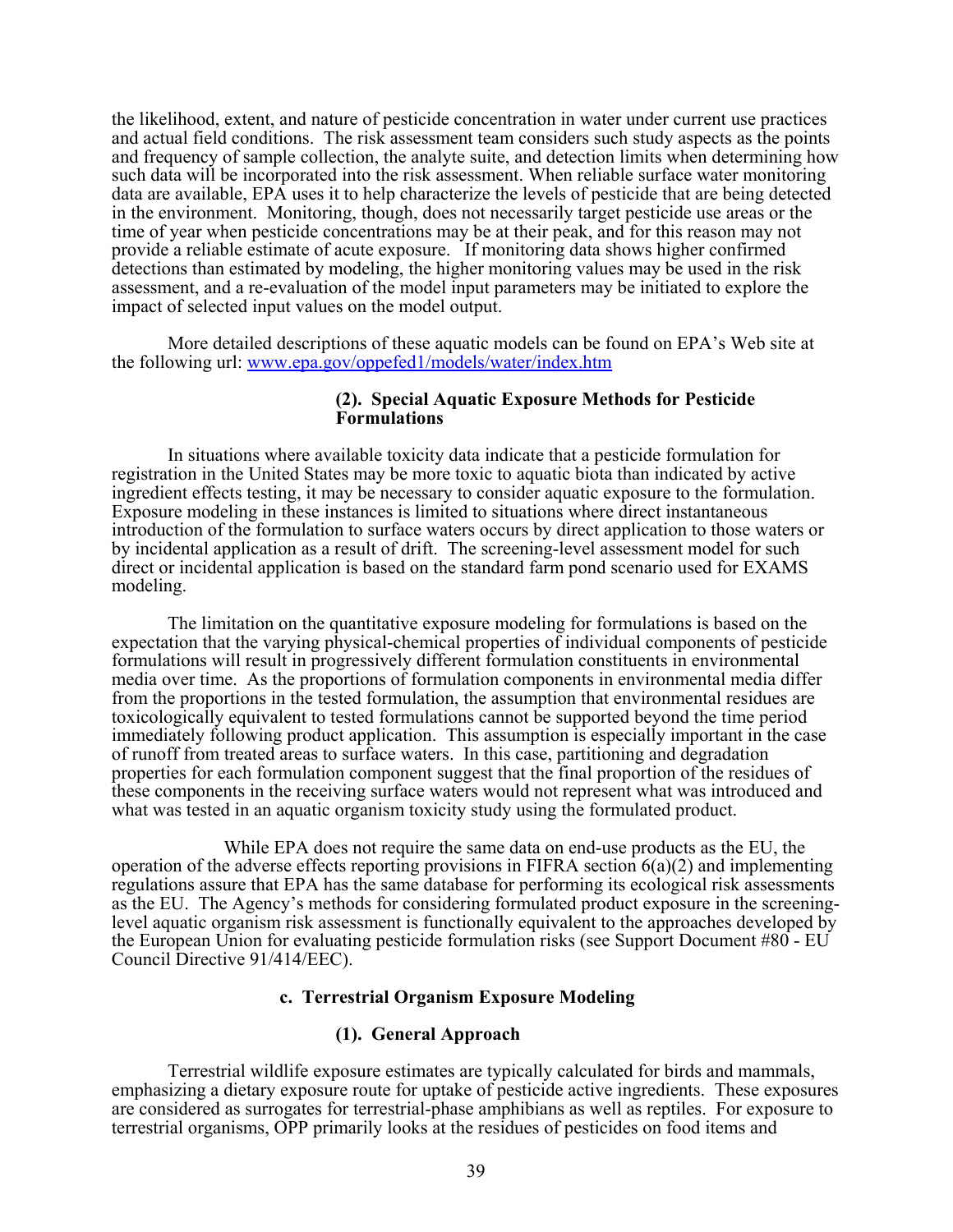the likelihood, extent, and nature of pesticide concentration in water under current use practices and actual field conditions. The risk assessment team considers such study aspects as the points and frequency of sample collection, the analyte suite, and detection limits when determining how such data will be incorporated into the risk assessment. When reliable surface water monitoring data are available, EPA uses it to help characterize the levels of pesticide that are being detected in the environment. Monitoring, though, does not necessarily target pesticide use areas or the time of year when pesticide concentrations may be at their peak, and for this reason may not provide a reliable estimate of acute exposure. If monitoring data shows higher confirmed detections than estimated by modeling, the higher monitoring values may be used in the risk assessment, and a re-evaluation of the model input parameters may be initiated to explore the impact of selected input values on the model output.

More detailed descriptions of these aquatic models can be found on EPA's Web site at the following url: www.epa.gov/oppefed1/models/water/index.htm

#### (2). Special Aquatic Exposure Methods for Pesticide Formulations

In situations where available toxicity data indicate that a pesticide formulation for registration in the United States may be more toxic to aquatic biota than indicated by active ingredient effects testing, it may be necessary to consider aquatic exposure to the formulation. Exposure modeling in these instances is limited to situations where direct instantaneous introduction of the formulation to surface waters occurs by direct application to those waters or by incidental application as a result of drift. The screening-level assessment model for such direct or incidental application is based on the standard farm pond scenario used for EXAMS modeling.

The limitation on the quantitative exposure modeling for formulations is based on the expectation that the varying physical-chemical properties of individual components of pesticide formulations will result in progressively different formulation constituents in environmental media over time. As the proportions of formulation components in environmental media differ from the proportions in the tested formulation, the assumption that environmental residues are toxicologically equivalent to tested formulations cannot be supported beyond the time period immediately following product application. This assumption is especially important in the case of runoff from treated areas to surface waters. In this case, partitioning and degradation properties for each formulation component suggest that the final proportion of the residues of these components in the receiving surface waters would not represent what was introduced and what was tested in an aquatic organism toxicity study using the formulated product.

While EPA does not require the same data on end-use products as the EU, the operation of the adverse effects reporting provisions in FIFRA section 6(a)(2) and implementing regulations assure that EPA has the same database for performing its ecological risk assessments as the EU. The Agency's methods for considering formulated product exposure in the screening-level aquatic organism risk assessment is functionally equivalent to the approaches developed by the European Union for evaluating pesticide formulation risks (see Support Document #80 - EU Council Directive 91/414/EEC).

### c. Terrestrial Organism Exposure Modeling

#### (1). General Approach

Terrestrial wildlife exposure estimates are typically calculated for birds and mammals, emphasizing a dietary exposure route for uptake of pesticide active ingredients. These exposures are considered as surrogates for terrestrial-phase amphibians as well as reptiles. For exposure to terrestrial organisms, OPP primarily looks at the residues of pesticides on food items and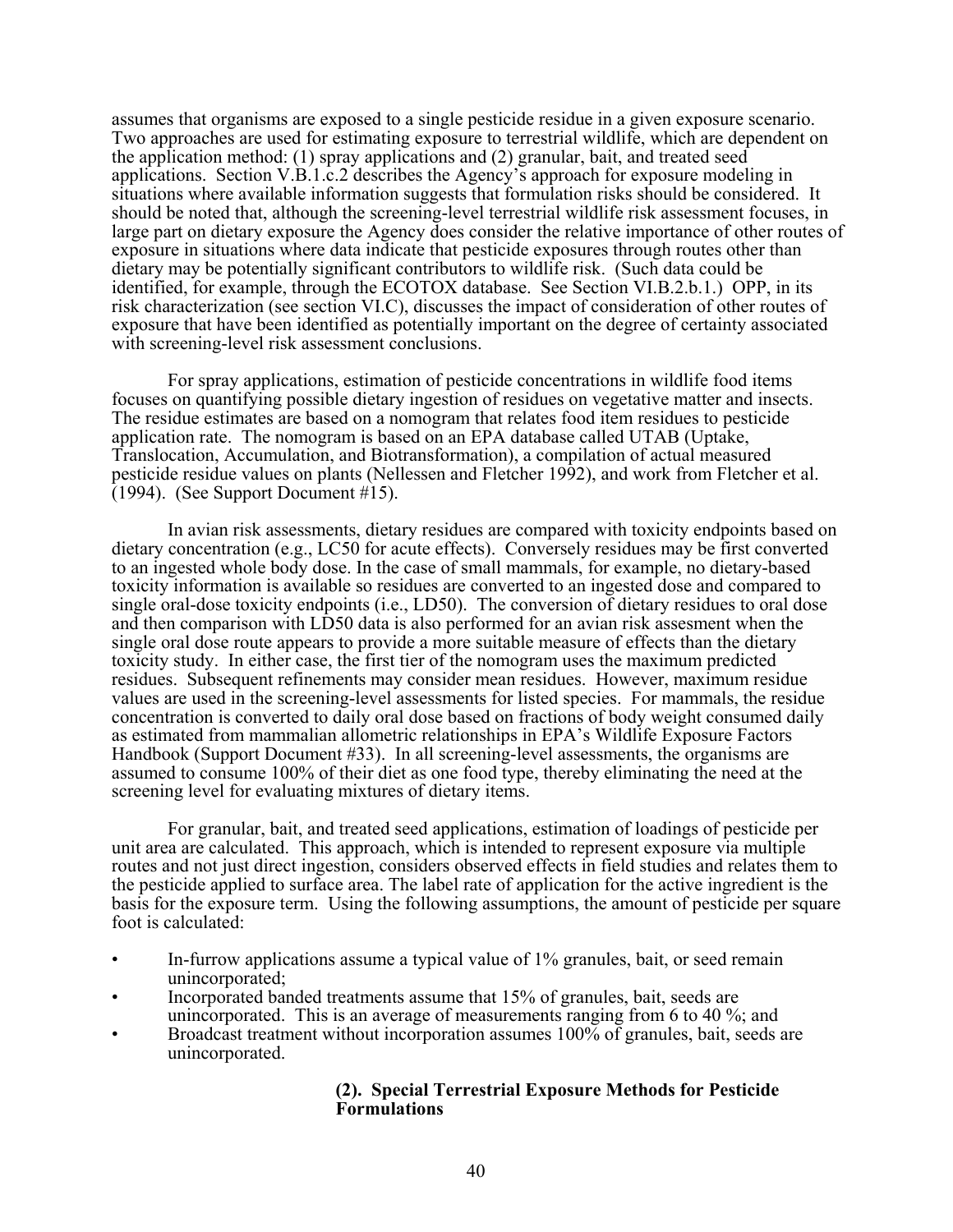assumes that organisms are exposed to a single pesticide residue in a given exposure scenario. Two approaches are used for estimating exposure to terrestrial wildlife, which are dependent on the application method: (1) spray applications and (2) granular, bait, and treated seed applications. Section V.B.1.c.2 describes the Agency's approach for exposure modeling in situations where available information suggests that formulation risks should be considered. It should be noted that, although the screening-level terrestrial wildlife risk assessment focuses, in large part on dietary exposure the Agency does consider the relative importance of other routes of exposure in situations where data indicate that pesticide exposures through routes other than dietary may be potentially significant contributors to wildlife risk. (Such data could be identified, for example, through the ECOTOX database. See Section VI.B.2.b.1.) OPP, in its risk characterization (see section VI.C), discusses the impact of consideration of other routes of exposure that have been identified as potentially important on the degree of certainty associated with screening-level risk assessment conclusions.

For spray applications, estimation of pesticide concentrations in wildlife food items focuses on quantifying possible dietary ingestion of residues on vegetative matter and insects. The residue estimates are based on a nomogram that relates food item residues to pesticide application rate. The nomogram is based on an EPA database called UTAB (Uptake, Translocation, Accumulation, and Biotransformation), a compilation of actual measured pesticide residue values on plants (Nellessen and Fletcher 1992), and work from Fletcher et al. (1994). (See Support Document #15).

In avian risk assessments, dietary residues are compared with toxicity endpoints based on dietary concentration (e.g., LC50 for acute effects). Conversely residues may be first converted to an ingested whole body dose. In the case of small mammals, for example, no dietary-based toxicity information is available so residues are converted to an ingested dose and compared to single oral-dose toxicity endpoints (i.e., LD50). The conversion of dietary residues to oral dose and then comparison with LD50 data is also performed for an avian risk assesment when the single oral dose route appears to provide a more suitable measure of effects than the dietary toxicity study. In either case, the first tier of the nomogram uses the maximum predicted residues. Subsequent refinements may consider mean residues. However, maximum residue values are used in the screening-level assessments for listed species. For mammals, the residue concentration is converted to daily oral dose based on fractions of body weight consumed daily as estimated from mammalian allometric relationships in EPA's Wildlife Exposure Factors Handbook (Support Document #33). In all screening-level assessments, the organisms are assumed to consume 100% of their diet as one food type, thereby eliminating the need at the screening level for evaluating mixtures of dietary items.

For granular, bait, and treated seed applications, estimation of loadings of pesticide per unit area are calculated. This approach, which is intended to represent exposure via multiple routes and not just direct ingestion, considers observed effects in field studies and relates them to the pesticide applied to surface area. The label rate of application for the active ingredient is the basis for the exposure term. Using the following assumptions, the amount of pesticide per square foot is calculated:

- In-furrow applications assume a typical value of 1% granules, bait, or seed remain unincorporated;
- Incorporated banded treatments assume that 15% of granules, bait, seeds are unincorporated. This is an average of measurements ranging from 6 to 40 %; and
- Broadcast treatment without incorporation assumes 100% of granules, bait, seeds are unincorporated.

#### (2). Special Terrestrial Exposure Methods for Pesticide Formulations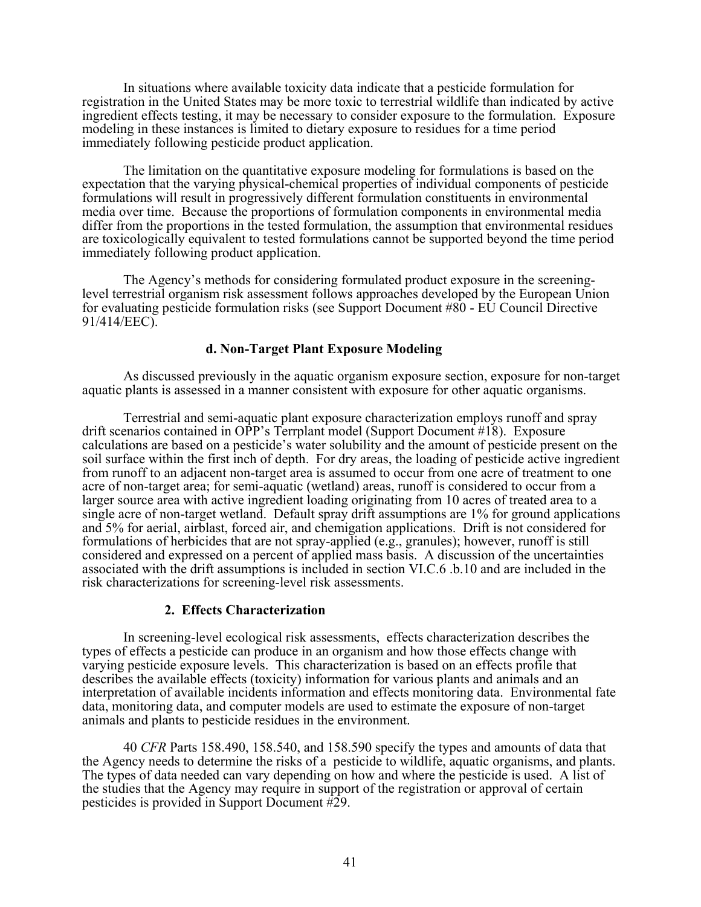In situations where available toxicity data indicate that a pesticide formulation for registration in the United States may be more toxic to terrestrial wildlife than indicated by active ingredient effects testing, it may be necessary to consider exposure to the formulation. Exposure modeling in these instances is limited to dietary exposure to residues for a time period immediately following pesticide product application.

The limitation on the quantitative exposure modeling for formulations is based on the expectation that the varying physical-chemical properties of individual components of pesticide formulations will result in progressively different formulation constituents in environmental media over time. Because the proportions of formulation components in environmental media differ from the proportions in the tested formulation, the assumption that environmental residues are toxicologically equivalent to tested formulations cannot be supported beyond the time period immediately following product application.

The Agency's methods for considering formulated product exposure in the screening-level terrestrial organism risk assessment follows approaches developed by the European Union for evaluating pesticide formulation risks (see Support Document #80 - EU Council Directive 91/414/EEC).

#### d. Non-Target Plant Exposure Modeling

As discussed previously in the aquatic organism exposure section, exposure for non-target aquatic plants is assessed in a manner consistent with exposure for other aquatic organisms.

Terrestrial and semi-aquatic plant exposure characterization employs runoff and spray drift scenarios contained in OPP's Terrplant model (Support Document #18). Exposure calculations are based on a pesticide's water solubility and the amount of pesticide present on the soil surface within the first inch of depth. For dry areas, the loading of pesticide active ingredient from runoff to an adjacent non-target area is assumed to occur from one acre of treatment to one acre of non-target area; for semi-aquatic (wetland) areas, runoff is considered to occur from a larger source area with active ingredient loading originating from 10 acres of treated area to a single acre of non-target wetland. Default spray drift assumptions are 1% for ground applications and 5% for aerial, airblast, forced air, and chemigation applications. Drift is not considered for formulations of herbicides that are not spray-applied (e.g., granules); however, runoff is still considered and expressed on a percent of applied mass basis. A discussion of the uncertainties associated with the drift assumptions is included in section VI.C.6 .b.10 and are included in the risk characterizations for screening-level risk assessments.

### 2. Effects Characterization

In screening-level ecological risk assessments, effects characterization describes the types of effects a pesticide can produce in an organism and how those effects change with varying pesticide exposure levels. This characterization is based on an effects profile that describes the available effects (toxicity) information for various plants and animals and an interpretation of available incidents information and effects monitoring data. Environmental fate data, monitoring data, and computer models are used to estimate the exposure of non-target animals and plants to pesticide residues in the environment.

40 *CFR* Parts 158.490, 158.540, and 158.590 specify the types and amounts of data that the Agency needs to determine the risks of a pesticide to wildlife, aquatic organisms, and plants. The types of data needed can vary depending on how and where the pesticide is used. A list of the studies that the Agency may require in support of the registration or approval of certain pesticides is provided in Support Document #29.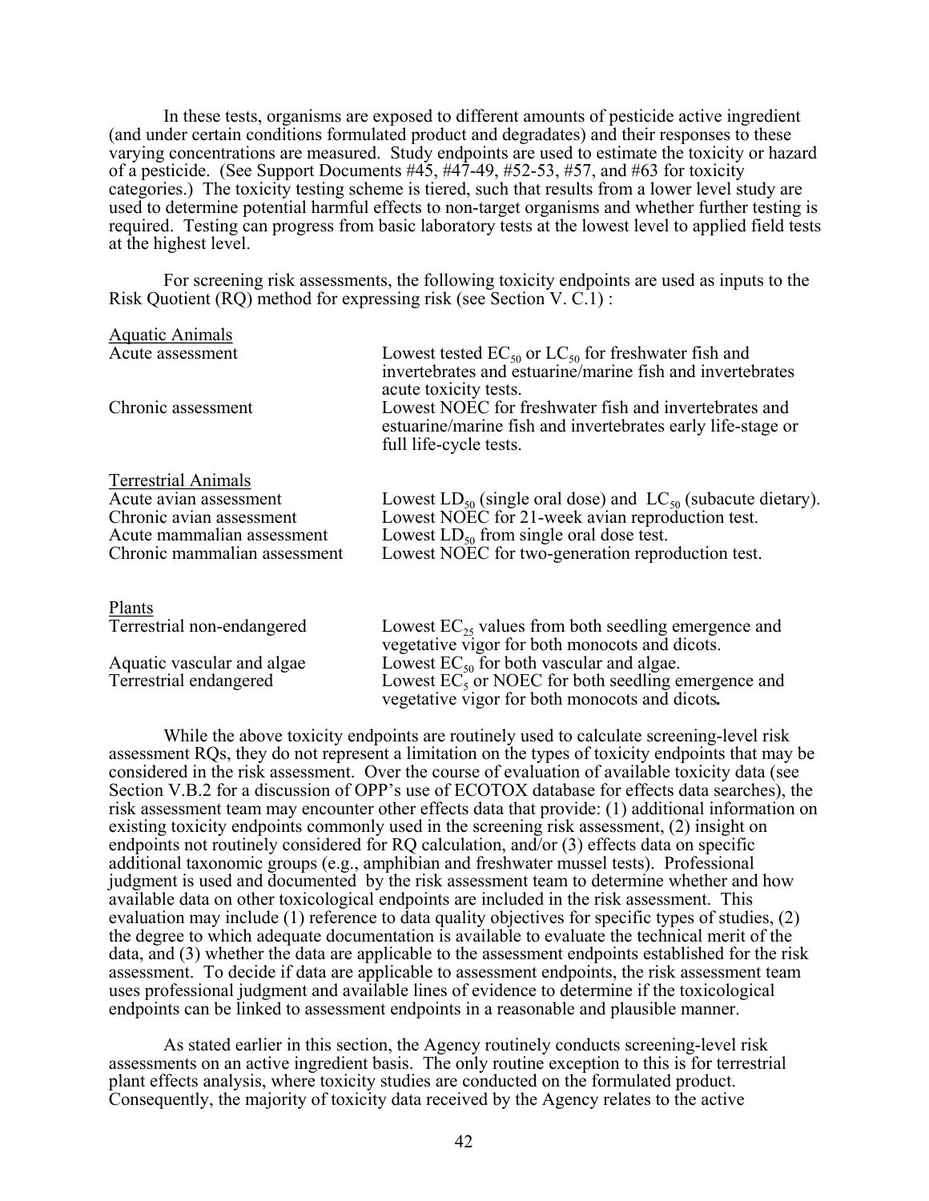In these tests, organisms are exposed to different amounts of pesticide active ingredient (and under certain conditions formulated product and degradates) and their responses to these varying concentrations are measured. Study endpoints are used to estimate the toxicity or hazard of a pesticide. (See Support Documents #45, #47-49, #52-53, #57, and #63 for toxicity categories.) The toxicity testing scheme is tiered, such that results from a lower level study are used to determine potential harmful effects to non-target organisms and whether further testing is required. Testing can progress from basic laboratory tests at the lowest level to applied field tests at the highest level.

For screening risk assessments, the following toxicity endpoints are used as inputs to the Risk Quotient (RQ) method for expressing risk (see Section V. C.1) :

| | |
|---|---|
| Aquatic Animals | |
| Acute assessment | Lowest tested $EC_{50}$ or $LC_{50}$ for freshwater fish and invertebrates and estuarine/marine fish and invertebrates acute toxicity tests. |
| Chronic assessment | Lowest NOEC for freshwater fish and invertebrates and estuarine/marine fish and invertebrates early life-stage or full life-cycle tests. |
| Terrestrial Animals | |
| Acute avian assessment | Lowest $LD_{50}$ (single oral dose) and $LC_{50}$ (subacute dietary). |
| Chronic avian assessment | Lowest NOEC for 21-week avian reproduction test. |
| Acute mammalian assessment | Lowest $LD_{50}$ from single oral dose test. |
| Chronic mammalian assessment | Lowest NOEC for two-generation reproduction test. |
| Plants | |
| Terrestrial non-endangered | Lowest $EC_{25}$ values from both seedling emergence and vegetative vigor for both monocots and dicots. |
| Aquatic vascular and algae | Lowest $EC_{50}$ for both vascular and algae. |
| Terrestrial endangered | Lowest $EC_{5}$ or NOEC for both seedling emergence and vegetative vigor for both monocots and dicots**.** |

While the above toxicity endpoints are routinely used to calculate screening-level risk assessment RQs, they do not represent a limitation on the types of toxicity endpoints that may be considered in the risk assessment. Over the course of evaluation of available toxicity data (see Section V.B.2 for a discussion of OPP's use of ECOTOX database for effects data searches), the risk assessment team may encounter other effects data that provide: (1) additional information on existing toxicity endpoints commonly used in the screening risk assessment, (2) insight on endpoints not routinely considered for RQ calculation, and/or (3) effects data on specific additional taxonomic groups (e.g., amphibian and freshwater mussel tests). Professional judgment is used and documented by the risk assessment team to determine whether and how available data on other toxicological endpoints are included in the risk assessment. This evaluation may include (1) reference to data quality objectives for specific types of studies, (2) the degree to which adequate documentation is available to evaluate the technical merit of the data, and (3) whether the data are applicable to the assessment endpoints established for the risk assessment. To decide if data are applicable to assessment endpoints, the risk assessment team uses professional judgment and available lines of evidence to determine if the toxicological endpoints can be linked to assessment endpoints in a reasonable and plausible manner.

As stated earlier in this section, the Agency routinely conducts screening-level risk assessments on an active ingredient basis. The only routine exception to this is for terrestrial plant effects analysis, where toxicity studies are conducted on the formulated product. Consequently, the majority of toxicity data received by the Agency relates to the active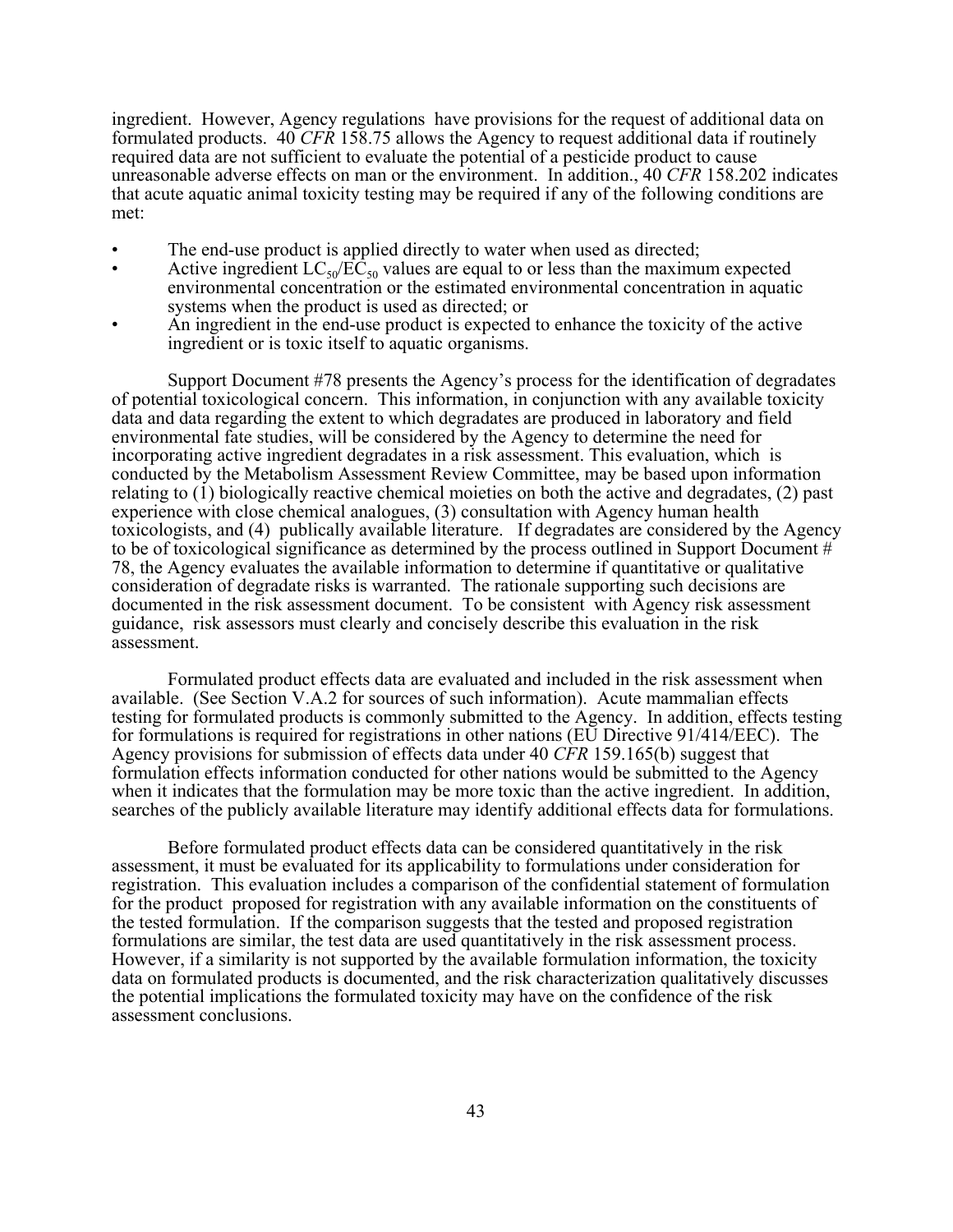ingredient. However, Agency regulations have provisions for the request of additional data on formulated products. 40 *CFR* 158.75 allows the Agency to request additional data if routinely required data are not sufficient to evaluate the potential of a pesticide product to cause unreasonable adverse effects on man or the environment. In addition., 40 *CFR* 158.202 indicates that acute aquatic animal toxicity testing may be required if any of the following conditions are met:

- The end-use product is applied directly to water when used as directed;
- Active ingredient $LC_{50}/EC_{50}$ values are equal to or less than the maximum expected environmental concentration or the estimated environmental concentration in aquatic systems when the product is used as directed; or
- An ingredient in the end-use product is expected to enhance the toxicity of the active ingredient or is toxic itself to aquatic organisms.

Support Document #78 presents the Agency's process for the identification of degradates of potential toxicological concern. This information, in conjunction with any available toxicity data and data regarding the extent to which degradates are produced in laboratory and field environmental fate studies, will be considered by the Agency to determine the need for incorporating active ingredient degradates in a risk assessment. This evaluation, which is conducted by the Metabolism Assessment Review Committee, may be based upon information relating to (1) biologically reactive chemical moieties on both the active and degradates, (2) past experience with close chemical analogues, (3) consultation with Agency human health toxicologists, and (4) publically available literature. If degradates are considered by the Agency to be of toxicological significance as determined by the process outlined in Support Document # 78, the Agency evaluates the available information to determine if quantitative or qualitative consideration of degradate risks is warranted. The rationale supporting such decisions are documented in the risk assessment document. To be consistent with Agency risk assessment guidance, risk assessors must clearly and concisely describe this evaluation in the risk assessment.

Formulated product effects data are evaluated and included in the risk assessment when available. (See Section V.A.2 for sources of such information). Acute mammalian effects testing for formulated products is commonly submitted to the Agency. In addition, effects testing for formulations is required for registrations in other nations (EU Directive 91/414/EEC). The Agency provisions for submission of effects data under 40 *CFR* 159.165(b) suggest that formulation effects information conducted for other nations would be submitted to the Agency when it indicates that the formulation may be more toxic than the active ingredient. In addition, searches of the publicly available literature may identify additional effects data for formulations.

Before formulated product effects data can be considered quantitatively in the risk assessment, it must be evaluated for its applicability to formulations under consideration for registration. This evaluation includes a comparison of the confidential statement of formulation for the product proposed for registration with any available information on the constituents of the tested formulation. If the comparison suggests that the tested and proposed registration formulations are similar, the test data are used quantitatively in the risk assessment process. However, if a similarity is not supported by the available formulation information, the toxicity data on formulated products is documented, and the risk characterization qualitatively discusses the potential implications the formulated toxicity may have on the confidence of the risk assessment conclusions.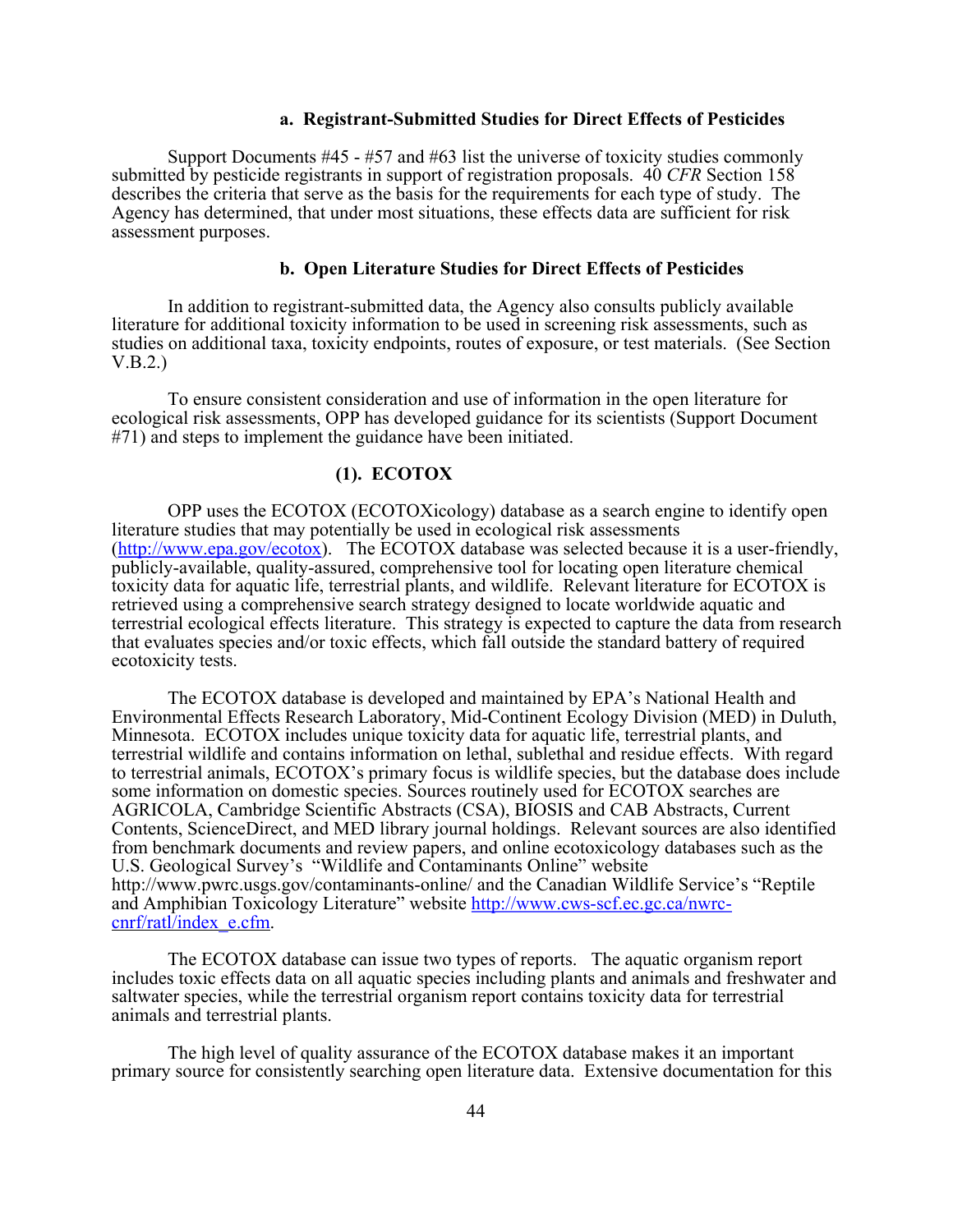### a. Registrant-Submitted Studies for Direct Effects of Pesticides

Support Documents #45 - #57 and #63 list the universe of toxicity studies commonly submitted by pesticide registrants in support of registration proposals. 40 *CFR* Section 158 describes the criteria that serve as the basis for the requirements for each type of study. The Agency has determined, that under most situations, these effects data are sufficient for risk assessment purposes.

### b. Open Literature Studies for Direct Effects of Pesticides

In addition to registrant-submitted data, the Agency also consults publicly available literature for additional toxicity information to be used in screening risk assessments, such as studies on additional taxa, toxicity endpoints, routes of exposure, or test materials. (See Section V.B.2.)

To ensure consistent consideration and use of information in the open literature for ecological risk assessments, OPP has developed guidance for its scientists (Support Document #71) and steps to implement the guidance have been initiated.

#### (1). ECOTOX

OPP uses the ECOTOX (ECOTOXicology) database as a search engine to identify open literature studies that may potentially be used in ecological risk assessments (http://www.epa.gov/ecotox). The ECOTOX database was selected because it is a user-friendly, publicly-available, quality-assured, comprehensive tool for locating open literature chemical toxicity data for aquatic life, terrestrial plants, and wildlife. Relevant literature for ECOTOX is retrieved using a comprehensive search strategy designed to locate worldwide aquatic and terrestrial ecological effects literature. This strategy is expected to capture the data from research that evaluates species and/or toxic effects, which fall outside the standard battery of required ecotoxicity tests.

The ECOTOX database is developed and maintained by EPA's National Health and Environmental Effects Research Laboratory, Mid-Continent Ecology Division (MED) in Duluth, Minnesota. ECOTOX includes unique toxicity data for aquatic life, terrestrial plants, and terrestrial wildlife and contains information on lethal, sublethal and residue effects. With regard to terrestrial animals, ECOTOX's primary focus is wildlife species, but the database does include some information on domestic species. Sources routinely used for ECOTOX searches are AGRICOLA, Cambridge Scientific Abstracts (CSA), BIOSIS and CAB Abstracts, Current Contents, ScienceDirect, and MED library journal holdings. Relevant sources are also identified from benchmark documents and review papers, and online ecotoxicology databases such as the U.S. Geological Survey's "Wildlife and Contaminants Online" website http://www.pwrc.usgs.gov/contaminants-online/ and the Canadian Wildlife Service's "Reptile and Amphibian Toxicology Literature" website http://www.cws-scf.ec.gc.ca/nwrc-cnrf/ratl/index_e.cfm.

The ECOTOX database can issue two types of reports. The aquatic organism report includes toxic effects data on all aquatic species including plants and animals and freshwater and saltwater species, while the terrestrial organism report contains toxicity data for terrestrial animals and terrestrial plants.

The high level of quality assurance of the ECOTOX database makes it an important primary source for consistently searching open literature data. Extensive documentation for this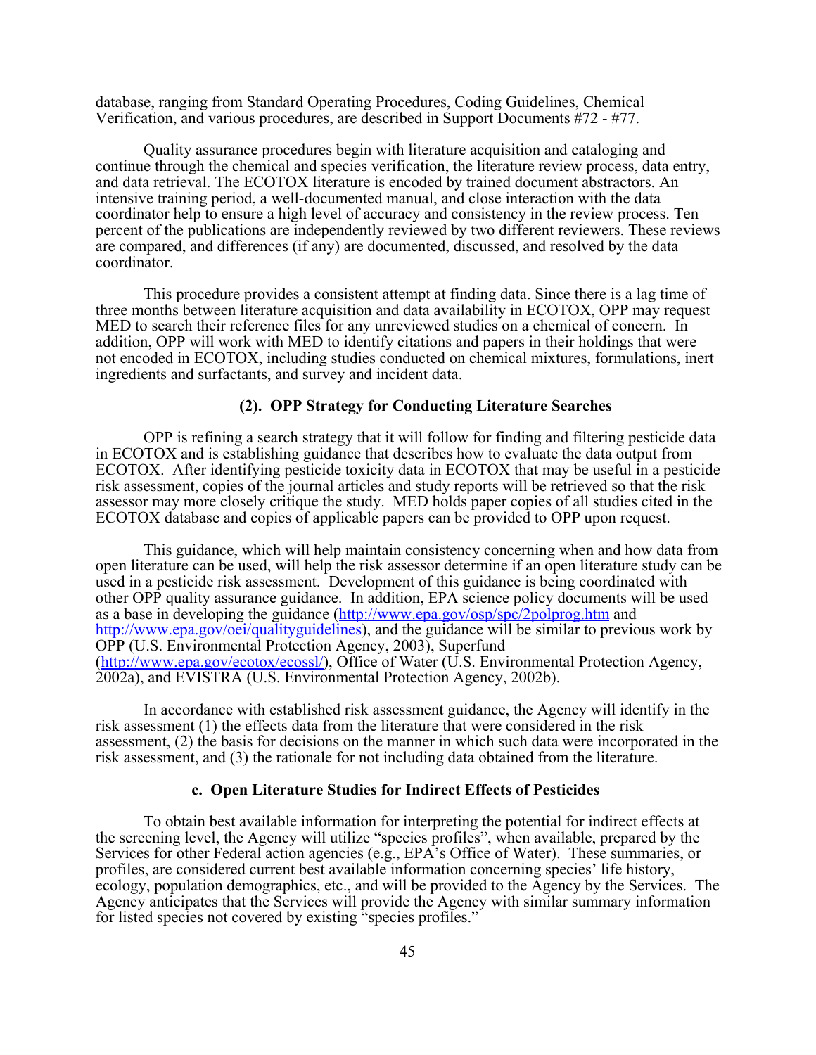database, ranging from Standard Operating Procedures, Coding Guidelines, Chemical Verification, and various procedures, are described in Support Documents #72 - #77.

Quality assurance procedures begin with literature acquisition and cataloging and continue through the chemical and species verification, the literature review process, data entry, and data retrieval. The ECOTOX literature is encoded by trained document abstractors. An intensive training period, a well-documented manual, and close interaction with the data coordinator help to ensure a high level of accuracy and consistency in the review process. Ten percent of the publications are independently reviewed by two different reviewers. These reviews are compared, and differences (if any) are documented, discussed, and resolved by the data coordinator.

This procedure provides a consistent attempt at finding data. Since there is a lag time of three months between literature acquisition and data availability in ECOTOX, OPP may request MED to search their reference files for any unreviewed studies on a chemical of concern. In addition, OPP will work with MED to identify citations and papers in their holdings that were not encoded in ECOTOX, including studies conducted on chemical mixtures, formulations, inert ingredients and surfactants, and survey and incident data.

### (2). OPP Strategy for Conducting Literature Searches

OPP is refining a search strategy that it will follow for finding and filtering pesticide data in ECOTOX and is establishing guidance that describes how to evaluate the data output from ECOTOX. After identifying pesticide toxicity data in ECOTOX that may be useful in a pesticide risk assessment, copies of the journal articles and study reports will be retrieved so that the risk assessor may more closely critique the study. MED holds paper copies of all studies cited in the ECOTOX database and copies of applicable papers can be provided to OPP upon request.

This guidance, which will help maintain consistency concerning when and how data from open literature can be used, will help the risk assessor determine if an open literature study can be used in a pesticide risk assessment. Development of this guidance is being coordinated with other OPP quality assurance guidance. In addition, EPA science policy documents will be used as a base in developing the guidance (http://www.epa.gov/osp/spc/2polprog.htm and http://www.epa.gov/oei/qualityguidelines), and the guidance will be similar to previous work by OPP (U.S. Environmental Protection Agency, 2003), Superfund (http://www.epa.gov/ecotox/ecossl/), Office of Water (U.S. Environmental Protection Agency, 2002a), and EVISTRA (U.S. Environmental Protection Agency, 2002b).

In accordance with established risk assessment guidance, the Agency will identify in the risk assessment (1) the effects data from the literature that were considered in the risk assessment, (2) the basis for decisions on the manner in which such data were incorporated in the risk assessment, and (3) the rationale for not including data obtained from the literature.

### c. Open Literature Studies for Indirect Effects of Pesticides

To obtain best available information for interpreting the potential for indirect effects at the screening level, the Agency will utilize "species profiles", when available, prepared by the Services for other Federal action agencies (e.g., EPA's Office of Water). These summaries, or profiles, are considered current best available information concerning species' life history, ecology, population demographics, etc., and will be provided to the Agency by the Services. The Agency anticipates that the Services will provide the Agency with similar summary information for listed species not covered by existing "species profiles."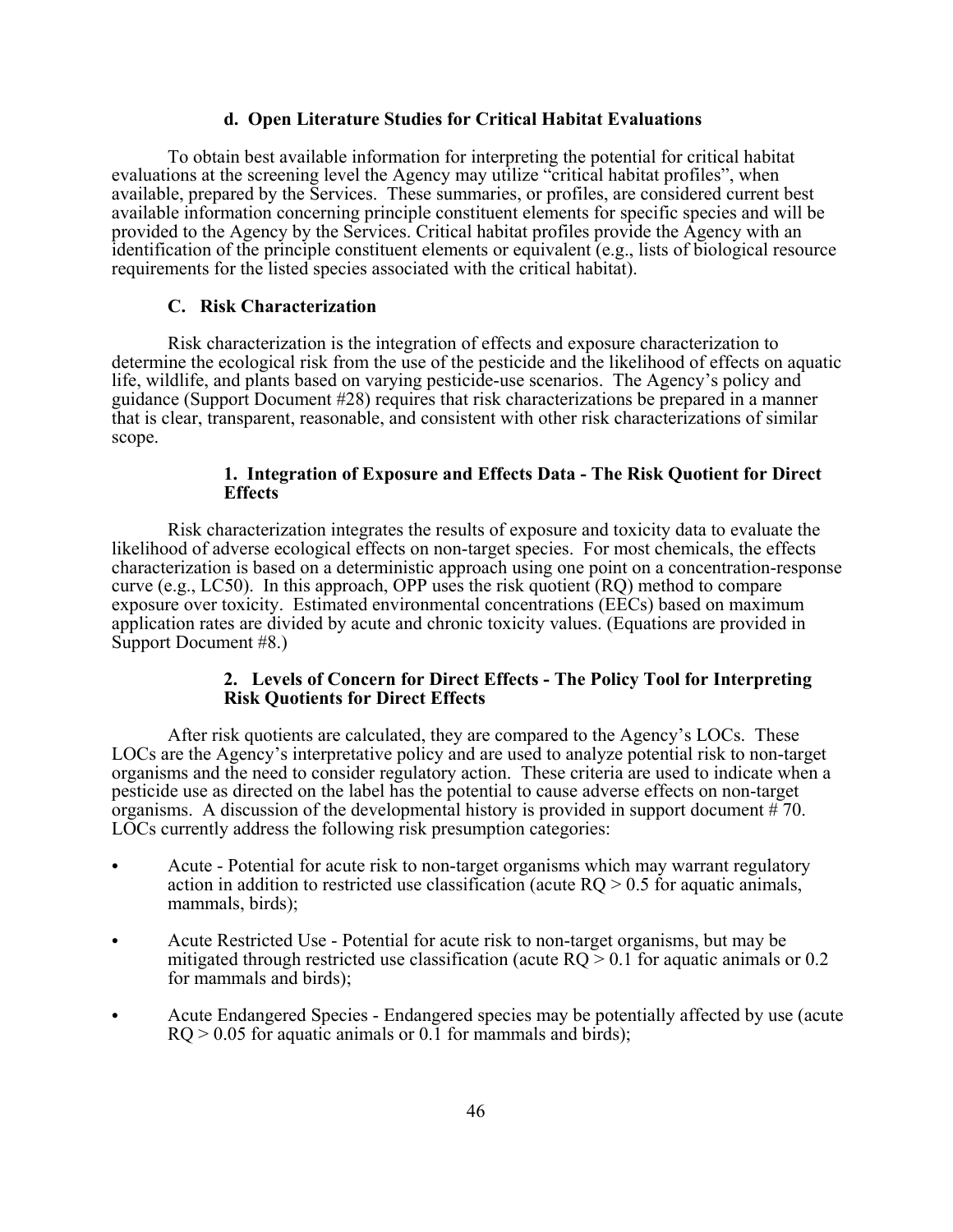#### d. Open Literature Studies for Critical Habitat Evaluations

To obtain best available information for interpreting the potential for critical habitat evaluations at the screening level the Agency may utilize "critical habitat profiles", when available, prepared by the Services. These summaries, or profiles, are considered current best available information concerning principle constituent elements for specific species and will be provided to the Agency by the Services. Critical habitat profiles provide the Agency with an identification of the principle constituent elements or equivalent (e.g., lists of biological resource requirements for the listed species associated with the critical habitat).

### C. Risk Characterization

Risk characterization is the integration of effects and exposure characterization to determine the ecological risk from the use of the pesticide and the likelihood of effects on aquatic life, wildlife, and plants based on varying pesticide-use scenarios. The Agency's policy and guidance (Support Document #28) requires that risk characterizations be prepared in a manner that is clear, transparent, reasonable, and consistent with other risk characterizations of similar scope.

#### 1. Integration of Exposure and Effects Data - The Risk Quotient for Direct Effects

Risk characterization integrates the results of exposure and toxicity data to evaluate the likelihood of adverse ecological effects on non-target species. For most chemicals, the effects characterization is based on a deterministic approach using one point on a concentration-response curve (e.g., LC50). In this approach, OPP uses the risk quotient (RQ) method to compare exposure over toxicity. Estimated environmental concentrations (EECs) based on maximum application rates are divided by acute and chronic toxicity values. (Equations are provided in Support Document #8.)

#### 2. Levels of Concern for Direct Effects - The Policy Tool for Interpreting Risk Quotients for Direct Effects

After risk quotients are calculated, they are compared to the Agency's LOCs. These LOCs are the Agency's interpretative policy and are used to analyze potential risk to non-target organisms and the need to consider regulatory action. These criteria are used to indicate when a pesticide use as directed on the label has the potential to cause adverse effects on non-target organisms. A discussion of the developmental history is provided in support document # 70. LOCs currently address the following risk presumption categories:

- Acute - Potential for acute risk to non-target organisms which may warrant regulatory action in addition to restricted use classification (acute RQ > 0.5 for aquatic animals, mammals, birds);
- Acute Restricted Use - Potential for acute risk to non-target organisms, but may be mitigated through restricted use classification (acute RQ > 0.1 for aquatic animals or 0.2 for mammals and birds);
- Acute Endangered Species - Endangered species may be potentially affected by use (acute RQ > 0.05 for aquatic animals or 0.1 for mammals and birds);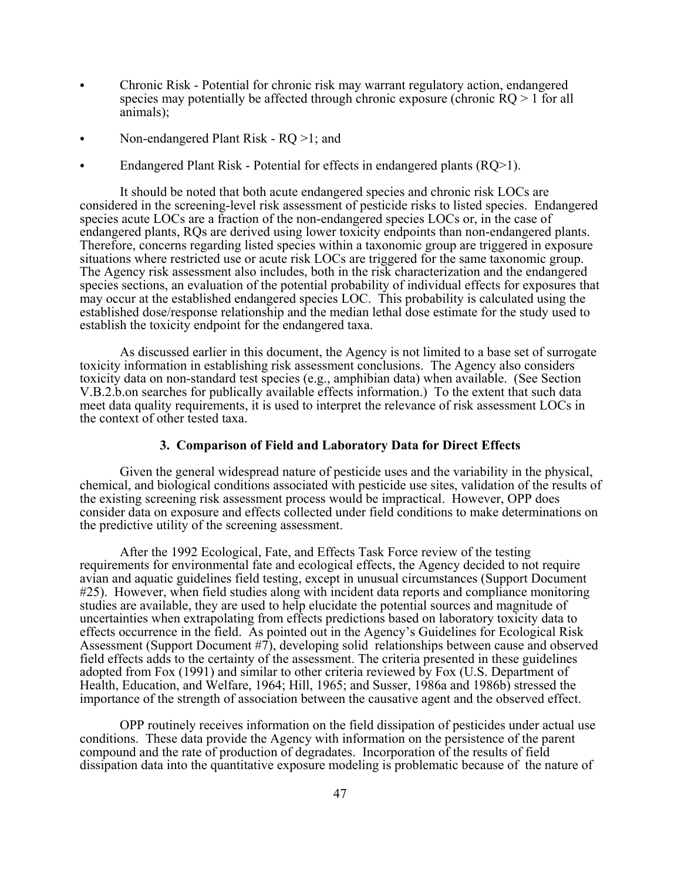- Chronic Risk - Potential for chronic risk may warrant regulatory action, endangered species may potentially be affected through chronic exposure (chronic RQ > 1 for all animals);
- Non-endangered Plant Risk - RQ >1; and
- Endangered Plant Risk - Potential for effects in endangered plants (RQ>1).

It should be noted that both acute endangered species and chronic risk LOCs are considered in the screening-level risk assessment of pesticide risks to listed species. Endangered species acute LOCs are a fraction of the non-endangered species LOCs or, in the case of endangered plants, RQs are derived using lower toxicity endpoints than non-endangered plants. Therefore, concerns regarding listed species within a taxonomic group are triggered in exposure situations where restricted use or acute risk LOCs are triggered for the same taxonomic group. The Agency risk assessment also includes, both in the risk characterization and the endangered species sections, an evaluation of the potential probability of individual effects for exposures that may occur at the established endangered species LOC. This probability is calculated using the established dose/response relationship and the median lethal dose estimate for the study used to establish the toxicity endpoint for the endangered taxa.

As discussed earlier in this document, the Agency is not limited to a base set of surrogate toxicity information in establishing risk assessment conclusions. The Agency also considers toxicity data on non-standard test species (e.g., amphibian data) when available. (See Section V.B.2.b.on searches for publically available effects information.) To the extent that such data meet data quality requirements, it is used to interpret the relevance of risk assessment LOCs in the context of other tested taxa.

### 3. Comparison of Field and Laboratory Data for Direct Effects

Given the general widespread nature of pesticide uses and the variability in the physical, chemical, and biological conditions associated with pesticide use sites, validation of the results of the existing screening risk assessment process would be impractical. However, OPP does consider data on exposure and effects collected under field conditions to make determinations on the predictive utility of the screening assessment.

After the 1992 Ecological, Fate, and Effects Task Force review of the testing requirements for environmental fate and ecological effects, the Agency decided to not require avian and aquatic guidelines field testing, except in unusual circumstances (Support Document #25). However, when field studies along with incident data reports and compliance monitoring studies are available, they are used to help elucidate the potential sources and magnitude of uncertainties when extrapolating from effects predictions based on laboratory toxicity data to effects occurrence in the field. As pointed out in the Agency's Guidelines for Ecological Risk Assessment (Support Document #7), developing solid relationships between cause and observed field effects adds to the certainty of the assessment. The criteria presented in these guidelines adopted from Fox (1991) and similar to other criteria reviewed by Fox (U.S. Department of Health, Education, and Welfare, 1964; Hill, 1965; and Susser, 1986a and 1986b) stressed the importance of the strength of association between the causative agent and the observed effect.

OPP routinely receives information on the field dissipation of pesticides under actual use conditions. These data provide the Agency with information on the persistence of the parent compound and the rate of production of degradates. Incorporation of the results of field dissipation data into the quantitative exposure modeling is problematic because of the nature of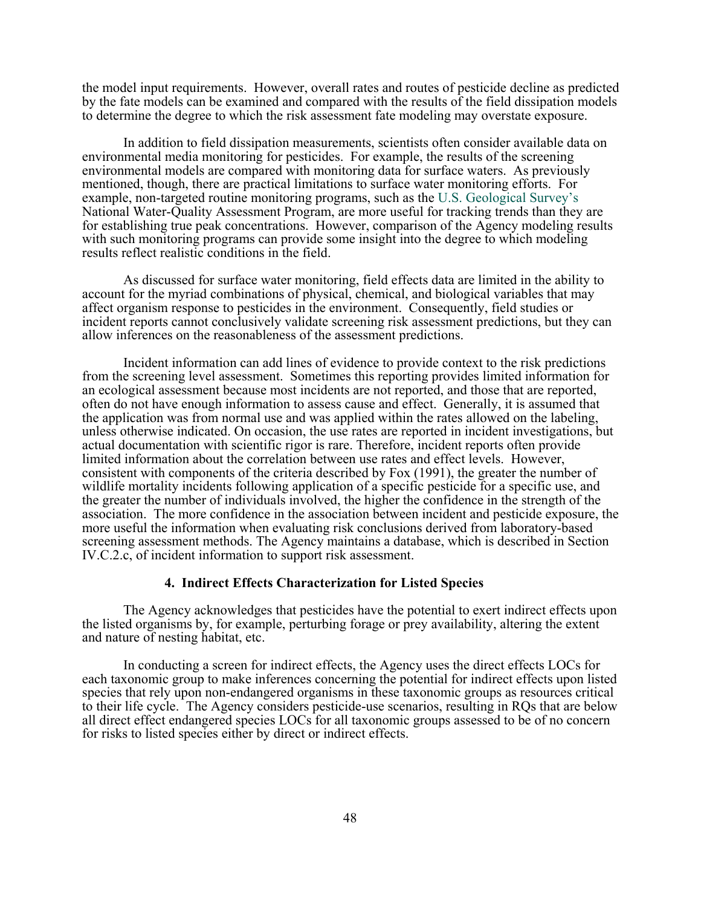the model input requirements. However, overall rates and routes of pesticide decline as predicted by the fate models can be examined and compared with the results of the field dissipation models to determine the degree to which the risk assessment fate modeling may overstate exposure.

In addition to field dissipation measurements, scientists often consider available data on environmental media monitoring for pesticides. For example, the results of the screening environmental models are compared with monitoring data for surface waters. As previously mentioned, though, there are practical limitations to surface water monitoring efforts. For example, non-targeted routine monitoring programs, such as the U.S. Geological Survey's National Water-Quality Assessment Program, are more useful for tracking trends than they are for establishing true peak concentrations. However, comparison of the Agency modeling results with such monitoring programs can provide some insight into the degree to which modeling results reflect realistic conditions in the field.

As discussed for surface water monitoring, field effects data are limited in the ability to account for the myriad combinations of physical, chemical, and biological variables that may affect organism response to pesticides in the environment. Consequently, field studies or incident reports cannot conclusively validate screening risk assessment predictions, but they can allow inferences on the reasonableness of the assessment predictions.

Incident information can add lines of evidence to provide context to the risk predictions from the screening level assessment. Sometimes this reporting provides limited information for an ecological assessment because most incidents are not reported, and those that are reported, often do not have enough information to assess cause and effect. Generally, it is assumed that the application was from normal use and was applied within the rates allowed on the labeling, unless otherwise indicated. On occasion, the use rates are reported in incident investigations, but actual documentation with scientific rigor is rare. Therefore, incident reports often provide limited information about the correlation between use rates and effect levels. However, consistent with components of the criteria described by Fox (1991), the greater the number of wildlife mortality incidents following application of a specific pesticide for a specific use, and the greater the number of individuals involved, the higher the confidence in the strength of the association. The more confidence in the association between incident and pesticide exposure, the more useful the information when evaluating risk conclusions derived from laboratory-based screening assessment methods. The Agency maintains a database, which is described in Section IV.C.2.c, of incident information to support risk assessment.

### 4. Indirect Effects Characterization for Listed Species

The Agency acknowledges that pesticides have the potential to exert indirect effects upon the listed organisms by, for example, perturbing forage or prey availability, altering the extent and nature of nesting habitat, etc.

In conducting a screen for indirect effects, the Agency uses the direct effects LOCs for each taxonomic group to make inferences concerning the potential for indirect effects upon listed species that rely upon non-endangered organisms in these taxonomic groups as resources critical to their life cycle. The Agency considers pesticide-use scenarios, resulting in RQs that are below all direct effect endangered species LOCs for all taxonomic groups assessed to be of no concern for risks to listed species either by direct or indirect effects.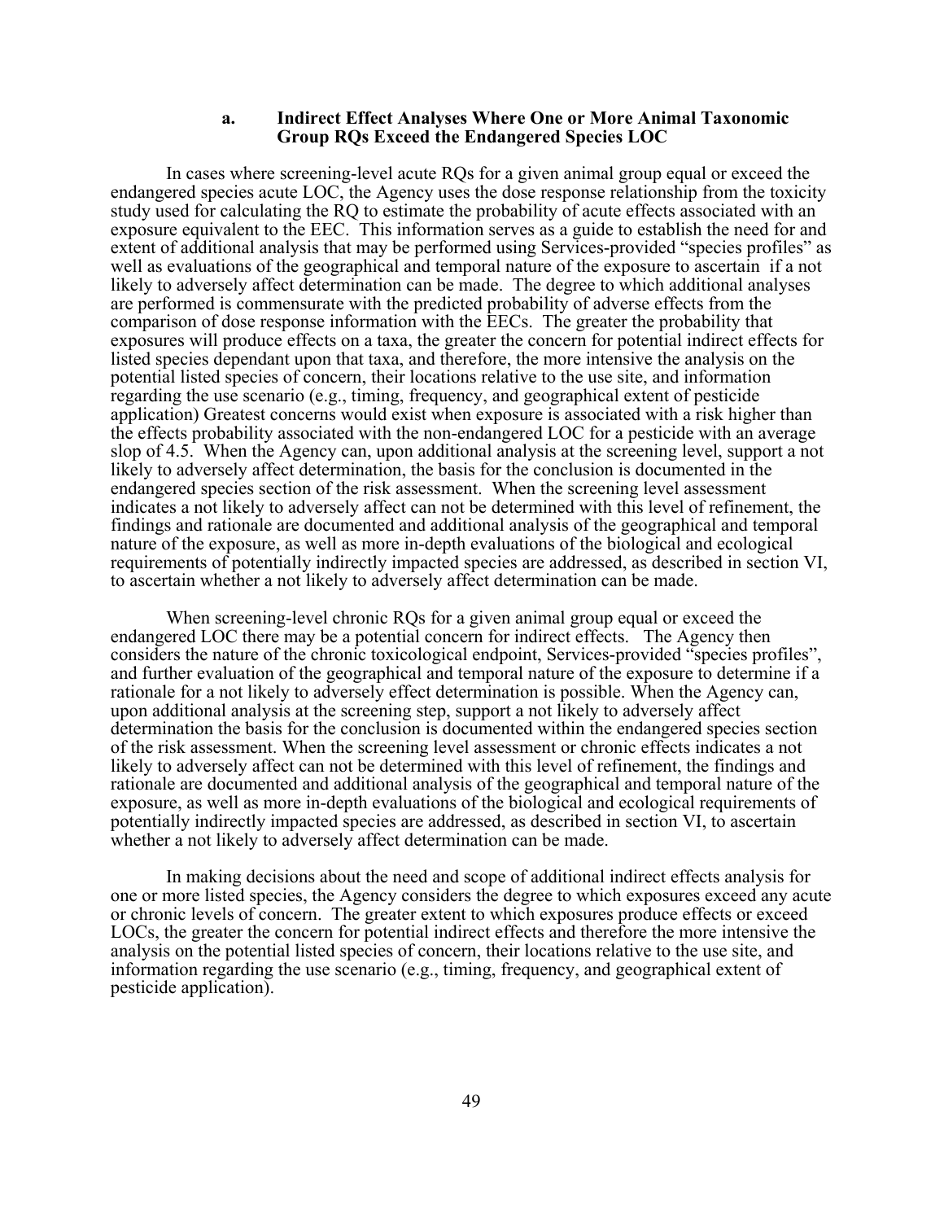### a. Indirect Effect Analyses Where One or More Animal Taxonomic Group RQs Exceed the Endangered Species LOC

In cases where screening-level acute RQs for a given animal group equal or exceed the endangered species acute LOC, the Agency uses the dose response relationship from the toxicity study used for calculating the RQ to estimate the probability of acute effects associated with an exposure equivalent to the EEC. This information serves as a guide to establish the need for and extent of additional analysis that may be performed using Services-provided "species profiles" as well as evaluations of the geographical and temporal nature of the exposure to ascertain if a not likely to adversely affect determination can be made. The degree to which additional analyses are performed is commensurate with the predicted probability of adverse effects from the comparison of dose response information with the EECs. The greater the probability that exposures will produce effects on a taxa, the greater the concern for potential indirect effects for listed species dependant upon that taxa, and therefore, the more intensive the analysis on the potential listed species of concern, their locations relative to the use site, and information regarding the use scenario (e.g., timing, frequency, and geographical extent of pesticide application) Greatest concerns would exist when exposure is associated with a risk higher than the effects probability associated with the non-endangered LOC for a pesticide with an average slop of 4.5. When the Agency can, upon additional analysis at the screening level, support a not likely to adversely affect determination, the basis for the conclusion is documented in the endangered species section of the risk assessment. When the screening level assessment indicates a not likely to adversely affect can not be determined with this level of refinement, the findings and rationale are documented and additional analysis of the geographical and temporal nature of the exposure, as well as more in-depth evaluations of the biological and ecological requirements of potentially indirectly impacted species are addressed, as described in section VI, to ascertain whether a not likely to adversely affect determination can be made.

When screening-level chronic RQs for a given animal group equal or exceed the endangered LOC there may be a potential concern for indirect effects. The Agency then considers the nature of the chronic toxicological endpoint, Services-provided "species profiles", and further evaluation of the geographical and temporal nature of the exposure to determine if a rationale for a not likely to adversely effect determination is possible. When the Agency can, upon additional analysis at the screening step, support a not likely to adversely affect determination the basis for the conclusion is documented within the endangered species section of the risk assessment. When the screening level assessment or chronic effects indicates a not likely to adversely affect can not be determined with this level of refinement, the findings and rationale are documented and additional analysis of the geographical and temporal nature of the exposure, as well as more in-depth evaluations of the biological and ecological requirements of potentially indirectly impacted species are addressed, as described in section VI, to ascertain whether a not likely to adversely affect determination can be made.

In making decisions about the need and scope of additional indirect effects analysis for one or more listed species, the Agency considers the degree to which exposures exceed any acute or chronic levels of concern. The greater extent to which exposures produce effects or exceed LOCs, the greater the concern for potential indirect effects and therefore the more intensive the analysis on the potential listed species of concern, their locations relative to the use site, and information regarding the use scenario (e.g., timing, frequency, and geographical extent of pesticide application).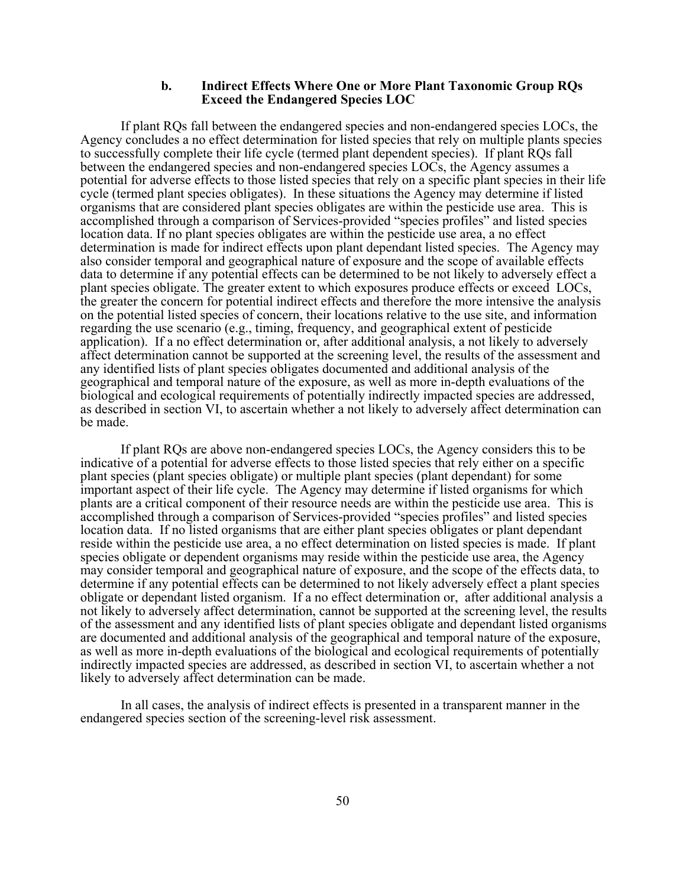#### b. Indirect Effects Where One or More Plant Taxonomic Group RQs Exceed the Endangered Species LOC

If plant RQs fall between the endangered species and non-endangered species LOCs, the Agency concludes a no effect determination for listed species that rely on multiple plants species to successfully complete their life cycle (termed plant dependent species). If plant RQs fall between the endangered species and non-endangered species LOCs, the Agency assumes a potential for adverse effects to those listed species that rely on a specific plant species in their life cycle (termed plant species obligates). In these situations the Agency may determine if listed organisms that are considered plant species obligates are within the pesticide use area. This is accomplished through a comparison of Services-provided "species profiles" and listed species location data. If no plant species obligates are within the pesticide use area, a no effect determination is made for indirect effects upon plant dependant listed species. The Agency may also consider temporal and geographical nature of exposure and the scope of available effects data to determine if any potential effects can be determined to be not likely to adversely effect a plant species obligate. The greater extent to which exposures produce effects or exceed LOCs, the greater the concern for potential indirect effects and therefore the more intensive the analysis on the potential listed species of concern, their locations relative to the use site, and information regarding the use scenario (e.g., timing, frequency, and geographical extent of pesticide application). If a no effect determination or, after additional analysis, a not likely to adversely affect determination cannot be supported at the screening level, the results of the assessment and any identified lists of plant species obligates documented and additional analysis of the geographical and temporal nature of the exposure, as well as more in-depth evaluations of the biological and ecological requirements of potentially indirectly impacted species are addressed, as described in section VI, to ascertain whether a not likely to adversely affect determination can be made.

If plant RQs are above non-endangered species LOCs, the Agency considers this to be indicative of a potential for adverse effects to those listed species that rely either on a specific plant species (plant species obligate) or multiple plant species (plant dependant) for some important aspect of their life cycle. The Agency may determine if listed organisms for which plants are a critical component of their resource needs are within the pesticide use area. This is accomplished through a comparison of Services-provided "species profiles" and listed species location data. If no listed organisms that are either plant species obligates or plant dependant reside within the pesticide use area, a no effect determination on listed species is made. If plant species obligate or dependent organisms may reside within the pesticide use area, the Agency may consider temporal and geographical nature of exposure, and the scope of the effects data, to determine if any potential effects can be determined to not likely adversely effect a plant species obligate or dependant listed organism. If a no effect determination or, after additional analysis a not likely to adversely affect determination, cannot be supported at the screening level, the results of the assessment and any identified lists of plant species obligate and dependant listed organisms are documented and additional analysis of the geographical and temporal nature of the exposure, as well as more in-depth evaluations of the biological and ecological requirements of potentially indirectly impacted species are addressed, as described in section VI, to ascertain whether a not likely to adversely affect determination can be made.

In all cases, the analysis of indirect effects is presented in a transparent manner in the endangered species section of the screening-level risk assessment.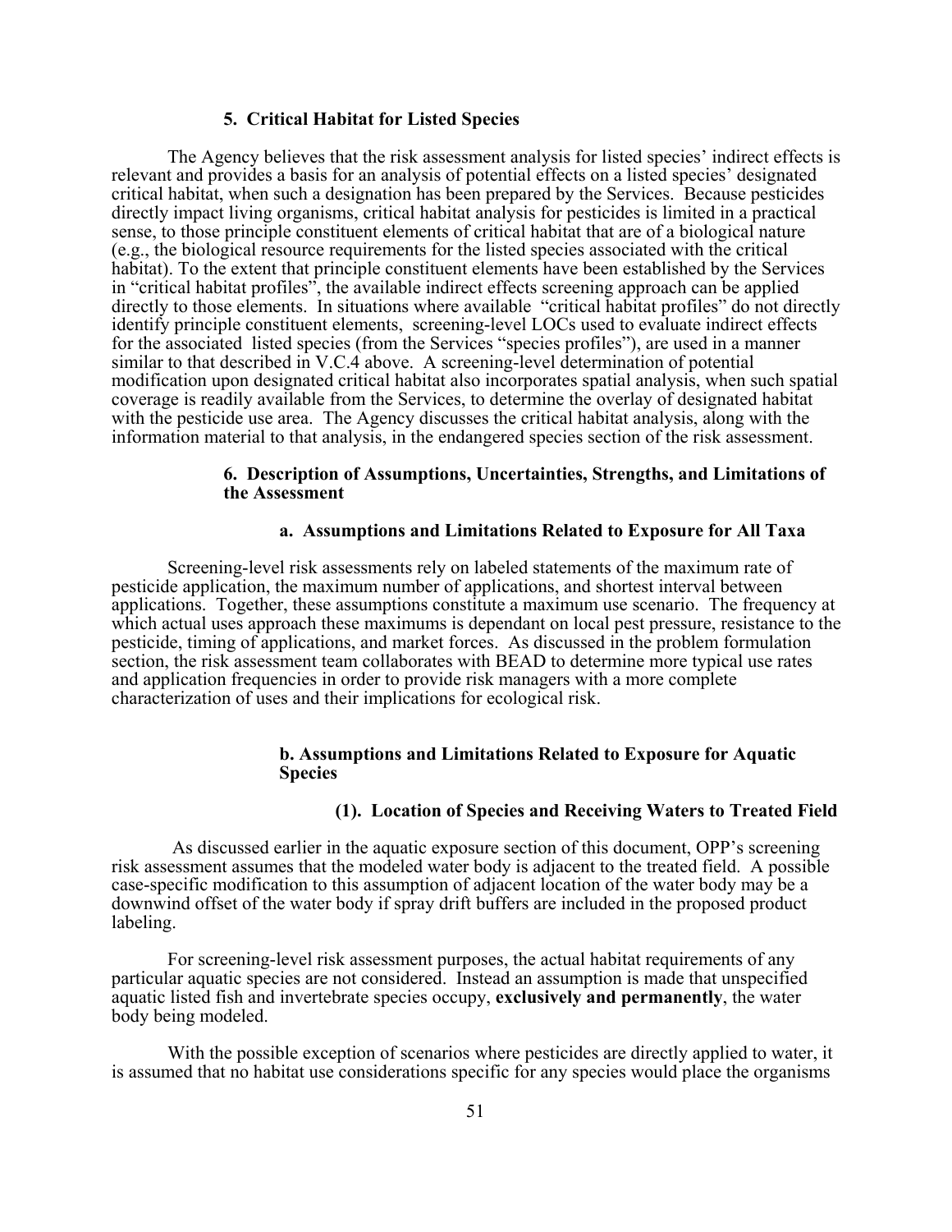### 5. Critical Habitat for Listed Species

The Agency believes that the risk assessment analysis for listed species' indirect effects is relevant and provides a basis for an analysis of potential effects on a listed species' designated critical habitat, when such a designation has been prepared by the Services. Because pesticides directly impact living organisms, critical habitat analysis for pesticides is limited in a practical sense, to those principle constituent elements of critical habitat that are of a biological nature (e.g., the biological resource requirements for the listed species associated with the critical habitat). To the extent that principle constituent elements have been established by the Services in "critical habitat profiles", the available indirect effects screening approach can be applied directly to those elements. In situations where available "critical habitat profiles" do not directly identify principle constituent elements, screening-level LOCs used to evaluate indirect effects for the associated listed species (from the Services "species profiles"), are used in a manner similar to that described in V.C.4 above. A screening-level determination of potential modification upon designated critical habitat also incorporates spatial analysis, when such spatial coverage is readily available from the Services, to determine the overlay of designated habitat with the pesticide use area. The Agency discusses the critical habitat analysis, along with the information material to that analysis, in the endangered species section of the risk assessment.

### 6. Description of Assumptions, Uncertainties, Strengths, and Limitations of the Assessment

#### a. Assumptions and Limitations Related to Exposure for All Taxa

Screening-level risk assessments rely on labeled statements of the maximum rate of pesticide application, the maximum number of applications, and shortest interval between applications. Together, these assumptions constitute a maximum use scenario. The frequency at which actual uses approach these maximums is dependant on local pest pressure, resistance to the pesticide, timing of applications, and market forces. As discussed in the problem formulation section, the risk assessment team collaborates with BEAD to determine more typical use rates and application frequencies in order to provide risk managers with a more complete characterization of uses and their implications for ecological risk.

#### b. Assumptions and Limitations Related to Exposure for Aquatic Species

##### (1). Location of Species and Receiving Waters to Treated Field

As discussed earlier in the aquatic exposure section of this document, OPP's screening risk assessment assumes that the modeled water body is adjacent to the treated field. A possible case-specific modification to this assumption of adjacent location of the water body may be a downwind offset of the water body if spray drift buffers are included in the proposed product labeling.

For screening-level risk assessment purposes, the actual habitat requirements of any particular aquatic species are not considered. Instead an assumption is made that unspecified aquatic listed fish and invertebrate species occupy, **exclusively and permanently**, the water body being modeled.

With the possible exception of scenarios where pesticides are directly applied to water, it is assumed that no habitat use considerations specific for any species would place the organisms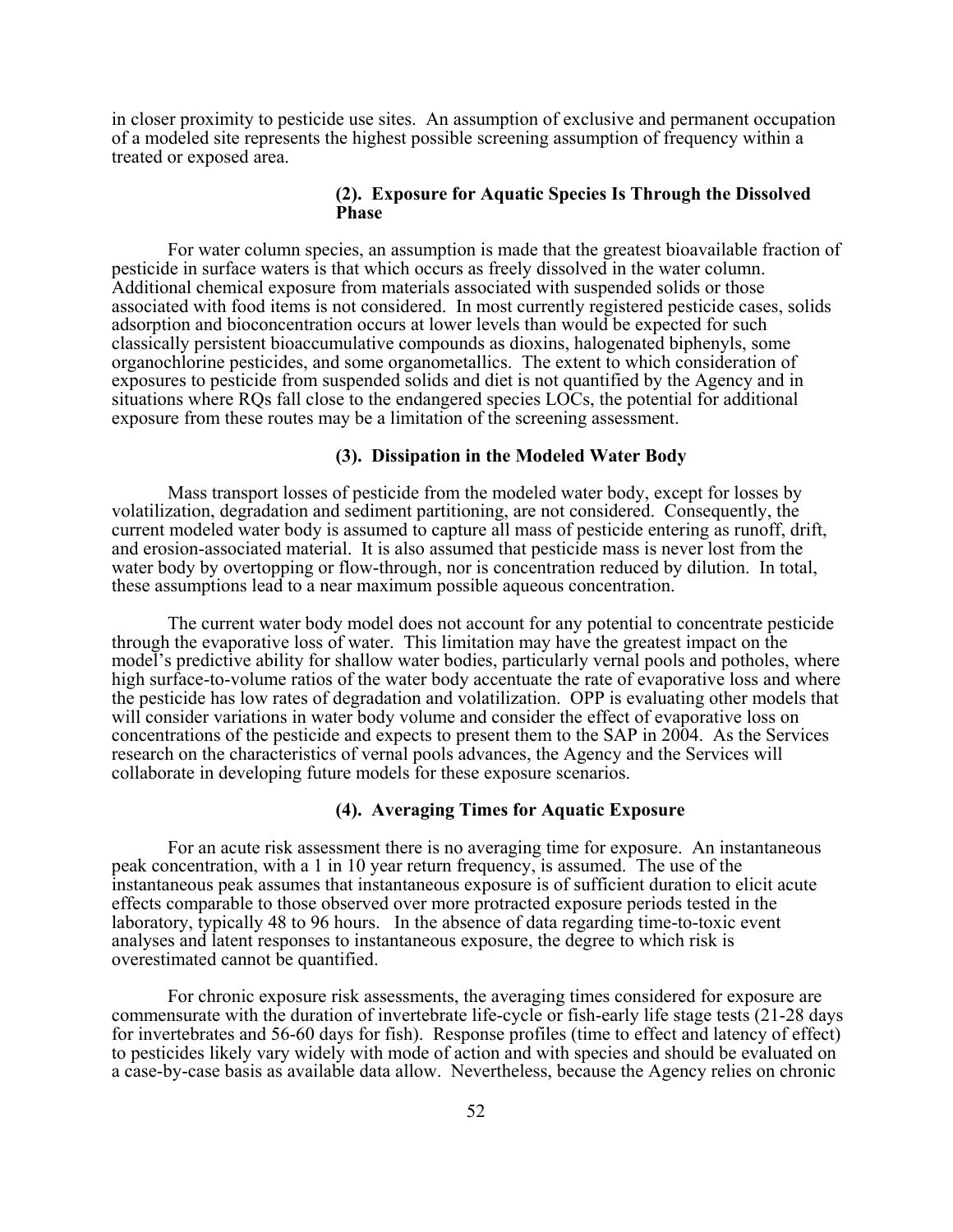in closer proximity to pesticide use sites. An assumption of exclusive and permanent occupation of a modeled site represents the highest possible screening assumption of frequency within a treated or exposed area.

#### (2). Exposure for Aquatic Species Is Through the Dissolved Phase

For water column species, an assumption is made that the greatest bioavailable fraction of pesticide in surface waters is that which occurs as freely dissolved in the water column. Additional chemical exposure from materials associated with suspended solids or those associated with food items is not considered. In most currently registered pesticide cases, solids adsorption and bioconcentration occurs at lower levels than would be expected for such classically persistent bioaccumulative compounds as dioxins, halogenated biphenyls, some organochlorine pesticides, and some organometallics. The extent to which consideration of exposures to pesticide from suspended solids and diet is not quantified by the Agency and in situations where RQs fall close to the endangered species LOCs, the potential for additional exposure from these routes may be a limitation of the screening assessment.

#### (3). Dissipation in the Modeled Water Body

Mass transport losses of pesticide from the modeled water body, except for losses by volatilization, degradation and sediment partitioning, are not considered. Consequently, the current modeled water body is assumed to capture all mass of pesticide entering as runoff, drift, and erosion-associated material. It is also assumed that pesticide mass is never lost from the water body by overtopping or flow-through, nor is concentration reduced by dilution. In total, these assumptions lead to a near maximum possible aqueous concentration.

The current water body model does not account for any potential to concentrate pesticide through the evaporative loss of water. This limitation may have the greatest impact on the model's predictive ability for shallow water bodies, particularly vernal pools and potholes, where high surface-to-volume ratios of the water body accentuate the rate of evaporative loss and where the pesticide has low rates of degradation and volatilization. OPP is evaluating other models that will consider variations in water body volume and consider the effect of evaporative loss on concentrations of the pesticide and expects to present them to the SAP in 2004. As the Services research on the characteristics of vernal pools advances, the Agency and the Services will collaborate in developing future models for these exposure scenarios.

#### (4). Averaging Times for Aquatic Exposure

For an acute risk assessment there is no averaging time for exposure. An instantaneous peak concentration, with a 1 in 10 year return frequency, is assumed. The use of the instantaneous peak assumes that instantaneous exposure is of sufficient duration to elicit acute effects comparable to those observed over more protracted exposure periods tested in the laboratory, typically 48 to 96 hours. In the absence of data regarding time-to-toxic event analyses and latent responses to instantaneous exposure, the degree to which risk is overestimated cannot be quantified.

For chronic exposure risk assessments, the averaging times considered for exposure are commensurate with the duration of invertebrate life-cycle or fish-early life stage tests (21-28 days for invertebrates and 56-60 days for fish). Response profiles (time to effect and latency of effect) to pesticides likely vary widely with mode of action and with species and should be evaluated on a case-by-case basis as available data allow. Nevertheless, because the Agency relies on chronic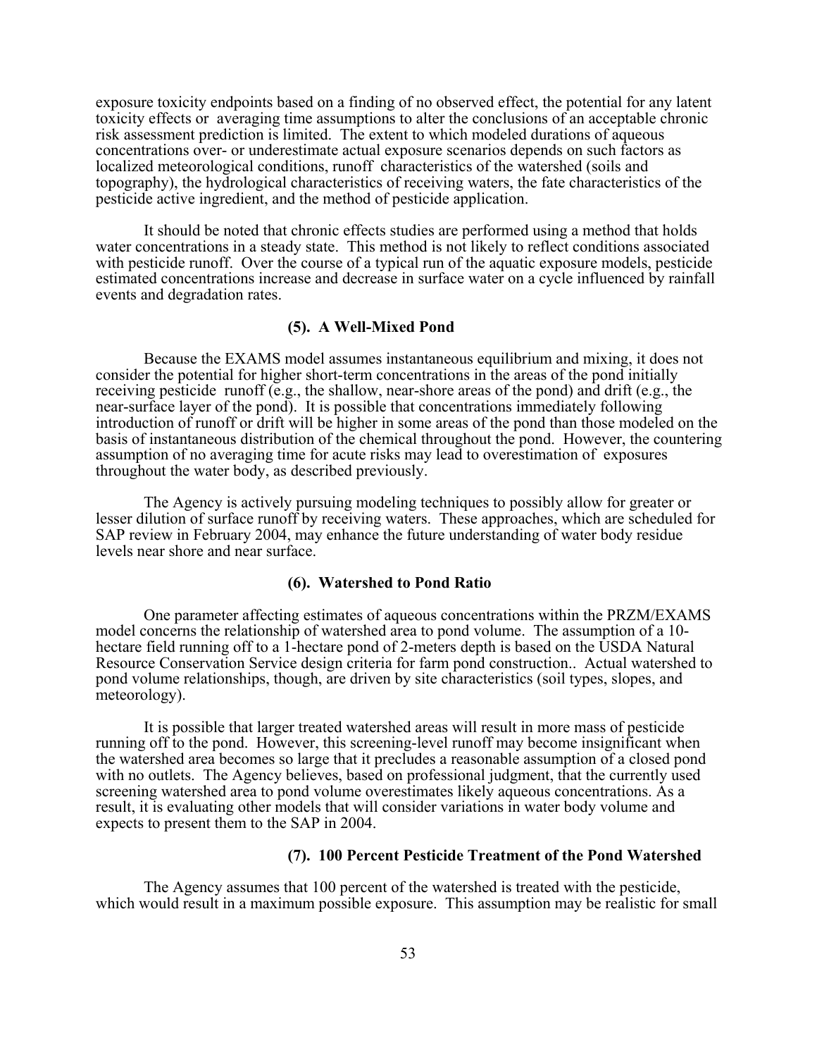exposure toxicity endpoints based on a finding of no observed effect, the potential for any latent toxicity effects or averaging time assumptions to alter the conclusions of an acceptable chronic risk assessment prediction is limited. The extent to which modeled durations of aqueous concentrations over- or underestimate actual exposure scenarios depends on such factors as localized meteorological conditions, runoff characteristics of the watershed (soils and topography), the hydrological characteristics of receiving waters, the fate characteristics of the pesticide active ingredient, and the method of pesticide application.

It should be noted that chronic effects studies are performed using a method that holds water concentrations in a steady state. This method is not likely to reflect conditions associated with pesticide runoff. Over the course of a typical run of the aquatic exposure models, pesticide estimated concentrations increase and decrease in surface water on a cycle influenced by rainfall events and degradation rates.

**(5). A Well-Mixed Pond**

Because the EXAMS model assumes instantaneous equilibrium and mixing, it does not consider the potential for higher short-term concentrations in the areas of the pond initially receiving pesticide runoff (e.g., the shallow, near-shore areas of the pond) and drift (e.g., the near-surface layer of the pond). It is possible that concentrations immediately following introduction of runoff or drift will be higher in some areas of the pond than those modeled on the basis of instantaneous distribution of the chemical throughout the pond. However, the countering assumption of no averaging time for acute risks may lead to overestimation of exposures throughout the water body, as described previously.

The Agency is actively pursuing modeling techniques to possibly allow for greater or lesser dilution of surface runoff by receiving waters. These approaches, which are scheduled for SAP review in February 2004, may enhance the future understanding of water body residue levels near shore and near surface.

**(6). Watershed to Pond Ratio**

One parameter affecting estimates of aqueous concentrations within the PRZM/EXAMS model concerns the relationship of watershed area to pond volume. The assumption of a 10-hectare field running off to a 1-hectare pond of 2-meters depth is based on the USDA Natural Resource Conservation Service design criteria for farm pond construction.. Actual watershed to pond volume relationships, though, are driven by site characteristics (soil types, slopes, and meteorology).

It is possible that larger treated watershed areas will result in more mass of pesticide running off to the pond. However, this screening-level runoff may become insignificant when the watershed area becomes so large that it precludes a reasonable assumption of a closed pond with no outlets. The Agency believes, based on professional judgment, that the currently used screening watershed area to pond volume overestimates likely aqueous concentrations. As a result, it is evaluating other models that will consider variations in water body volume and expects to present them to the SAP in 2004.

**(7). 100 Percent Pesticide Treatment of the Pond Watershed**

The Agency assumes that 100 percent of the watershed is treated with the pesticide, which would result in a maximum possible exposure. This assumption may be realistic for small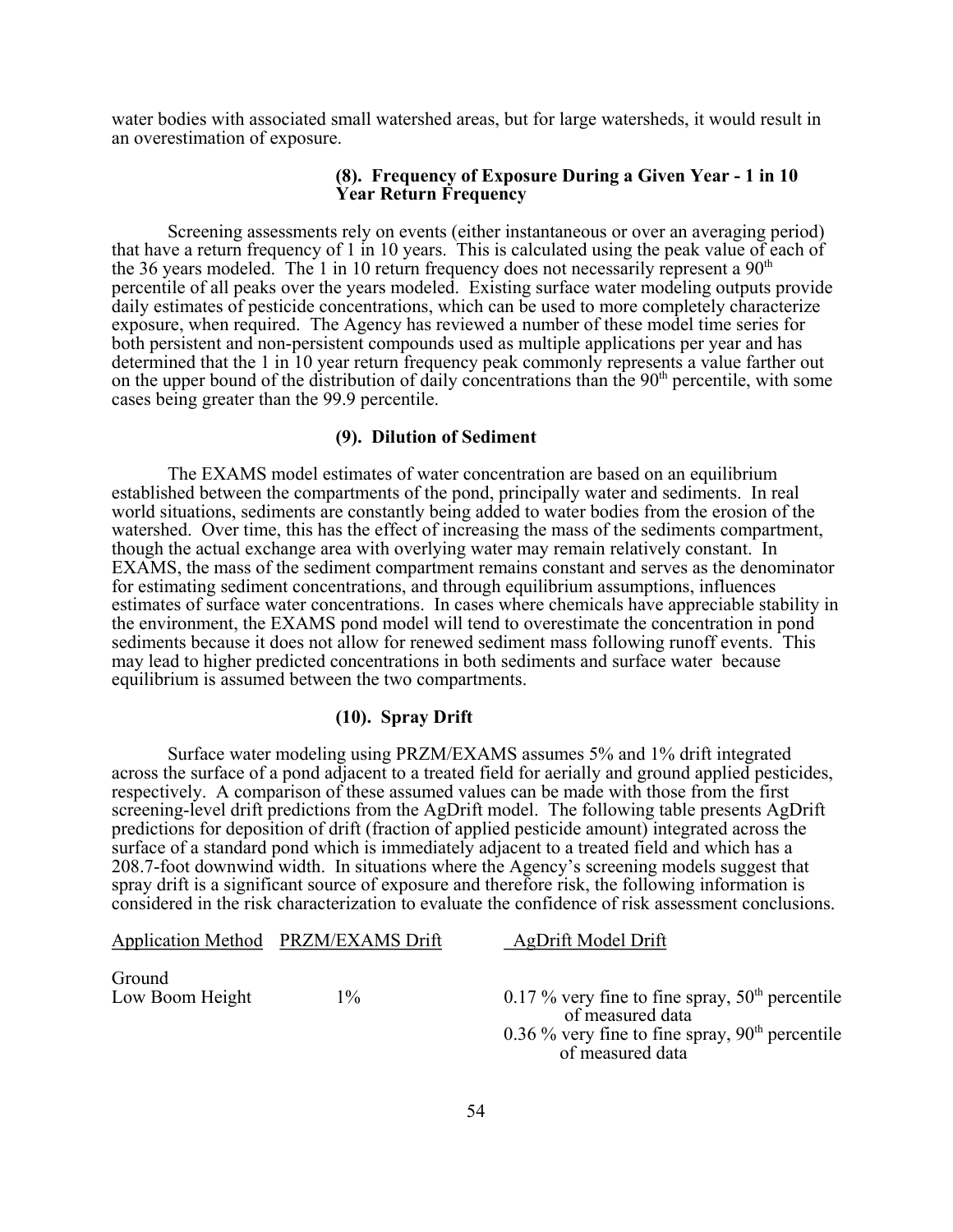water bodies with associated small watershed areas, but for large watersheds, it would result in an overestimation of exposure.

### (8). Frequency of Exposure During a Given Year - 1 in 10 Year Return Frequency

Screening assessments rely on events (either instantaneous or over an averaging period) that have a return frequency of 1 in 10 years. This is calculated using the peak value of each of the 36 years modeled. The 1 in 10 return frequency does not necessarily represent a 90$^{th}$ percentile of all peaks over the years modeled. Existing surface water modeling outputs provide daily estimates of pesticide concentrations, which can be used to more completely characterize exposure, when required. The Agency has reviewed a number of these model time series for both persistent and non-persistent compounds used as multiple applications per year and has determined that the 1 in 10 year return frequency peak commonly represents a value farther out on the upper bound of the distribution of daily concentrations than the 90$^{th}$ percentile, with some cases being greater than the 99.9 percentile.

### (9). Dilution of Sediment

The EXAMS model estimates of water concentration are based on an equilibrium established between the compartments of the pond, principally water and sediments. In real world situations, sediments are constantly being added to water bodies from the erosion of the watershed. Over time, this has the effect of increasing the mass of the sediments compartment, though the actual exchange area with overlying water may remain relatively constant. In EXAMS, the mass of the sediment compartment remains constant and serves as the denominator for estimating sediment concentrations, and through equilibrium assumptions, influences estimates of surface water concentrations. In cases where chemicals have appreciable stability in the environment, the EXAMS pond model will tend to overestimate the concentration in pond sediments because it does not allow for renewed sediment mass following runoff events. This may lead to higher predicted concentrations in both sediments and surface water because equilibrium is assumed between the two compartments.

### (10). Spray Drift

Surface water modeling using PRZM/EXAMS assumes 5% and 1% drift integrated across the surface of a pond adjacent to a treated field for aerially and ground applied pesticides, respectively. A comparison of these assumed values can be made with those from the first screening-level drift predictions from the AgDrift model. The following table presents AgDrift predictions for deposition of drift (fraction of applied pesticide amount) integrated across the surface of a standard pond which is immediately adjacent to a treated field and which has a 208.7-foot downwind width. In situations where the Agency's screening models suggest that spray drift is a significant source of exposure and therefore risk, the following information is considered in the risk characterization to evaluate the confidence of risk assessment conclusions.

| Application Method | PRZM/EXAMS Drift | AgDrift Model Drift |
|---|---|---|
| Ground | | |
| Low Boom Height | 1% | 0.17 % very fine to fine spray, 50$^{th}$ percentile of measured data |
| | | 0.36 % very fine to fine spray, 90$^{th}$ percentile of measured data |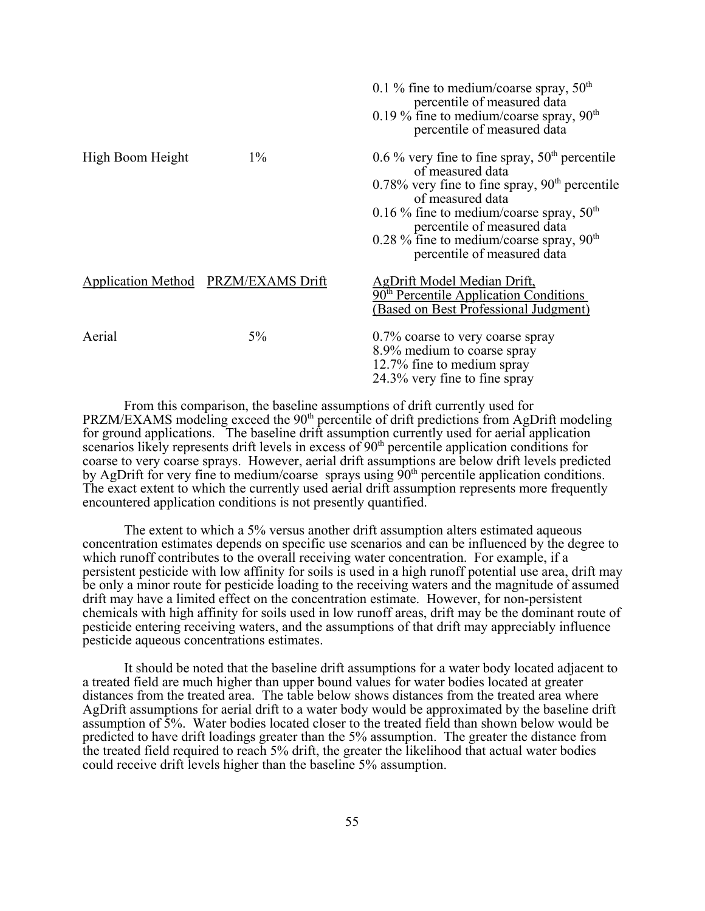| | | |
|---|---|---|
| | | 0.1 % fine to medium/coarse spray, 50th percentile of measured data<br>0.19 % fine to medium/coarse spray, 90th percentile of measured data |
| High Boom Height | 1% | 0.6 % very fine to fine spray, 50th percentile of measured data<br>0.78% very fine to fine spray, 90th percentile of measured data<br>0.16 % fine to medium/coarse spray, 50th percentile of measured data<br>0.28 % fine to medium/coarse spray, 90th percentile of measured data |

| Application Method | PRZM/EXAMS Drift | AgDrift Model Median Drift, 90th Percentile Application Conditions (Based on Best Professional Judgment) |
|---|---|---|
| Aerial | 5% | 0.7% coarse to very coarse spray<br>8.9% medium to coarse spray<br>12.7% fine to medium spray<br>24.3% very fine to fine spray |

From this comparison, the baseline assumptions of drift currently used for PRZM/EXAMS modeling exceed the 90th percentile of drift predictions from AgDrift modeling for ground applications. The baseline drift assumption currently used for aerial application scenarios likely represents drift levels in excess of 90th percentile application conditions for coarse to very coarse sprays. However, aerial drift assumptions are below drift levels predicted by AgDrift for very fine to medium/coarse sprays using 90th percentile application conditions. The exact extent to which the currently used aerial drift assumption represents more frequently encountered application conditions is not presently quantified.

The extent to which a 5% versus another drift assumption alters estimated aqueous concentration estimates depends on specific use scenarios and can be influenced by the degree to which runoff contributes to the overall receiving water concentration. For example, if a persistent pesticide with low affinity for soils is used in a high runoff potential use area, drift may be only a minor route for pesticide loading to the receiving waters and the magnitude of assumed drift may have a limited effect on the concentration estimate. However, for non-persistent chemicals with high affinity for soils used in low runoff areas, drift may be the dominant route of pesticide entering receiving waters, and the assumptions of that drift may appreciably influence pesticide aqueous concentrations estimates.

It should be noted that the baseline drift assumptions for a water body located adjacent to a treated field are much higher than upper bound values for water bodies located at greater distances from the treated area. The table below shows distances from the treated area where AgDrift assumptions for aerial drift to a water body would be approximated by the baseline drift assumption of 5%. Water bodies located closer to the treated field than shown below would be predicted to have drift loadings greater than the 5% assumption. The greater the distance from the treated field required to reach 5% drift, the greater the likelihood that actual water bodies could receive drift levels higher than the baseline 5% assumption.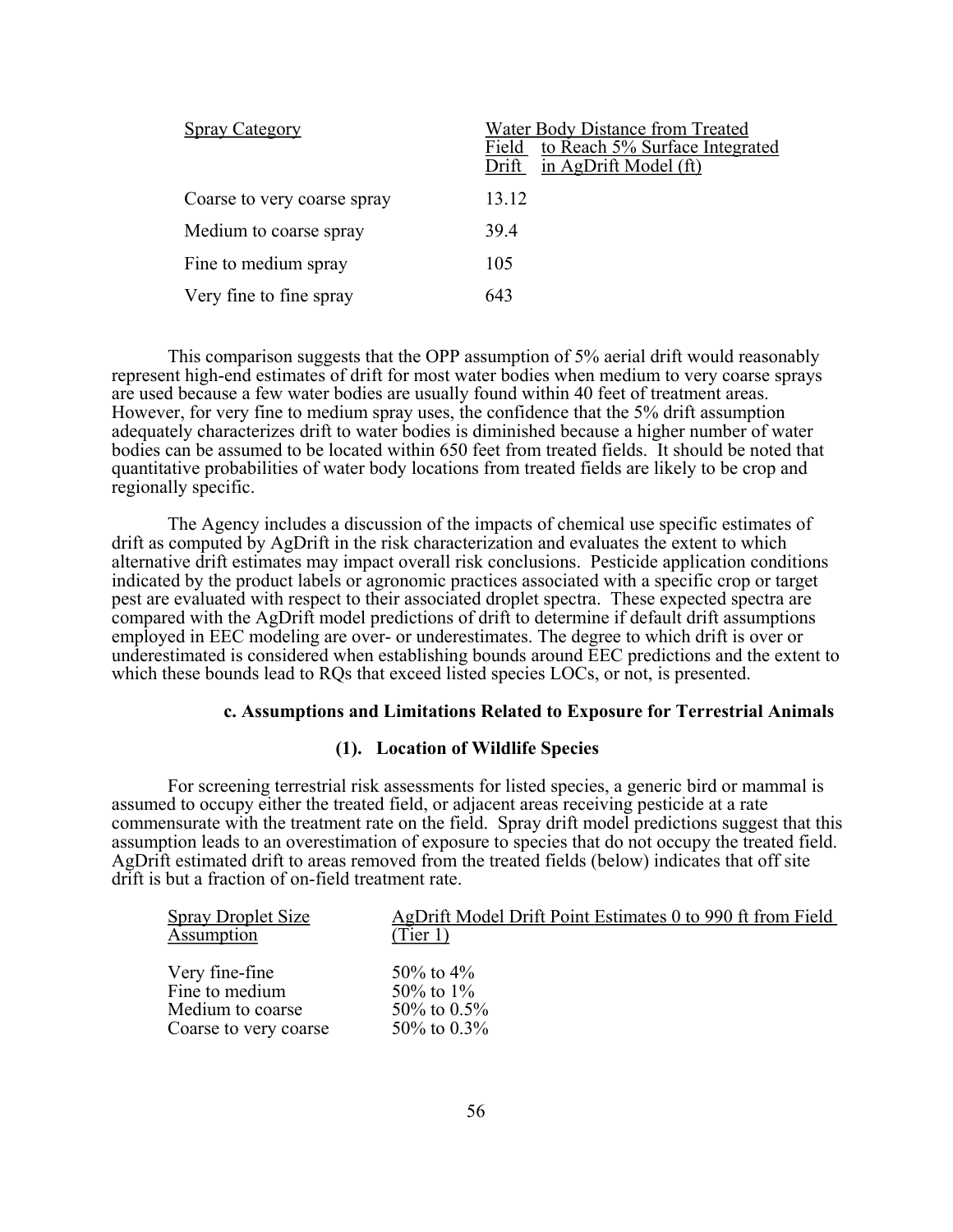| Spray Category | Water Body Distance from Treated Field to Reach 5% Surface Integrated Drift in AgDrift Model (ft) |
|---|---|
| Coarse to very coarse spray | 13.12 |
| Medium to coarse spray | 39.4 |
| Fine to medium spray | 105 |
| Very fine to fine spray | 643 |

This comparison suggests that the OPP assumption of 5% aerial drift would reasonably represent high-end estimates of drift for most water bodies when medium to very coarse sprays are used because a few water bodies are usually found within 40 feet of treatment areas. However, for very fine to medium spray uses, the confidence that the 5% drift assumption adequately characterizes drift to water bodies is diminished because a higher number of water bodies can be assumed to be located within 650 feet from treated fields. It should be noted that quantitative probabilities of water body locations from treated fields are likely to be crop and regionally specific.

The Agency includes a discussion of the impacts of chemical use specific estimates of drift as computed by AgDrift in the risk characterization and evaluates the extent to which alternative drift estimates may impact overall risk conclusions. Pesticide application conditions indicated by the product labels or agronomic practices associated with a specific crop or target pest are evaluated with respect to their associated droplet spectra. These expected spectra are compared with the AgDrift model predictions of drift to determine if default drift assumptions employed in EEC modeling are over- or underestimates. The degree to which drift is over or underestimated is considered when establishing bounds around EEC predictions and the extent to which these bounds lead to RQs that exceed listed species LOCs, or not, is presented.

### c. Assumptions and Limitations Related to Exposure for Terrestrial Animals

#### (1). Location of Wildlife Species

For screening terrestrial risk assessments for listed species, a generic bird or mammal is assumed to occupy either the treated field, or adjacent areas receiving pesticide at a rate commensurate with the treatment rate on the field. Spray drift model predictions suggest that this assumption leads to an overestimation of exposure to species that do not occupy the treated field. AgDrift estimated drift to areas removed from the treated fields (below) indicates that off site drift is but a fraction of on-field treatment rate.

| Spray Droplet Size Assumption | AgDrift Model Drift Point Estimates 0 to 990 ft from Field (Tier 1) |
|---|---|
| Very fine-fine | 50% to 4% |
| Fine to medium | 50% to 1% |
| Medium to coarse | 50% to 0.5% |
| Coarse to very coarse | 50% to 0.3% |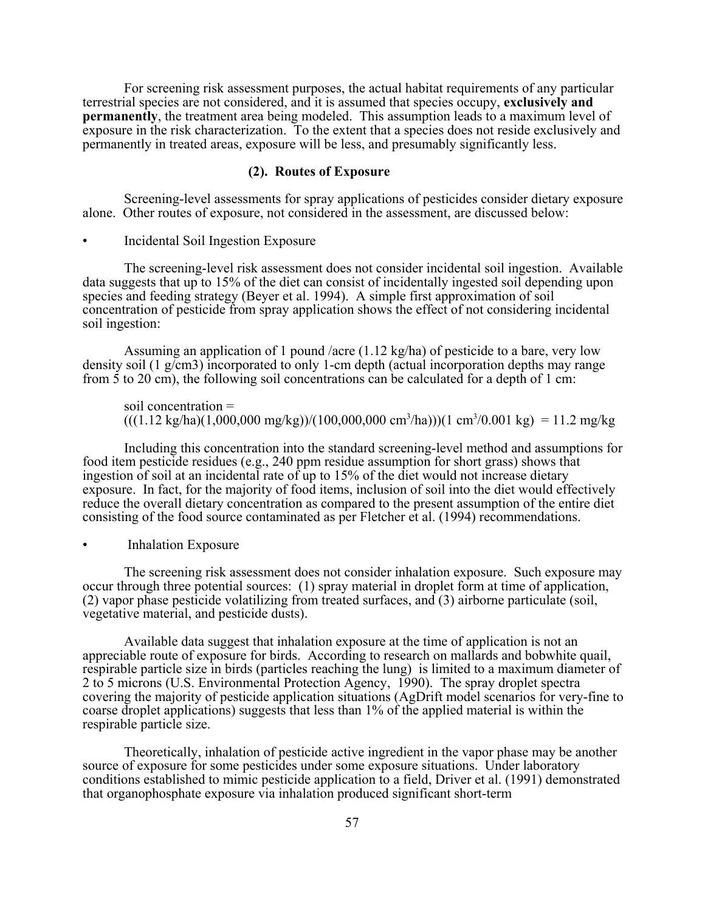For screening risk assessment purposes, the actual habitat requirements of any particular terrestrial species are not considered, and it is assumed that species occupy, **exclusively and permanently**, the treatment area being modeled. This assumption leads to a maximum level of exposure in the risk characterization. To the extent that a species does not reside exclusively and permanently in treated areas, exposure will be less, and presumably significantly less.

### (2). Routes of Exposure

Screening-level assessments for spray applications of pesticides consider dietary exposure alone. Other routes of exposure, not considered in the assessment, are discussed below:

- Incidental Soil Ingestion Exposure

The screening-level risk assessment does not consider incidental soil ingestion. Available data suggests that up to 15% of the diet can consist of incidentally ingested soil depending upon species and feeding strategy (Beyer et al. 1994). A simple first approximation of soil concentration of pesticide from spray application shows the effect of not considering incidental soil ingestion:

Assuming an application of 1 pound /acre (1.12 kg/ha) of pesticide to a bare, very low density soil (1 g/cm3) incorporated to only 1-cm depth (actual incorporation depths may range from 5 to 20 cm), the following soil concentrations can be calculated for a depth of 1 cm:

soil concentration =
$(((1.12 \text{ kg/ha})(1{,}000{,}000 \text{ mg/kg}))/(100{,}000{,}000 \text{ cm}^3\text{/ha}))(1 \text{ cm}^3/0.001 \text{ kg}) = 11.2 \text{ mg/kg}$

Including this concentration into the standard screening-level method and assumptions for food item pesticide residues (e.g., 240 ppm residue assumption for short grass) shows that ingestion of soil at an incidental rate of up to 15% of the diet would not increase dietary exposure. In fact, for the majority of food items, inclusion of soil into the diet would effectively reduce the overall dietary concentration as compared to the present assumption of the entire diet consisting of the food source contaminated as per Fletcher et al. (1994) recommendations.

- Inhalation Exposure

The screening risk assessment does not consider inhalation exposure. Such exposure may occur through three potential sources: (1) spray material in droplet form at time of application, (2) vapor phase pesticide volatilizing from treated surfaces, and (3) airborne particulate (soil, vegetative material, and pesticide dusts).

Available data suggest that inhalation exposure at the time of application is not an appreciable route of exposure for birds. According to research on mallards and bobwhite quail, respirable particle size in birds (particles reaching the lung) is limited to a maximum diameter of 2 to 5 microns (U.S. Environmental Protection Agency, 1990). The spray droplet spectra covering the majority of pesticide application situations (AgDrift model scenarios for very-fine to coarse droplet applications) suggests that less than 1% of the applied material is within the respirable particle size.

Theoretically, inhalation of pesticide active ingredient in the vapor phase may be another source of exposure for some pesticides under some exposure situations. Under laboratory conditions established to mimic pesticide application to a field, Driver et al. (1991) demonstrated that organophosphate exposure via inhalation produced significant short-term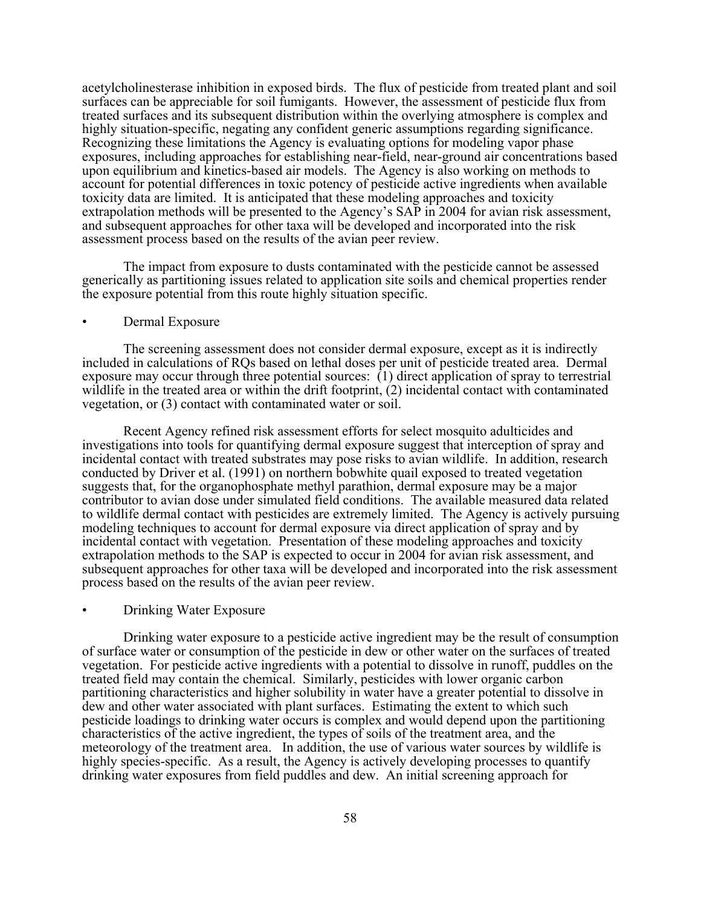acetylcholinesterase inhibition in exposed birds. The flux of pesticide from treated plant and soil surfaces can be appreciable for soil fumigants. However, the assessment of pesticide flux from treated surfaces and its subsequent distribution within the overlying atmosphere is complex and highly situation-specific, negating any confident generic assumptions regarding significance. Recognizing these limitations the Agency is evaluating options for modeling vapor phase exposures, including approaches for establishing near-field, near-ground air concentrations based upon equilibrium and kinetics-based air models. The Agency is also working on methods to account for potential differences in toxic potency of pesticide active ingredients when available toxicity data are limited. It is anticipated that these modeling approaches and toxicity extrapolation methods will be presented to the Agency's SAP in 2004 for avian risk assessment, and subsequent approaches for other taxa will be developed and incorporated into the risk assessment process based on the results of the avian peer review.

The impact from exposure to dusts contaminated with the pesticide cannot be assessed generically as partitioning issues related to application site soils and chemical properties render the exposure potential from this route highly situation specific.

- Dermal Exposure

The screening assessment does not consider dermal exposure, except as it is indirectly included in calculations of RQs based on lethal doses per unit of pesticide treated area. Dermal exposure may occur through three potential sources: (1) direct application of spray to terrestrial wildlife in the treated area or within the drift footprint, (2) incidental contact with contaminated vegetation, or (3) contact with contaminated water or soil.

Recent Agency refined risk assessment efforts for select mosquito adulticides and investigations into tools for quantifying dermal exposure suggest that interception of spray and incidental contact with treated substrates may pose risks to avian wildlife. In addition, research conducted by Driver et al. (1991) on northern bobwhite quail exposed to treated vegetation suggests that, for the organophosphate methyl parathion, dermal exposure may be a major contributor to avian dose under simulated field conditions. The available measured data related to wildlife dermal contact with pesticides are extremely limited. The Agency is actively pursuing modeling techniques to account for dermal exposure via direct application of spray and by incidental contact with vegetation. Presentation of these modeling approaches and toxicity extrapolation methods to the SAP is expected to occur in 2004 for avian risk assessment, and subsequent approaches for other taxa will be developed and incorporated into the risk assessment process based on the results of the avian peer review.

- Drinking Water Exposure

Drinking water exposure to a pesticide active ingredient may be the result of consumption of surface water or consumption of the pesticide in dew or other water on the surfaces of treated vegetation. For pesticide active ingredients with a potential to dissolve in runoff, puddles on the treated field may contain the chemical. Similarly, pesticides with lower organic carbon partitioning characteristics and higher solubility in water have a greater potential to dissolve in dew and other water associated with plant surfaces. Estimating the extent to which such pesticide loadings to drinking water occurs is complex and would depend upon the partitioning characteristics of the active ingredient, the types of soils of the treatment area, and the meteorology of the treatment area. In addition, the use of various water sources by wildlife is highly species-specific. As a result, the Agency is actively developing processes to quantify drinking water exposures from field puddles and dew. An initial screening approach for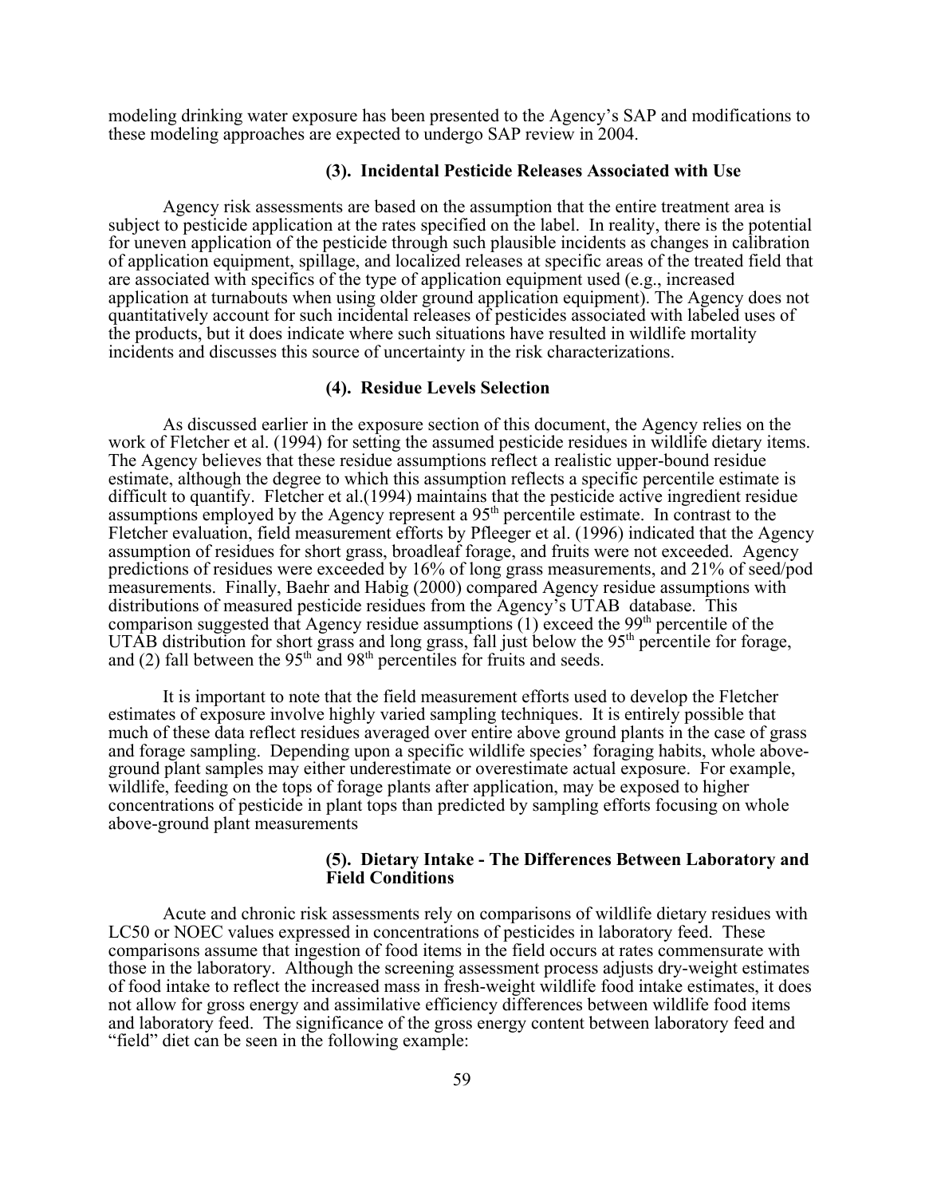modeling drinking water exposure has been presented to the Agency's SAP and modifications to these modeling approaches are expected to undergo SAP review in 2004.

### (3). Incidental Pesticide Releases Associated with Use

Agency risk assessments are based on the assumption that the entire treatment area is subject to pesticide application at the rates specified on the label. In reality, there is the potential for uneven application of the pesticide through such plausible incidents as changes in calibration of application equipment, spillage, and localized releases at specific areas of the treated field that are associated with specifics of the type of application equipment used (e.g., increased application at turnabouts when using older ground application equipment). The Agency does not quantitatively account for such incidental releases of pesticides associated with labeled uses of the products, but it does indicate where such situations have resulted in wildlife mortality incidents and discusses this source of uncertainty in the risk characterizations.

### (4). Residue Levels Selection

As discussed earlier in the exposure section of this document, the Agency relies on the work of Fletcher et al. (1994) for setting the assumed pesticide residues in wildlife dietary items. The Agency believes that these residue assumptions reflect a realistic upper-bound residue estimate, although the degree to which this assumption reflects a specific percentile estimate is difficult to quantify. Fletcher et al.(1994) maintains that the pesticide active ingredient residue assumptions employed by the Agency represent a 95th percentile estimate. In contrast to the Fletcher evaluation, field measurement efforts by Pfleeger et al. (1996) indicated that the Agency assumption of residues for short grass, broadleaf forage, and fruits were not exceeded. Agency predictions of residues were exceeded by 16% of long grass measurements, and 21% of seed/pod measurements. Finally, Baehr and Habig (2000) compared Agency residue assumptions with distributions of measured pesticide residues from the Agency's UTAB database. This comparison suggested that Agency residue assumptions (1) exceed the 99th percentile of the UTAB distribution for short grass and long grass, fall just below the 95th percentile for forage, and (2) fall between the 95th and 98th percentiles for fruits and seeds.

It is important to note that the field measurement efforts used to develop the Fletcher estimates of exposure involve highly varied sampling techniques. It is entirely possible that much of these data reflect residues averaged over entire above ground plants in the case of grass and forage sampling. Depending upon a specific wildlife species' foraging habits, whole above-ground plant samples may either underestimate or overestimate actual exposure. For example, wildlife, feeding on the tops of forage plants after application, may be exposed to higher concentrations of pesticide in plant tops than predicted by sampling efforts focusing on whole above-ground plant measurements

### (5). Dietary Intake - The Differences Between Laboratory and Field Conditions

Acute and chronic risk assessments rely on comparisons of wildlife dietary residues with LC50 or NOEC values expressed in concentrations of pesticides in laboratory feed. These comparisons assume that ingestion of food items in the field occurs at rates commensurate with those in the laboratory. Although the screening assessment process adjusts dry-weight estimates of food intake to reflect the increased mass in fresh-weight wildlife food intake estimates, it does not allow for gross energy and assimilative efficiency differences between wildlife food items and laboratory feed. The significance of the gross energy content between laboratory feed and "field" diet can be seen in the following example: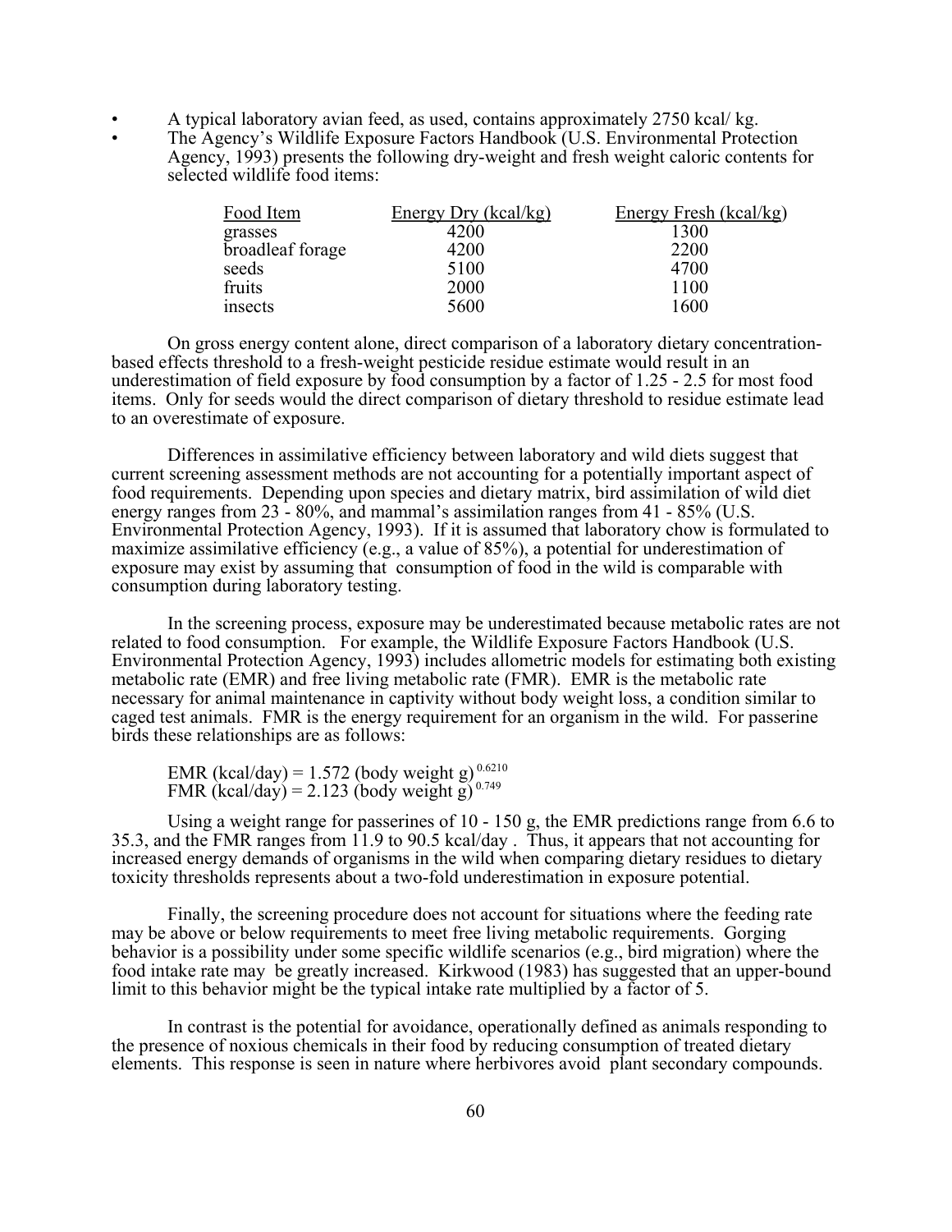- A typical laboratory avian feed, as used, contains approximately 2750 kcal/ kg.
- The Agency's Wildlife Exposure Factors Handbook (U.S. Environmental Protection Agency, 1993) presents the following dry-weight and fresh weight caloric contents for selected wildlife food items:

| Food Item | Energy Dry (kcal/kg) | Energy Fresh (kcal/kg) |
|---|---|---|
| grasses | 4200 | 1300 |
| broadleaf forage | 4200 | 2200 |
| seeds | 5100 | 4700 |
| fruits | 2000 | 1100 |
| insects | 5600 | 1600 |

On gross energy content alone, direct comparison of a laboratory dietary concentration-based effects threshold to a fresh-weight pesticide residue estimate would result in an underestimation of field exposure by food consumption by a factor of 1.25 - 2.5 for most food items. Only for seeds would the direct comparison of dietary threshold to residue estimate lead to an overestimate of exposure.

Differences in assimilative efficiency between laboratory and wild diets suggest that current screening assessment methods are not accounting for a potentially important aspect of food requirements. Depending upon species and dietary matrix, bird assimilation of wild diet energy ranges from 23 - 80%, and mammal's assimilation ranges from 41 - 85% (U.S. Environmental Protection Agency, 1993). If it is assumed that laboratory chow is formulated to maximize assimilative efficiency (e.g., a value of 85%), a potential for underestimation of exposure may exist by assuming that consumption of food in the wild is comparable with consumption during laboratory testing.

In the screening process, exposure may be underestimated because metabolic rates are not related to food consumption. For example, the Wildlife Exposure Factors Handbook (U.S. Environmental Protection Agency, 1993) includes allometric models for estimating both existing metabolic rate (EMR) and free living metabolic rate (FMR). EMR is the metabolic rate necessary for animal maintenance in captivity without body weight loss, a condition similar to caged test animals. FMR is the energy requirement for an organism in the wild. For passerine birds these relationships are as follows:

$$\text{EMR (kcal/day)} = 1.572\ (\text{body weight g})^{0.6210}$$
$$\text{FMR (kcal/day)} = 2.123\ (\text{body weight g})^{0.749}$$

Using a weight range for passerines of 10 - 150 g, the EMR predictions range from 6.6 to 35.3, and the FMR ranges from 11.9 to 90.5 kcal/day . Thus, it appears that not accounting for increased energy demands of organisms in the wild when comparing dietary residues to dietary toxicity thresholds represents about a two-fold underestimation in exposure potential.

Finally, the screening procedure does not account for situations where the feeding rate may be above or below requirements to meet free living metabolic requirements. Gorging behavior is a possibility under some specific wildlife scenarios (e.g., bird migration) where the food intake rate may be greatly increased. Kirkwood (1983) has suggested that an upper-bound limit to this behavior might be the typical intake rate multiplied by a factor of 5.

In contrast is the potential for avoidance, operationally defined as animals responding to the presence of noxious chemicals in their food by reducing consumption of treated dietary elements. This response is seen in nature where herbivores avoid plant secondary compounds.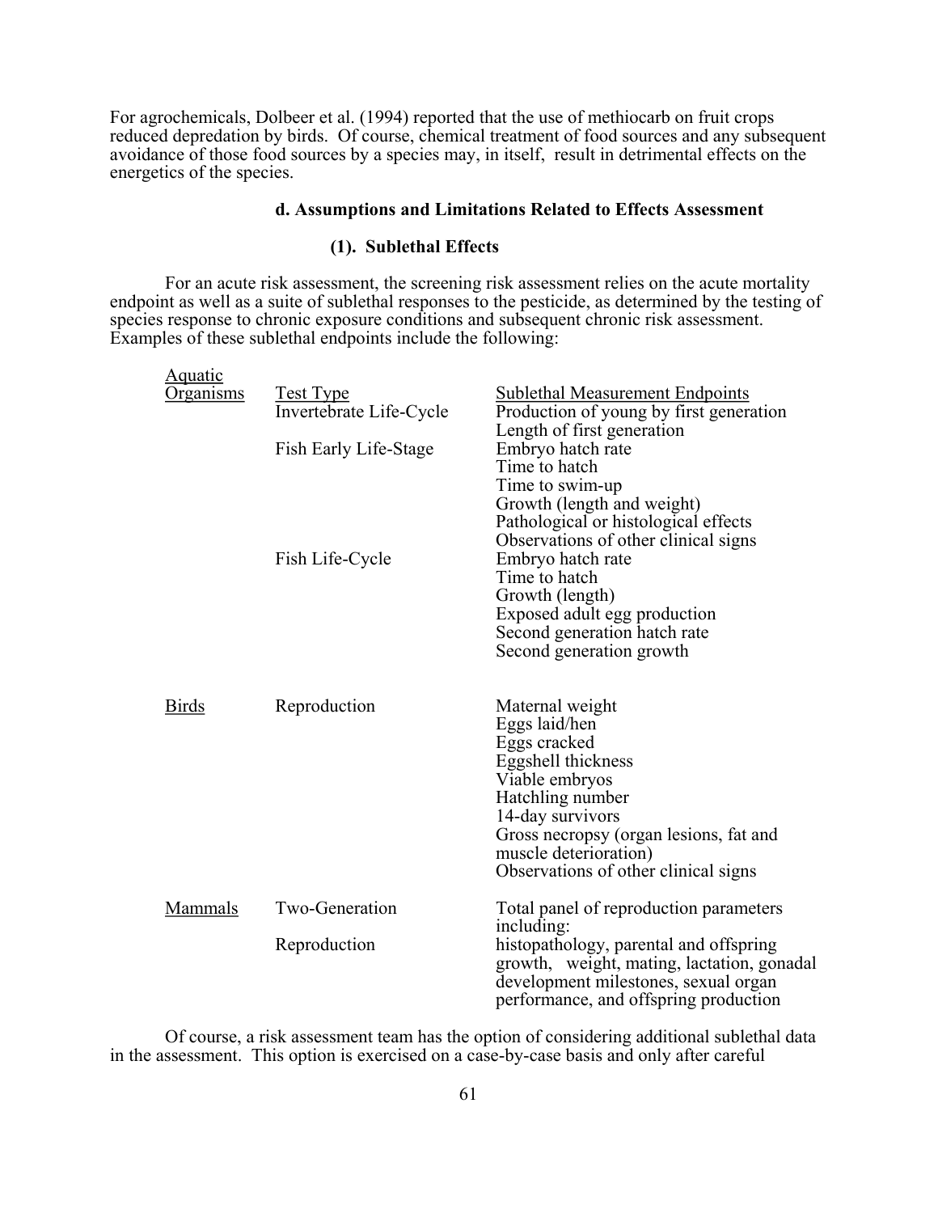For agrochemicals, Dolbeer et al. (1994) reported that the use of methiocarb on fruit crops reduced depredation by birds. Of course, chemical treatment of food sources and any subsequent avoidance of those food sources by a species may, in itself, result in detrimental effects on the energetics of the species.

### d. Assumptions and Limitations Related to Effects Assessment

#### (1). Sublethal Effects

For an acute risk assessment, the screening risk assessment relies on the acute mortality endpoint as well as a suite of sublethal responses to the pesticide, as determined by the testing of species response to chronic exposure conditions and subsequent chronic risk assessment. Examples of these sublethal endpoints include the following:

| Aquatic Organisms | Test Type | Sublethal Measurement Endpoints |
|---|---|---|
| | Invertebrate Life-Cycle | Production of young by first generation<br>Length of first generation |
| | Fish Early Life-Stage | Embryo hatch rate<br>Time to hatch<br>Time to swim-up<br>Growth (length and weight)<br>Pathological or histological effects<br>Observations of other clinical signs |
| | Fish Life-Cycle | Embryo hatch rate<br>Time to hatch<br>Growth (length)<br>Exposed adult egg production<br>Second generation hatch rate<br>Second generation growth |
| Birds | Reproduction | Maternal weight<br>Eggs laid/hen<br>Eggs cracked<br>Eggshell thickness<br>Viable embryos<br>Hatchling number<br>14-day survivors<br>Gross necropsy (organ lesions, fat and muscle deterioration)<br>Observations of other clinical signs |
| Mammals | Two-Generation Reproduction | Total panel of reproduction parameters including: histopathology, parental and offspring growth, weight, mating, lactation, gonadal development milestones, sexual organ performance, and offspring production |

Of course, a risk assessment team has the option of considering additional sublethal data in the assessment. This option is exercised on a case-by-case basis and only after careful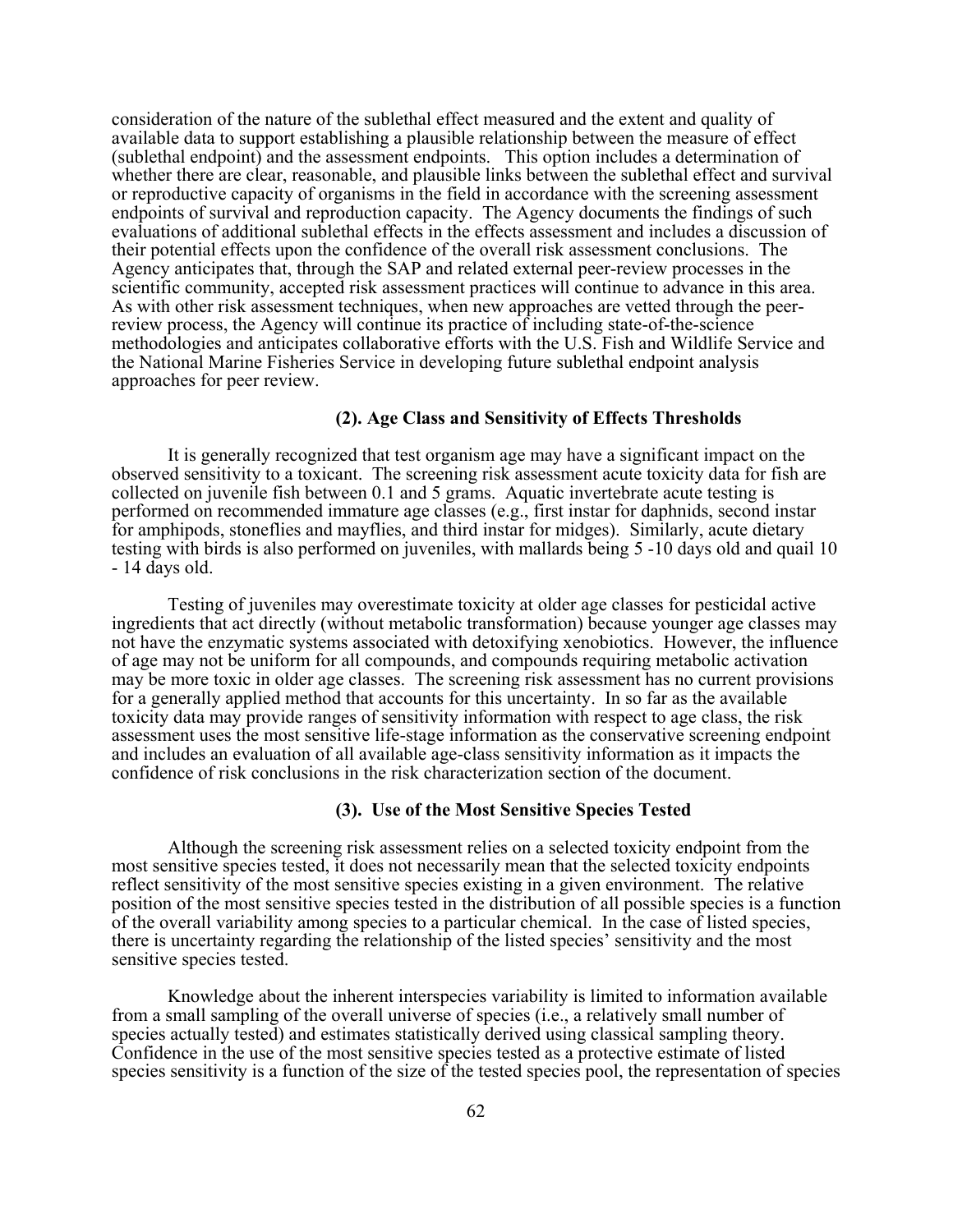consideration of the nature of the sublethal effect measured and the extent and quality of available data to support establishing a plausible relationship between the measure of effect (sublethal endpoint) and the assessment endpoints. This option includes a determination of whether there are clear, reasonable, and plausible links between the sublethal effect and survival or reproductive capacity of organisms in the field in accordance with the screening assessment endpoints of survival and reproduction capacity. The Agency documents the findings of such evaluations of additional sublethal effects in the effects assessment and includes a discussion of their potential effects upon the confidence of the overall risk assessment conclusions. The Agency anticipates that, through the SAP and related external peer-review processes in the scientific community, accepted risk assessment practices will continue to advance in this area. As with other risk assessment techniques, when new approaches are vetted through the peer-review process, the Agency will continue its practice of including state-of-the-science methodologies and anticipates collaborative efforts with the U.S. Fish and Wildlife Service and the National Marine Fisheries Service in developing future sublethal endpoint analysis approaches for peer review.

#### (2). Age Class and Sensitivity of Effects Thresholds

It is generally recognized that test organism age may have a significant impact on the observed sensitivity to a toxicant. The screening risk assessment acute toxicity data for fish are collected on juvenile fish between 0.1 and 5 grams. Aquatic invertebrate acute testing is performed on recommended immature age classes (e.g., first instar for daphnids, second instar for amphipods, stoneflies and mayflies, and third instar for midges). Similarly, acute dietary testing with birds is also performed on juveniles, with mallards being 5 -10 days old and quail 10 - 14 days old.

Testing of juveniles may overestimate toxicity at older age classes for pesticidal active ingredients that act directly (without metabolic transformation) because younger age classes may not have the enzymatic systems associated with detoxifying xenobiotics. However, the influence of age may not be uniform for all compounds, and compounds requiring metabolic activation may be more toxic in older age classes. The screening risk assessment has no current provisions for a generally applied method that accounts for this uncertainty. In so far as the available toxicity data may provide ranges of sensitivity information with respect to age class, the risk assessment uses the most sensitive life-stage information as the conservative screening endpoint and includes an evaluation of all available age-class sensitivity information as it impacts the confidence of risk conclusions in the risk characterization section of the document.

#### (3). Use of the Most Sensitive Species Tested

Although the screening risk assessment relies on a selected toxicity endpoint from the most sensitive species tested, it does not necessarily mean that the selected toxicity endpoints reflect sensitivity of the most sensitive species existing in a given environment. The relative position of the most sensitive species tested in the distribution of all possible species is a function of the overall variability among species to a particular chemical. In the case of listed species, there is uncertainty regarding the relationship of the listed species' sensitivity and the most sensitive species tested.

Knowledge about the inherent interspecies variability is limited to information available from a small sampling of the overall universe of species (i.e., a relatively small number of species actually tested) and estimates statistically derived using classical sampling theory. Confidence in the use of the most sensitive species tested as a protective estimate of listed species sensitivity is a function of the size of the tested species pool, the representation of species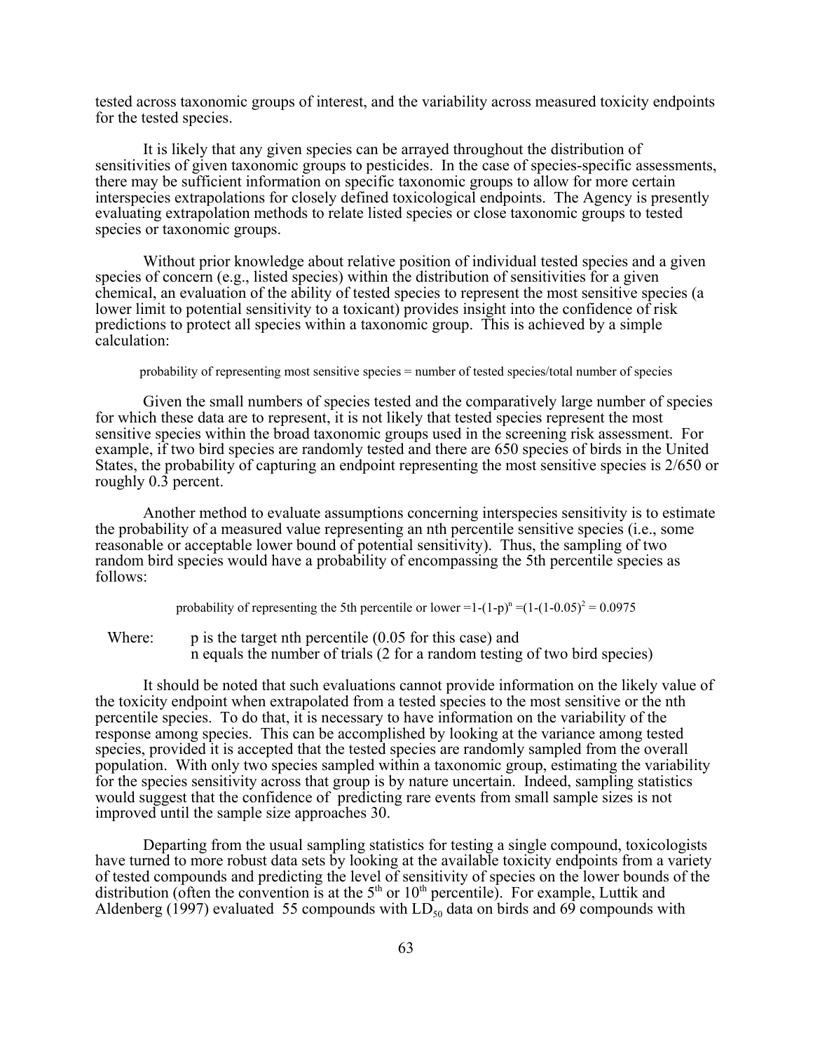tested across taxonomic groups of interest, and the variability across measured toxicity endpoints for the tested species.

It is likely that any given species can be arrayed throughout the distribution of sensitivities of given taxonomic groups to pesticides. In the case of species-specific assessments, there may be sufficient information on specific taxonomic groups to allow for more certain interspecies extrapolations for closely defined toxicological endpoints. The Agency is presently evaluating extrapolation methods to relate listed species or close taxonomic groups to tested species or taxonomic groups.

Without prior knowledge about relative position of individual tested species and a given species of concern (e.g., listed species) within the distribution of sensitivities for a given chemical, an evaluation of the ability of tested species to represent the most sensitive species (a lower limit to potential sensitivity to a toxicant) provides insight into the confidence of risk predictions to protect all species within a taxonomic group. This is achieved by a simple calculation:

probability of representing most sensitive species = number of tested species/total number of species

Given the small numbers of species tested and the comparatively large number of species for which these data are to represent, it is not likely that tested species represent the most sensitive species within the broad taxonomic groups used in the screening risk assessment. For example, if two bird species are randomly tested and there are 650 species of birds in the United States, the probability of capturing an endpoint representing the most sensitive species is 2/650 or roughly 0.3 percent.

Another method to evaluate assumptions concerning interspecies sensitivity is to estimate the probability of a measured value representing an nth percentile sensitive species (i.e., some reasonable or acceptable lower bound of potential sensitivity). Thus, the sampling of two random bird species would have a probability of encompassing the 5th percentile species as follows:

probability of representing the 5th percentile or lower $=1-(1-p)^n = (1-(1-0.05)^2 = 0.0975$

Where: p is the target nth percentile (0.05 for this case) and
n equals the number of trials (2 for a random testing of two bird species)

It should be noted that such evaluations cannot provide information on the likely value of the toxicity endpoint when extrapolated from a tested species to the most sensitive or the nth percentile species. To do that, it is necessary to have information on the variability of the response among species. This can be accomplished by looking at the variance among tested species, provided it is accepted that the tested species are randomly sampled from the overall population. With only two species sampled within a taxonomic group, estimating the variability for the species sensitivity across that group is by nature uncertain. Indeed, sampling statistics would suggest that the confidence of predicting rare events from small sample sizes is not improved until the sample size approaches 30.

Departing from the usual sampling statistics for testing a single compound, toxicologists have turned to more robust data sets by looking at the available toxicity endpoints from a variety of tested compounds and predicting the level of sensitivity of species on the lower bounds of the distribution (often the convention is at the 5th or 10th percentile). For example, Luttik and Aldenberg (1997) evaluated 55 compounds with $LD_{50}$ data on birds and 69 compounds with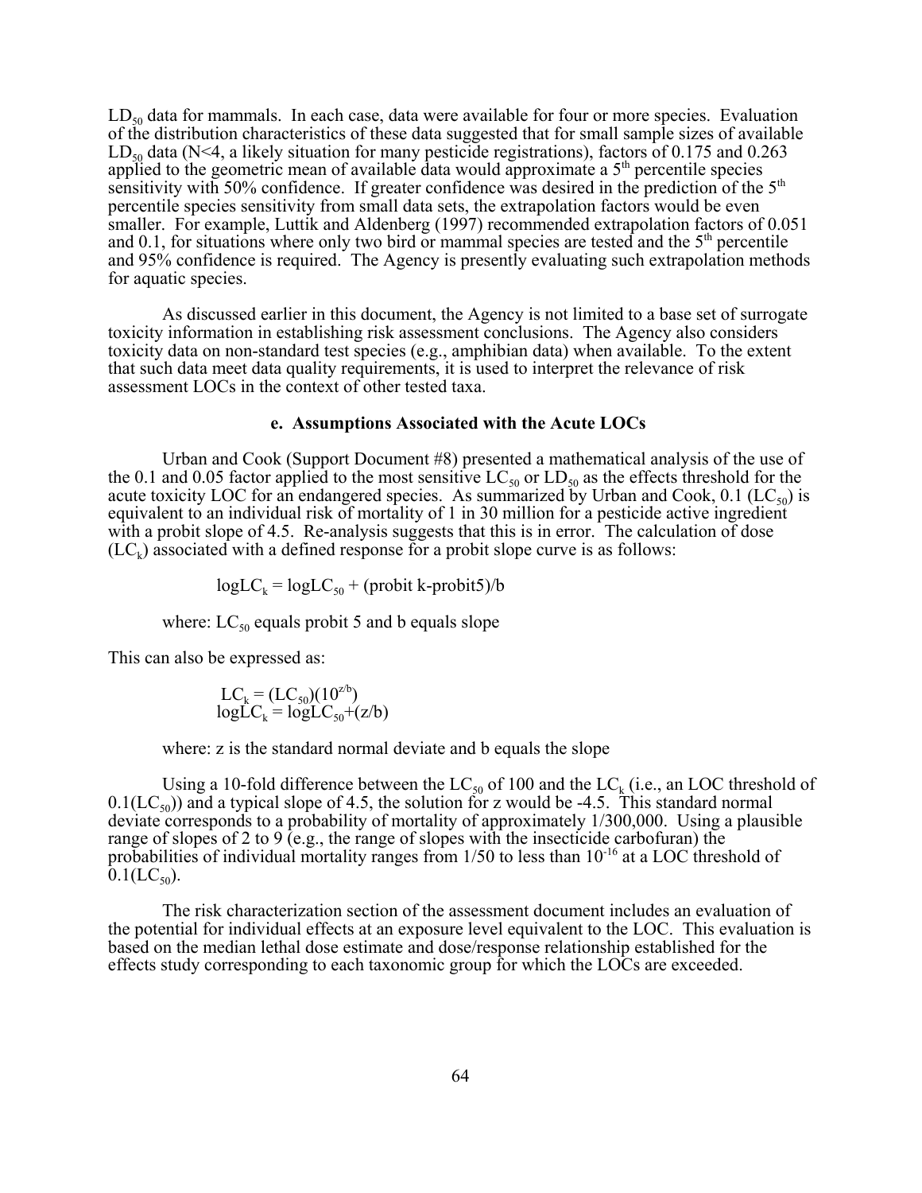$LD_{50}$ data for mammals. In each case, data were available for four or more species. Evaluation of the distribution characteristics of these data suggested that for small sample sizes of available $LD_{50}$ data (N<4, a likely situation for many pesticide registrations), factors of 0.175 and 0.263 applied to the geometric mean of available data would approximate a 5th percentile species sensitivity with 50% confidence. If greater confidence was desired in the prediction of the 5th percentile species sensitivity from small data sets, the extrapolation factors would be even smaller. For example, Luttik and Aldenberg (1997) recommended extrapolation factors of 0.051 and 0.1, for situations where only two bird or mammal species are tested and the 5th percentile and 95% confidence is required. The Agency is presently evaluating such extrapolation methods for aquatic species.

As discussed earlier in this document, the Agency is not limited to a base set of surrogate toxicity information in establishing risk assessment conclusions. The Agency also considers toxicity data on non-standard test species (e.g., amphibian data) when available. To the extent that such data meet data quality requirements, it is used to interpret the relevance of risk assessment LOCs in the context of other tested taxa.

#### e. Assumptions Associated with the Acute LOCs

Urban and Cook (Support Document #8) presented a mathematical analysis of the use of the 0.1 and 0.05 factor applied to the most sensitive $LC_{50}$ or $LD_{50}$ as the effects threshold for the acute toxicity LOC for an endangered species. As summarized by Urban and Cook, 0.1 ($LC_{50}$) is equivalent to an individual risk of mortality of 1 in 30 million for a pesticide active ingredient with a probit slope of 4.5. Re-analysis suggests that this is in error. The calculation of dose ($LC_k$) associated with a defined response for a probit slope curve is as follows:

$$\log LC_k = \log LC_{50} + (\text{probit } k - \text{probit}5)/b$$

where: $LC_{50}$ equals probit 5 and b equals slope

This can also be expressed as:

$$LC_k = (LC_{50})(10^{z/b})$$
$$\log LC_k = \log LC_{50} + (z/b)$$

where: z is the standard normal deviate and b equals the slope

Using a 10-fold difference between the $LC_{50}$ of 100 and the $LC_k$ (i.e., an LOC threshold of $0.1(LC_{50})$) and a typical slope of 4.5, the solution for z would be -4.5. This standard normal deviate corresponds to a probability of mortality of approximately 1/300,000. Using a plausible range of slopes of 2 to 9 (e.g., the range of slopes with the insecticide carbofuran) the probabilities of individual mortality ranges from 1/50 to less than $10^{-16}$ at a LOC threshold of $0.1(LC_{50})$.

The risk characterization section of the assessment document includes an evaluation of the potential for individual effects at an exposure level equivalent to the LOC. This evaluation is based on the median lethal dose estimate and dose/response relationship established for the effects study corresponding to each taxonomic group for which the LOCs are exceeded.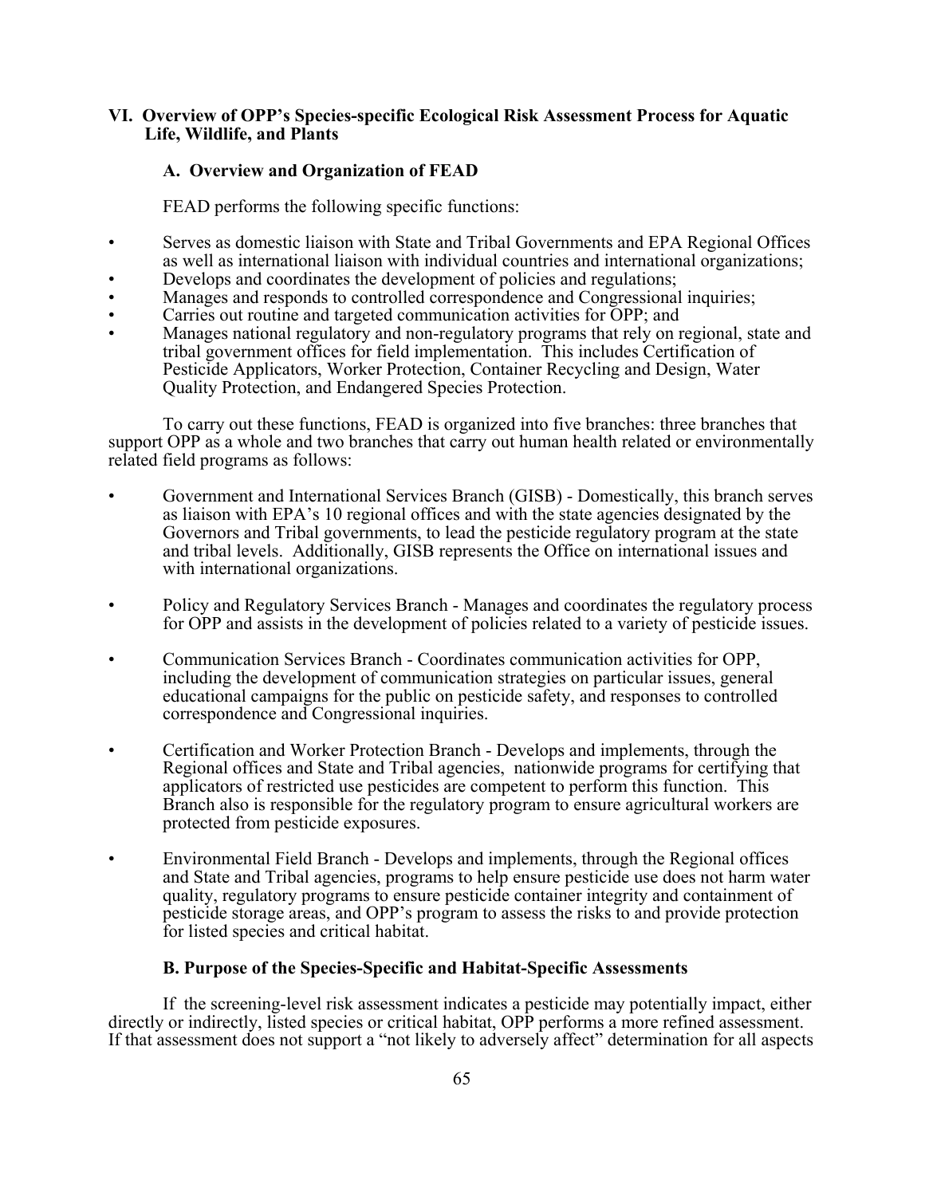## VI. Overview of OPP's Species-specific Ecological Risk Assessment Process for Aquatic Life, Wildlife, and Plants

### A. Overview and Organization of FEAD

FEAD performs the following specific functions:

- Serves as domestic liaison with State and Tribal Governments and EPA Regional Offices as well as international liaison with individual countries and international organizations;
- Develops and coordinates the development of policies and regulations;
- Manages and responds to controlled correspondence and Congressional inquiries;
- Carries out routine and targeted communication activities for OPP; and
- Manages national regulatory and non-regulatory programs that rely on regional, state and tribal government offices for field implementation. This includes Certification of Pesticide Applicators, Worker Protection, Container Recycling and Design, Water Quality Protection, and Endangered Species Protection.

To carry out these functions, FEAD is organized into five branches: three branches that support OPP as a whole and two branches that carry out human health related or environmentally related field programs as follows:

- Government and International Services Branch (GISB) - Domestically, this branch serves as liaison with EPA's 10 regional offices and with the state agencies designated by the Governors and Tribal governments, to lead the pesticide regulatory program at the state and tribal levels. Additionally, GISB represents the Office on international issues and with international organizations.

- Policy and Regulatory Services Branch - Manages and coordinates the regulatory process for OPP and assists in the development of policies related to a variety of pesticide issues.

- Communication Services Branch - Coordinates communication activities for OPP, including the development of communication strategies on particular issues, general educational campaigns for the public on pesticide safety, and responses to controlled correspondence and Congressional inquiries.

- Certification and Worker Protection Branch - Develops and implements, through the Regional offices and State and Tribal agencies, nationwide programs for certifying that applicators of restricted use pesticides are competent to perform this function. This Branch also is responsible for the regulatory program to ensure agricultural workers are protected from pesticide exposures.

- Environmental Field Branch - Develops and implements, through the Regional offices and State and Tribal agencies, programs to help ensure pesticide use does not harm water quality, regulatory programs to ensure pesticide container integrity and containment of pesticide storage areas, and OPP's program to assess the risks to and provide protection for listed species and critical habitat.

### B. Purpose of the Species-Specific and Habitat-Specific Assessments

If the screening-level risk assessment indicates a pesticide may potentially impact, either directly or indirectly, listed species or critical habitat, OPP performs a more refined assessment. If that assessment does not support a "not likely to adversely affect" determination for all aspects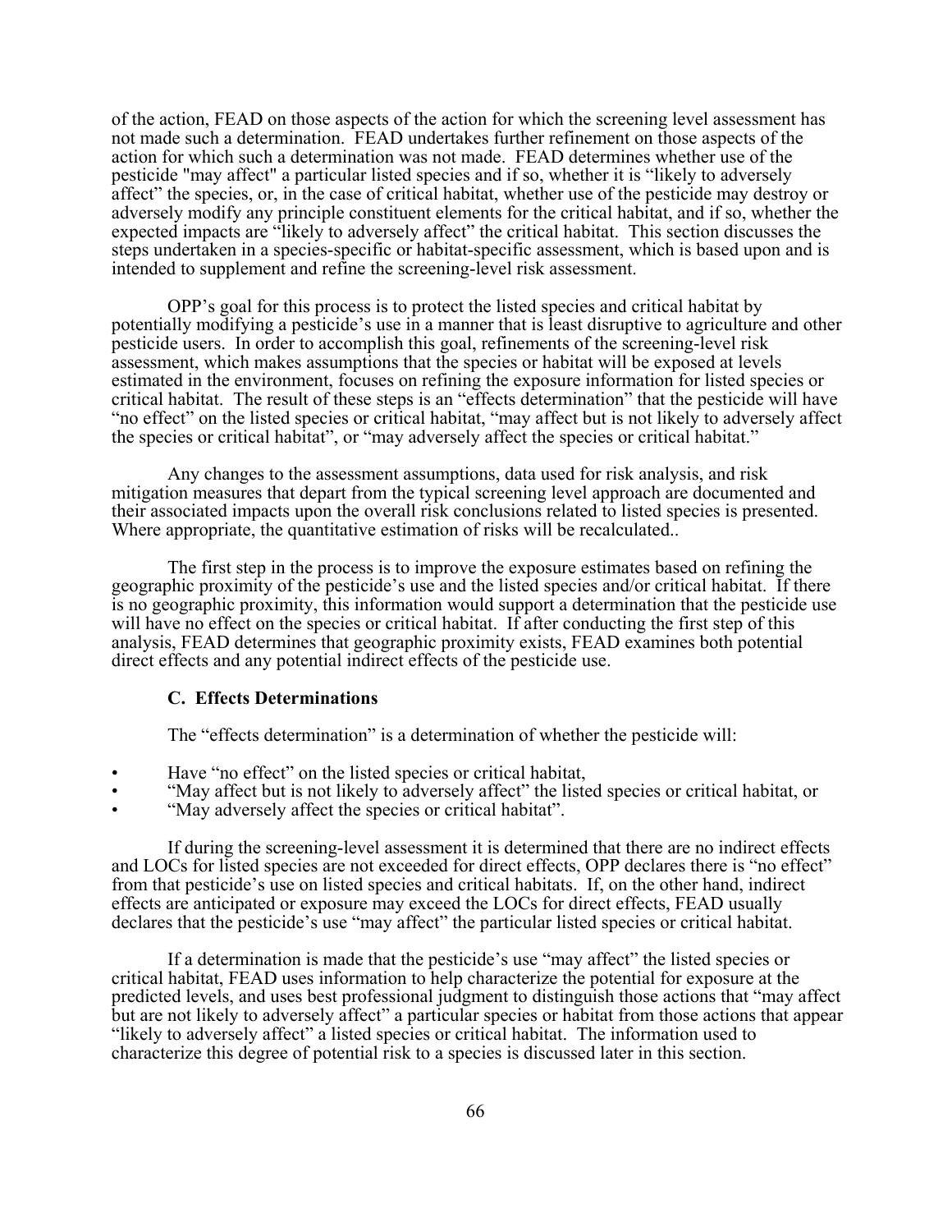of the action, FEAD on those aspects of the action for which the screening level assessment has not made such a determination. FEAD undertakes further refinement on those aspects of the action for which such a determination was not made. FEAD determines whether use of the pesticide "may affect" a particular listed species and if so, whether it is "likely to adversely affect" the species, or, in the case of critical habitat, whether use of the pesticide may destroy or adversely modify any principle constituent elements for the critical habitat, and if so, whether the expected impacts are "likely to adversely affect" the critical habitat. This section discusses the steps undertaken in a species-specific or habitat-specific assessment, which is based upon and is intended to supplement and refine the screening-level risk assessment.

OPP's goal for this process is to protect the listed species and critical habitat by potentially modifying a pesticide's use in a manner that is least disruptive to agriculture and other pesticide users. In order to accomplish this goal, refinements of the screening-level risk assessment, which makes assumptions that the species or habitat will be exposed at levels estimated in the environment, focuses on refining the exposure information for listed species or critical habitat. The result of these steps is an "effects determination" that the pesticide will have "no effect" on the listed species or critical habitat, "may affect but is not likely to adversely affect the species or critical habitat", or "may adversely affect the species or critical habitat."

Any changes to the assessment assumptions, data used for risk analysis, and risk mitigation measures that depart from the typical screening level approach are documented and their associated impacts upon the overall risk conclusions related to listed species is presented. Where appropriate, the quantitative estimation of risks will be recalculated..

The first step in the process is to improve the exposure estimates based on refining the geographic proximity of the pesticide's use and the listed species and/or critical habitat. If there is no geographic proximity, this information would support a determination that the pesticide use will have no effect on the species or critical habitat. If after conducting the first step of this analysis, FEAD determines that geographic proximity exists, FEAD examines both potential direct effects and any potential indirect effects of the pesticide use.

### C. Effects Determinations

The "effects determination" is a determination of whether the pesticide will:

- Have "no effect" on the listed species or critical habitat,
- "May affect but is not likely to adversely affect" the listed species or critical habitat, or
- "May adversely affect the species or critical habitat".

If during the screening-level assessment it is determined that there are no indirect effects and LOCs for listed species are not exceeded for direct effects, OPP declares there is "no effect" from that pesticide's use on listed species and critical habitats. If, on the other hand, indirect effects are anticipated or exposure may exceed the LOCs for direct effects, FEAD usually declares that the pesticide's use "may affect" the particular listed species or critical habitat.

If a determination is made that the pesticide's use "may affect" the listed species or critical habitat, FEAD uses information to help characterize the potential for exposure at the predicted levels, and uses best professional judgment to distinguish those actions that "may affect but are not likely to adversely affect" a particular species or habitat from those actions that appear "likely to adversely affect" a listed species or critical habitat. The information used to characterize this degree of potential risk to a species is discussed later in this section.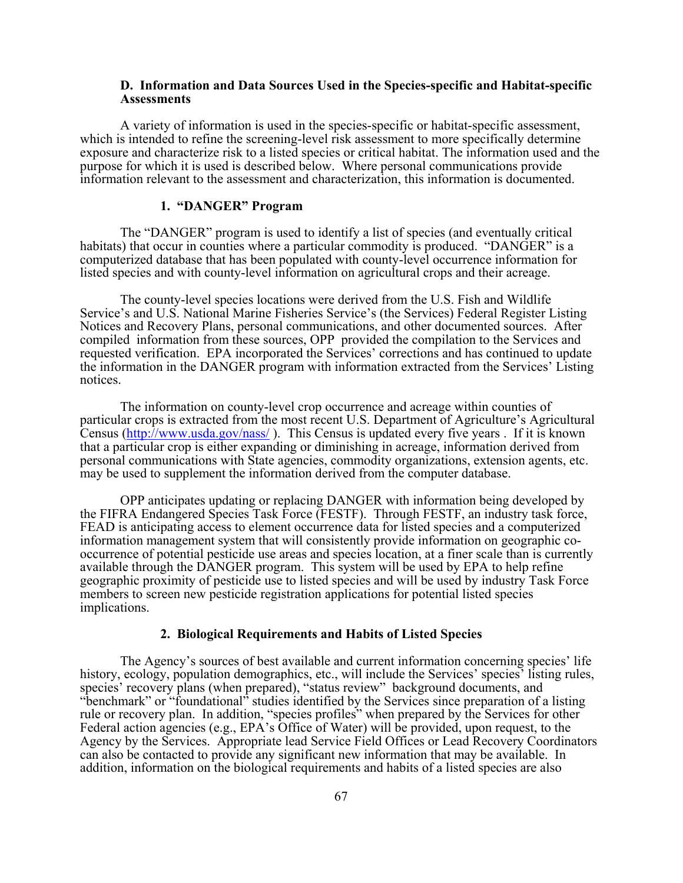### D. Information and Data Sources Used in the Species-specific and Habitat-specific Assessments

A variety of information is used in the species-specific or habitat-specific assessment, which is intended to refine the screening-level risk assessment to more specifically determine exposure and characterize risk to a listed species or critical habitat. The information used and the purpose for which it is used is described below. Where personal communications provide information relevant to the assessment and characterization, this information is documented.

#### 1. "DANGER" Program

The "DANGER" program is used to identify a list of species (and eventually critical habitats) that occur in counties where a particular commodity is produced. "DANGER" is a computerized database that has been populated with county-level occurrence information for listed species and with county-level information on agricultural crops and their acreage.

The county-level species locations were derived from the U.S. Fish and Wildlife Service's and U.S. National Marine Fisheries Service's (the Services) Federal Register Listing Notices and Recovery Plans, personal communications, and other documented sources. After compiled information from these sources, OPP provided the compilation to the Services and requested verification. EPA incorporated the Services' corrections and has continued to update the information in the DANGER program with information extracted from the Services' Listing notices.

The information on county-level crop occurrence and acreage within counties of particular crops is extracted from the most recent U.S. Department of Agriculture's Agricultural Census (http://www.usda.gov/nass/ ). This Census is updated every five years . If it is known that a particular crop is either expanding or diminishing in acreage, information derived from personal communications with State agencies, commodity organizations, extension agents, etc. may be used to supplement the information derived from the computer database.

OPP anticipates updating or replacing DANGER with information being developed by the FIFRA Endangered Species Task Force (FESTF). Through FESTF, an industry task force, FEAD is anticipating access to element occurrence data for listed species and a computerized information management system that will consistently provide information on geographic co-occurrence of potential pesticide use areas and species location, at a finer scale than is currently available through the DANGER program. This system will be used by EPA to help refine geographic proximity of pesticide use to listed species and will be used by industry Task Force members to screen new pesticide registration applications for potential listed species implications.

#### 2. Biological Requirements and Habits of Listed Species

The Agency's sources of best available and current information concerning species' life history, ecology, population demographics, etc., will include the Services' species' listing rules, species' recovery plans (when prepared), "status review" background documents, and "benchmark" or "foundational" studies identified by the Services since preparation of a listing rule or recovery plan. In addition, "species profiles" when prepared by the Services for other Federal action agencies (e.g., EPA's Office of Water) will be provided, upon request, to the Agency by the Services. Appropriate lead Service Field Offices or Lead Recovery Coordinators can also be contacted to provide any significant new information that may be available. In addition, information on the biological requirements and habits of a listed species are also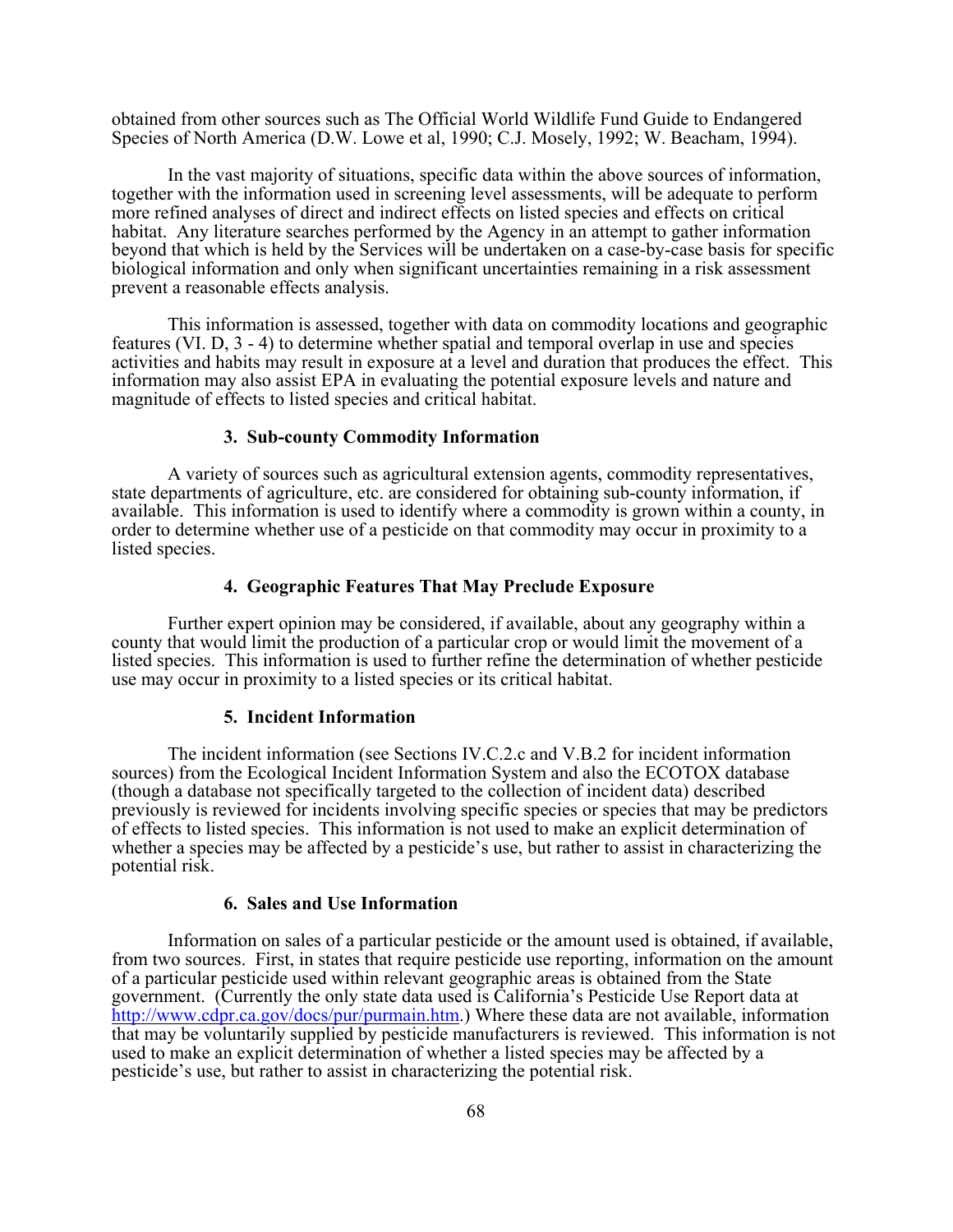obtained from other sources such as The Official World Wildlife Fund Guide to Endangered Species of North America (D.W. Lowe et al, 1990; C.J. Mosely, 1992; W. Beacham, 1994).

In the vast majority of situations, specific data within the above sources of information, together with the information used in screening level assessments, will be adequate to perform more refined analyses of direct and indirect effects on listed species and effects on critical habitat. Any literature searches performed by the Agency in an attempt to gather information beyond that which is held by the Services will be undertaken on a case-by-case basis for specific biological information and only when significant uncertainties remaining in a risk assessment prevent a reasonable effects analysis.

This information is assessed, together with data on commodity locations and geographic features (VI. D, 3 - 4) to determine whether spatial and temporal overlap in use and species activities and habits may result in exposure at a level and duration that produces the effect. This information may also assist EPA in evaluating the potential exposure levels and nature and magnitude of effects to listed species and critical habitat.

#### 3. Sub-county Commodity Information

A variety of sources such as agricultural extension agents, commodity representatives, state departments of agriculture, etc. are considered for obtaining sub-county information, if available. This information is used to identify where a commodity is grown within a county, in order to determine whether use of a pesticide on that commodity may occur in proximity to a listed species.

#### 4. Geographic Features That May Preclude Exposure

Further expert opinion may be considered, if available, about any geography within a county that would limit the production of a particular crop or would limit the movement of a listed species. This information is used to further refine the determination of whether pesticide use may occur in proximity to a listed species or its critical habitat.

#### 5. Incident Information

The incident information (see Sections IV.C.2.c and V.B.2 for incident information sources) from the Ecological Incident Information System and also the ECOTOX database (though a database not specifically targeted to the collection of incident data) described previously is reviewed for incidents involving specific species or species that may be predictors of effects to listed species. This information is not used to make an explicit determination of whether a species may be affected by a pesticide's use, but rather to assist in characterizing the potential risk.

#### 6. Sales and Use Information

Information on sales of a particular pesticide or the amount used is obtained, if available, from two sources. First, in states that require pesticide use reporting, information on the amount of a particular pesticide used within relevant geographic areas is obtained from the State government. (Currently the only state data used is California's Pesticide Use Report data at http://www.cdpr.ca.gov/docs/pur/purmain.htm.) Where these data are not available, information that may be voluntarily supplied by pesticide manufacturers is reviewed. This information is not used to make an explicit determination of whether a listed species may be affected by a pesticide's use, but rather to assist in characterizing the potential risk.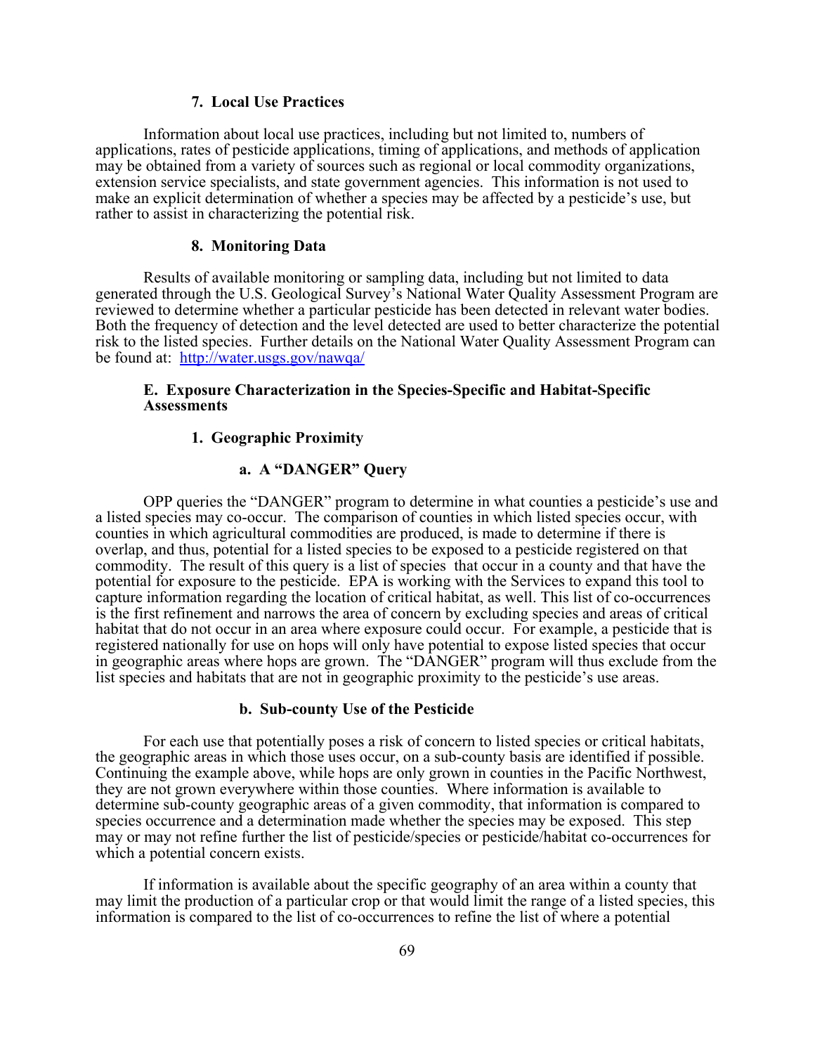### 7. Local Use Practices

Information about local use practices, including but not limited to, numbers of applications, rates of pesticide applications, timing of applications, and methods of application may be obtained from a variety of sources such as regional or local commodity organizations, extension service specialists, and state government agencies. This information is not used to make an explicit determination of whether a species may be affected by a pesticide's use, but rather to assist in characterizing the potential risk.

### 8. Monitoring Data

Results of available monitoring or sampling data, including but not limited to data generated through the U.S. Geological Survey's National Water Quality Assessment Program are reviewed to determine whether a particular pesticide has been detected in relevant water bodies. Both the frequency of detection and the level detected are used to better characterize the potential risk to the listed species. Further details on the National Water Quality Assessment Program can be found at: http://water.usgs.gov/nawqa/

## E. Exposure Characterization in the Species-Specific and Habitat-Specific Assessments

### 1. Geographic Proximity

#### a. A "DANGER" Query

OPP queries the "DANGER" program to determine in what counties a pesticide's use and a listed species may co-occur. The comparison of counties in which listed species occur, with counties in which agricultural commodities are produced, is made to determine if there is overlap, and thus, potential for a listed species to be exposed to a pesticide registered on that commodity. The result of this query is a list of species that occur in a county and that have the potential for exposure to the pesticide. EPA is working with the Services to expand this tool to capture information regarding the location of critical habitat, as well. This list of co-occurrences is the first refinement and narrows the area of concern by excluding species and areas of critical habitat that do not occur in an area where exposure could occur. For example, a pesticide that is registered nationally for use on hops will only have potential to expose listed species that occur in geographic areas where hops are grown. The "DANGER" program will thus exclude from the list species and habitats that are not in geographic proximity to the pesticide's use areas.

#### b. Sub-county Use of the Pesticide

For each use that potentially poses a risk of concern to listed species or critical habitats, the geographic areas in which those uses occur, on a sub-county basis are identified if possible. Continuing the example above, while hops are only grown in counties in the Pacific Northwest, they are not grown everywhere within those counties. Where information is available to determine sub-county geographic areas of a given commodity, that information is compared to species occurrence and a determination made whether the species may be exposed. This step may or may not refine further the list of pesticide/species or pesticide/habitat co-occurrences for which a potential concern exists.

If information is available about the specific geography of an area within a county that may limit the production of a particular crop or that would limit the range of a listed species, this information is compared to the list of co-occurrences to refine the list of where a potential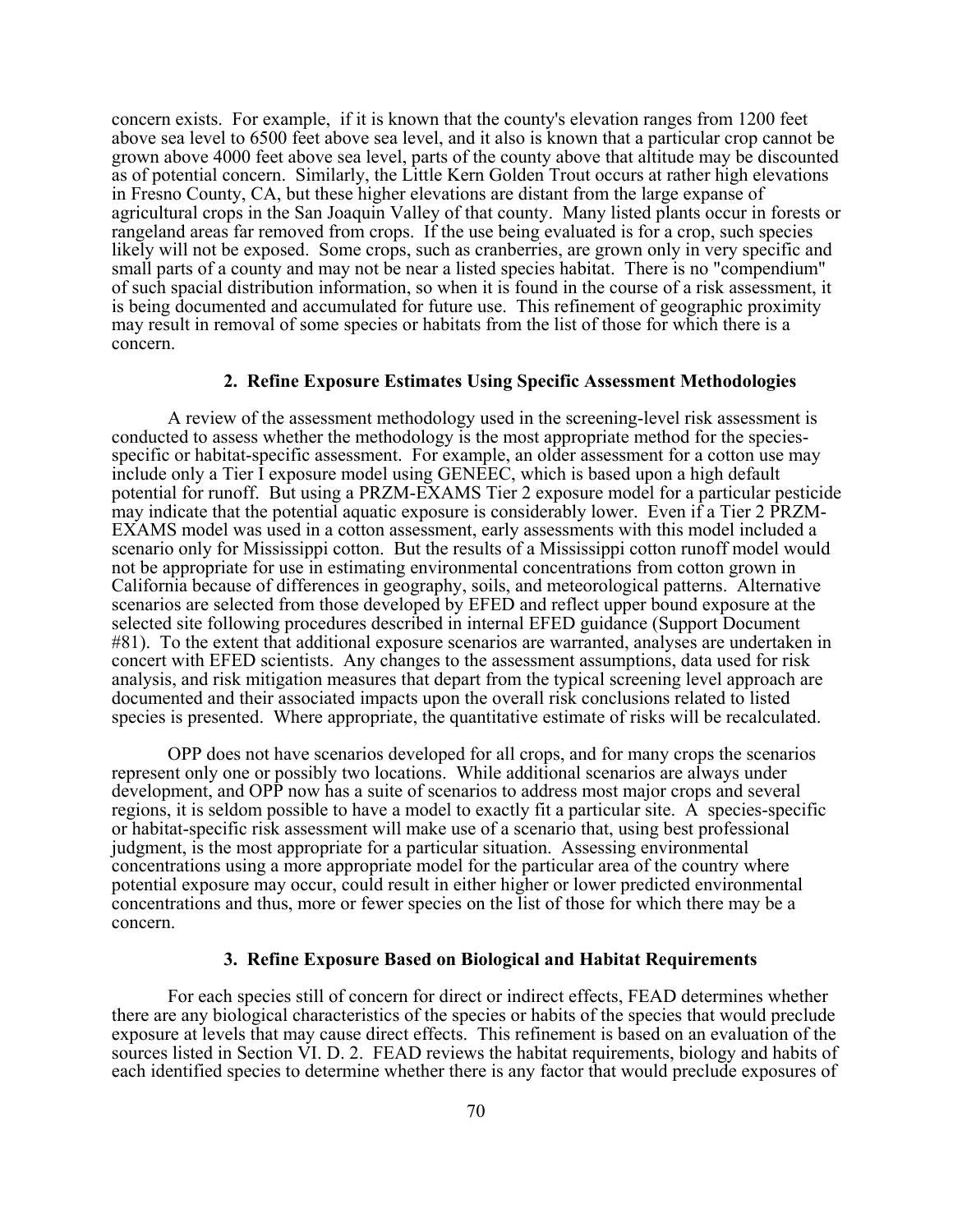concern exists. For example, if it is known that the county's elevation ranges from 1200 feet above sea level to 6500 feet above sea level, and it also is known that a particular crop cannot be grown above 4000 feet above sea level, parts of the county above that altitude may be discounted as of potential concern. Similarly, the Little Kern Golden Trout occurs at rather high elevations in Fresno County, CA, but these higher elevations are distant from the large expanse of agricultural crops in the San Joaquin Valley of that county. Many listed plants occur in forests or rangeland areas far removed from crops. If the use being evaluated is for a crop, such species likely will not be exposed. Some crops, such as cranberries, are grown only in very specific and small parts of a county and may not be near a listed species habitat. There is no "compendium" of such spacial distribution information, so when it is found in the course of a risk assessment, it is being documented and accumulated for future use. This refinement of geographic proximity may result in removal of some species or habitats from the list of those for which there is a concern.

### 2. Refine Exposure Estimates Using Specific Assessment Methodologies

A review of the assessment methodology used in the screening-level risk assessment is conducted to assess whether the methodology is the most appropriate method for the species-specific or habitat-specific assessment. For example, an older assessment for a cotton use may include only a Tier I exposure model using GENEEC, which is based upon a high default potential for runoff. But using a PRZM-EXAMS Tier 2 exposure model for a particular pesticide may indicate that the potential aquatic exposure is considerably lower. Even if a Tier 2 PRZM-EXAMS model was used in a cotton assessment, early assessments with this model included a scenario only for Mississippi cotton. But the results of a Mississippi cotton runoff model would not be appropriate for use in estimating environmental concentrations from cotton grown in California because of differences in geography, soils, and meteorological patterns. Alternative scenarios are selected from those developed by EFED and reflect upper bound exposure at the selected site following procedures described in internal EFED guidance (Support Document #81). To the extent that additional exposure scenarios are warranted, analyses are undertaken in concert with EFED scientists. Any changes to the assessment assumptions, data used for risk analysis, and risk mitigation measures that depart from the typical screening level approach are documented and their associated impacts upon the overall risk conclusions related to listed species is presented. Where appropriate, the quantitative estimate of risks will be recalculated.

OPP does not have scenarios developed for all crops, and for many crops the scenarios represent only one or possibly two locations. While additional scenarios are always under development, and OPP now has a suite of scenarios to address most major crops and several regions, it is seldom possible to have a model to exactly fit a particular site. A species-specific or habitat-specific risk assessment will make use of a scenario that, using best professional judgment, is the most appropriate for a particular situation. Assessing environmental concentrations using a more appropriate model for the particular area of the country where potential exposure may occur, could result in either higher or lower predicted environmental concentrations and thus, more or fewer species on the list of those for which there may be a concern.

### 3. Refine Exposure Based on Biological and Habitat Requirements

For each species still of concern for direct or indirect effects, FEAD determines whether there are any biological characteristics of the species or habits of the species that would preclude exposure at levels that may cause direct effects. This refinement is based on an evaluation of the sources listed in Section VI. D. 2. FEAD reviews the habitat requirements, biology and habits of each identified species to determine whether there is any factor that would preclude exposures of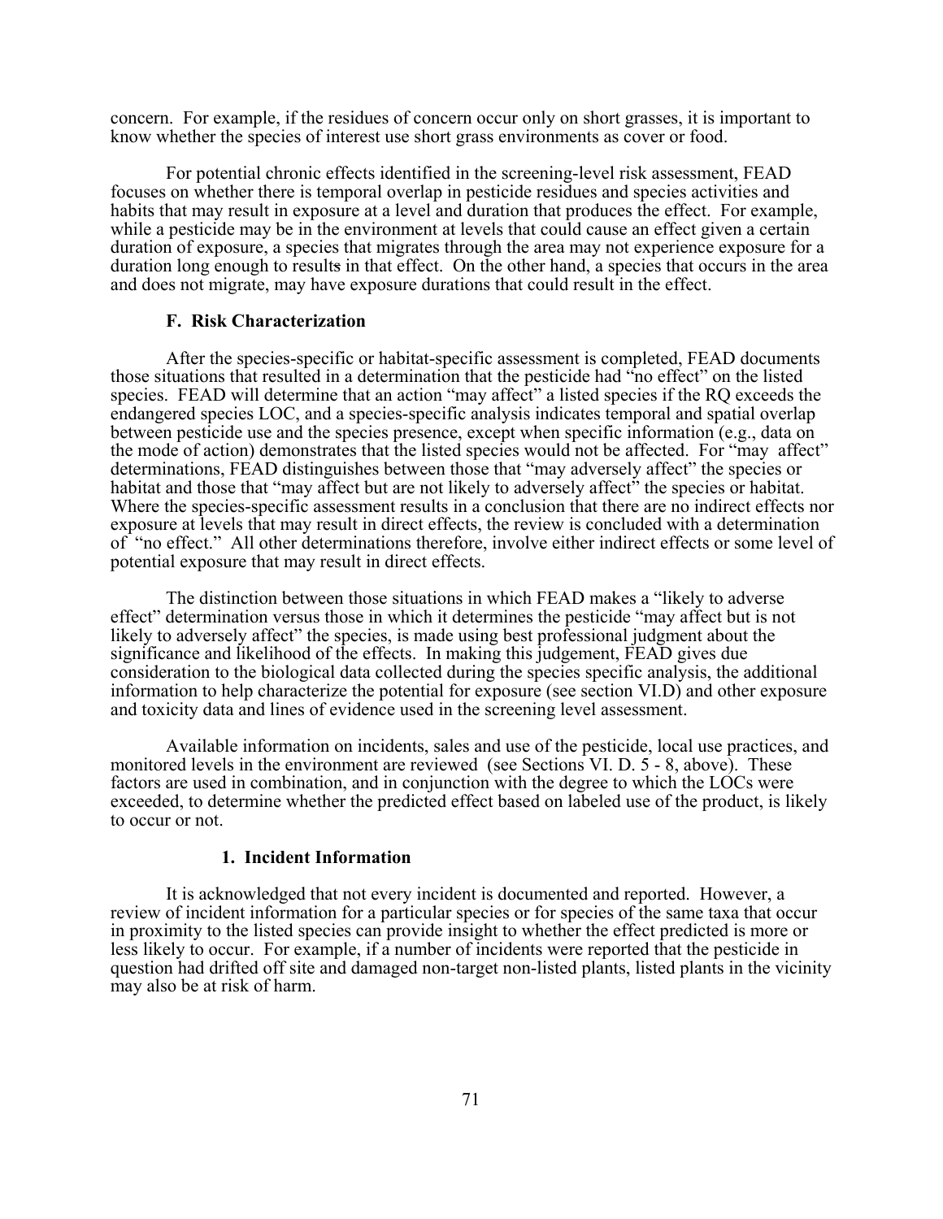concern. For example, if the residues of concern occur only on short grasses, it is important to know whether the species of interest use short grass environments as cover or food.

For potential chronic effects identified in the screening-level risk assessment, FEAD focuses on whether there is temporal overlap in pesticide residues and species activities and habits that may result in exposure at a level and duration that produces the effect. For example, while a pesticide may be in the environment at levels that could cause an effect given a certain duration of exposure, a species that migrates through the area may not experience exposure for a duration long enough to results in that effect. On the other hand, a species that occurs in the area and does not migrate, may have exposure durations that could result in the effect.

### F. Risk Characterization

After the species-specific or habitat-specific assessment is completed, FEAD documents those situations that resulted in a determination that the pesticide had "no effect" on the listed species. FEAD will determine that an action "may affect" a listed species if the RQ exceeds the endangered species LOC, and a species-specific analysis indicates temporal and spatial overlap between pesticide use and the species presence, except when specific information (e.g., data on the mode of action) demonstrates that the listed species would not be affected. For "may affect" determinations, FEAD distinguishes between those that "may adversely affect" the species or habitat and those that "may affect but are not likely to adversely affect" the species or habitat. Where the species-specific assessment results in a conclusion that there are no indirect effects nor exposure at levels that may result in direct effects, the review is concluded with a determination of "no effect." All other determinations therefore, involve either indirect effects or some level of potential exposure that may result in direct effects.

The distinction between those situations in which FEAD makes a "likely to adverse effect" determination versus those in which it determines the pesticide "may affect but is not likely to adversely affect" the species, is made using best professional judgment about the significance and likelihood of the effects. In making this judgement, FEAD gives due consideration to the biological data collected during the species specific analysis, the additional information to help characterize the potential for exposure (see section VI.D) and other exposure and toxicity data and lines of evidence used in the screening level assessment.

Available information on incidents, sales and use of the pesticide, local use practices, and monitored levels in the environment are reviewed (see Sections VI. D. 5 - 8, above). These factors are used in combination, and in conjunction with the degree to which the LOCs were exceeded, to determine whether the predicted effect based on labeled use of the product, is likely to occur or not.

#### 1. Incident Information

It is acknowledged that not every incident is documented and reported. However, a review of incident information for a particular species or for species of the same taxa that occur in proximity to the listed species can provide insight to whether the effect predicted is more or less likely to occur. For example, if a number of incidents were reported that the pesticide in question had drifted off site and damaged non-target non-listed plants, listed plants in the vicinity may also be at risk of harm.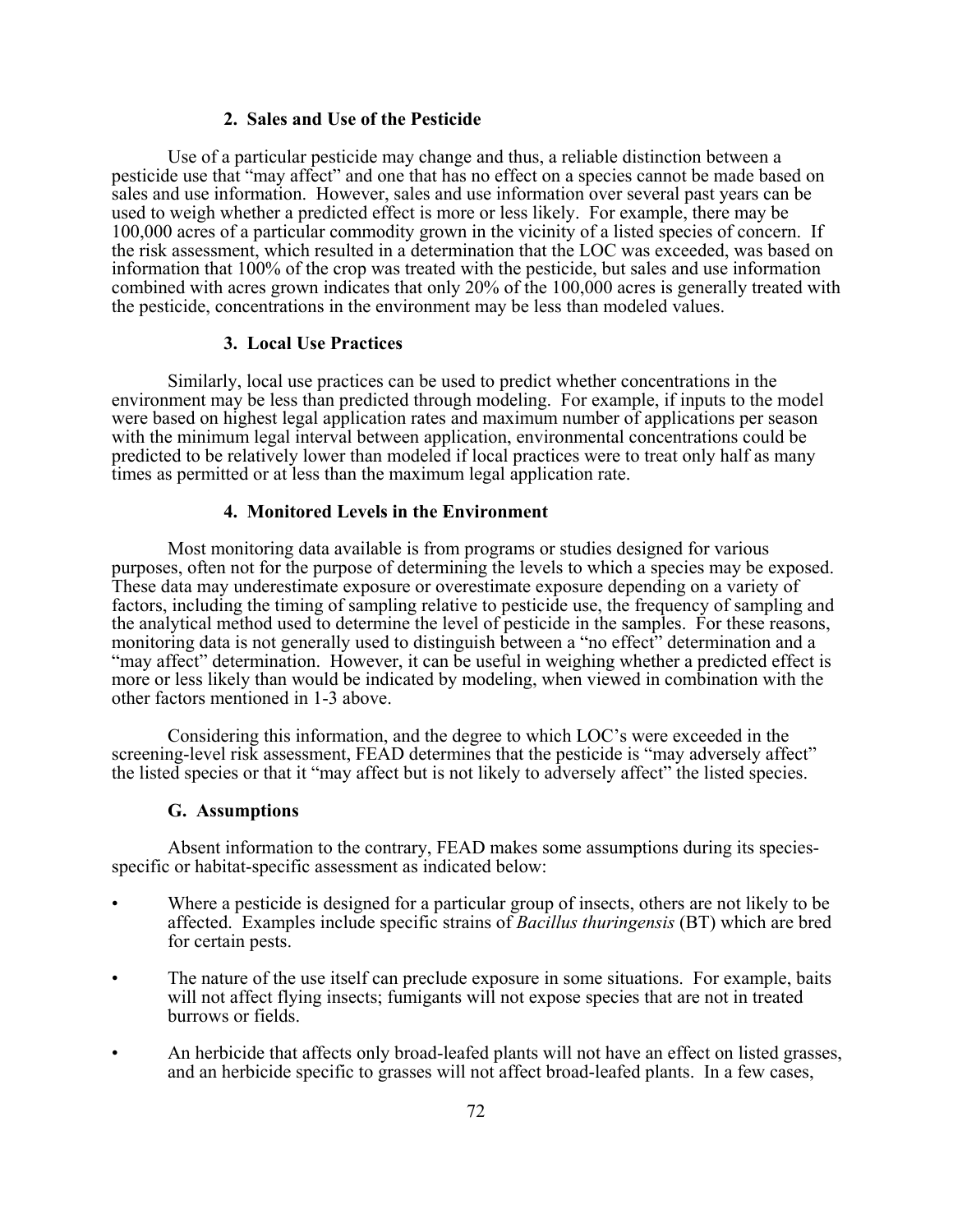### 2. Sales and Use of the Pesticide

Use of a particular pesticide may change and thus, a reliable distinction between a pesticide use that "may affect" and one that has no effect on a species cannot be made based on sales and use information. However, sales and use information over several past years can be used to weigh whether a predicted effect is more or less likely. For example, there may be 100,000 acres of a particular commodity grown in the vicinity of a listed species of concern. If the risk assessment, which resulted in a determination that the LOC was exceeded, was based on information that 100% of the crop was treated with the pesticide, but sales and use information combined with acres grown indicates that only 20% of the 100,000 acres is generally treated with the pesticide, concentrations in the environment may be less than modeled values.

### 3. Local Use Practices

Similarly, local use practices can be used to predict whether concentrations in the environment may be less than predicted through modeling. For example, if inputs to the model were based on highest legal application rates and maximum number of applications per season with the minimum legal interval between application, environmental concentrations could be predicted to be relatively lower than modeled if local practices were to treat only half as many times as permitted or at less than the maximum legal application rate.

### 4. Monitored Levels in the Environment

Most monitoring data available is from programs or studies designed for various purposes, often not for the purpose of determining the levels to which a species may be exposed. These data may underestimate exposure or overestimate exposure depending on a variety of factors, including the timing of sampling relative to pesticide use, the frequency of sampling and the analytical method used to determine the level of pesticide in the samples. For these reasons, monitoring data is not generally used to distinguish between a "no effect" determination and a "may affect" determination. However, it can be useful in weighing whether a predicted effect is more or less likely than would be indicated by modeling, when viewed in combination with the other factors mentioned in 1-3 above.

Considering this information, and the degree to which LOC's were exceeded in the screening-level risk assessment, FEAD determines that the pesticide is "may adversely affect" the listed species or that it "may affect but is not likely to adversely affect" the listed species.

### G. Assumptions

Absent information to the contrary, FEAD makes some assumptions during its species-specific or habitat-specific assessment as indicated below:

- Where a pesticide is designed for a particular group of insects, others are not likely to be affected. Examples include specific strains of *Bacillus thuringensis* (BT) which are bred for certain pests.
- The nature of the use itself can preclude exposure in some situations. For example, baits will not affect flying insects; fumigants will not expose species that are not in treated burrows or fields.
- An herbicide that affects only broad-leafed plants will not have an effect on listed grasses, and an herbicide specific to grasses will not affect broad-leafed plants. In a few cases,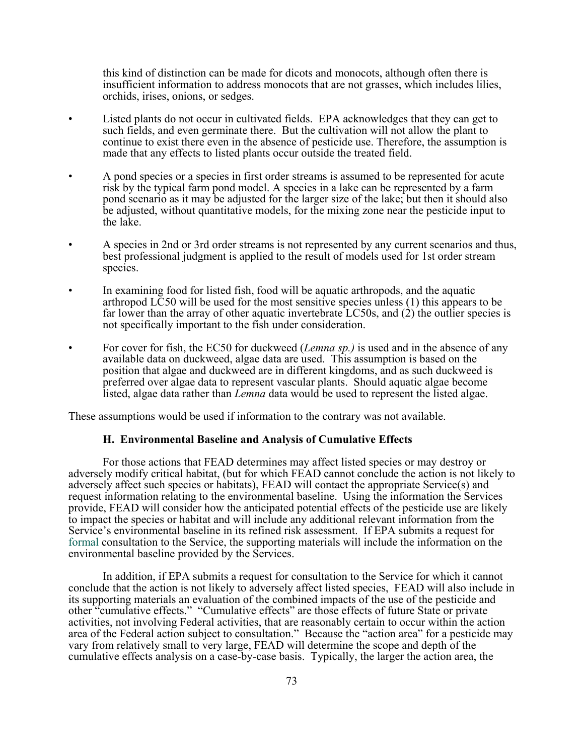this kind of distinction can be made for dicots and monocots, although often there is insufficient information to address monocots that are not grasses, which includes lilies, orchids, irises, onions, or sedges.

- Listed plants do not occur in cultivated fields. EPA acknowledges that they can get to such fields, and even germinate there. But the cultivation will not allow the plant to continue to exist there even in the absence of pesticide use. Therefore, the assumption is made that any effects to listed plants occur outside the treated field.
- A pond species or a species in first order streams is assumed to be represented for acute risk by the typical farm pond model. A species in a lake can be represented by a farm pond scenario as it may be adjusted for the larger size of the lake; but then it should also be adjusted, without quantitative models, for the mixing zone near the pesticide input to the lake.
- A species in 2nd or 3rd order streams is not represented by any current scenarios and thus, best professional judgment is applied to the result of models used for 1st order stream species.
- In examining food for listed fish, food will be aquatic arthropods, and the aquatic arthropod LC50 will be used for the most sensitive species unless (1) this appears to be far lower than the array of other aquatic invertebrate LC50s, and (2) the outlier species is not specifically important to the fish under consideration.
- For cover for fish, the EC50 for duckweed (*Lemna sp.)* is used and in the absence of any available data on duckweed, algae data are used. This assumption is based on the position that algae and duckweed are in different kingdoms, and as such duckweed is preferred over algae data to represent vascular plants. Should aquatic algae become listed, algae data rather than *Lemna* data would be used to represent the listed algae.

These assumptions would be used if information to the contrary was not available.

### H. Environmental Baseline and Analysis of Cumulative Effects

For those actions that FEAD determines may affect listed species or may destroy or adversely modify critical habitat, (but for which FEAD cannot conclude the action is not likely to adversely affect such species or habitats), FEAD will contact the appropriate Service(s) and request information relating to the environmental baseline. Using the information the Services provide, FEAD will consider how the anticipated potential effects of the pesticide use are likely to impact the species or habitat and will include any additional relevant information from the Service's environmental baseline in its refined risk assessment. If EPA submits a request for formal consultation to the Service, the supporting materials will include the information on the environmental baseline provided by the Services.

In addition, if EPA submits a request for consultation to the Service for which it cannot conclude that the action is not likely to adversely affect listed species, FEAD will also include in its supporting materials an evaluation of the combined impacts of the use of the pesticide and other "cumulative effects." "Cumulative effects" are those effects of future State or private activities, not involving Federal activities, that are reasonably certain to occur within the action area of the Federal action subject to consultation." Because the "action area" for a pesticide may vary from relatively small to very large, FEAD will determine the scope and depth of the cumulative effects analysis on a case-by-case basis. Typically, the larger the action area, the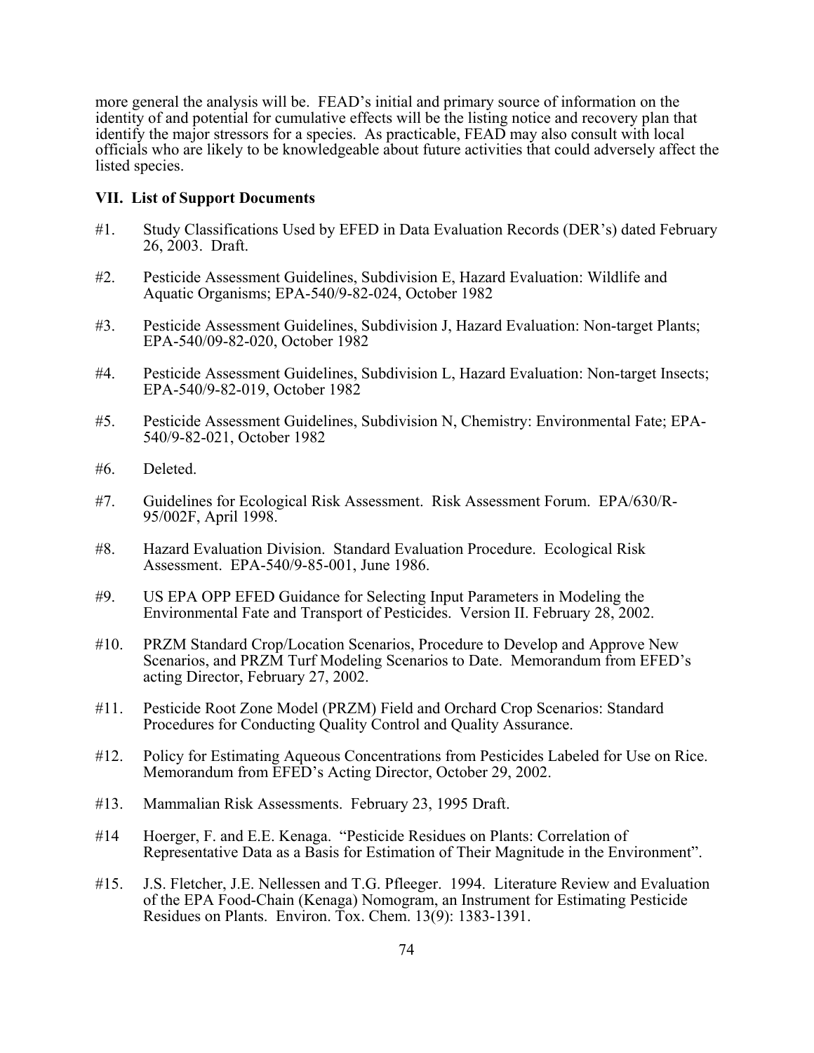more general the analysis will be. FEAD's initial and primary source of information on the identity of and potential for cumulative effects will be the listing notice and recovery plan that identify the major stressors for a species. As practicable, FEAD may also consult with local officials who are likely to be knowledgeable about future activities that could adversely affect the listed species.

## VII. List of Support Documents

#1. Study Classifications Used by EFED in Data Evaluation Records (DER's) dated February 26, 2003. Draft.

#2. Pesticide Assessment Guidelines, Subdivision E, Hazard Evaluation: Wildlife and Aquatic Organisms; EPA-540/9-82-024, October 1982

#3. Pesticide Assessment Guidelines, Subdivision J, Hazard Evaluation: Non-target Plants; EPA-540/09-82-020, October 1982

#4. Pesticide Assessment Guidelines, Subdivision L, Hazard Evaluation: Non-target Insects; EPA-540/9-82-019, October 1982

#5. Pesticide Assessment Guidelines, Subdivision N, Chemistry: Environmental Fate; EPA-540/9-82-021, October 1982

#6. Deleted.

#7. Guidelines for Ecological Risk Assessment. Risk Assessment Forum. EPA/630/R-95/002F, April 1998.

#8. Hazard Evaluation Division. Standard Evaluation Procedure. Ecological Risk Assessment. EPA-540/9-85-001, June 1986.

#9. US EPA OPP EFED Guidance for Selecting Input Parameters in Modeling the Environmental Fate and Transport of Pesticides. Version II. February 28, 2002.

#10. PRZM Standard Crop/Location Scenarios, Procedure to Develop and Approve New Scenarios, and PRZM Turf Modeling Scenarios to Date. Memorandum from EFED's acting Director, February 27, 2002.

#11. Pesticide Root Zone Model (PRZM) Field and Orchard Crop Scenarios: Standard Procedures for Conducting Quality Control and Quality Assurance.

#12. Policy for Estimating Aqueous Concentrations from Pesticides Labeled for Use on Rice. Memorandum from EFED's Acting Director, October 29, 2002.

#13. Mammalian Risk Assessments. February 23, 1995 Draft.

#14 Hoerger, F. and E.E. Kenaga. "Pesticide Residues on Plants: Correlation of Representative Data as a Basis for Estimation of Their Magnitude in the Environment".

#15. J.S. Fletcher, J.E. Nellessen and T.G. Pfleeger. 1994. Literature Review and Evaluation of the EPA Food-Chain (Kenaga) Nomogram, an Instrument for Estimating Pesticide Residues on Plants. Environ. Tox. Chem. 13(9): 1383-1391.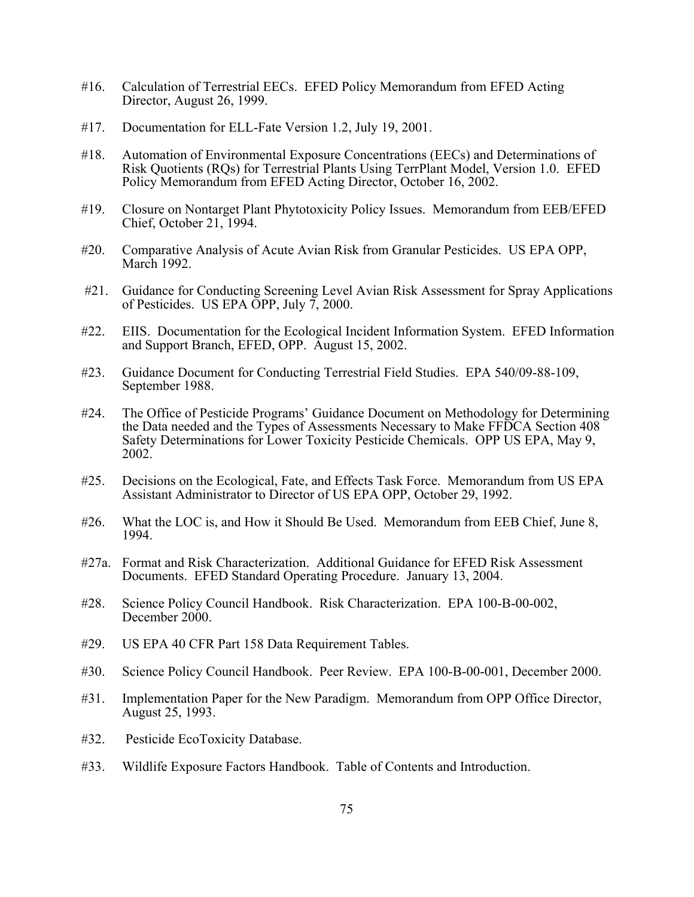#16. Calculation of Terrestrial EECs. EFED Policy Memorandum from EFED Acting Director, August 26, 1999.

#17. Documentation for ELL-Fate Version 1.2, July 19, 2001.

#18. Automation of Environmental Exposure Concentrations (EECs) and Determinations of Risk Quotients (RQs) for Terrestrial Plants Using TerrPlant Model, Version 1.0. EFED Policy Memorandum from EFED Acting Director, October 16, 2002.

#19. Closure on Nontarget Plant Phytotoxicity Policy Issues. Memorandum from EEB/EFED Chief, October 21, 1994.

#20. Comparative Analysis of Acute Avian Risk from Granular Pesticides. US EPA OPP, March 1992.

#21. Guidance for Conducting Screening Level Avian Risk Assessment for Spray Applications of Pesticides. US EPA OPP, July 7, 2000.

#22. EIIS. Documentation for the Ecological Incident Information System. EFED Information and Support Branch, EFED, OPP. August 15, 2002.

#23. Guidance Document for Conducting Terrestrial Field Studies. EPA 540/09-88-109, September 1988.

#24. The Office of Pesticide Programs' Guidance Document on Methodology for Determining the Data needed and the Types of Assessments Necessary to Make FFDCA Section 408 Safety Determinations for Lower Toxicity Pesticide Chemicals. OPP US EPA, May 9, 2002.

#25. Decisions on the Ecological, Fate, and Effects Task Force. Memorandum from US EPA Assistant Administrator to Director of US EPA OPP, October 29, 1992.

#26. What the LOC is, and How it Should Be Used. Memorandum from EEB Chief, June 8, 1994.

#27a. Format and Risk Characterization. Additional Guidance for EFED Risk Assessment Documents. EFED Standard Operating Procedure. January 13, 2004.

#28. Science Policy Council Handbook. Risk Characterization. EPA 100-B-00-002, December 2000.

#29. US EPA 40 CFR Part 158 Data Requirement Tables.

#30. Science Policy Council Handbook. Peer Review. EPA 100-B-00-001, December 2000.

#31. Implementation Paper for the New Paradigm. Memorandum from OPP Office Director, August 25, 1993.

#32. Pesticide EcoToxicity Database.

#33. Wildlife Exposure Factors Handbook. Table of Contents and Introduction.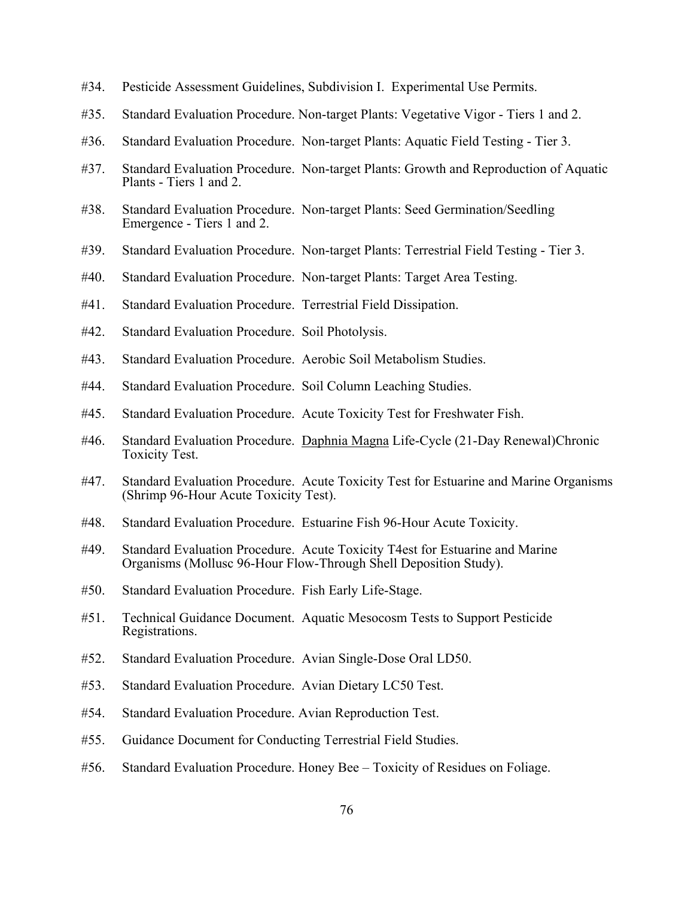#34. Pesticide Assessment Guidelines, Subdivision I. Experimental Use Permits.

#35. Standard Evaluation Procedure. Non-target Plants: Vegetative Vigor - Tiers 1 and 2.

#36. Standard Evaluation Procedure. Non-target Plants: Aquatic Field Testing - Tier 3.

#37. Standard Evaluation Procedure. Non-target Plants: Growth and Reproduction of Aquatic Plants - Tiers 1 and 2.

#38. Standard Evaluation Procedure. Non-target Plants: Seed Germination/Seedling Emergence - Tiers 1 and 2.

#39. Standard Evaluation Procedure. Non-target Plants: Terrestrial Field Testing - Tier 3.

#40. Standard Evaluation Procedure. Non-target Plants: Target Area Testing.

#41. Standard Evaluation Procedure. Terrestrial Field Dissipation.

#42. Standard Evaluation Procedure. Soil Photolysis.

#43. Standard Evaluation Procedure. Aerobic Soil Metabolism Studies.

#44. Standard Evaluation Procedure. Soil Column Leaching Studies.

#45. Standard Evaluation Procedure. Acute Toxicity Test for Freshwater Fish.

#46. Standard Evaluation Procedure. Daphnia Magna Life-Cycle (21-Day Renewal)Chronic Toxicity Test.

#47. Standard Evaluation Procedure. Acute Toxicity Test for Estuarine and Marine Organisms (Shrimp 96-Hour Acute Toxicity Test).

#48. Standard Evaluation Procedure. Estuarine Fish 96-Hour Acute Toxicity.

#49. Standard Evaluation Procedure. Acute Toxicity T4est for Estuarine and Marine Organisms (Mollusc 96-Hour Flow-Through Shell Deposition Study).

#50. Standard Evaluation Procedure. Fish Early Life-Stage.

#51. Technical Guidance Document. Aquatic Mesocosm Tests to Support Pesticide Registrations.

#52. Standard Evaluation Procedure. Avian Single-Dose Oral LD50.

#53. Standard Evaluation Procedure. Avian Dietary LC50 Test.

#54. Standard Evaluation Procedure. Avian Reproduction Test.

#55. Guidance Document for Conducting Terrestrial Field Studies.

#56. Standard Evaluation Procedure. Honey Bee – Toxicity of Residues on Foliage.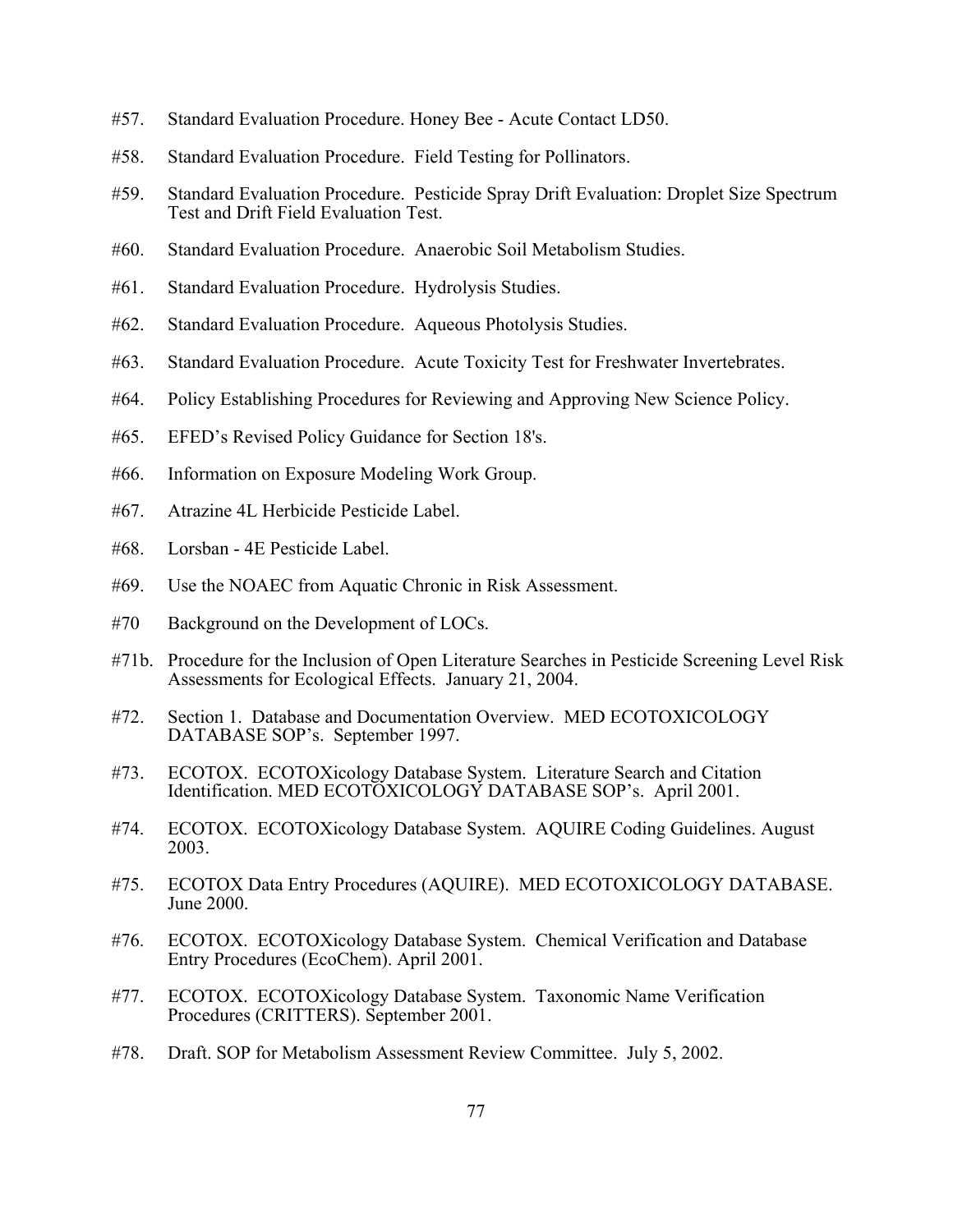#57. Standard Evaluation Procedure. Honey Bee - Acute Contact LD50.

#58. Standard Evaluation Procedure. Field Testing for Pollinators.

#59. Standard Evaluation Procedure. Pesticide Spray Drift Evaluation: Droplet Size Spectrum Test and Drift Field Evaluation Test.

#60. Standard Evaluation Procedure. Anaerobic Soil Metabolism Studies.

#61. Standard Evaluation Procedure. Hydrolysis Studies.

#62. Standard Evaluation Procedure. Aqueous Photolysis Studies.

#63. Standard Evaluation Procedure. Acute Toxicity Test for Freshwater Invertebrates.

#64. Policy Establishing Procedures for Reviewing and Approving New Science Policy.

#65. EFED's Revised Policy Guidance for Section 18's.

#66. Information on Exposure Modeling Work Group.

#67. Atrazine 4L Herbicide Pesticide Label.

#68. Lorsban - 4E Pesticide Label.

#69. Use the NOAEC from Aquatic Chronic in Risk Assessment.

#70 Background on the Development of LOCs.

#71b. Procedure for the Inclusion of Open Literature Searches in Pesticide Screening Level Risk Assessments for Ecological Effects. January 21, 2004.

#72. Section 1. Database and Documentation Overview. MED ECOTOXICOLOGY DATABASE SOP's. September 1997.

#73. ECOTOX. ECOTOXicology Database System. Literature Search and Citation Identification. MED ECOTOXICOLOGY DATABASE SOP's. April 2001.

#74. ECOTOX. ECOTOXicology Database System. AQUIRE Coding Guidelines. August 2003.

#75. ECOTOX Data Entry Procedures (AQUIRE). MED ECOTOXICOLOGY DATABASE. June 2000.

#76. ECOTOX. ECOTOXicology Database System. Chemical Verification and Database Entry Procedures (EcoChem). April 2001.

#77. ECOTOX. ECOTOXicology Database System. Taxonomic Name Verification Procedures (CRITTERS). September 2001.

#78. Draft. SOP for Metabolism Assessment Review Committee. July 5, 2002.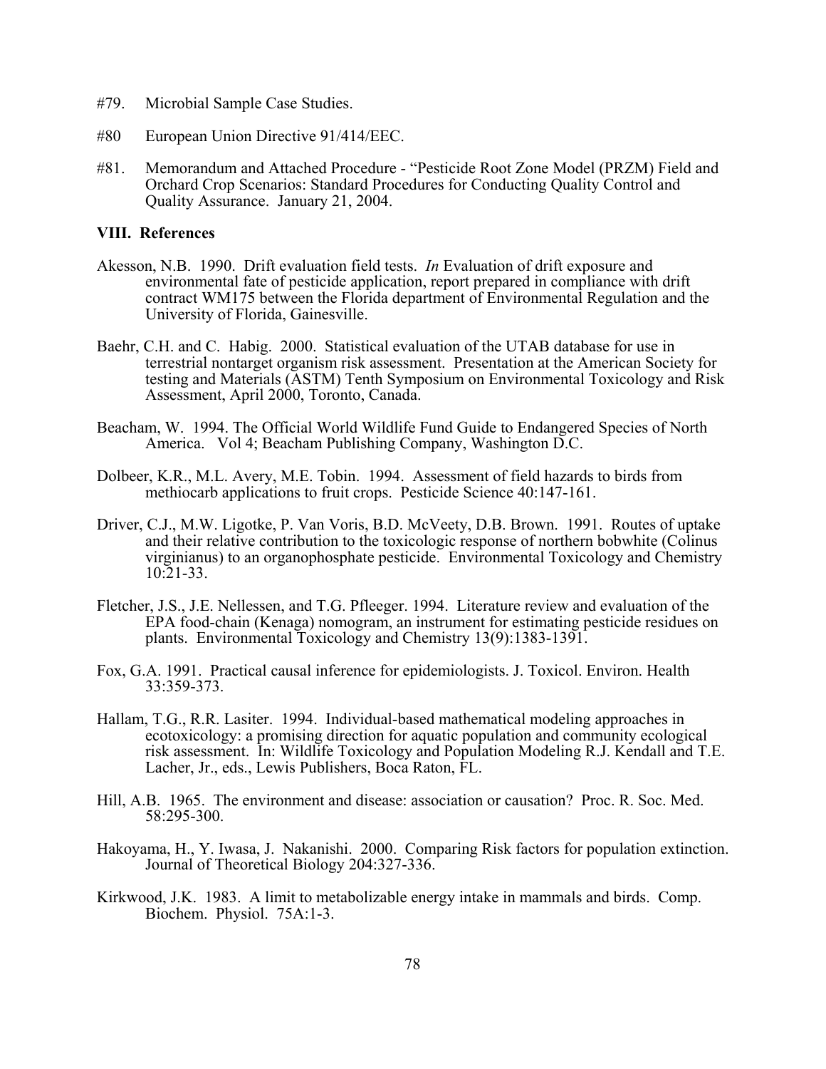#79. Microbial Sample Case Studies.

#80 European Union Directive 91/414/EEC.

#81. Memorandum and Attached Procedure - "Pesticide Root Zone Model (PRZM) Field and Orchard Crop Scenarios: Standard Procedures for Conducting Quality Control and Quality Assurance. January 21, 2004.

## VIII. References

Akesson, N.B. 1990. Drift evaluation field tests. *In* Evaluation of drift exposure and environmental fate of pesticide application, report prepared in compliance with drift contract WM175 between the Florida department of Environmental Regulation and the University of Florida, Gainesville.

Baehr, C.H. and C. Habig. 2000. Statistical evaluation of the UTAB database for use in terrestrial nontarget organism risk assessment. Presentation at the American Society for testing and Materials (ASTM) Tenth Symposium on Environmental Toxicology and Risk Assessment, April 2000, Toronto, Canada.

Beacham, W. 1994. The Official World Wildlife Fund Guide to Endangered Species of North America. Vol 4; Beacham Publishing Company, Washington D.C.

Dolbeer, K.R., M.L. Avery, M.E. Tobin. 1994. Assessment of field hazards to birds from methiocarb applications to fruit crops. Pesticide Science 40:147-161.

Driver, C.J., M.W. Ligotke, P. Van Voris, B.D. McVeety, D.B. Brown. 1991. Routes of uptake and their relative contribution to the toxicologic response of northern bobwhite (Colinus virginianus) to an organophosphate pesticide. Environmental Toxicology and Chemistry 10:21-33.

Fletcher, J.S., J.E. Nellessen, and T.G. Pfleeger. 1994. Literature review and evaluation of the EPA food-chain (Kenaga) nomogram, an instrument for estimating pesticide residues on plants. Environmental Toxicology and Chemistry 13(9):1383-1391.

Fox, G.A. 1991. Practical causal inference for epidemiologists. J. Toxicol. Environ. Health 33:359-373.

Hallam, T.G., R.R. Lasiter. 1994. Individual-based mathematical modeling approaches in ecotoxicology: a promising direction for aquatic population and community ecological risk assessment. In: Wildlife Toxicology and Population Modeling R.J. Kendall and T.E. Lacher, Jr., eds., Lewis Publishers, Boca Raton, FL.

Hill, A.B. 1965. The environment and disease: association or causation? Proc. R. Soc. Med. 58:295-300.

Hakoyama, H., Y. Iwasa, J. Nakanishi. 2000. Comparing Risk factors for population extinction. Journal of Theoretical Biology 204:327-336.

Kirkwood, J.K. 1983. A limit to metabolizable energy intake in mammals and birds. Comp. Biochem. Physiol. 75A:1-3.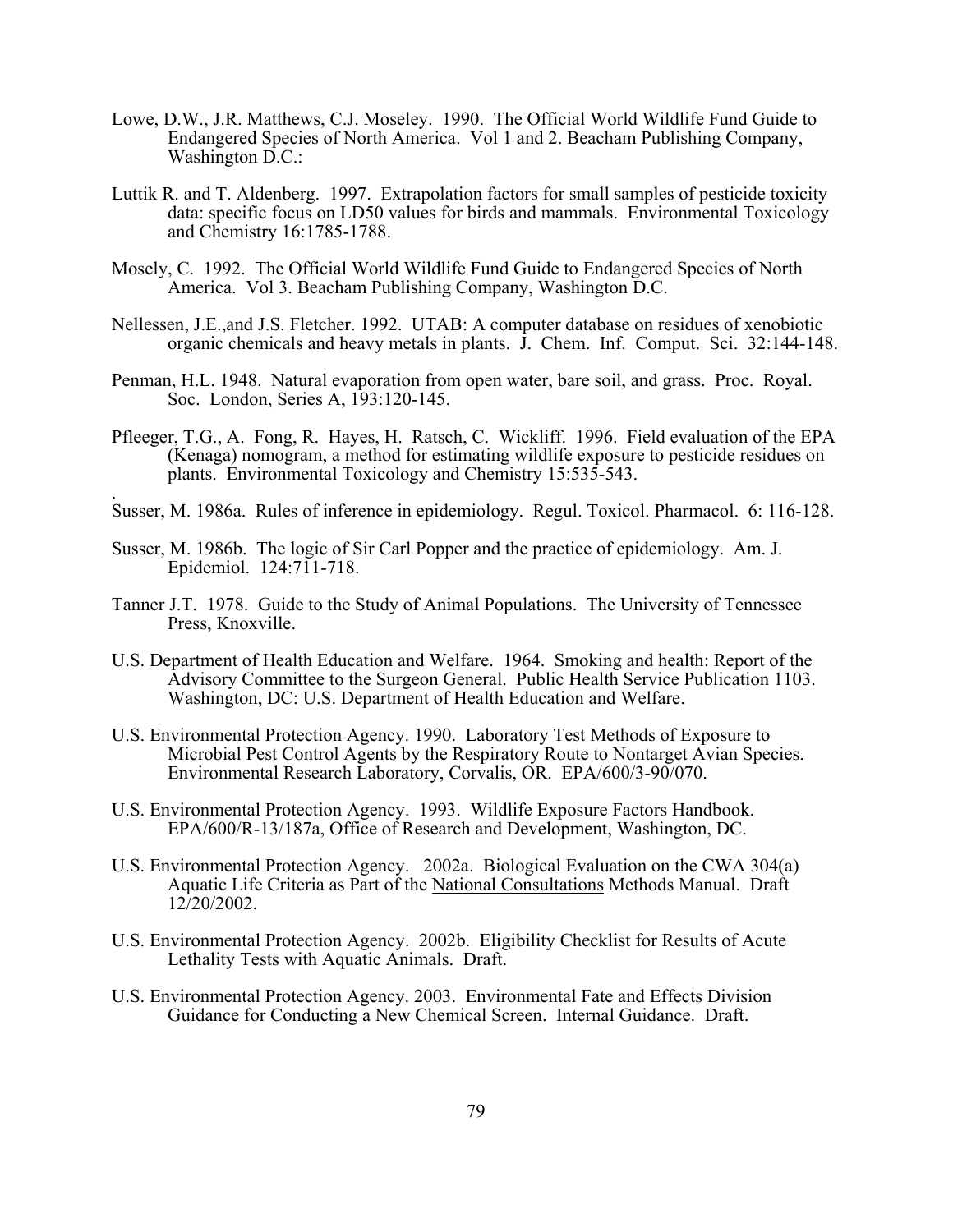Lowe, D.W., J.R. Matthews, C.J. Moseley. 1990. The Official World Wildlife Fund Guide to Endangered Species of North America. Vol 1 and 2. Beacham Publishing Company, Washington D.C.:

Luttik R. and T. Aldenberg. 1997. Extrapolation factors for small samples of pesticide toxicity data: specific focus on LD50 values for birds and mammals. Environmental Toxicology and Chemistry 16:1785-1788.

Mosely, C. 1992. The Official World Wildlife Fund Guide to Endangered Species of North America. Vol 3. Beacham Publishing Company, Washington D.C.

Nellessen, J.E.,and J.S. Fletcher. 1992. UTAB: A computer database on residues of xenobiotic organic chemicals and heavy metals in plants. J. Chem. Inf. Comput. Sci. 32:144-148.

Penman, H.L. 1948. Natural evaporation from open water, bare soil, and grass. Proc. Royal. Soc. London, Series A, 193:120-145.

Pfleeger, T.G., A. Fong, R. Hayes, H. Ratsch, C. Wickliff. 1996. Field evaluation of the EPA (Kenaga) nomogram, a method for estimating wildlife exposure to pesticide residues on plants. Environmental Toxicology and Chemistry 15:535-543.

.
Susser, M. 1986a. Rules of inference in epidemiology. Regul. Toxicol. Pharmacol. 6: 116-128.

Susser, M. 1986b. The logic of Sir Carl Popper and the practice of epidemiology. Am. J. Epidemiol. 124:711-718.

Tanner J.T. 1978. Guide to the Study of Animal Populations. The University of Tennessee Press, Knoxville.

U.S. Department of Health Education and Welfare. 1964. Smoking and health: Report of the Advisory Committee to the Surgeon General. Public Health Service Publication 1103. Washington, DC: U.S. Department of Health Education and Welfare.

U.S. Environmental Protection Agency. 1990. Laboratory Test Methods of Exposure to Microbial Pest Control Agents by the Respiratory Route to Nontarget Avian Species. Environmental Research Laboratory, Corvalis, OR. EPA/600/3-90/070.

U.S. Environmental Protection Agency. 1993. Wildlife Exposure Factors Handbook. EPA/600/R-13/187a, Office of Research and Development, Washington, DC.

U.S. Environmental Protection Agency. 2002a. Biological Evaluation on the CWA 304(a) Aquatic Life Criteria as Part of the National Consultations Methods Manual. Draft 12/20/2002.

U.S. Environmental Protection Agency. 2002b. Eligibility Checklist for Results of Acute Lethality Tests with Aquatic Animals. Draft.

U.S. Environmental Protection Agency. 2003. Environmental Fate and Effects Division Guidance for Conducting a New Chemical Screen. Internal Guidance. Draft.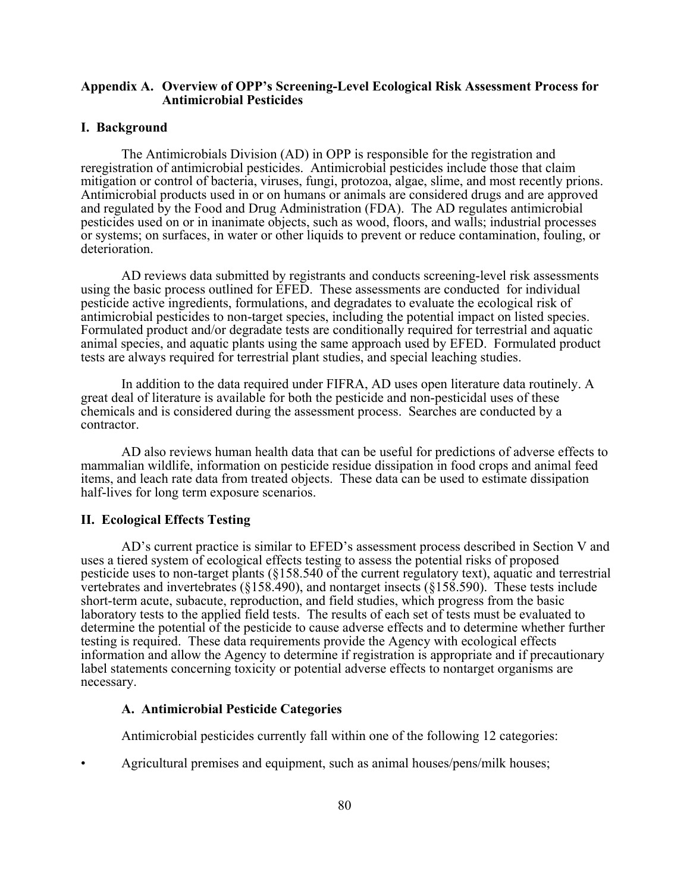## Appendix A. Overview of OPP's Screening-Level Ecological Risk Assessment Process for Antimicrobial Pesticides

### I. Background

The Antimicrobials Division (AD) in OPP is responsible for the registration and reregistration of antimicrobial pesticides. Antimicrobial pesticides include those that claim mitigation or control of bacteria, viruses, fungi, protozoa, algae, slime, and most recently prions. Antimicrobial products used in or on humans or animals are considered drugs and are approved and regulated by the Food and Drug Administration (FDA). The AD regulates antimicrobial pesticides used on or in inanimate objects, such as wood, floors, and walls; industrial processes or systems; on surfaces, in water or other liquids to prevent or reduce contamination, fouling, or deterioration.

AD reviews data submitted by registrants and conducts screening-level risk assessments using the basic process outlined for EFED. These assessments are conducted for individual pesticide active ingredients, formulations, and degradates to evaluate the ecological risk of antimicrobial pesticides to non-target species, including the potential impact on listed species. Formulated product and/or degradate tests are conditionally required for terrestrial and aquatic animal species, and aquatic plants using the same approach used by EFED. Formulated product tests are always required for terrestrial plant studies, and special leaching studies.

In addition to the data required under FIFRA, AD uses open literature data routinely. A great deal of literature is available for both the pesticide and non-pesticidal uses of these chemicals and is considered during the assessment process. Searches are conducted by a contractor.

AD also reviews human health data that can be useful for predictions of adverse effects to mammalian wildlife, information on pesticide residue dissipation in food crops and animal feed items, and leach rate data from treated objects. These data can be used to estimate dissipation half-lives for long term exposure scenarios.

### II. Ecological Effects Testing

AD's current practice is similar to EFED's assessment process described in Section V and uses a tiered system of ecological effects testing to assess the potential risks of proposed pesticide uses to non-target plants (§158.540 of the current regulatory text), aquatic and terrestrial vertebrates and invertebrates (§158.490), and nontarget insects (§158.590). These tests include short-term acute, subacute, reproduction, and field studies, which progress from the basic laboratory tests to the applied field tests. The results of each set of tests must be evaluated to determine the potential of the pesticide to cause adverse effects and to determine whether further testing is required. These data requirements provide the Agency with ecological effects information and allow the Agency to determine if registration is appropriate and if precautionary label statements concerning toxicity or potential adverse effects to nontarget organisms are necessary.

#### A. Antimicrobial Pesticide Categories

Antimicrobial pesticides currently fall within one of the following 12 categories:

- Agricultural premises and equipment, such as animal houses/pens/milk houses;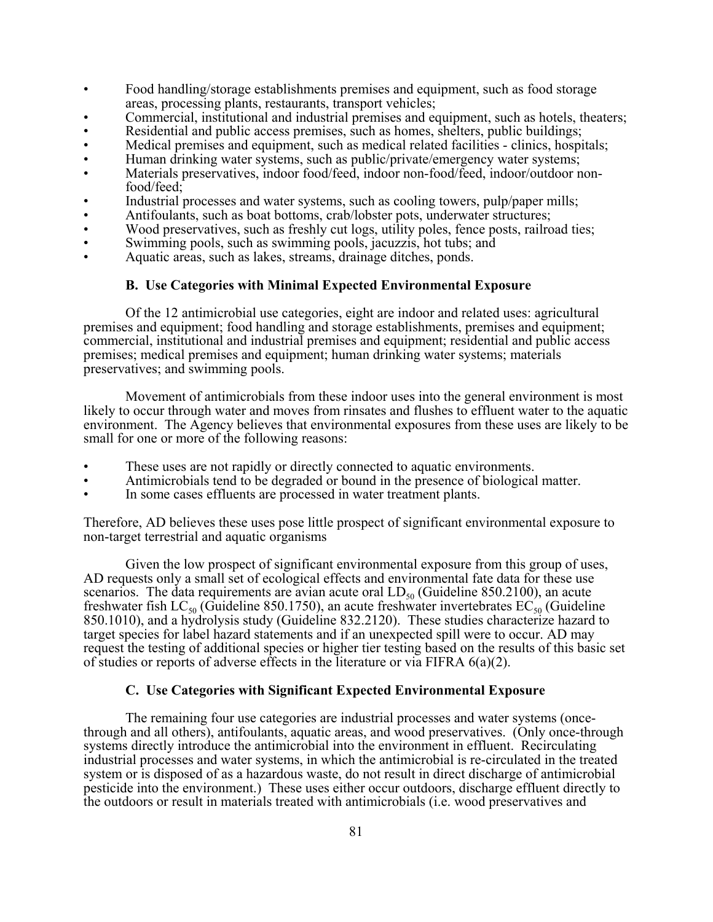- Food handling/storage establishments premises and equipment, such as food storage areas, processing plants, restaurants, transport vehicles;
- Commercial, institutional and industrial premises and equipment, such as hotels, theaters;
- Residential and public access premises, such as homes, shelters, public buildings;
- Medical premises and equipment, such as medical related facilities - clinics, hospitals;
- Human drinking water systems, such as public/private/emergency water systems;
- Materials preservatives, indoor food/feed, indoor non-food/feed, indoor/outdoor non-food/feed;
- Industrial processes and water systems, such as cooling towers, pulp/paper mills;
- Antifoulants, such as boat bottoms, crab/lobster pots, underwater structures;
- Wood preservatives, such as freshly cut logs, utility poles, fence posts, railroad ties;
- Swimming pools, such as swimming pools, jacuzzis, hot tubs; and
- Aquatic areas, such as lakes, streams, drainage ditches, ponds.

### B. Use Categories with Minimal Expected Environmental Exposure

Of the 12 antimicrobial use categories, eight are indoor and related uses: agricultural premises and equipment; food handling and storage establishments, premises and equipment; commercial, institutional and industrial premises and equipment; residential and public access premises; medical premises and equipment; human drinking water systems; materials preservatives; and swimming pools.

Movement of antimicrobials from these indoor uses into the general environment is most likely to occur through water and moves from rinsates and flushes to effluent water to the aquatic environment. The Agency believes that environmental exposures from these uses are likely to be small for one or more of the following reasons:

- These uses are not rapidly or directly connected to aquatic environments.
- Antimicrobials tend to be degraded or bound in the presence of biological matter.
- In some cases effluents are processed in water treatment plants.

Therefore, AD believes these uses pose little prospect of significant environmental exposure to non-target terrestrial and aquatic organisms

Given the low prospect of significant environmental exposure from this group of uses, AD requests only a small set of ecological effects and environmental fate data for these use scenarios. The data requirements are avian acute oral $LD_{50}$ (Guideline 850.2100), an acute freshwater fish $LC_{50}$ (Guideline 850.1750), an acute freshwater invertebrates $EC_{50}$ (Guideline 850.1010), and a hydrolysis study (Guideline 832.2120). These studies characterize hazard to target species for label hazard statements and if an unexpected spill were to occur. AD may request the testing of additional species or higher tier testing based on the results of this basic set of studies or reports of adverse effects in the literature or via FIFRA 6(a)(2).

### C. Use Categories with Significant Expected Environmental Exposure

The remaining four use categories are industrial processes and water systems (once-through and all others), antifoulants, aquatic areas, and wood preservatives. (Only once-through systems directly introduce the antimicrobial into the environment in effluent. Recirculating industrial processes and water systems, in which the antimicrobial is re-circulated in the treated system or is disposed of as a hazardous waste, do not result in direct discharge of antimicrobial pesticide into the environment.) These uses either occur outdoors, discharge effluent directly to the outdoors or result in materials treated with antimicrobials (i.e. wood preservatives and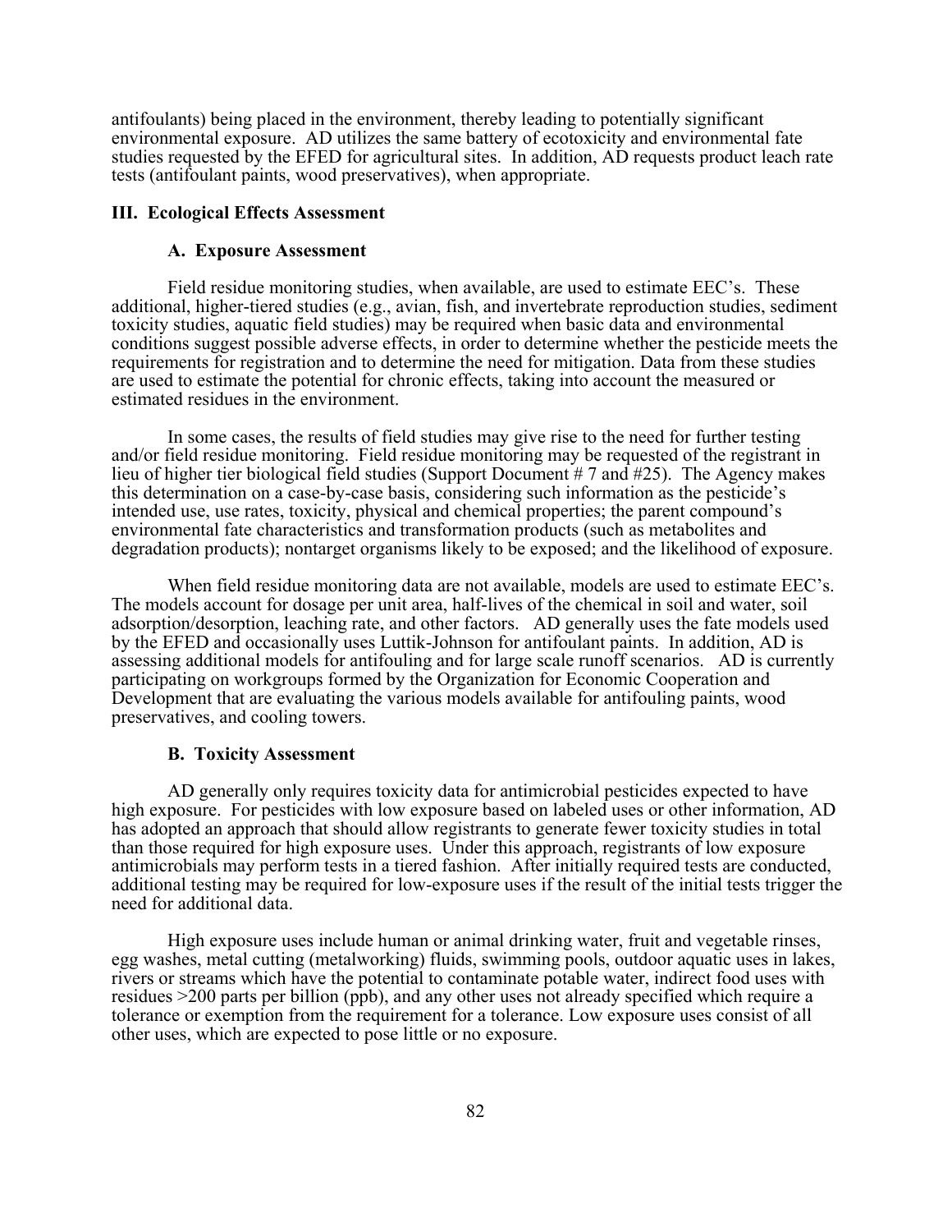antifoulants) being placed in the environment, thereby leading to potentially significant environmental exposure. AD utilizes the same battery of ecotoxicity and environmental fate studies requested by the EFED for agricultural sites. In addition, AD requests product leach rate tests (antifoulant paints, wood preservatives), when appropriate.

## III. Ecological Effects Assessment

### A. Exposure Assessment

Field residue monitoring studies, when available, are used to estimate EEC's. These additional, higher-tiered studies (e.g., avian, fish, and invertebrate reproduction studies, sediment toxicity studies, aquatic field studies) may be required when basic data and environmental conditions suggest possible adverse effects, in order to determine whether the pesticide meets the requirements for registration and to determine the need for mitigation. Data from these studies are used to estimate the potential for chronic effects, taking into account the measured or estimated residues in the environment.

In some cases, the results of field studies may give rise to the need for further testing and/or field residue monitoring. Field residue monitoring may be requested of the registrant in lieu of higher tier biological field studies (Support Document # 7 and #25). The Agency makes this determination on a case-by-case basis, considering such information as the pesticide's intended use, use rates, toxicity, physical and chemical properties; the parent compound's environmental fate characteristics and transformation products (such as metabolites and degradation products); nontarget organisms likely to be exposed; and the likelihood of exposure.

When field residue monitoring data are not available, models are used to estimate EEC's. The models account for dosage per unit area, half-lives of the chemical in soil and water, soil adsorption/desorption, leaching rate, and other factors. AD generally uses the fate models used by the EFED and occasionally uses Luttik-Johnson for antifoulant paints. In addition, AD is assessing additional models for antifouling and for large scale runoff scenarios. AD is currently participating on workgroups formed by the Organization for Economic Cooperation and Development that are evaluating the various models available for antifouling paints, wood preservatives, and cooling towers.

### B. Toxicity Assessment

AD generally only requires toxicity data for antimicrobial pesticides expected to have high exposure. For pesticides with low exposure based on labeled uses or other information, AD has adopted an approach that should allow registrants to generate fewer toxicity studies in total than those required for high exposure uses. Under this approach, registrants of low exposure antimicrobials may perform tests in a tiered fashion. After initially required tests are conducted, additional testing may be required for low-exposure uses if the result of the initial tests trigger the need for additional data.

High exposure uses include human or animal drinking water, fruit and vegetable rinses, egg washes, metal cutting (metalworking) fluids, swimming pools, outdoor aquatic uses in lakes, rivers or streams which have the potential to contaminate potable water, indirect food uses with residues >200 parts per billion (ppb), and any other uses not already specified which require a tolerance or exemption from the requirement for a tolerance. Low exposure uses consist of all other uses, which are expected to pose little or no exposure.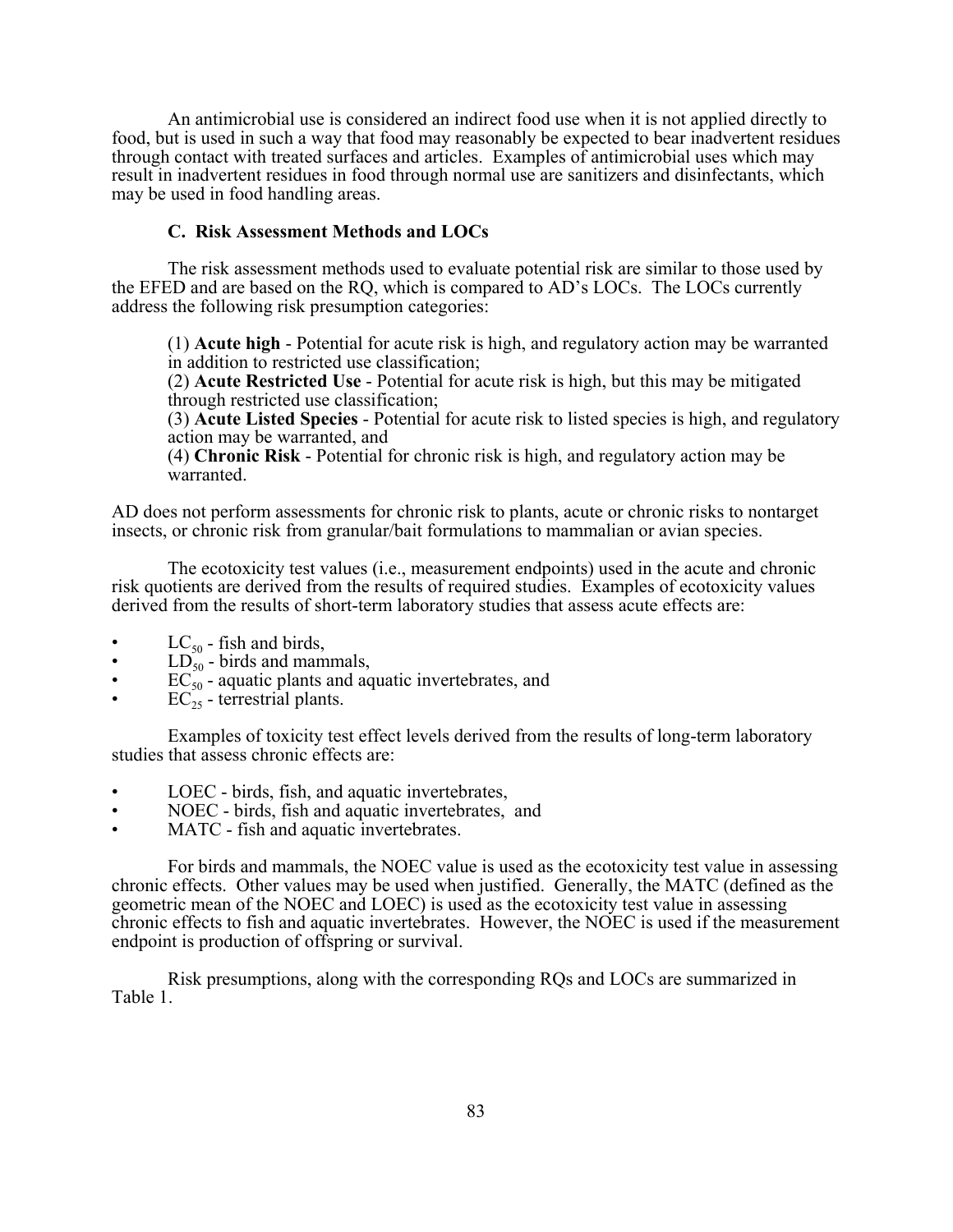An antimicrobial use is considered an indirect food use when it is not applied directly to food, but is used in such a way that food may reasonably be expected to bear inadvertent residues through contact with treated surfaces and articles. Examples of antimicrobial uses which may result in inadvertent residues in food through normal use are sanitizers and disinfectants, which may be used in food handling areas.

### C. Risk Assessment Methods and LOCs

The risk assessment methods used to evaluate potential risk are similar to those used by the EFED and are based on the RQ, which is compared to AD's LOCs. The LOCs currently address the following risk presumption categories:

(1) **Acute high** - Potential for acute risk is high, and regulatory action may be warranted in addition to restricted use classification;
(2) **Acute Restricted Use** - Potential for acute risk is high, but this may be mitigated through restricted use classification;
(3) **Acute Listed Species** - Potential for acute risk to listed species is high, and regulatory action may be warranted, and
(4) **Chronic Risk** - Potential for chronic risk is high, and regulatory action may be warranted.

AD does not perform assessments for chronic risk to plants, acute or chronic risks to nontarget insects, or chronic risk from granular/bait formulations to mammalian or avian species.

The ecotoxicity test values (i.e., measurement endpoints) used in the acute and chronic risk quotients are derived from the results of required studies. Examples of ecotoxicity values derived from the results of short-term laboratory studies that assess acute effects are:

- $LC_{50}$ - fish and birds,
- $LD_{50}$ - birds and mammals,
- $EC_{50}$ - aquatic plants and aquatic invertebrates, and
- $EC_{25}$ - terrestrial plants.

Examples of toxicity test effect levels derived from the results of long-term laboratory studies that assess chronic effects are:

- LOEC - birds, fish, and aquatic invertebrates,
- NOEC - birds, fish and aquatic invertebrates, and
- MATC - fish and aquatic invertebrates.

For birds and mammals, the NOEC value is used as the ecotoxicity test value in assessing chronic effects. Other values may be used when justified. Generally, the MATC (defined as the geometric mean of the NOEC and LOEC) is used as the ecotoxicity test value in assessing chronic effects to fish and aquatic invertebrates. However, the NOEC is used if the measurement endpoint is production of offspring or survival.

Risk presumptions, along with the corresponding RQs and LOCs are summarized in Table 1.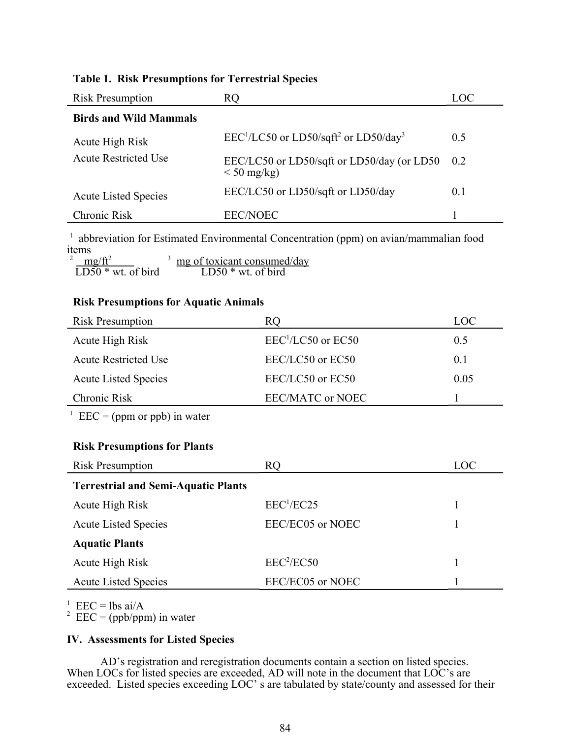**Table 1. Risk Presumptions for Terrestrial Species**

| Risk Presumption | RQ | LOC |
|---|---|---|
| **Birds and Wild Mammals** | | |
| Acute High Risk | EEC[1]/LC50 or LD50/sqft[2] or LD50/day[3] | 0.5 |
| Acute Restricted Use | EEC/LC50 or LD50/sqft or LD50/day (or LD50 < 50 mg/kg) | 0.2 |
| Acute Listed Species | EEC/LC50 or LD50/sqft or LD50/day | 0.1 |
| Chronic Risk | EEC/NOEC | 1 |

[1] abbreviation for Estimated Environmental Concentration (ppm) on avian/mammalian food items

[2] $\frac{mg/ft^2}{LD50 * \text{wt. of bird}}$ [3] $\frac{\text{mg of toxicant consumed/day}}{LD50 * \text{wt. of bird}}$

**Risk Presumptions for Aquatic Animals**

| Risk Presumption | RQ | LOC |
|---|---|---|
| Acute High Risk | EEC[1]/LC50 or EC50 | 0.5 |
| Acute Restricted Use | EEC/LC50 or EC50 | 0.1 |
| Acute Listed Species | EEC/LC50 or EC50 | 0.05 |
| Chronic Risk | EEC/MATC or NOEC | 1 |

[1] EEC = (ppm or ppb) in water

**Risk Presumptions for Plants**

| Risk Presumption | RQ | LOC |
|---|---|---|
| **Terrestrial and Semi-Aquatic Plants** | | |
| Acute High Risk | EEC[1]/EC25 | 1 |
| Acute Listed Species | EEC/EC05 or NOEC | 1 |
| **Aquatic Plants** | | |
| Acute High Risk | EEC[2]/EC50 | 1 |
| Acute Listed Species | EEC/EC05 or NOEC | 1 |

[1] EEC = lbs ai/A
[2] EEC = (ppb/ppm) in water

## IV. Assessments for Listed Species

AD's registration and reregistration documents contain a section on listed species. When LOCs for listed species are exceeded, AD will note in the document that LOC's are exceeded. Listed species exceeding LOC' s are tabulated by state/county and assessed for their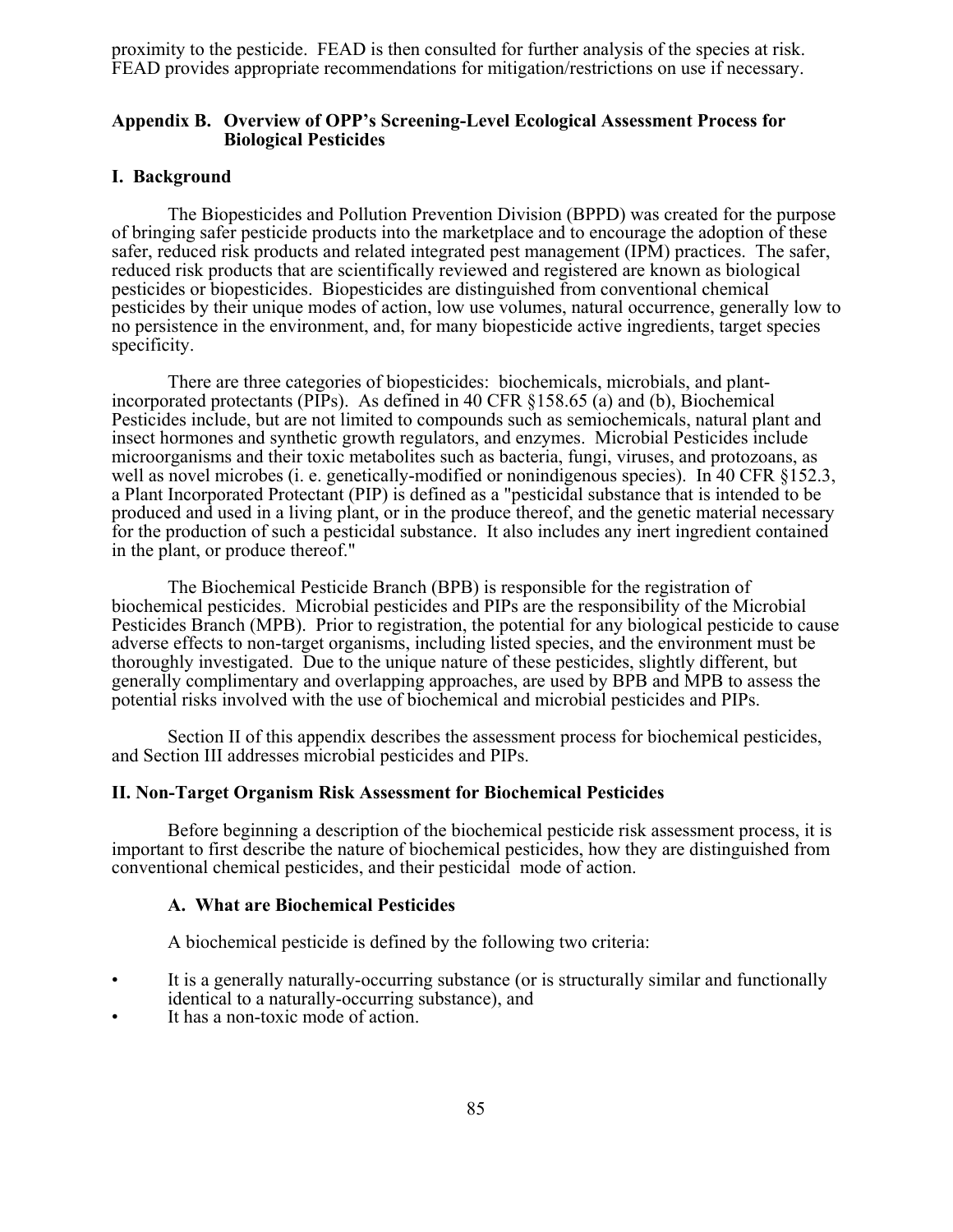proximity to the pesticide. FEAD is then consulted for further analysis of the species at risk. FEAD provides appropriate recommendations for mitigation/restrictions on use if necessary.

## Appendix B. Overview of OPP's Screening-Level Ecological Assessment Process for Biological Pesticides

### I. Background

The Biopesticides and Pollution Prevention Division (BPPD) was created for the purpose of bringing safer pesticide products into the marketplace and to encourage the adoption of these safer, reduced risk products and related integrated pest management (IPM) practices. The safer, reduced risk products that are scientifically reviewed and registered are known as biological pesticides or biopesticides. Biopesticides are distinguished from conventional chemical pesticides by their unique modes of action, low use volumes, natural occurrence, generally low to no persistence in the environment, and, for many biopesticide active ingredients, target species specificity.

There are three categories of biopesticides: biochemicals, microbials, and plant-incorporated protectants (PIPs). As defined in 40 CFR §158.65 (a) and (b), Biochemical Pesticides include, but are not limited to compounds such as semiochemicals, natural plant and insect hormones and synthetic growth regulators, and enzymes. Microbial Pesticides include microorganisms and their toxic metabolites such as bacteria, fungi, viruses, and protozoans, as well as novel microbes (i. e. genetically-modified or nonindigenous species). In 40 CFR §152.3, a Plant Incorporated Protectant (PIP) is defined as a "pesticidal substance that is intended to be produced and used in a living plant, or in the produce thereof, and the genetic material necessary for the production of such a pesticidal substance. It also includes any inert ingredient contained in the plant, or produce thereof."

The Biochemical Pesticide Branch (BPB) is responsible for the registration of biochemical pesticides. Microbial pesticides and PIPs are the responsibility of the Microbial Pesticides Branch (MPB). Prior to registration, the potential for any biological pesticide to cause adverse effects to non-target organisms, including listed species, and the environment must be thoroughly investigated. Due to the unique nature of these pesticides, slightly different, but generally complimentary and overlapping approaches, are used by BPB and MPB to assess the potential risks involved with the use of biochemical and microbial pesticides and PIPs.

Section II of this appendix describes the assessment process for biochemical pesticides, and Section III addresses microbial pesticides and PIPs.

### II. Non-Target Organism Risk Assessment for Biochemical Pesticides

Before beginning a description of the biochemical pesticide risk assessment process, it is important to first describe the nature of biochemical pesticides, how they are distinguished from conventional chemical pesticides, and their pesticidal mode of action.

#### A. What are Biochemical Pesticides

A biochemical pesticide is defined by the following two criteria:

- It is a generally naturally-occurring substance (or is structurally similar and functionally identical to a naturally-occurring substance), and
- It has a non-toxic mode of action.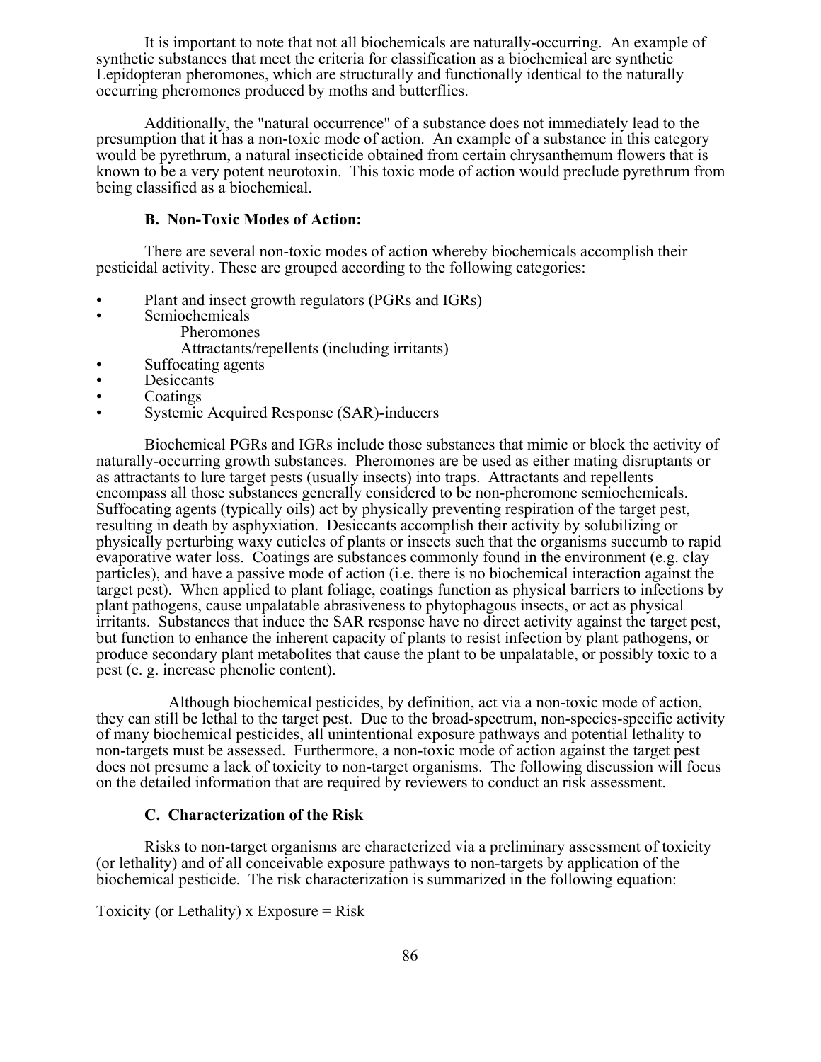It is important to note that not all biochemicals are naturally-occurring. An example of synthetic substances that meet the criteria for classification as a biochemical are synthetic Lepidopteran pheromones, which are structurally and functionally identical to the naturally occurring pheromones produced by moths and butterflies.

Additionally, the "natural occurrence" of a substance does not immediately lead to the presumption that it has a non-toxic mode of action. An example of a substance in this category would be pyrethrum, a natural insecticide obtained from certain chrysanthemum flowers that is known to be a very potent neurotoxin. This toxic mode of action would preclude pyrethrum from being classified as a biochemical.

### B. Non-Toxic Modes of Action:

There are several non-toxic modes of action whereby biochemicals accomplish their pesticidal activity. These are grouped according to the following categories:

- Plant and insect growth regulators (PGRs and IGRs)
- Semiochemicals
  - Pheromones
  - Attractants/repellents (including irritants)
- Suffocating agents
- Desiccants
- Coatings
- Systemic Acquired Response (SAR)-inducers

Biochemical PGRs and IGRs include those substances that mimic or block the activity of naturally-occurring growth substances. Pheromones are be used as either mating disruptants or as attractants to lure target pests (usually insects) into traps. Attractants and repellents encompass all those substances generally considered to be non-pheromone semiochemicals. Suffocating agents (typically oils) act by physically preventing respiration of the target pest, resulting in death by asphyxiation. Desiccants accomplish their activity by solubilizing or physically perturbing waxy cuticles of plants or insects such that the organisms succumb to rapid evaporative water loss. Coatings are substances commonly found in the environment (e.g. clay particles), and have a passive mode of action (i.e. there is no biochemical interaction against the target pest). When applied to plant foliage, coatings function as physical barriers to infections by plant pathogens, cause unpalatable abrasiveness to phytophagous insects, or act as physical irritants. Substances that induce the SAR response have no direct activity against the target pest, but function to enhance the inherent capacity of plants to resist infection by plant pathogens, or produce secondary plant metabolites that cause the plant to be unpalatable, or possibly toxic to a pest (e. g. increase phenolic content).

Although biochemical pesticides, by definition, act via a non-toxic mode of action, they can still be lethal to the target pest. Due to the broad-spectrum, non-species-specific activity of many biochemical pesticides, all unintentional exposure pathways and potential lethality to non-targets must be assessed. Furthermore, a non-toxic mode of action against the target pest does not presume a lack of toxicity to non-target organisms. The following discussion will focus on the detailed information that are required by reviewers to conduct an risk assessment.

### C. Characterization of the Risk

Risks to non-target organisms are characterized via a preliminary assessment of toxicity (or lethality) and of all conceivable exposure pathways to non-targets by application of the biochemical pesticide. The risk characterization is summarized in the following equation:

Toxicity (or Lethality) x Exposure = Risk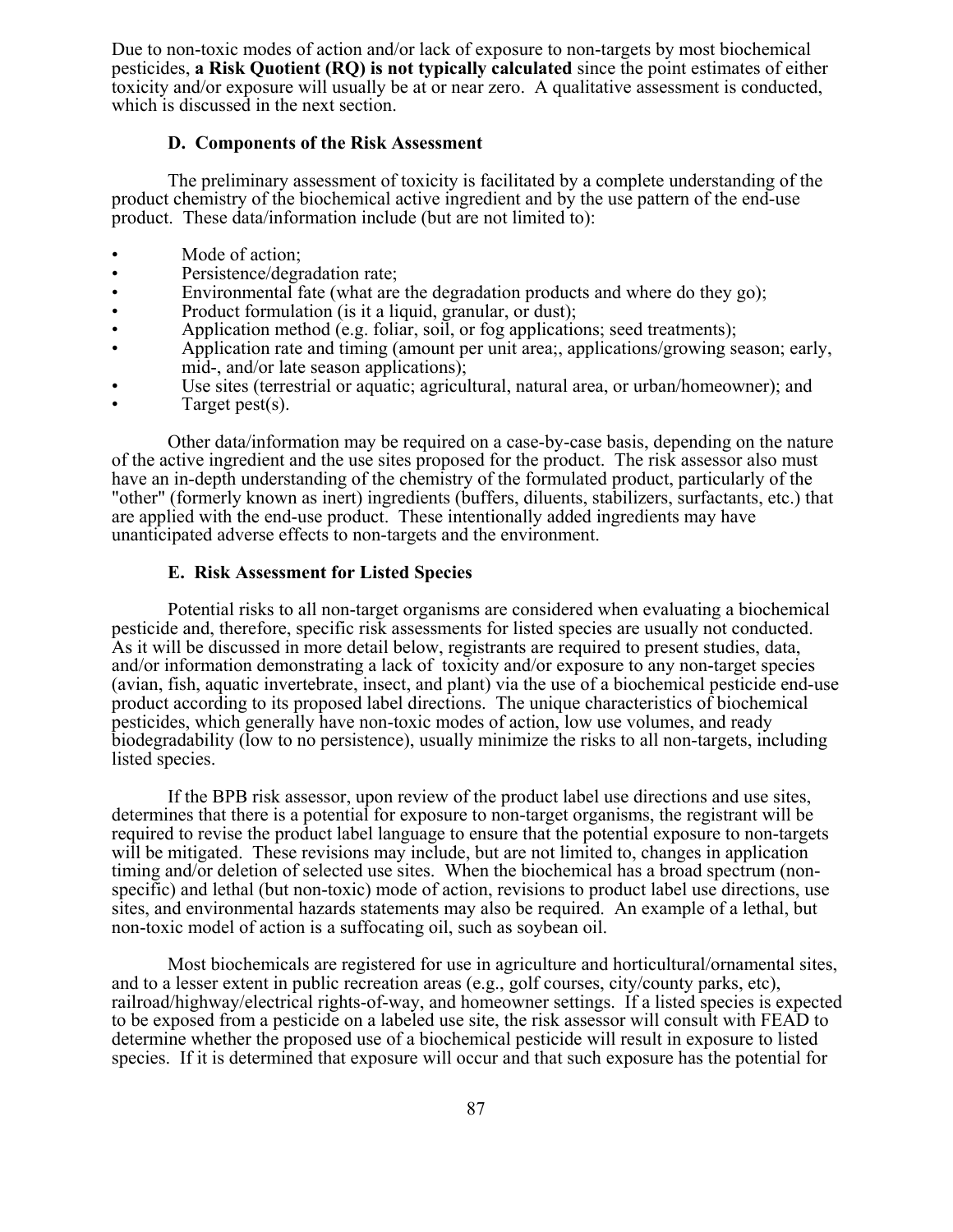Due to non-toxic modes of action and/or lack of exposure to non-targets by most biochemical pesticides, **a Risk Quotient (RQ) is not typically calculated** since the point estimates of either toxicity and/or exposure will usually be at or near zero. A qualitative assessment is conducted, which is discussed in the next section.

### D. Components of the Risk Assessment

The preliminary assessment of toxicity is facilitated by a complete understanding of the product chemistry of the biochemical active ingredient and by the use pattern of the end-use product. These data/information include (but are not limited to):

- Mode of action;
- Persistence/degradation rate;
- Environmental fate (what are the degradation products and where do they go);
- Product formulation (is it a liquid, granular, or dust);
- Application method (e.g. foliar, soil, or fog applications; seed treatments);
- Application rate and timing (amount per unit area;, applications/growing season; early, mid-, and/or late season applications);
- Use sites (terrestrial or aquatic; agricultural, natural area, or urban/homeowner); and
- Target pest(s).

Other data/information may be required on a case-by-case basis, depending on the nature of the active ingredient and the use sites proposed for the product. The risk assessor also must have an in-depth understanding of the chemistry of the formulated product, particularly of the "other" (formerly known as inert) ingredients (buffers, diluents, stabilizers, surfactants, etc.) that are applied with the end-use product. These intentionally added ingredients may have unanticipated adverse effects to non-targets and the environment.

### E. Risk Assessment for Listed Species

Potential risks to all non-target organisms are considered when evaluating a biochemical pesticide and, therefore, specific risk assessments for listed species are usually not conducted. As it will be discussed in more detail below, registrants are required to present studies, data, and/or information demonstrating a lack of toxicity and/or exposure to any non-target species (avian, fish, aquatic invertebrate, insect, and plant) via the use of a biochemical pesticide end-use product according to its proposed label directions. The unique characteristics of biochemical pesticides, which generally have non-toxic modes of action, low use volumes, and ready biodegradability (low to no persistence), usually minimize the risks to all non-targets, including listed species.

If the BPB risk assessor, upon review of the product label use directions and use sites, determines that there is a potential for exposure to non-target organisms, the registrant will be required to revise the product label language to ensure that the potential exposure to non-targets will be mitigated. These revisions may include, but are not limited to, changes in application timing and/or deletion of selected use sites. When the biochemical has a broad spectrum (non-specific) and lethal (but non-toxic) mode of action, revisions to product label use directions, use sites, and environmental hazards statements may also be required. An example of a lethal, but non-toxic model of action is a suffocating oil, such as soybean oil.

Most biochemicals are registered for use in agriculture and horticultural/ornamental sites, and to a lesser extent in public recreation areas (e.g., golf courses, city/county parks, etc), railroad/highway/electrical rights-of-way, and homeowner settings. If a listed species is expected to be exposed from a pesticide on a labeled use site, the risk assessor will consult with FEAD to determine whether the proposed use of a biochemical pesticide will result in exposure to listed species. If it is determined that exposure will occur and that such exposure has the potential for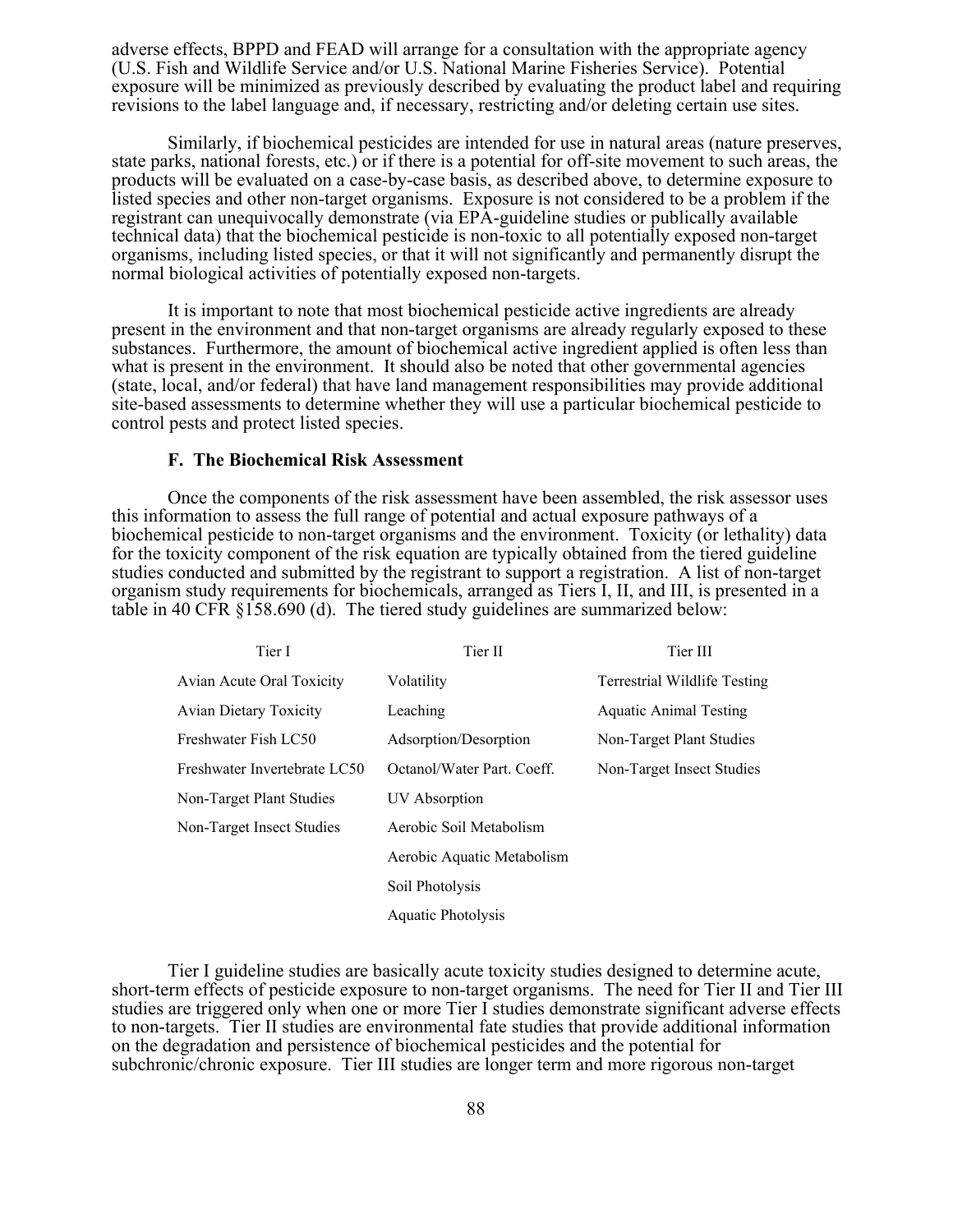adverse effects, BPPD and FEAD will arrange for a consultation with the appropriate agency (U.S. Fish and Wildlife Service and/or U.S. National Marine Fisheries Service). Potential exposure will be minimized as previously described by evaluating the product label and requiring revisions to the label language and, if necessary, restricting and/or deleting certain use sites.

Similarly, if biochemical pesticides are intended for use in natural areas (nature preserves, state parks, national forests, etc.) or if there is a potential for off-site movement to such areas, the products will be evaluated on a case-by-case basis, as described above, to determine exposure to listed species and other non-target organisms. Exposure is not considered to be a problem if the registrant can unequivocally demonstrate (via EPA-guideline studies or publically available technical data) that the biochemical pesticide is non-toxic to all potentially exposed non-target organisms, including listed species, or that it will not significantly and permanently disrupt the normal biological activities of potentially exposed non-targets.

It is important to note that most biochemical pesticide active ingredients are already present in the environment and that non-target organisms are already regularly exposed to these substances. Furthermore, the amount of biochemical active ingredient applied is often less than what is present in the environment. It should also be noted that other governmental agencies (state, local, and/or federal) that have land management responsibilities may provide additional site-based assessments to determine whether they will use a particular biochemical pesticide to control pests and protect listed species.

### F. The Biochemical Risk Assessment

Once the components of the risk assessment have been assembled, the risk assessor uses this information to assess the full range of potential and actual exposure pathways of a biochemical pesticide to non-target organisms and the environment. Toxicity (or lethality) data for the toxicity component of the risk equation are typically obtained from the tiered guideline studies conducted and submitted by the registrant to support a registration. A list of non-target organism study requirements for biochemicals, arranged as Tiers I, II, and III, is presented in a table in 40 CFR §158.690 (d). The tiered study guidelines are summarized below:

| Tier I | Tier II | Tier III |
|---|---|---|
| Avian Acute Oral Toxicity | Volatility | Terrestrial Wildlife Testing |
| Avian Dietary Toxicity | Leaching | Aquatic Animal Testing |
| Freshwater Fish LC50 | Adsorption/Desorption | Non-Target Plant Studies |
| Freshwater Invertebrate LC50 | Octanol/Water Part. Coeff. | Non-Target Insect Studies |
| Non-Target Plant Studies | UV Absorption | |
| Non-Target Insect Studies | Aerobic Soil Metabolism | |
| | Aerobic Aquatic Metabolism | |
| | Soil Photolysis | |
| | Aquatic Photolysis | |

Tier I guideline studies are basically acute toxicity studies designed to determine acute, short-term effects of pesticide exposure to non-target organisms. The need for Tier II and Tier III studies are triggered only when one or more Tier I studies demonstrate significant adverse effects to non-targets. Tier II studies are environmental fate studies that provide additional information on the degradation and persistence of biochemical pesticides and the potential for subchronic/chronic exposure. Tier III studies are longer term and more rigorous non-target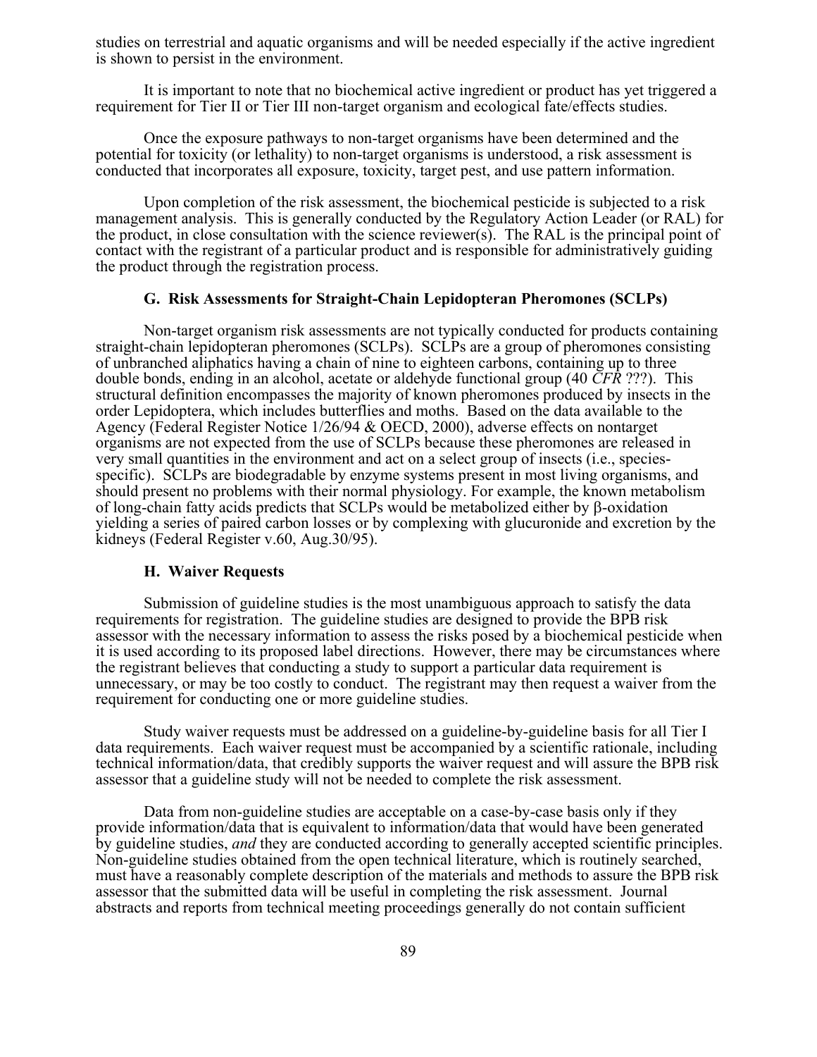studies on terrestrial and aquatic organisms and will be needed especially if the active ingredient is shown to persist in the environment.

It is important to note that no biochemical active ingredient or product has yet triggered a requirement for Tier II or Tier III non-target organism and ecological fate/effects studies.

Once the exposure pathways to non-target organisms have been determined and the potential for toxicity (or lethality) to non-target organisms is understood, a risk assessment is conducted that incorporates all exposure, toxicity, target pest, and use pattern information.

Upon completion of the risk assessment, the biochemical pesticide is subjected to a risk management analysis. This is generally conducted by the Regulatory Action Leader (or RAL) for the product, in close consultation with the science reviewer(s). The RAL is the principal point of contact with the registrant of a particular product and is responsible for administratively guiding the product through the registration process.

### G. Risk Assessments for Straight-Chain Lepidopteran Pheromones (SCLPs)

Non-target organism risk assessments are not typically conducted for products containing straight-chain lepidopteran pheromones (SCLPs). SCLPs are a group of pheromones consisting of unbranched aliphatics having a chain of nine to eighteen carbons, containing up to three double bonds, ending in an alcohol, acetate or aldehyde functional group (40 *CFR* ???). This structural definition encompasses the majority of known pheromones produced by insects in the order Lepidoptera, which includes butterflies and moths. Based on the data available to the Agency (Federal Register Notice 1/26/94 & OECD, 2000), adverse effects on nontarget organisms are not expected from the use of SCLPs because these pheromones are released in very small quantities in the environment and act on a select group of insects (i.e., species-specific). SCLPs are biodegradable by enzyme systems present in most living organisms, and should present no problems with their normal physiology. For example, the known metabolism of long-chain fatty acids predicts that SCLPs would be metabolized either by β-oxidation yielding a series of paired carbon losses or by complexing with glucuronide and excretion by the kidneys (Federal Register v.60, Aug.30/95).

### H. Waiver Requests

Submission of guideline studies is the most unambiguous approach to satisfy the data requirements for registration. The guideline studies are designed to provide the BPB risk assessor with the necessary information to assess the risks posed by a biochemical pesticide when it is used according to its proposed label directions. However, there may be circumstances where the registrant believes that conducting a study to support a particular data requirement is unnecessary, or may be too costly to conduct. The registrant may then request a waiver from the requirement for conducting one or more guideline studies.

Study waiver requests must be addressed on a guideline-by-guideline basis for all Tier I data requirements. Each waiver request must be accompanied by a scientific rationale, including technical information/data, that credibly supports the waiver request and will assure the BPB risk assessor that a guideline study will not be needed to complete the risk assessment.

Data from non-guideline studies are acceptable on a case-by-case basis only if they provide information/data that is equivalent to information/data that would have been generated by guideline studies, *and* they are conducted according to generally accepted scientific principles. Non-guideline studies obtained from the open technical literature, which is routinely searched, must have a reasonably complete description of the materials and methods to assure the BPB risk assessor that the submitted data will be useful in completing the risk assessment. Journal abstracts and reports from technical meeting proceedings generally do not contain sufficient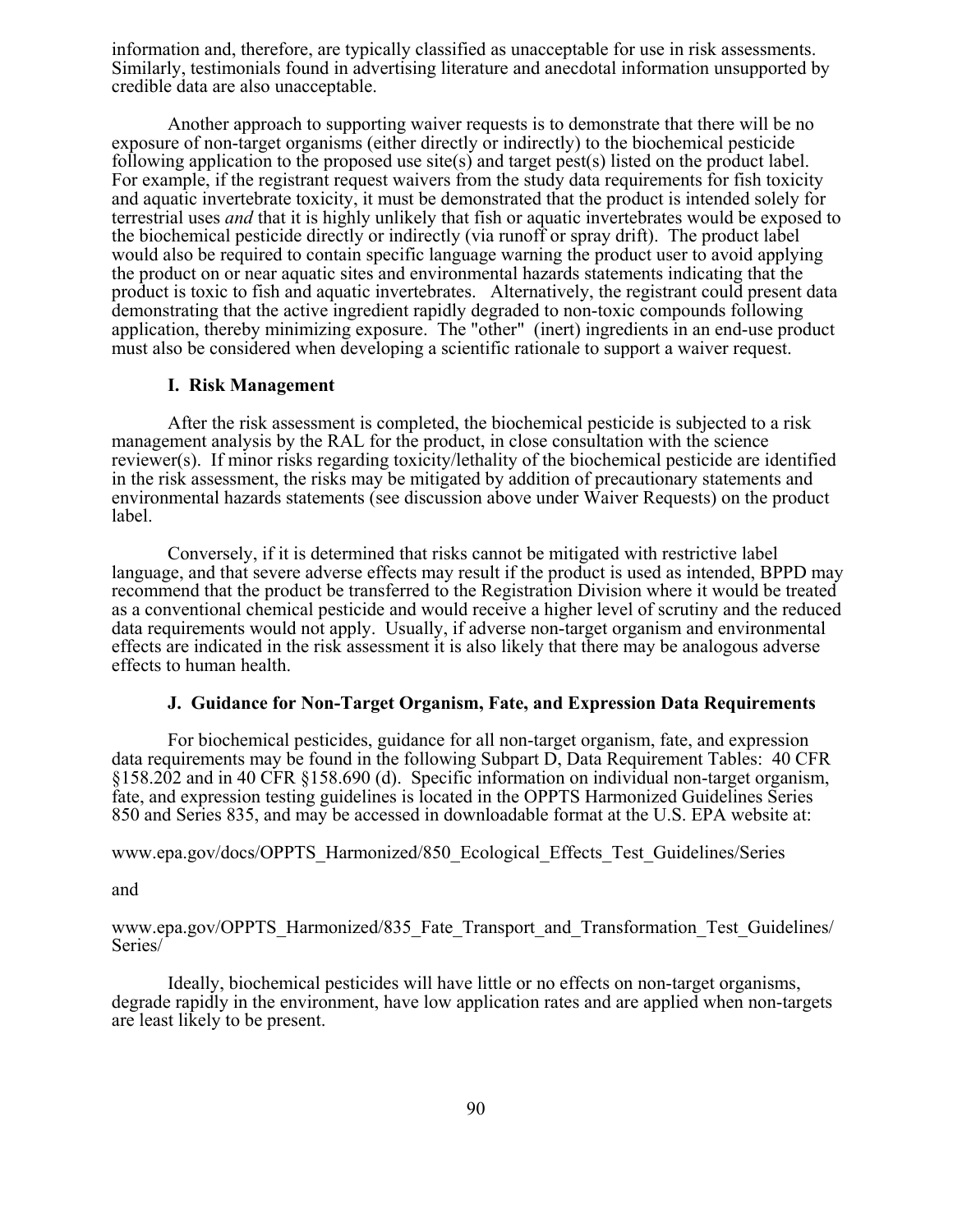information and, therefore, are typically classified as unacceptable for use in risk assessments. Similarly, testimonials found in advertising literature and anecdotal information unsupported by credible data are also unacceptable.

Another approach to supporting waiver requests is to demonstrate that there will be no exposure of non-target organisms (either directly or indirectly) to the biochemical pesticide following application to the proposed use site(s) and target pest(s) listed on the product label. For example, if the registrant request waivers from the study data requirements for fish toxicity and aquatic invertebrate toxicity, it must be demonstrated that the product is intended solely for terrestrial uses *and* that it is highly unlikely that fish or aquatic invertebrates would be exposed to the biochemical pesticide directly or indirectly (via runoff or spray drift). The product label would also be required to contain specific language warning the product user to avoid applying the product on or near aquatic sites and environmental hazards statements indicating that the product is toxic to fish and aquatic invertebrates. Alternatively, the registrant could present data demonstrating that the active ingredient rapidly degraded to non-toxic compounds following application, thereby minimizing exposure. The "other" (inert) ingredients in an end-use product must also be considered when developing a scientific rationale to support a waiver request.

### I. Risk Management

After the risk assessment is completed, the biochemical pesticide is subjected to a risk management analysis by the RAL for the product, in close consultation with the science reviewer(s). If minor risks regarding toxicity/lethality of the biochemical pesticide are identified in the risk assessment, the risks may be mitigated by addition of precautionary statements and environmental hazards statements (see discussion above under Waiver Requests) on the product label.

Conversely, if it is determined that risks cannot be mitigated with restrictive label language, and that severe adverse effects may result if the product is used as intended, BPPD may recommend that the product be transferred to the Registration Division where it would be treated as a conventional chemical pesticide and would receive a higher level of scrutiny and the reduced data requirements would not apply. Usually, if adverse non-target organism and environmental effects are indicated in the risk assessment it is also likely that there may be analogous adverse effects to human health.

### J. Guidance for Non-Target Organism, Fate, and Expression Data Requirements

For biochemical pesticides, guidance for all non-target organism, fate, and expression data requirements may be found in the following Subpart D, Data Requirement Tables: 40 CFR §158.202 and in 40 CFR §158.690 (d). Specific information on individual non-target organism, fate, and expression testing guidelines is located in the OPPTS Harmonized Guidelines Series 850 and Series 835, and may be accessed in downloadable format at the U.S. EPA website at:

www.epa.gov/docs/OPPTS_Harmonized/850_Ecological_Effects_Test_Guidelines/Series

and

www.epa.gov/OPPTS_Harmonized/835_Fate_Transport_and_Transformation_Test_Guidelines/Series/

Ideally, biochemical pesticides will have little or no effects on non-target organisms, degrade rapidly in the environment, have low application rates and are applied when non-targets are least likely to be present.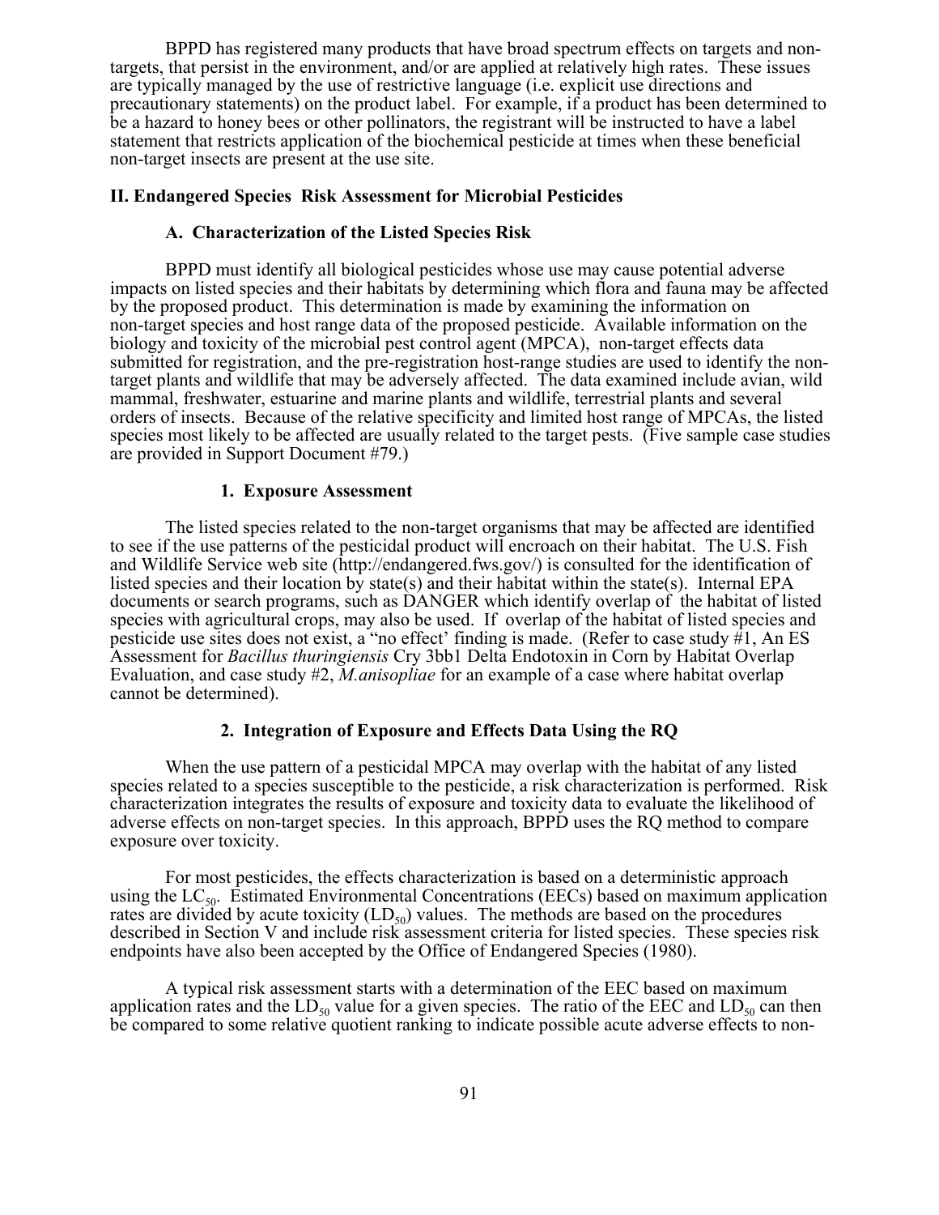BPPD has registered many products that have broad spectrum effects on targets and non-targets, that persist in the environment, and/or are applied at relatively high rates. These issues are typically managed by the use of restrictive language (i.e. explicit use directions and precautionary statements) on the product label. For example, if a product has been determined to be a hazard to honey bees or other pollinators, the registrant will be instructed to have a label statement that restricts application of the biochemical pesticide at times when these beneficial non-target insects are present at the use site.

## II. Endangered Species Risk Assessment for Microbial Pesticides

### A. Characterization of the Listed Species Risk

BPPD must identify all biological pesticides whose use may cause potential adverse impacts on listed species and their habitats by determining which flora and fauna may be affected by the proposed product. This determination is made by examining the information on non-target species and host range data of the proposed pesticide. Available information on the biology and toxicity of the microbial pest control agent (MPCA), non-target effects data submitted for registration, and the pre-registration host-range studies are used to identify the non-target plants and wildlife that may be adversely affected. The data examined include avian, wild mammal, freshwater, estuarine and marine plants and wildlife, terrestrial plants and several orders of insects. Because of the relative specificity and limited host range of MPCAs, the listed species most likely to be affected are usually related to the target pests. (Five sample case studies are provided in Support Document #79.)

#### 1. Exposure Assessment

The listed species related to the non-target organisms that may be affected are identified to see if the use patterns of the pesticidal product will encroach on their habitat. The U.S. Fish and Wildlife Service web site (http://endangered.fws.gov/) is consulted for the identification of listed species and their location by state(s) and their habitat within the state(s). Internal EPA documents or search programs, such as DANGER which identify overlap of the habitat of listed species with agricultural crops, may also be used. If overlap of the habitat of listed species and pesticide use sites does not exist, a "no effect' finding is made. (Refer to case study #1, An ES Assessment for *Bacillus thuringiensis* Cry 3bb1 Delta Endotoxin in Corn by Habitat Overlap Evaluation, and case study #2, *M.anisopliae* for an example of a case where habitat overlap cannot be determined).

#### 2. Integration of Exposure and Effects Data Using the RQ

When the use pattern of a pesticidal MPCA may overlap with the habitat of any listed species related to a species susceptible to the pesticide, a risk characterization is performed. Risk characterization integrates the results of exposure and toxicity data to evaluate the likelihood of adverse effects on non-target species. In this approach, BPPD uses the RQ method to compare exposure over toxicity.

For most pesticides, the effects characterization is based on a deterministic approach using the $LC_{50}$. Estimated Environmental Concentrations (EECs) based on maximum application rates are divided by acute toxicity ($LD_{50}$) values. The methods are based on the procedures described in Section V and include risk assessment criteria for listed species. These species risk endpoints have also been accepted by the Office of Endangered Species (1980).

A typical risk assessment starts with a determination of the EEC based on maximum application rates and the $LD_{50}$ value for a given species. The ratio of the EEC and $LD_{50}$ can then be compared to some relative quotient ranking to indicate possible acute adverse effects to non-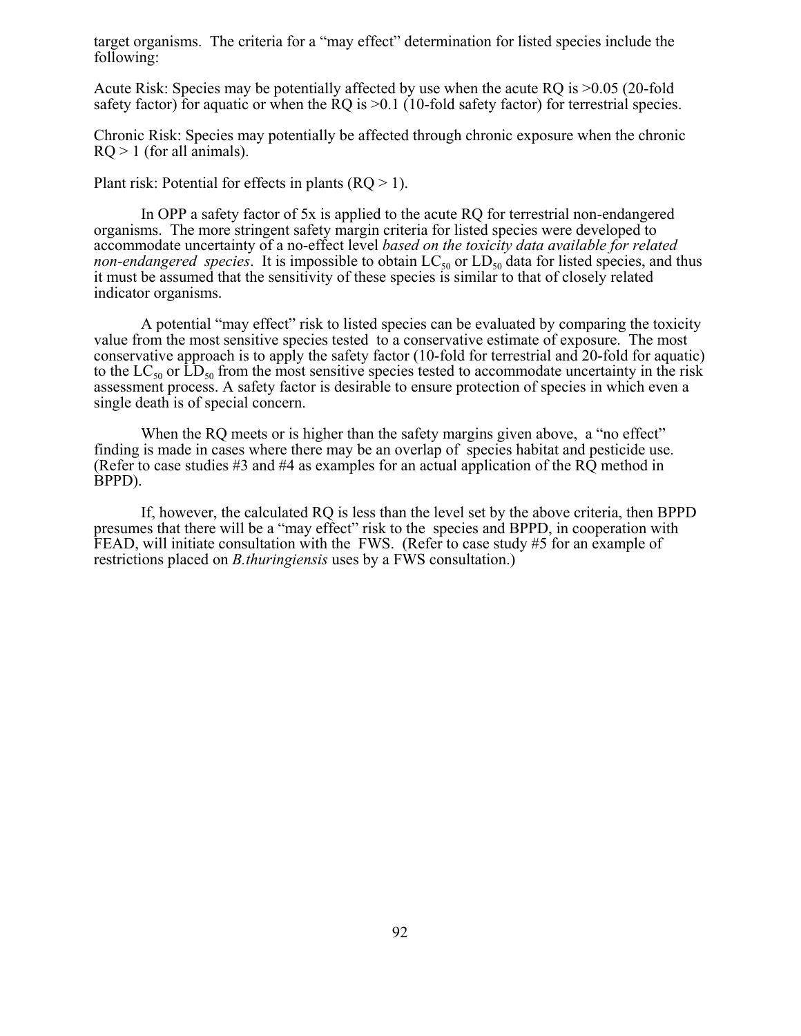target organisms. The criteria for a "may effect" determination for listed species include the following:

Acute Risk: Species may be potentially affected by use when the acute RQ is >0.05 (20-fold safety factor) for aquatic or when the RQ is >0.1 (10-fold safety factor) for terrestrial species.

Chronic Risk: Species may potentially be affected through chronic exposure when the chronic RQ > 1 (for all animals).

Plant risk: Potential for effects in plants (RQ > 1).

In OPP a safety factor of 5x is applied to the acute RQ for terrestrial non-endangered organisms. The more stringent safety margin criteria for listed species were developed to accommodate uncertainty of a no-effect level *based on the toxicity data available for related non-endangered species*. It is impossible to obtain $LC_{50}$ or $LD_{50}$ data for listed species, and thus it must be assumed that the sensitivity of these species is similar to that of closely related indicator organisms.

A potential "may effect" risk to listed species can be evaluated by comparing the toxicity value from the most sensitive species tested to a conservative estimate of exposure. The most conservative approach is to apply the safety factor (10-fold for terrestrial and 20-fold for aquatic) to the $LC_{50}$ or $LD_{50}$ from the most sensitive species tested to accommodate uncertainty in the risk assessment process. A safety factor is desirable to ensure protection of species in which even a single death is of special concern.

When the RQ meets or is higher than the safety margins given above, a "no effect" finding is made in cases where there may be an overlap of species habitat and pesticide use. (Refer to case studies #3 and #4 as examples for an actual application of the RQ method in BPPD).

If, however, the calculated RQ is less than the level set by the above criteria, then BPPD presumes that there will be a "may effect" risk to the species and BPPD, in cooperation with FEAD, will initiate consultation with the FWS. (Refer to case study #5 for an example of restrictions placed on *B.thuringiensis* uses by a FWS consultation.)